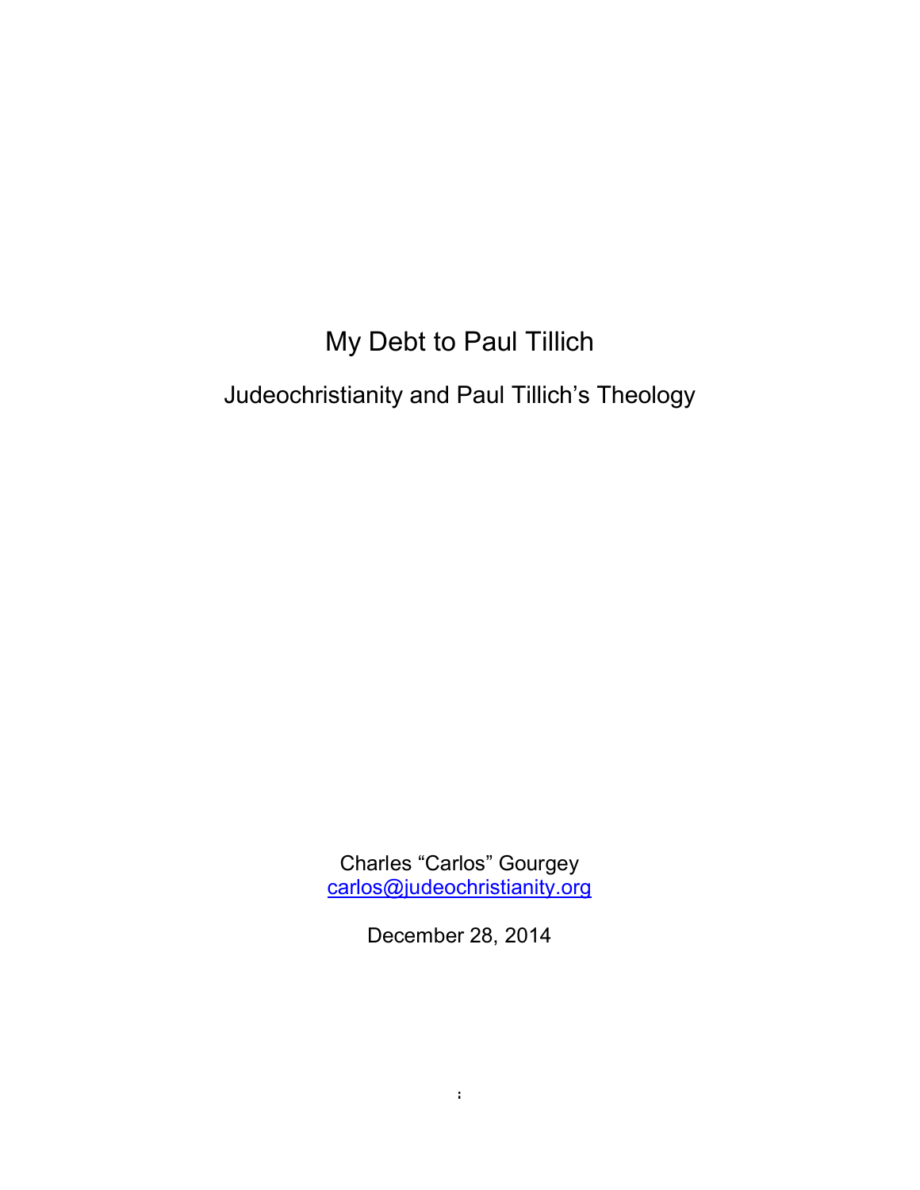# My Debt to Paul Tillich

## Judeochristianity and Paul Tillich's Theology

Charles "Carlos" Gourgey
carlos@judeochristianity.org

December 28, 2014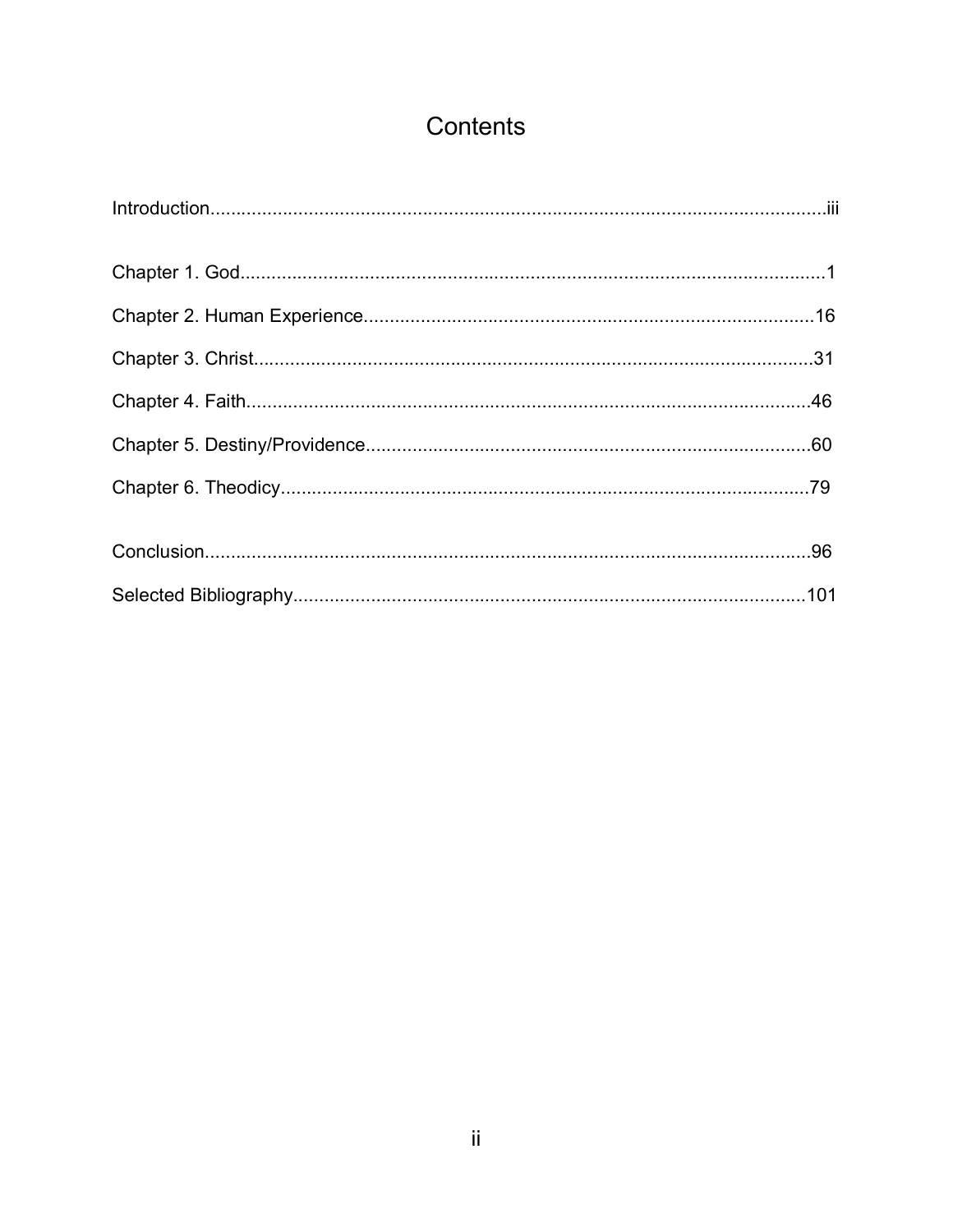# Contents

Introduction....................................................................................................................iii

Chapter 1. God..................................................................................................................1

Chapter 2. Human Experience.......................................................................................16

Chapter 3. Christ.............................................................................................................31

Chapter 4. Faith..............................................................................................................46

Chapter 5. Destiny/Providence.......................................................................................60

Chapter 6. Theodicy.......................................................................................................79

Conclusion......................................................................................................................96

Selected Bibliography....................................................................................................101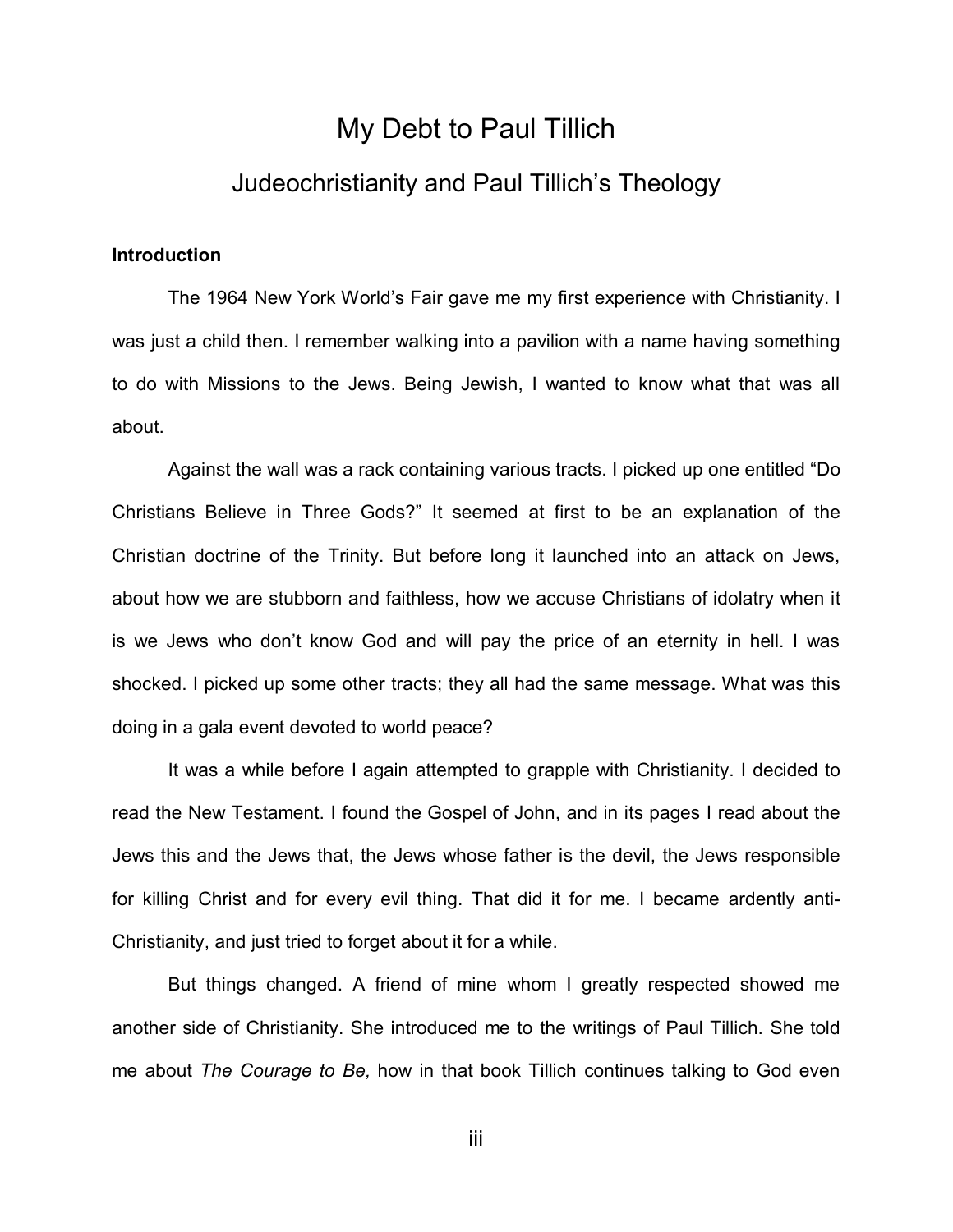# My Debt to Paul Tillich

## Judeochristianity and Paul Tillich's Theology

### Introduction

The 1964 New York World's Fair gave me my first experience with Christianity. I was just a child then. I remember walking into a pavilion with a name having something to do with Missions to the Jews. Being Jewish, I wanted to know what that was all about.

Against the wall was a rack containing various tracts. I picked up one entitled "Do Christians Believe in Three Gods?" It seemed at first to be an explanation of the Christian doctrine of the Trinity. But before long it launched into an attack on Jews, about how we are stubborn and faithless, how we accuse Christians of idolatry when it is we Jews who don't know God and will pay the price of an eternity in hell. I was shocked. I picked up some other tracts; they all had the same message. What was this doing in a gala event devoted to world peace?

It was a while before I again attempted to grapple with Christianity. I decided to read the New Testament. I found the Gospel of John, and in its pages I read about the Jews this and the Jews that, the Jews whose father is the devil, the Jews responsible for killing Christ and for every evil thing. That did it for me. I became ardently anti-Christianity, and just tried to forget about it for a while.

But things changed. A friend of mine whom I greatly respected showed me another side of Christianity. She introduced me to the writings of Paul Tillich. She told me about *The Courage to Be,* how in that book Tillich continues talking to God even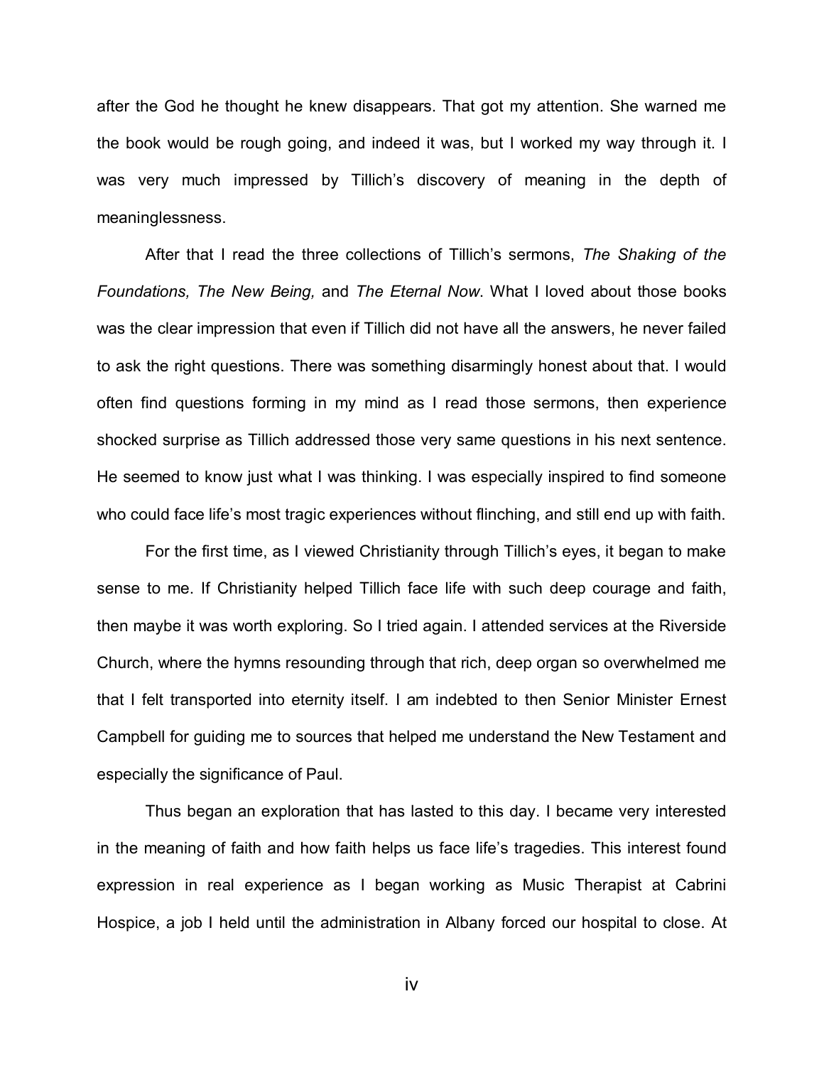after the God he thought he knew disappears. That got my attention. She warned me the book would be rough going, and indeed it was, but I worked my way through it. I was very much impressed by Tillich's discovery of meaning in the depth of meaninglessness.

After that I read the three collections of Tillich's sermons, *The Shaking of the Foundations, The New Being,* and *The Eternal Now*. What I loved about those books was the clear impression that even if Tillich did not have all the answers, he never failed to ask the right questions. There was something disarmingly honest about that. I would often find questions forming in my mind as I read those sermons, then experience shocked surprise as Tillich addressed those very same questions in his next sentence. He seemed to know just what I was thinking. I was especially inspired to find someone who could face life's most tragic experiences without flinching, and still end up with faith.

For the first time, as I viewed Christianity through Tillich's eyes, it began to make sense to me. If Christianity helped Tillich face life with such deep courage and faith, then maybe it was worth exploring. So I tried again. I attended services at the Riverside Church, where the hymns resounding through that rich, deep organ so overwhelmed me that I felt transported into eternity itself. I am indebted to then Senior Minister Ernest Campbell for guiding me to sources that helped me understand the New Testament and especially the significance of Paul.

Thus began an exploration that has lasted to this day. I became very interested in the meaning of faith and how faith helps us face life's tragedies. This interest found expression in real experience as I began working as Music Therapist at Cabrini Hospice, a job I held until the administration in Albany forced our hospital to close. At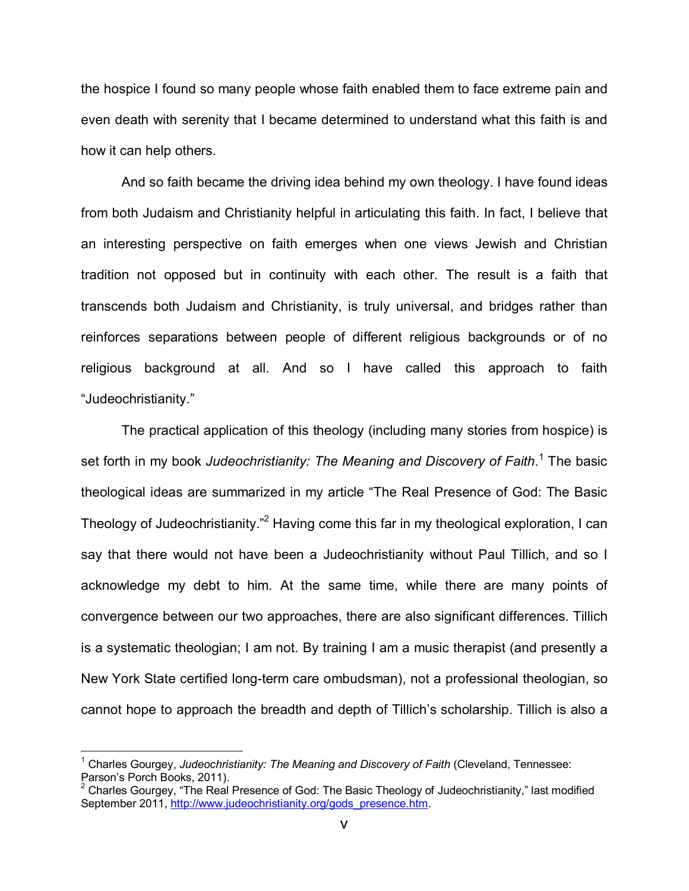the hospice I found so many people whose faith enabled them to face extreme pain and even death with serenity that I became determined to understand what this faith is and how it can help others.

And so faith became the driving idea behind my own theology. I have found ideas from both Judaism and Christianity helpful in articulating this faith. In fact, I believe that an interesting perspective on faith emerges when one views Jewish and Christian tradition not opposed but in continuity with each other. The result is a faith that transcends both Judaism and Christianity, is truly universal, and bridges rather than reinforces separations between people of different religious backgrounds or of no religious background at all. And so I have called this approach to faith "Judeochristianity."

The practical application of this theology (including many stories from hospice) is set forth in my book *Judeochristianity: The Meaning and Discovery of Faith*.[1] The basic theological ideas are summarized in my article "The Real Presence of God: The Basic Theology of Judeochristianity."[2] Having come this far in my theological exploration, I can say that there would not have been a Judeochristianity without Paul Tillich, and so I acknowledge my debt to him. At the same time, while there are many points of convergence between our two approaches, there are also significant differences. Tillich is a systematic theologian; I am not. By training I am a music therapist (and presently a New York State certified long-term care ombudsman), not a professional theologian, so cannot hope to approach the breadth and depth of Tillich's scholarship. Tillich is also a

---

[1] Charles Gourgey, *Judeochristianity: The Meaning and Discovery of Faith* (Cleveland, Tennessee: Parson's Porch Books, 2011).

[2] Charles Gourgey, "The Real Presence of God: The Basic Theology of Judeochristianity," last modified September 2011, http://www.judeochristianity.org/gods_presence.htm.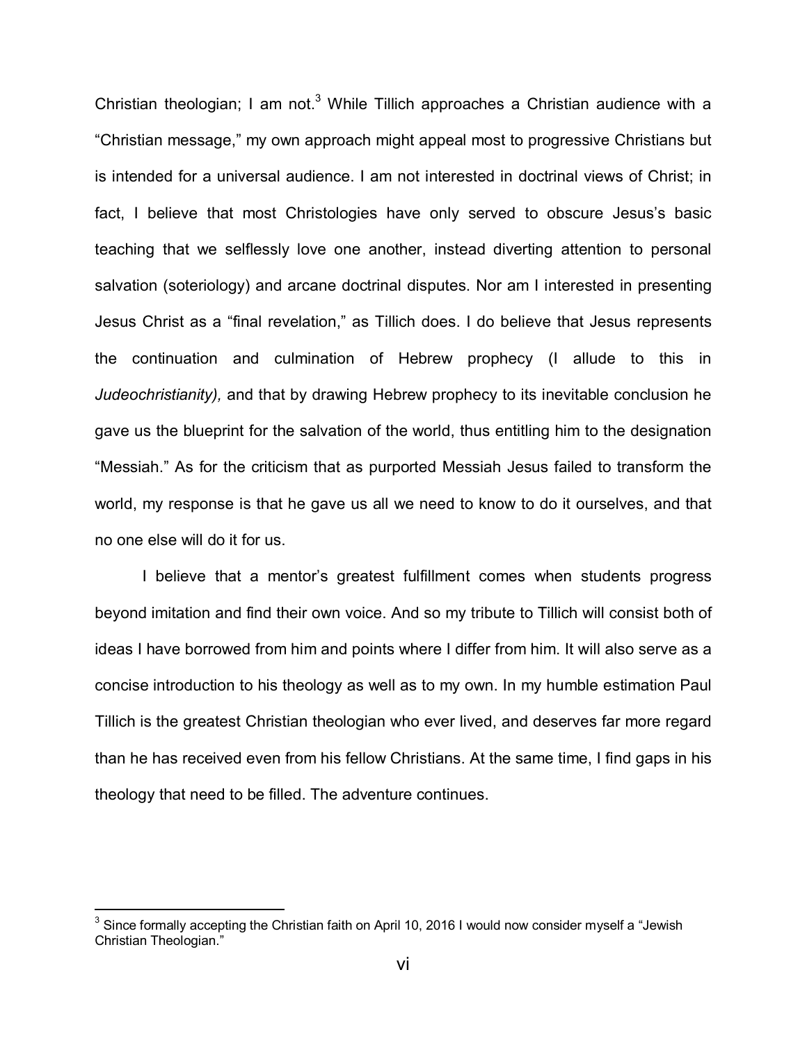Christian theologian; I am not.[3] While Tillich approaches a Christian audience with a "Christian message," my own approach might appeal most to progressive Christians but is intended for a universal audience. I am not interested in doctrinal views of Christ; in fact, I believe that most Christologies have only served to obscure Jesus's basic teaching that we selflessly love one another, instead diverting attention to personal salvation (soteriology) and arcane doctrinal disputes. Nor am I interested in presenting Jesus Christ as a "final revelation," as Tillich does. I do believe that Jesus represents the continuation and culmination of Hebrew prophecy (I allude to this in *Judeochristianity),* and that by drawing Hebrew prophecy to its inevitable conclusion he gave us the blueprint for the salvation of the world, thus entitling him to the designation "Messiah." As for the criticism that as purported Messiah Jesus failed to transform the world, my response is that he gave us all we need to know to do it ourselves, and that no one else will do it for us.

I believe that a mentor's greatest fulfillment comes when students progress beyond imitation and find their own voice. And so my tribute to Tillich will consist both of ideas I have borrowed from him and points where I differ from him. It will also serve as a concise introduction to his theology as well as to my own. In my humble estimation Paul Tillich is the greatest Christian theologian who ever lived, and deserves far more regard than he has received even from his fellow Christians. At the same time, I find gaps in his theology that need to be filled. The adventure continues.

---

[3] Since formally accepting the Christian faith on April 10, 2016 I would now consider myself a "Jewish Christian Theologian."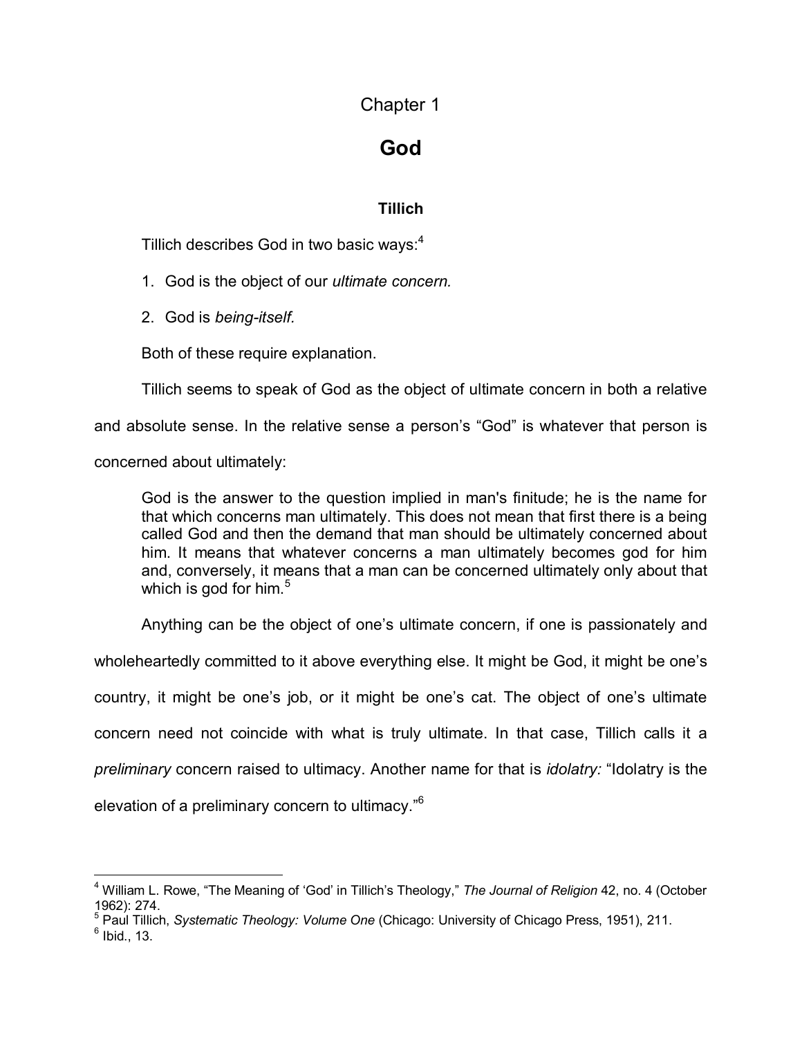# Chapter 1

# God

## Tillich

Tillich describes God in two basic ways:[4]

1. God is the object of our *ultimate concern.*

2. God is *being-itself.*

Both of these require explanation.

Tillich seems to speak of God as the object of ultimate concern in both a relative and absolute sense. In the relative sense a person's "God" is whatever that person is concerned about ultimately:

> God is the answer to the question implied in man's finitude; he is the name for that which concerns man ultimately. This does not mean that first there is a being called God and then the demand that man should be ultimately concerned about him. It means that whatever concerns a man ultimately becomes god for him and, conversely, it means that a man can be concerned ultimately only about that which is god for him.[5]

Anything can be the object of one's ultimate concern, if one is passionately and wholeheartedly committed to it above everything else. It might be God, it might be one's country, it might be one's job, or it might be one's cat. The object of one's ultimate concern need not coincide with what is truly ultimate. In that case, Tillich calls it a *preliminary* concern raised to ultimacy. Another name for that is *idolatry:* "Idolatry is the elevation of a preliminary concern to ultimacy."[6]

---

[4] William L. Rowe, "The Meaning of 'God' in Tillich's Theology," *The Journal of Religion* 42, no. 4 (October 1962): 274.

[5] Paul Tillich, *Systematic Theology: Volume One* (Chicago: University of Chicago Press, 1951), 211.

[6] Ibid., 13.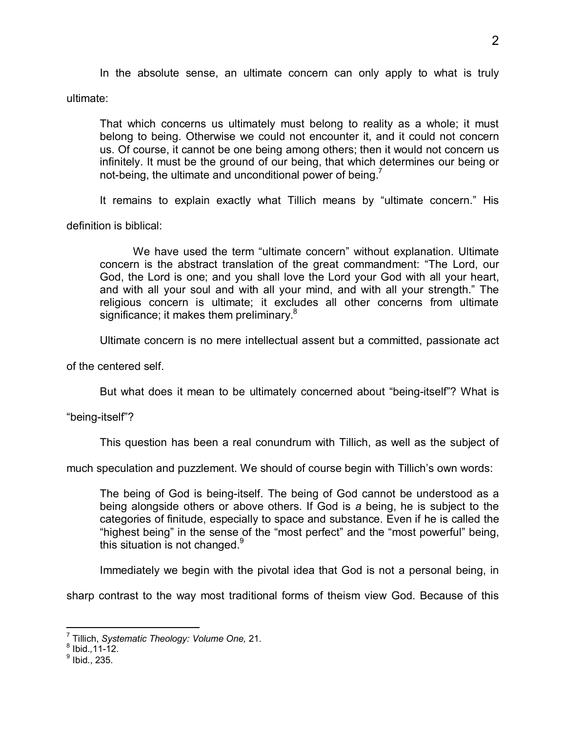In the absolute sense, an ultimate concern can only apply to what is truly ultimate:

> That which concerns us ultimately must belong to reality as a whole; it must belong to being. Otherwise we could not encounter it, and it could not concern us. Of course, it cannot be one being among others; then it would not concern us infinitely. It must be the ground of our being, that which determines our being or not-being, the ultimate and unconditional power of being.[7]

It remains to explain exactly what Tillich means by "ultimate concern." His definition is biblical:

> We have used the term "ultimate concern" without explanation. Ultimate concern is the abstract translation of the great commandment: "The Lord, our God, the Lord is one; and you shall love the Lord your God with all your heart, and with all your soul and with all your mind, and with all your strength." The religious concern is ultimate; it excludes all other concerns from ultimate significance; it makes them preliminary.[8]

Ultimate concern is no mere intellectual assent but a committed, passionate act of the centered self.

But what does it mean to be ultimately concerned about "being-itself"? What is "being-itself"?

This question has been a real conundrum with Tillich, as well as the subject of much speculation and puzzlement. We should of course begin with Tillich's own words:

> The being of God is being-itself. The being of God cannot be understood as a being alongside others or above others. If God is *a* being, he is subject to the categories of finitude, especially to space and substance. Even if he is called the "highest being" in the sense of the "most perfect" and the "most powerful" being, this situation is not changed.[9]

Immediately we begin with the pivotal idea that God is not a personal being, in sharp contrast to the way most traditional forms of theism view God. Because of this

---

[7] Tillich, *Systematic Theology: Volume One,* 21.
[8] Ibid.,11-12.
[9] Ibid., 235.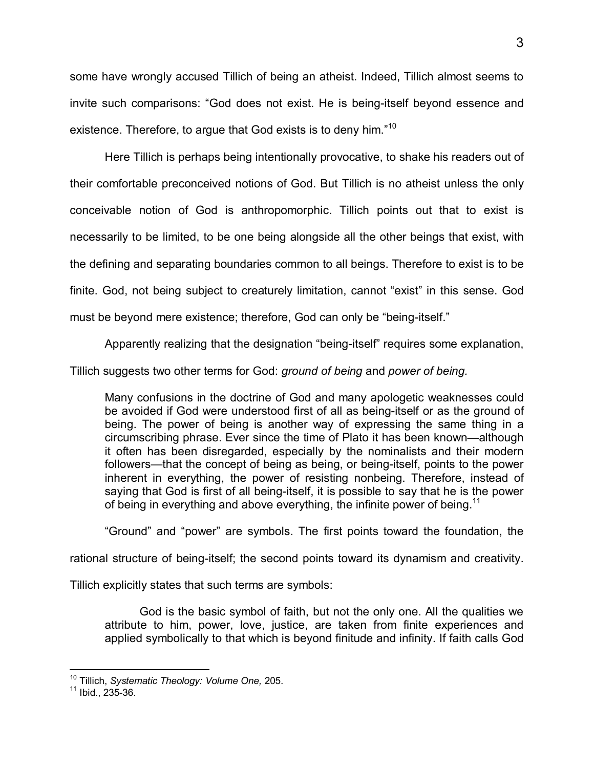some have wrongly accused Tillich of being an atheist. Indeed, Tillich almost seems to invite such comparisons: "God does not exist. He is being-itself beyond essence and existence. Therefore, to argue that God exists is to deny him."[10]

Here Tillich is perhaps being intentionally provocative, to shake his readers out of their comfortable preconceived notions of God. But Tillich is no atheist unless the only conceivable notion of God is anthropomorphic. Tillich points out that to exist is necessarily to be limited, to be one being alongside all the other beings that exist, with the defining and separating boundaries common to all beings. Therefore to exist is to be finite. God, not being subject to creaturely limitation, cannot "exist" in this sense. God must be beyond mere existence; therefore, God can only be "being-itself."

Apparently realizing that the designation "being-itself" requires some explanation, Tillich suggests two other terms for God: *ground of being* and *power of being.*

> Many confusions in the doctrine of God and many apologetic weaknesses could be avoided if God were understood first of all as being-itself or as the ground of being. The power of being is another way of expressing the same thing in a circumscribing phrase. Ever since the time of Plato it has been known—although it often has been disregarded, especially by the nominalists and their modern followers—that the concept of being as being, or being-itself, points to the power inherent in everything, the power of resisting nonbeing. Therefore, instead of saying that God is first of all being-itself, it is possible to say that he is the power of being in everything and above everything, the infinite power of being.[11]

"Ground" and "power" are symbols. The first points toward the foundation, the rational structure of being-itself; the second points toward its dynamism and creativity. Tillich explicitly states that such terms are symbols:

> God is the basic symbol of faith, but not the only one. All the qualities we attribute to him, power, love, justice, are taken from finite experiences and applied symbolically to that which is beyond finitude and infinity. If faith calls God

---

[10] Tillich, *Systematic Theology: Volume One,* 205.

[11] Ibid., 235-36.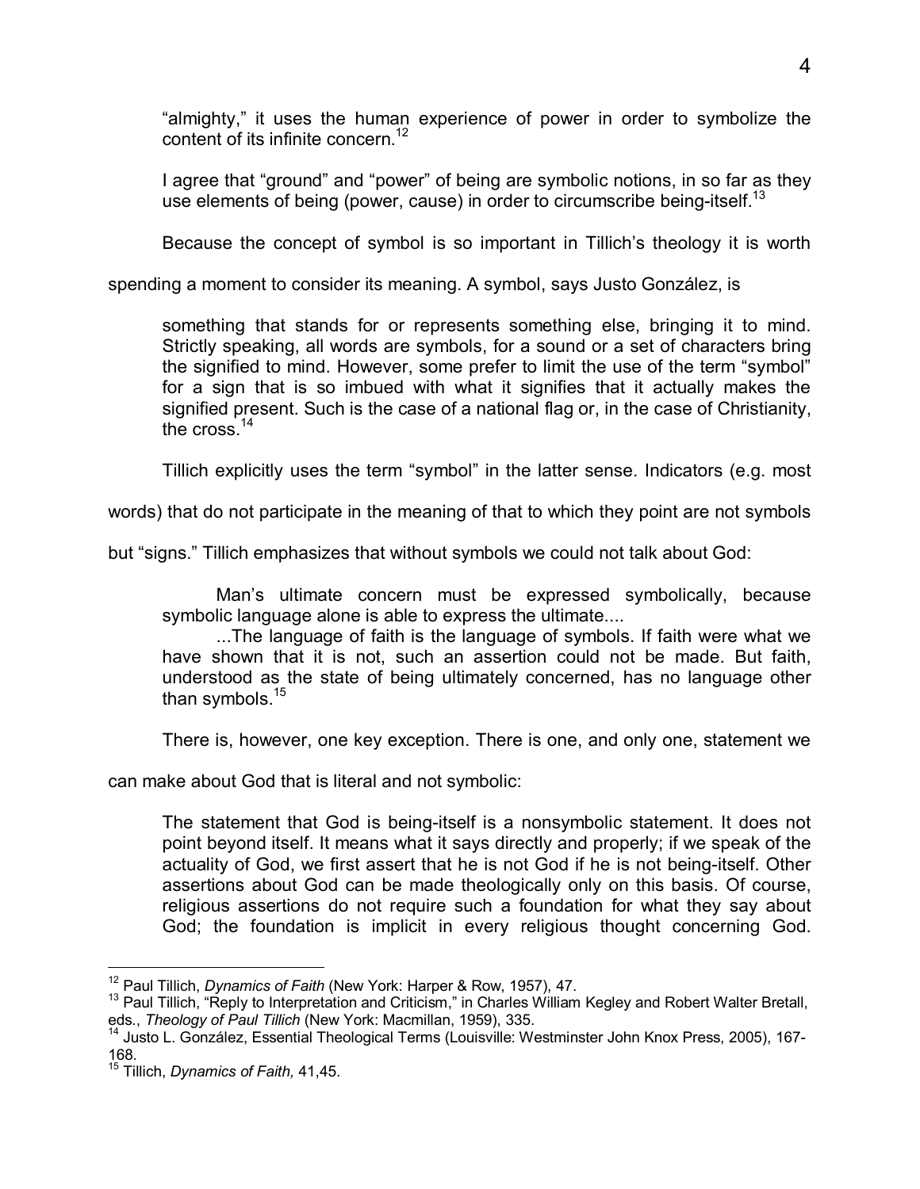"almighty," it uses the human experience of power in order to symbolize the content of its infinite concern.[12]

> I agree that "ground" and "power" of being are symbolic notions, in so far as they use elements of being (power, cause) in order to circumscribe being-itself.[13]

Because the concept of symbol is so important in Tillich's theology it is worth spending a moment to consider its meaning. A symbol, says Justo González, is

> something that stands for or represents something else, bringing it to mind. Strictly speaking, all words are symbols, for a sound or a set of characters bring the signified to mind. However, some prefer to limit the use of the term "symbol" for a sign that is so imbued with what it signifies that it actually makes the signified present. Such is the case of a national flag or, in the case of Christianity, the cross.[14]

Tillich explicitly uses the term "symbol" in the latter sense. Indicators (e.g. most words) that do not participate in the meaning of that to which they point are not symbols but "signs." Tillich emphasizes that without symbols we could not talk about God:

> Man's ultimate concern must be expressed symbolically, because symbolic language alone is able to express the ultimate....
>
> ...The language of faith is the language of symbols. If faith were what we have shown that it is not, such an assertion could not be made. But faith, understood as the state of being ultimately concerned, has no language other than symbols.[15]

There is, however, one key exception. There is one, and only one, statement we can make about God that is literal and not symbolic:

> The statement that God is being-itself is a nonsymbolic statement. It does not point beyond itself. It means what it says directly and properly; if we speak of the actuality of God, we first assert that he is not God if he is not being-itself. Other assertions about God can be made theologically only on this basis. Of course, religious assertions do not require such a foundation for what they say about God; the foundation is implicit in every religious thought concerning God.

---

[12] Paul Tillich, *Dynamics of Faith* (New York: Harper & Row, 1957), 47.

[13] Paul Tillich, "Reply to Interpretation and Criticism," in Charles William Kegley and Robert Walter Bretall, eds., *Theology of Paul Tillich* (New York: Macmillan, 1959), 335.

[14] Justo L. González, Essential Theological Terms (Louisville: Westminster John Knox Press, 2005), 167-168.

[15] Tillich, *Dynamics of Faith,* 41,45.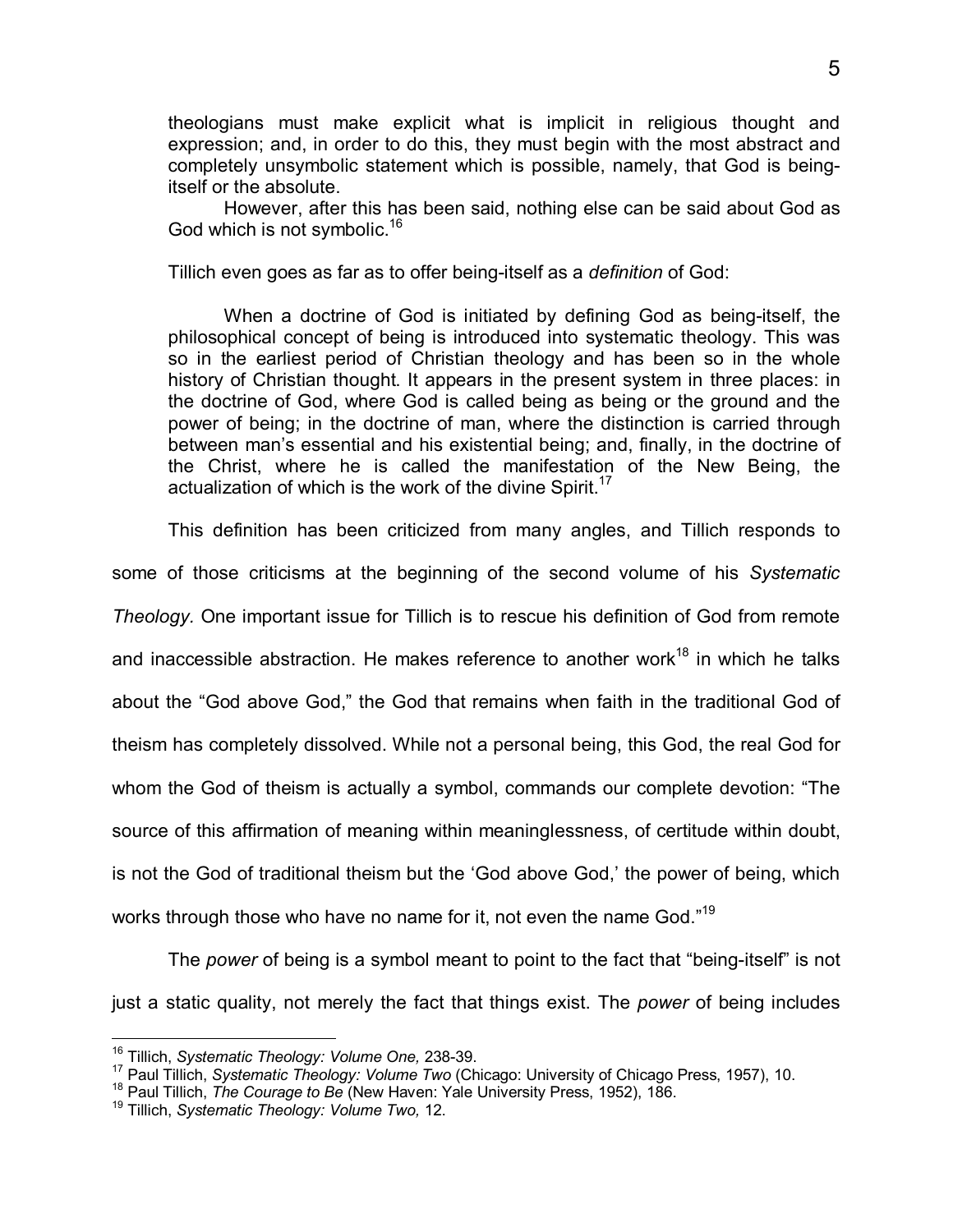> theologians must make explicit what is implicit in religious thought and expression; and, in order to do this, they must begin with the most abstract and completely unsymbolic statement which is possible, namely, that God is being-itself or the absolute.
>
> However, after this has been said, nothing else can be said about God as God which is not symbolic.[16]

Tillich even goes as far as to offer being-itself as a *definition* of God:

> When a doctrine of God is initiated by defining God as being-itself, the philosophical concept of being is introduced into systematic theology. This was so in the earliest period of Christian theology and has been so in the whole history of Christian thought. It appears in the present system in three places: in the doctrine of God, where God is called being as being or the ground and the power of being; in the doctrine of man, where the distinction is carried through between man's essential and his existential being; and, finally, in the doctrine of the Christ, where he is called the manifestation of the New Being, the actualization of which is the work of the divine Spirit.[17]

This definition has been criticized from many angles, and Tillich responds to some of those criticisms at the beginning of the second volume of his *Systematic Theology.* One important issue for Tillich is to rescue his definition of God from remote and inaccessible abstraction. He makes reference to another work[18] in which he talks about the "God above God," the God that remains when faith in the traditional God of theism has completely dissolved. While not a personal being, this God, the real God for whom the God of theism is actually a symbol, commands our complete devotion: "The source of this affirmation of meaning within meaninglessness, of certitude within doubt, is not the God of traditional theism but the 'God above God,' the power of being, which works through those who have no name for it, not even the name God."[19]

The *power* of being is a symbol meant to point to the fact that "being-itself" is not just a static quality, not merely the fact that things exist. The *power* of being includes

---

[16] Tillich, *Systematic Theology: Volume One,* 238-39.

[17] Paul Tillich, *Systematic Theology: Volume Two* (Chicago: University of Chicago Press, 1957), 10.

[18] Paul Tillich, *The Courage to Be* (New Haven: Yale University Press, 1952), 186.

[19] Tillich, *Systematic Theology: Volume Two,* 12.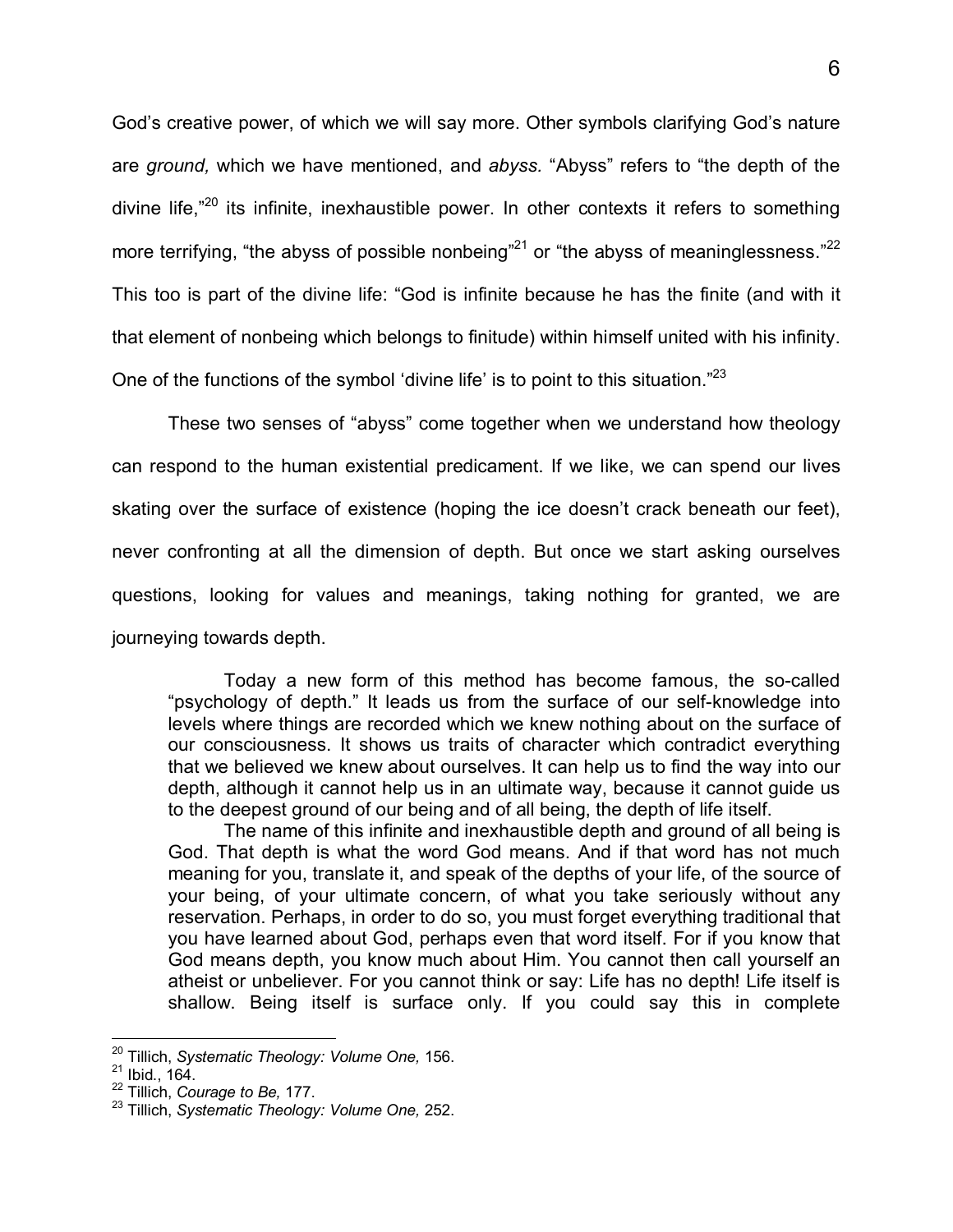God's creative power, of which we will say more. Other symbols clarifying God's nature are *ground,* which we have mentioned, and *abyss.* "Abyss" refers to "the depth of the divine life,"[20] its infinite, inexhaustible power. In other contexts it refers to something more terrifying, "the abyss of possible nonbeing"[21] or "the abyss of meaninglessness."[22] This too is part of the divine life: "God is infinite because he has the finite (and with it that element of nonbeing which belongs to finitude) within himself united with his infinity. One of the functions of the symbol 'divine life' is to point to this situation."[23]

These two senses of "abyss" come together when we understand how theology can respond to the human existential predicament. If we like, we can spend our lives skating over the surface of existence (hoping the ice doesn't crack beneath our feet), never confronting at all the dimension of depth. But once we start asking ourselves questions, looking for values and meanings, taking nothing for granted, we are journeying towards depth.

> Today a new form of this method has become famous, the so-called "psychology of depth." It leads us from the surface of our self-knowledge into levels where things are recorded which we knew nothing about on the surface of our consciousness. It shows us traits of character which contradict everything that we believed we knew about ourselves. It can help us to find the way into our depth, although it cannot help us in an ultimate way, because it cannot guide us to the deepest ground of our being and of all being, the depth of life itself.
>
> The name of this infinite and inexhaustible depth and ground of all being is God. That depth is what the word God means. And if that word has not much meaning for you, translate it, and speak of the depths of your life, of the source of your being, of your ultimate concern, of what you take seriously without any reservation. Perhaps, in order to do so, you must forget everything traditional that you have learned about God, perhaps even that word itself. For if you know that God means depth, you know much about Him. You cannot then call yourself an atheist or unbeliever. For you cannot think or say: Life has no depth! Life itself is shallow. Being itself is surface only. If you could say this in complete

---

[20] Tillich, *Systematic Theology: Volume One,* 156.
[21] Ibid., 164.
[22] Tillich, *Courage to Be,* 177.
[23] Tillich, *Systematic Theology: Volume One,* 252.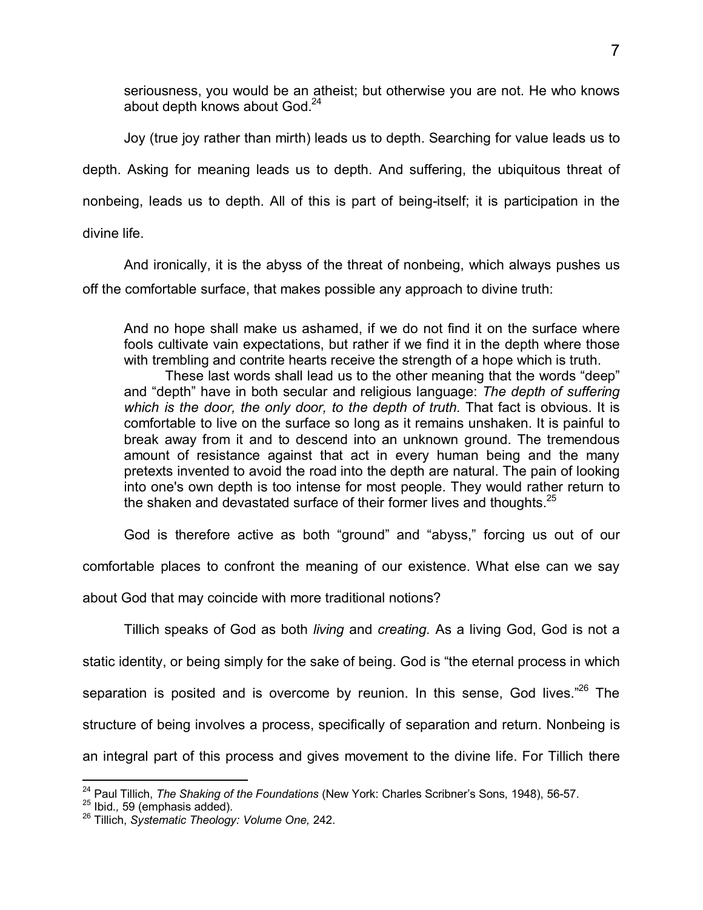> seriousness, you would be an atheist; but otherwise you are not. He who knows about depth knows about God.[24]

Joy (true joy rather than mirth) leads us to depth. Searching for value leads us to depth. Asking for meaning leads us to depth. And suffering, the ubiquitous threat of nonbeing, leads us to depth. All of this is part of being-itself; it is participation in the divine life.

And ironically, it is the abyss of the threat of nonbeing, which always pushes us off the comfortable surface, that makes possible any approach to divine truth:

> And no hope shall make us ashamed, if we do not find it on the surface where fools cultivate vain expectations, but rather if we find it in the depth where those with trembling and contrite hearts receive the strength of a hope which is truth.
>
> These last words shall lead us to the other meaning that the words "deep" and "depth" have in both secular and religious language: *The depth of suffering which is the door, the only door, to the depth of truth.* That fact is obvious. It is comfortable to live on the surface so long as it remains unshaken. It is painful to break away from it and to descend into an unknown ground. The tremendous amount of resistance against that act in every human being and the many pretexts invented to avoid the road into the depth are natural. The pain of looking into one's own depth is too intense for most people. They would rather return to the shaken and devastated surface of their former lives and thoughts.[25]

God is therefore active as both "ground" and "abyss," forcing us out of our comfortable places to confront the meaning of our existence. What else can we say about God that may coincide with more traditional notions?

Tillich speaks of God as both *living* and *creating.* As a living God, God is not a static identity, or being simply for the sake of being. God is "the eternal process in which separation is posited and is overcome by reunion. In this sense, God lives."[26] The structure of being involves a process, specifically of separation and return. Nonbeing is an integral part of this process and gives movement to the divine life. For Tillich there

---

[24] Paul Tillich, *The Shaking of the Foundations* (New York: Charles Scribner's Sons, 1948), 56-57.

[25] Ibid., 59 (emphasis added).

[26] Tillich, *Systematic Theology: Volume One,* 242.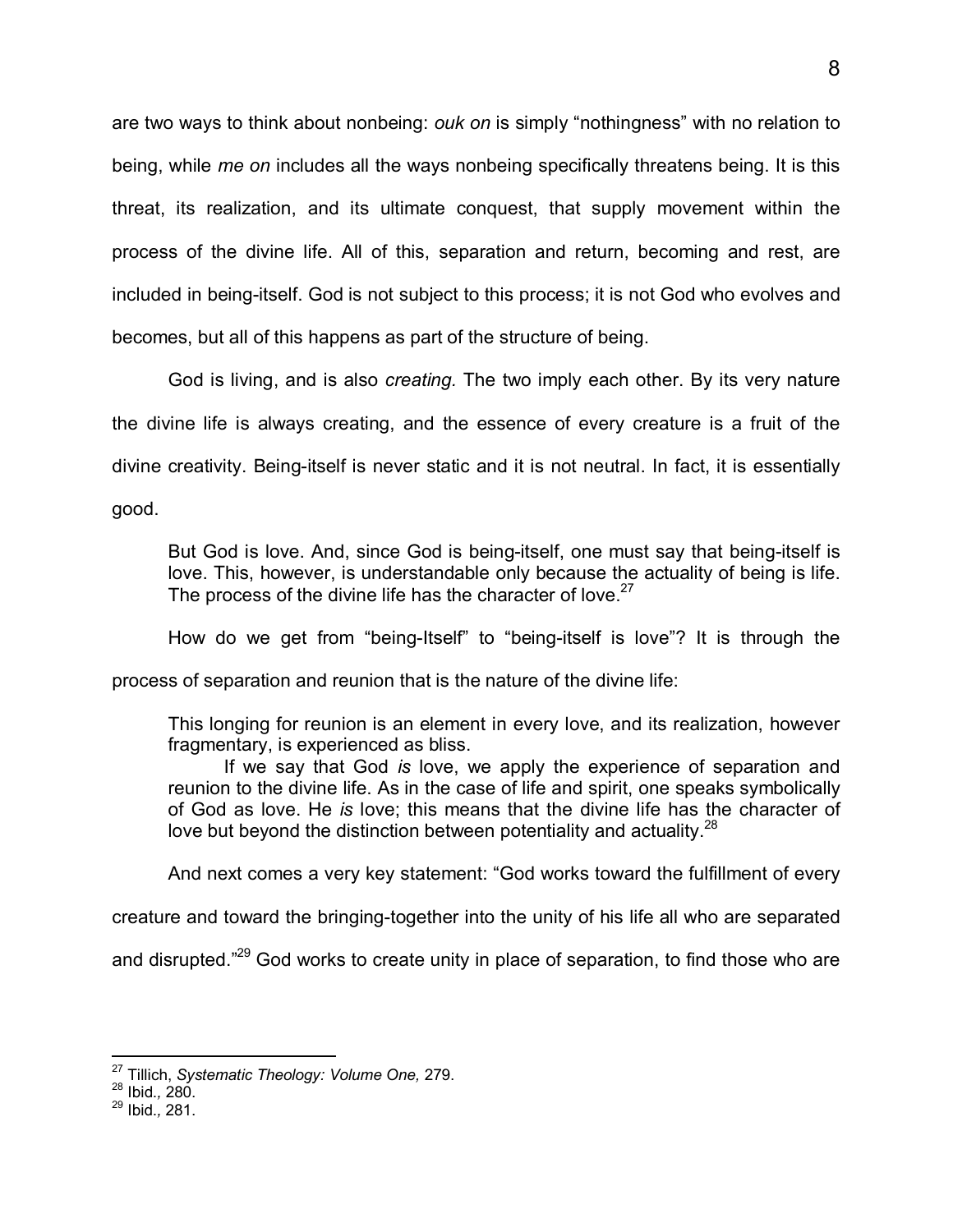are two ways to think about nonbeing: *ouk on* is simply "nothingness" with no relation to being, while *me on* includes all the ways nonbeing specifically threatens being. It is this threat, its realization, and its ultimate conquest, that supply movement within the process of the divine life. All of this, separation and return, becoming and rest, are included in being-itself. God is not subject to this process; it is not God who evolves and becomes, but all of this happens as part of the structure of being.

God is living, and is also *creating.* The two imply each other. By its very nature the divine life is always creating, and the essence of every creature is a fruit of the divine creativity. Being-itself is never static and it is not neutral. In fact, it is essentially good.

> But God is love. And, since God is being-itself, one must say that being-itself is love. This, however, is understandable only because the actuality of being is life. The process of the divine life has the character of love.[27]

How do we get from "being-Itself" to "being-itself is love"? It is through the process of separation and reunion that is the nature of the divine life:

> This longing for reunion is an element in every love, and its realization, however fragmentary, is experienced as bliss.
>
> If we say that God *is* love, we apply the experience of separation and reunion to the divine life. As in the case of life and spirit, one speaks symbolically of God as love. He *is* love; this means that the divine life has the character of love but beyond the distinction between potentiality and actuality.[28]

And next comes a very key statement: "God works toward the fulfillment of every creature and toward the bringing-together into the unity of his life all who are separated and disrupted."[29] God works to create unity in place of separation, to find those who are

---

[27] Tillich, *Systematic Theology: Volume One,* 279.
[28] Ibid.*,* 280.
[29] Ibid.*,* 281.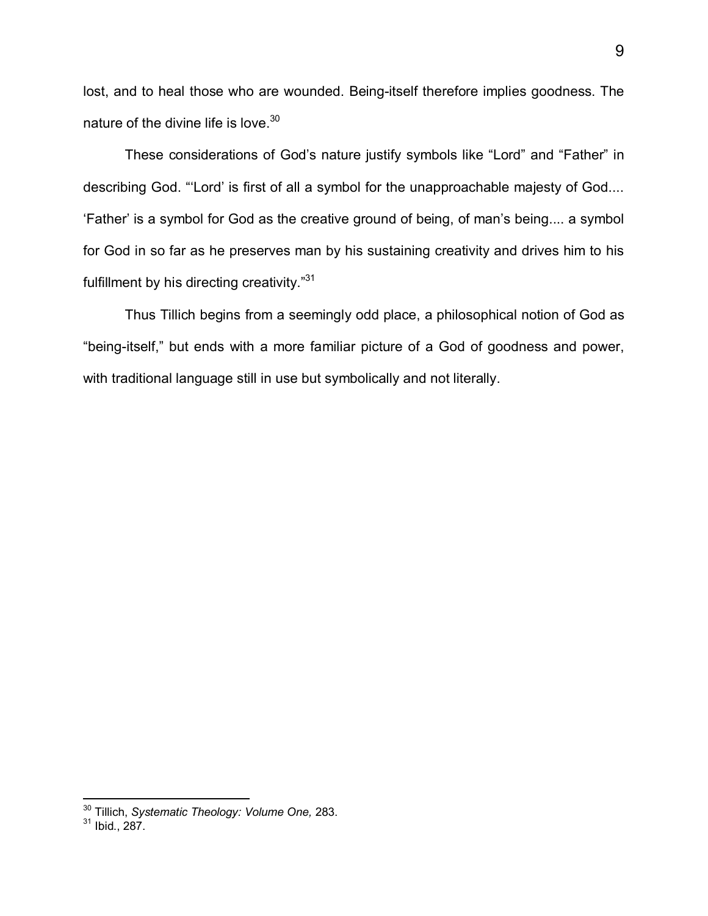lost, and to heal those who are wounded. Being-itself therefore implies goodness. The nature of the divine life is love.[30]

These considerations of God's nature justify symbols like "Lord" and "Father" in describing God. "'Lord' is first of all a symbol for the unapproachable majesty of God.... 'Father' is a symbol for God as the creative ground of being, of man's being.... a symbol for God in so far as he preserves man by his sustaining creativity and drives him to his fulfillment by his directing creativity."[31]

Thus Tillich begins from a seemingly odd place, a philosophical notion of God as "being-itself," but ends with a more familiar picture of a God of goodness and power, with traditional language still in use but symbolically and not literally.

---

[30] Tillich, *Systematic Theology: Volume One,* 283.
[31] Ibid., 287.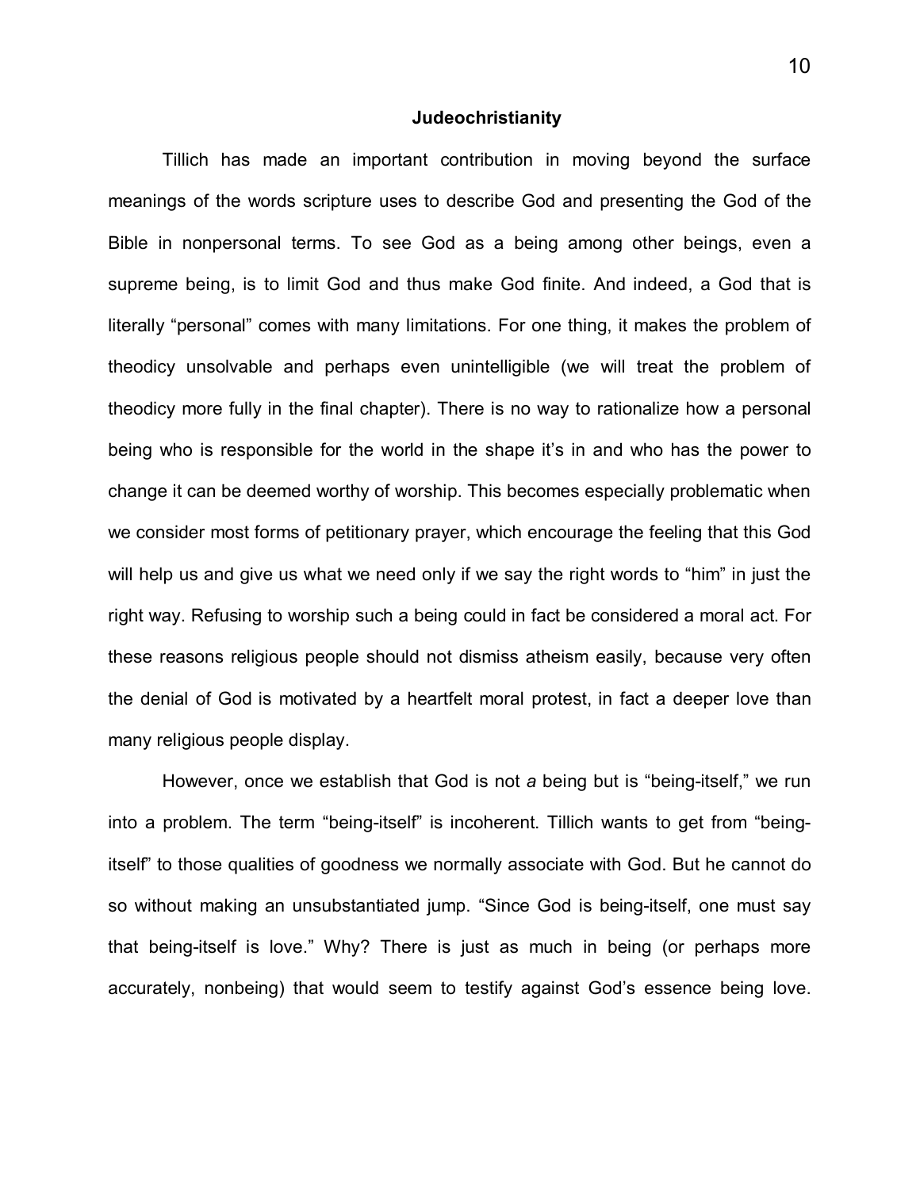## Judeochristianity

Tillich has made an important contribution in moving beyond the surface meanings of the words scripture uses to describe God and presenting the God of the Bible in nonpersonal terms. To see God as a being among other beings, even a supreme being, is to limit God and thus make God finite. And indeed, a God that is literally "personal" comes with many limitations. For one thing, it makes the problem of theodicy unsolvable and perhaps even unintelligible (we will treat the problem of theodicy more fully in the final chapter). There is no way to rationalize how a personal being who is responsible for the world in the shape it's in and who has the power to change it can be deemed worthy of worship. This becomes especially problematic when we consider most forms of petitionary prayer, which encourage the feeling that this God will help us and give us what we need only if we say the right words to "him" in just the right way. Refusing to worship such a being could in fact be considered a moral act. For these reasons religious people should not dismiss atheism easily, because very often the denial of God is motivated by a heartfelt moral protest, in fact a deeper love than many religious people display.

However, once we establish that God is not *a* being but is "being-itself," we run into a problem. The term "being-itself" is incoherent. Tillich wants to get from "being-itself" to those qualities of goodness we normally associate with God. But he cannot do so without making an unsubstantiated jump. "Since God is being-itself, one must say that being-itself is love." Why? There is just as much in being (or perhaps more accurately, nonbeing) that would seem to testify against God's essence being love.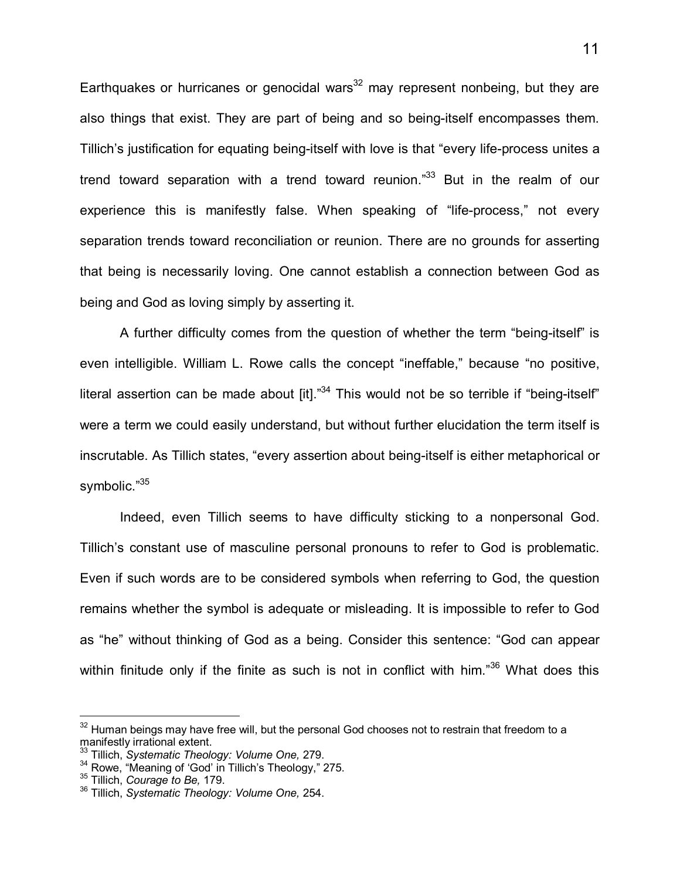Earthquakes or hurricanes or genocidal wars[32] may represent nonbeing, but they are also things that exist. They are part of being and so being-itself encompasses them. Tillich's justification for equating being-itself with love is that "every life-process unites a trend toward separation with a trend toward reunion."[33] But in the realm of our experience this is manifestly false. When speaking of "life-process," not every separation trends toward reconciliation or reunion. There are no grounds for asserting that being is necessarily loving. One cannot establish a connection between God as being and God as loving simply by asserting it.

A further difficulty comes from the question of whether the term "being-itself" is even intelligible. William L. Rowe calls the concept "ineffable," because "no positive, literal assertion can be made about [it]."[34] This would not be so terrible if "being-itself" were a term we could easily understand, but without further elucidation the term itself is inscrutable. As Tillich states, "every assertion about being-itself is either metaphorical or symbolic."[35]

Indeed, even Tillich seems to have difficulty sticking to a nonpersonal God. Tillich's constant use of masculine personal pronouns to refer to God is problematic. Even if such words are to be considered symbols when referring to God, the question remains whether the symbol is adequate or misleading. It is impossible to refer to God as "he" without thinking of God as a being. Consider this sentence: "God can appear within finitude only if the finite as such is not in conflict with him."[36] What does this

---

[32] Human beings may have free will, but the personal God chooses not to restrain that freedom to a manifestly irrational extent.

[33] Tillich, *Systematic Theology: Volume One,* 279.

[34] Rowe, "Meaning of 'God' in Tillich's Theology," 275.

[35] Tillich, *Courage to Be,* 179.

[36] Tillich, *Systematic Theology: Volume One,* 254.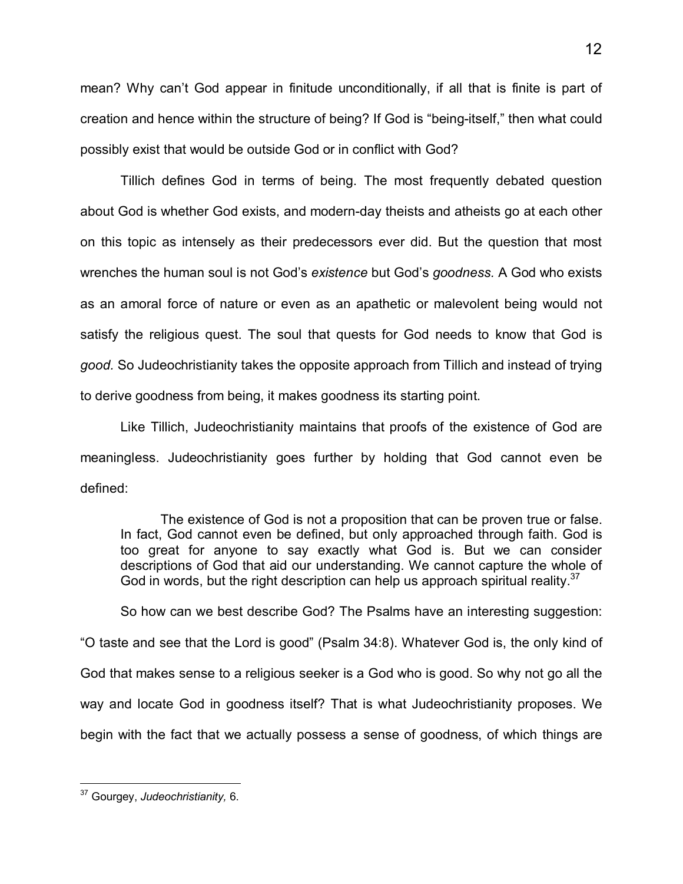mean? Why can't God appear in finitude unconditionally, if all that is finite is part of creation and hence within the structure of being? If God is "being-itself," then what could possibly exist that would be outside God or in conflict with God?

Tillich defines God in terms of being. The most frequently debated question about God is whether God exists, and modern-day theists and atheists go at each other on this topic as intensely as their predecessors ever did. But the question that most wrenches the human soul is not God's *existence* but God's *goodness*. A God who exists as an amoral force of nature or even as an apathetic or malevolent being would not satisfy the religious quest. The soul that quests for God needs to know that God is *good*. So Judeochristianity takes the opposite approach from Tillich and instead of trying to derive goodness from being, it makes goodness its starting point.

Like Tillich, Judeochristianity maintains that proofs of the existence of God are meaningless. Judeochristianity goes further by holding that God cannot even be defined:

> The existence of God is not a proposition that can be proven true or false. In fact, God cannot even be defined, but only approached through faith. God is too great for anyone to say exactly what God is. But we can consider descriptions of God that aid our understanding. We cannot capture the whole of God in words, but the right description can help us approach spiritual reality.[37]

So how can we best describe God? The Psalms have an interesting suggestion: "O taste and see that the Lord is good" (Psalm 34:8). Whatever God is, the only kind of God that makes sense to a religious seeker is a God who is good. So why not go all the way and locate God in goodness itself? That is what Judeochristianity proposes. We begin with the fact that we actually possess a sense of goodness, of which things are

---

[37] Gourgey, *Judeochristianity,* 6.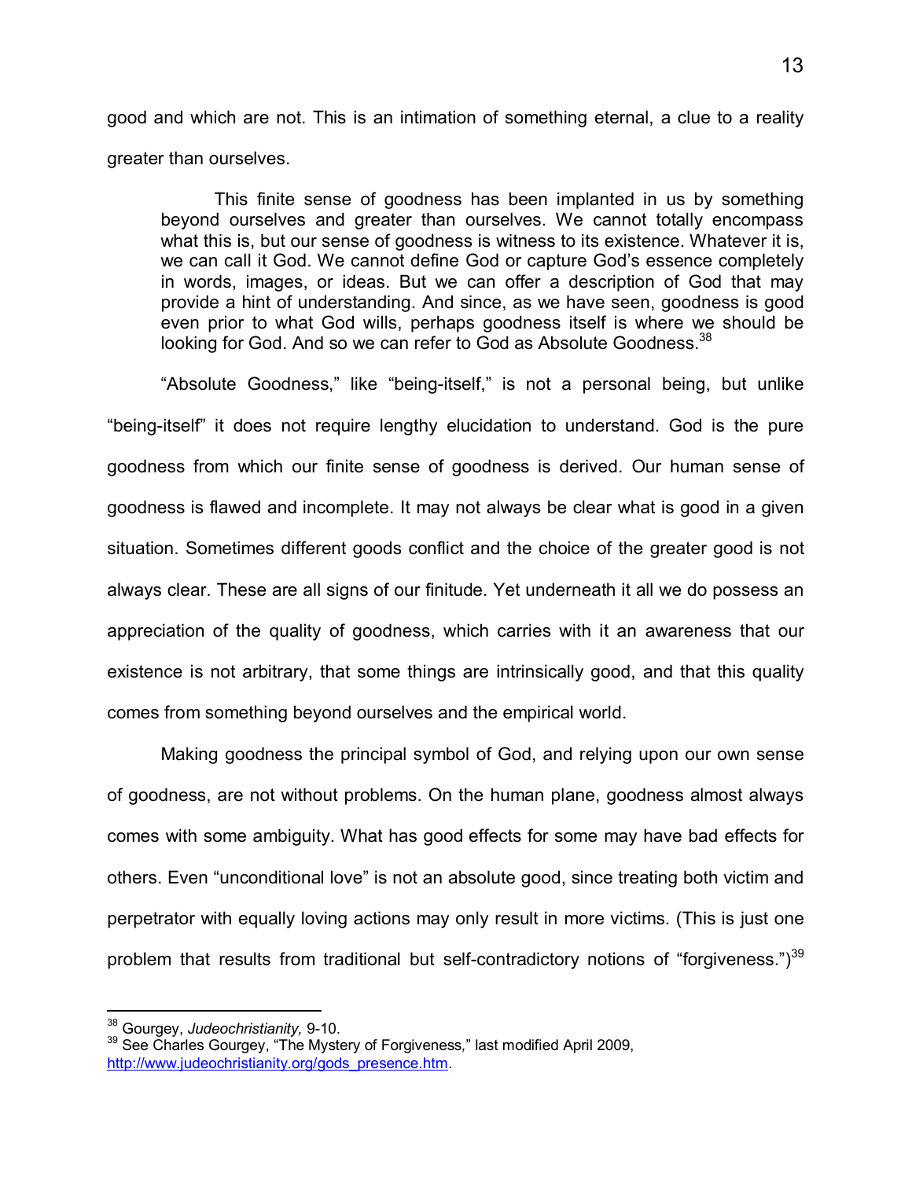good and which are not. This is an intimation of something eternal, a clue to a reality greater than ourselves.

> This finite sense of goodness has been implanted in us by something beyond ourselves and greater than ourselves. We cannot totally encompass what this is, but our sense of goodness is witness to its existence. Whatever it is, we can call it God. We cannot define God or capture God's essence completely in words, images, or ideas. But we can offer a description of God that may provide a hint of understanding. And since, as we have seen, goodness is good even prior to what God wills, perhaps goodness itself is where we should be looking for God. And so we can refer to God as Absolute Goodness.[38]

"Absolute Goodness," like "being-itself," is not a personal being, but unlike "being-itself" it does not require lengthy elucidation to understand. God is the pure goodness from which our finite sense of goodness is derived. Our human sense of goodness is flawed and incomplete. It may not always be clear what is good in a given situation. Sometimes different goods conflict and the choice of the greater good is not always clear. These are all signs of our finitude. Yet underneath it all we do possess an appreciation of the quality of goodness, which carries with it an awareness that our existence is not arbitrary, that some things are intrinsically good, and that this quality comes from something beyond ourselves and the empirical world.

Making goodness the principal symbol of God, and relying upon our own sense of goodness, are not without problems. On the human plane, goodness almost always comes with some ambiguity. What has good effects for some may have bad effects for others. Even "unconditional love" is not an absolute good, since treating both victim and perpetrator with equally loving actions may only result in more victims. (This is just one problem that results from traditional but self-contradictory notions of "forgiveness.")[39]

---

[38] Gourgey, *Judeochristianity,* 9-10.

[39] See Charles Gourgey, "The Mystery of Forgiveness," last modified April 2009, http://www.judeochristianity.org/gods_presence.htm.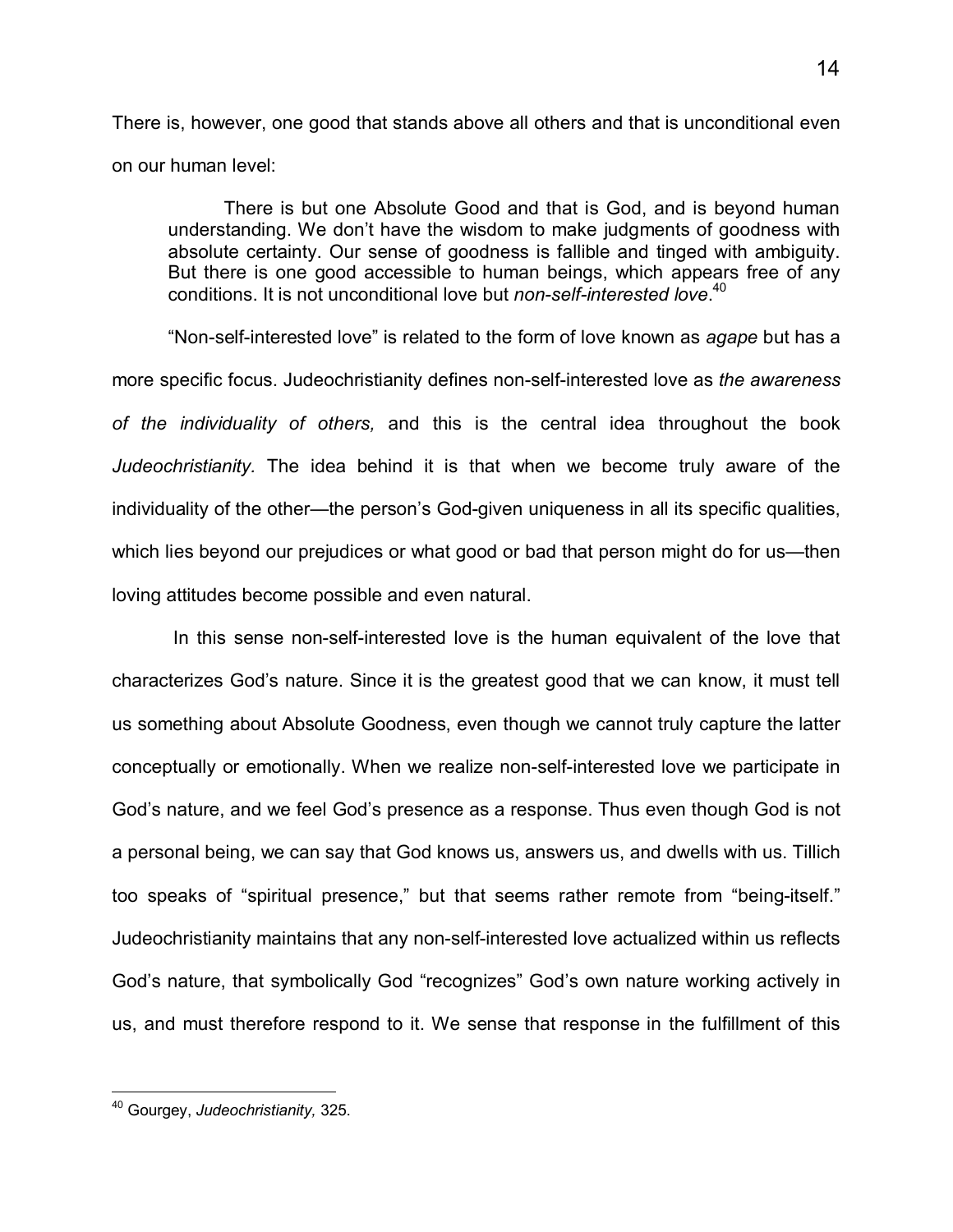There is, however, one good that stands above all others and that is unconditional even on our human level:

> There is but one Absolute Good and that is God, and is beyond human understanding. We don't have the wisdom to make judgments of goodness with absolute certainty. Our sense of goodness is fallible and tinged with ambiguity. But there is one good accessible to human beings, which appears free of any conditions. It is not unconditional love but *non-self-interested love*.[40]

"Non-self-interested love" is related to the form of love known as *agape* but has a more specific focus. Judeochristianity defines non-self-interested love as *the awareness of the individuality of others,* and this is the central idea throughout the book *Judeochristianity.* The idea behind it is that when we become truly aware of the individuality of the other—the person's God-given uniqueness in all its specific qualities, which lies beyond our prejudices or what good or bad that person might do for us—then loving attitudes become possible and even natural.

In this sense non-self-interested love is the human equivalent of the love that characterizes God's nature. Since it is the greatest good that we can know, it must tell us something about Absolute Goodness, even though we cannot truly capture the latter conceptually or emotionally. When we realize non-self-interested love we participate in God's nature, and we feel God's presence as a response. Thus even though God is not a personal being, we can say that God knows us, answers us, and dwells with us. Tillich too speaks of "spiritual presence," but that seems rather remote from "being-itself." Judeochristianity maintains that any non-self-interested love actualized within us reflects God's nature, that symbolically God "recognizes" God's own nature working actively in us, and must therefore respond to it. We sense that response in the fulfillment of this

---

[40] Gourgey, *Judeochristianity,* 325.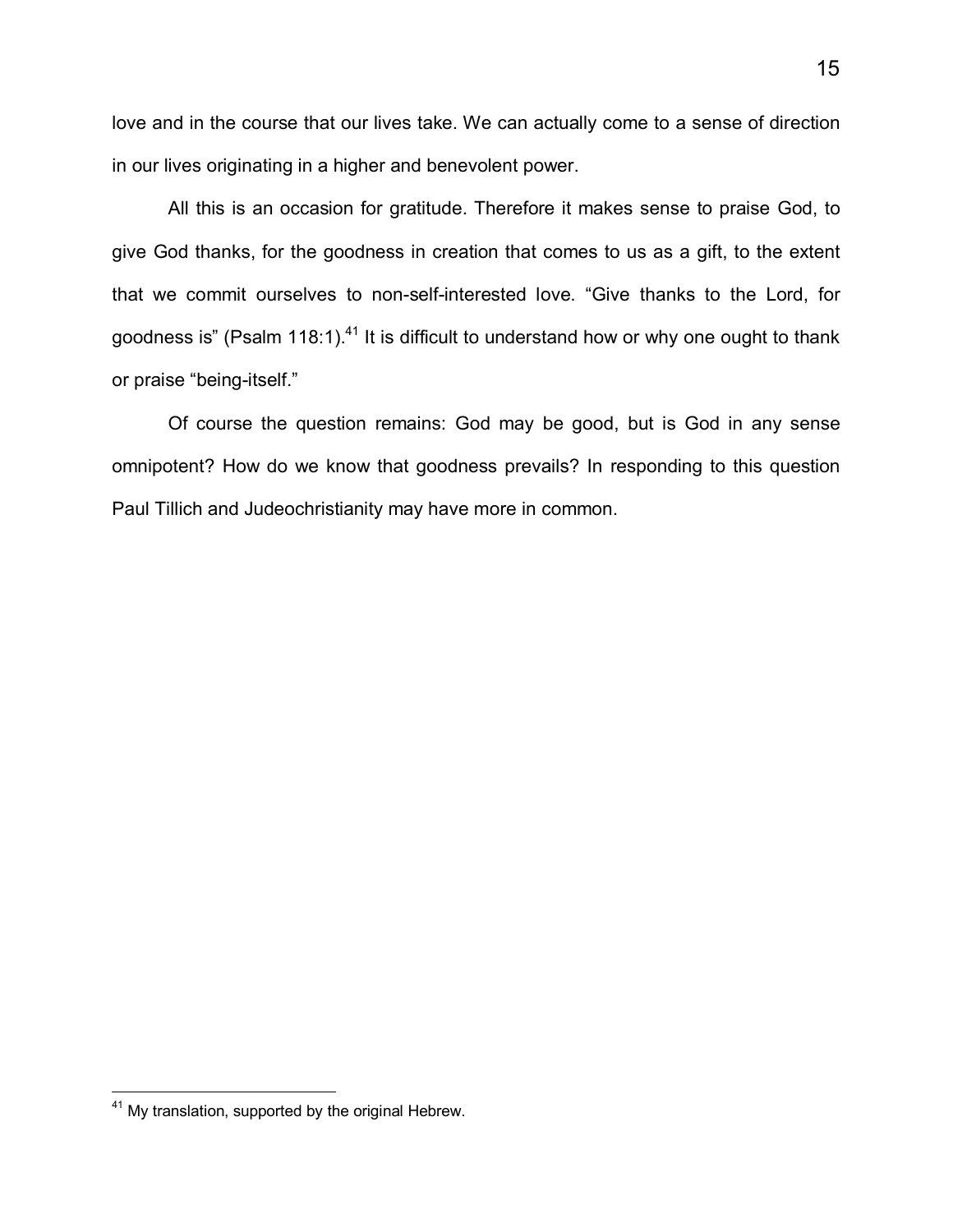love and in the course that our lives take. We can actually come to a sense of direction in our lives originating in a higher and benevolent power.

All this is an occasion for gratitude. Therefore it makes sense to praise God, to give God thanks, for the goodness in creation that comes to us as a gift, to the extent that we commit ourselves to non-self-interested love. "Give thanks to the Lord, for goodness is" (Psalm 118:1).[41] It is difficult to understand how or why one ought to thank or praise "being-itself."

Of course the question remains: God may be good, but is God in any sense omnipotent? How do we know that goodness prevails? In responding to this question Paul Tillich and Judeochristianity may have more in common.

---

[41] My translation, supported by the original Hebrew.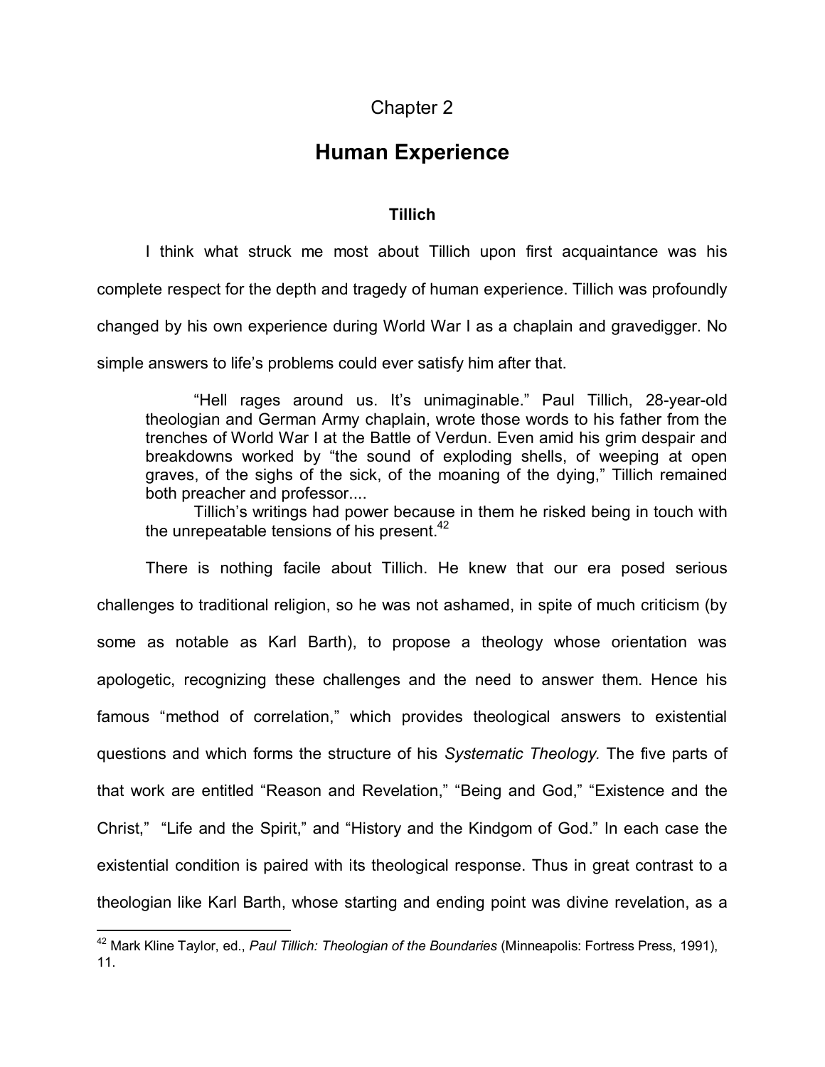# Chapter 2

# Human Experience

### Tillich

I think what struck me most about Tillich upon first acquaintance was his complete respect for the depth and tragedy of human experience. Tillich was profoundly changed by his own experience during World War I as a chaplain and gravedigger. No simple answers to life's problems could ever satisfy him after that.

> "Hell rages around us. It's unimaginable." Paul Tillich, 28-year-old theologian and German Army chaplain, wrote those words to his father from the trenches of World War I at the Battle of Verdun. Even amid his grim despair and breakdowns worked by "the sound of exploding shells, of weeping at open graves, of the sighs of the sick, of the moaning of the dying," Tillich remained both preacher and professor....
>
> Tillich's writings had power because in them he risked being in touch with the unrepeatable tensions of his present.[42]

There is nothing facile about Tillich. He knew that our era posed serious challenges to traditional religion, so he was not ashamed, in spite of much criticism (by some as notable as Karl Barth), to propose a theology whose orientation was apologetic, recognizing these challenges and the need to answer them. Hence his famous "method of correlation," which provides theological answers to existential questions and which forms the structure of his *Systematic Theology.* The five parts of that work are entitled "Reason and Revelation," "Being and God," "Existence and the Christ," "Life and the Spirit," and "History and the Kindgom of God." In each case the existential condition is paired with its theological response. Thus in great contrast to a theologian like Karl Barth, whose starting and ending point was divine revelation, as a

[42] Mark Kline Taylor, ed., *Paul Tillich: Theologian of the Boundaries* (Minneapolis: Fortress Press, 1991), 11.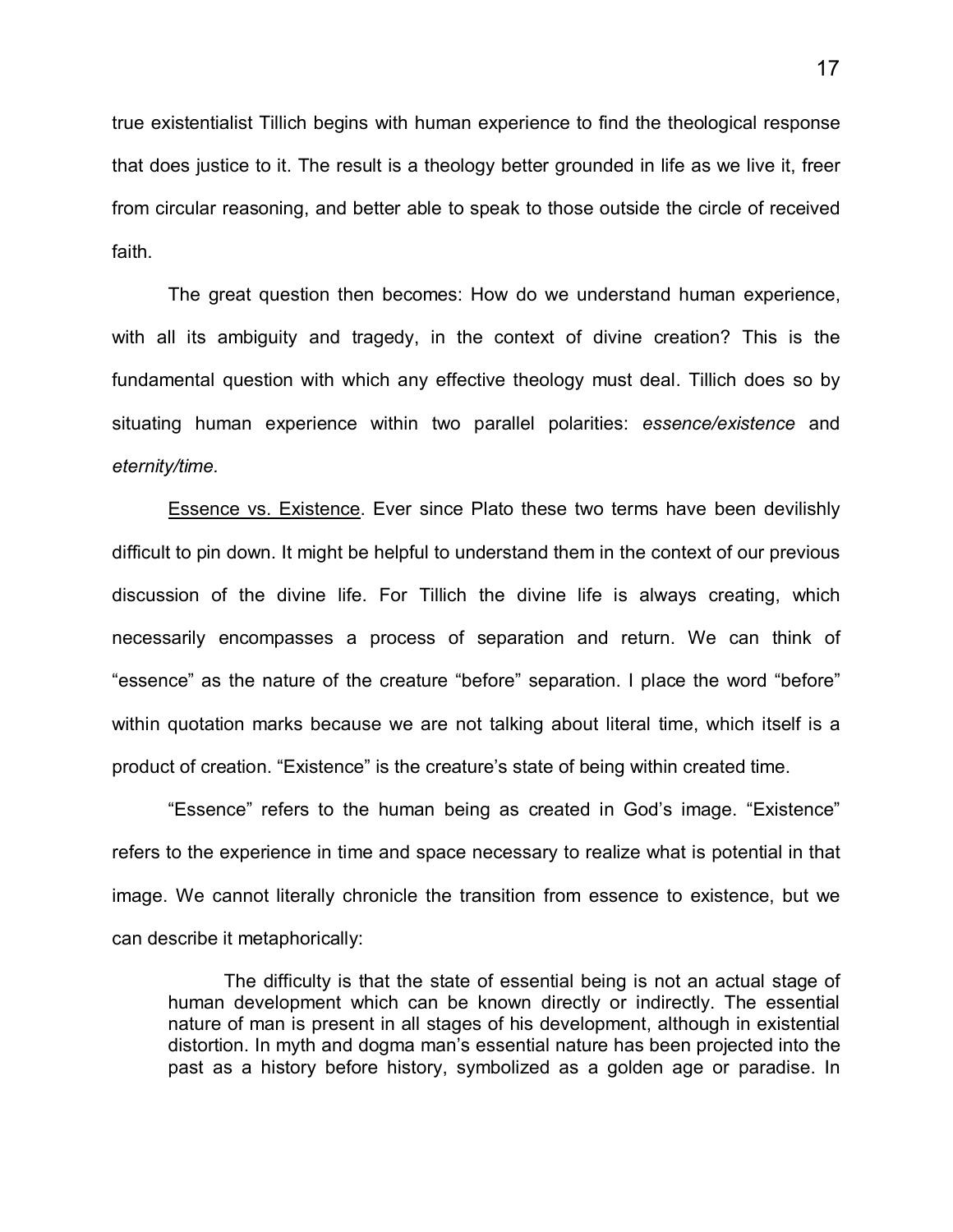true existentialist Tillich begins with human experience to find the theological response that does justice to it. The result is a theology better grounded in life as we live it, freer from circular reasoning, and better able to speak to those outside the circle of received faith.

The great question then becomes: How do we understand human experience, with all its ambiguity and tragedy, in the context of divine creation? This is the fundamental question with which any effective theology must deal. Tillich does so by situating human experience within two parallel polarities: *essence/existence* and *eternity/time.*

<u>Essence vs. Existence</u>. Ever since Plato these two terms have been devilishly difficult to pin down. It might be helpful to understand them in the context of our previous discussion of the divine life. For Tillich the divine life is always creating, which necessarily encompasses a process of separation and return. We can think of "essence" as the nature of the creature "before" separation. I place the word "before" within quotation marks because we are not talking about literal time, which itself is a product of creation. "Existence" is the creature's state of being within created time.

"Essence" refers to the human being as created in God's image. "Existence" refers to the experience in time and space necessary to realize what is potential in that image. We cannot literally chronicle the transition from essence to existence, but we can describe it metaphorically:

> The difficulty is that the state of essential being is not an actual stage of human development which can be known directly or indirectly. The essential nature of man is present in all stages of his development, although in existential distortion. In myth and dogma man's essential nature has been projected into the past as a history before history, symbolized as a golden age or paradise. In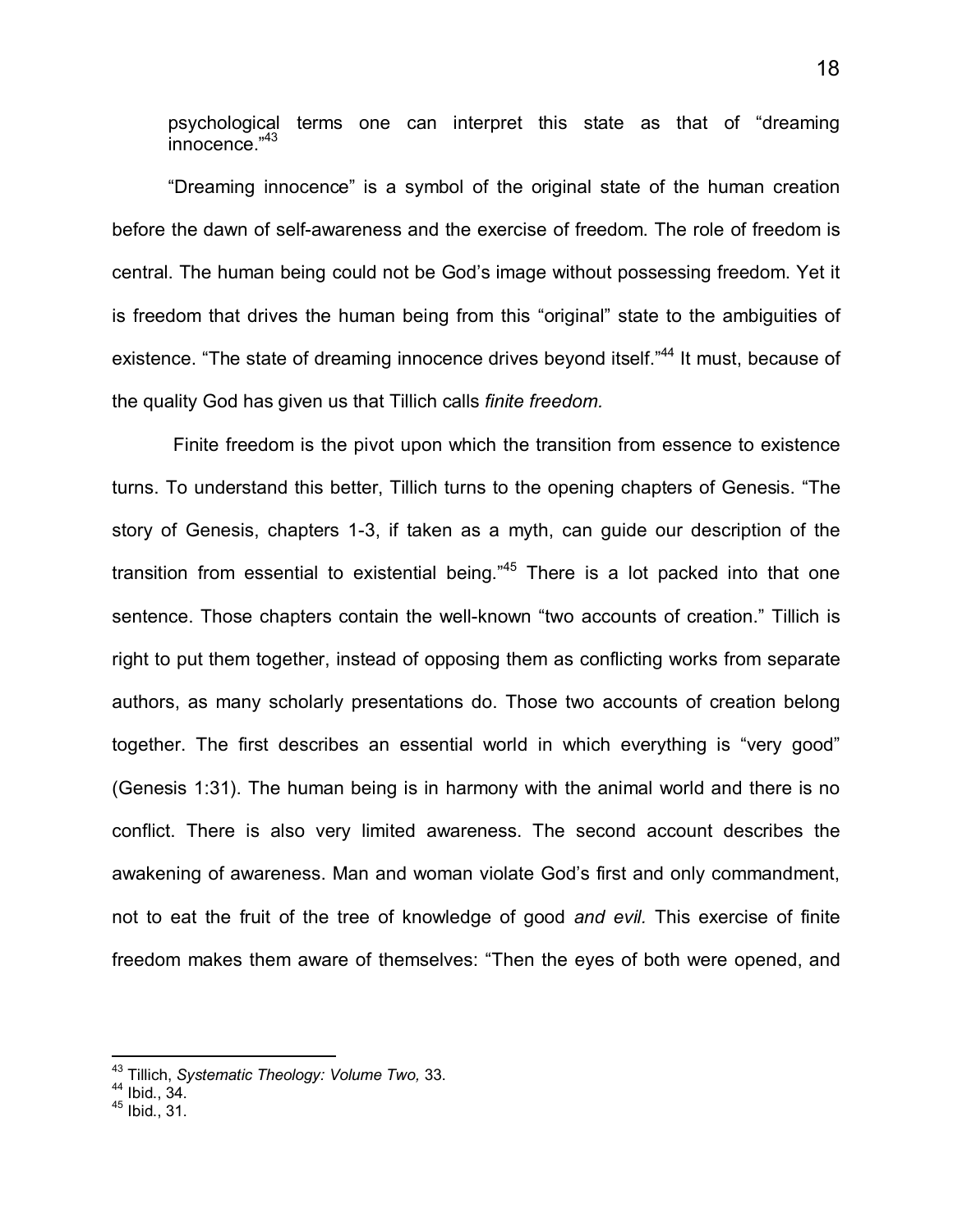psychological terms one can interpret this state as that of "dreaming innocence."[43]

"Dreaming innocence" is a symbol of the original state of the human creation before the dawn of self-awareness and the exercise of freedom. The role of freedom is central. The human being could not be God's image without possessing freedom. Yet it is freedom that drives the human being from this "original" state to the ambiguities of existence. "The state of dreaming innocence drives beyond itself."[44] It must, because of the quality God has given us that Tillich calls *finite freedom.*

Finite freedom is the pivot upon which the transition from essence to existence turns. To understand this better, Tillich turns to the opening chapters of Genesis. "The story of Genesis, chapters 1-3, if taken as a myth, can guide our description of the transition from essential to existential being."[45] There is a lot packed into that one sentence. Those chapters contain the well-known "two accounts of creation." Tillich is right to put them together, instead of opposing them as conflicting works from separate authors, as many scholarly presentations do. Those two accounts of creation belong together. The first describes an essential world in which everything is "very good" (Genesis 1:31). The human being is in harmony with the animal world and there is no conflict. There is also very limited awareness. The second account describes the awakening of awareness. Man and woman violate God's first and only commandment, not to eat the fruit of the tree of knowledge of good *and evil.* This exercise of finite freedom makes them aware of themselves: "Then the eyes of both were opened, and

---

[43] Tillich, *Systematic Theology: Volume Two,* 33.

[44] Ibid., 34.

[45] Ibid., 31.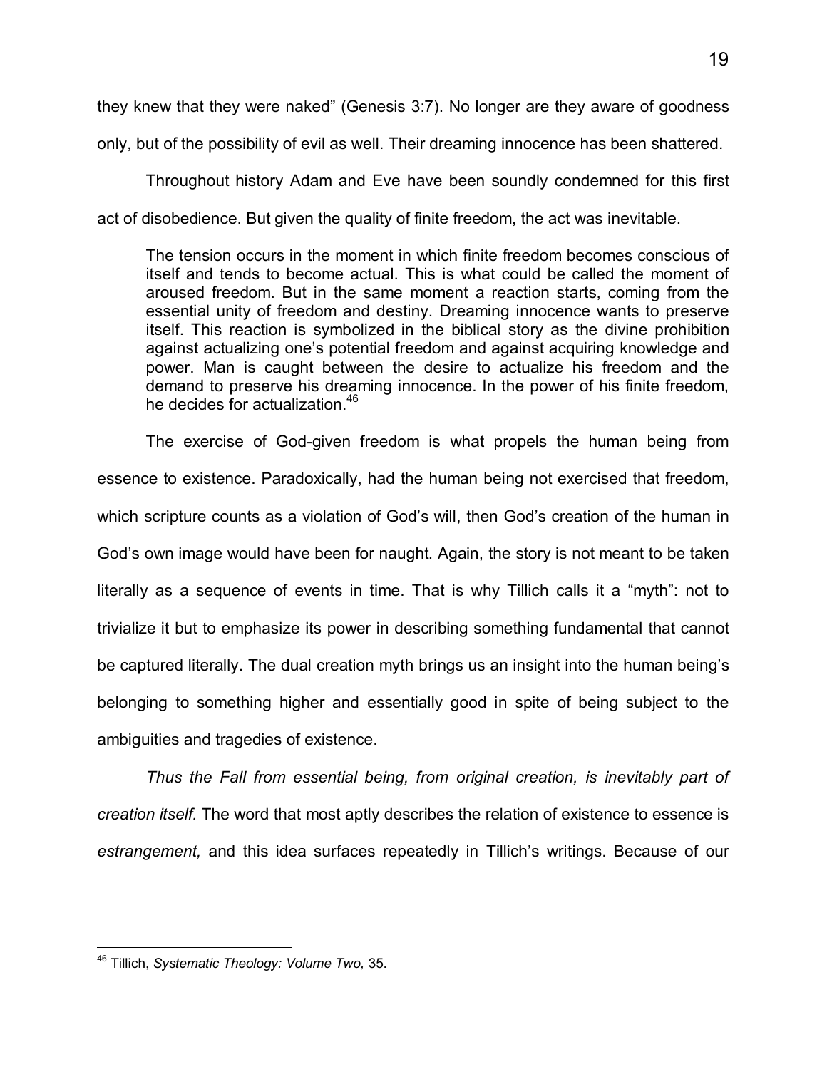they knew that they were naked" (Genesis 3:7). No longer are they aware of goodness only, but of the possibility of evil as well. Their dreaming innocence has been shattered.

Throughout history Adam and Eve have been soundly condemned for this first act of disobedience. But given the quality of finite freedom, the act was inevitable.

> The tension occurs in the moment in which finite freedom becomes conscious of itself and tends to become actual. This is what could be called the moment of aroused freedom. But in the same moment a reaction starts, coming from the essential unity of freedom and destiny. Dreaming innocence wants to preserve itself. This reaction is symbolized in the biblical story as the divine prohibition against actualizing one's potential freedom and against acquiring knowledge and power. Man is caught between the desire to actualize his freedom and the demand to preserve his dreaming innocence. In the power of his finite freedom, he decides for actualization.[46]

The exercise of God-given freedom is what propels the human being from essence to existence. Paradoxically, had the human being not exercised that freedom, which scripture counts as a violation of God's will, then God's creation of the human in God's own image would have been for naught. Again, the story is not meant to be taken literally as a sequence of events in time. That is why Tillich calls it a "myth": not to trivialize it but to emphasize its power in describing something fundamental that cannot be captured literally. The dual creation myth brings us an insight into the human being's belonging to something higher and essentially good in spite of being subject to the ambiguities and tragedies of existence.

*Thus the Fall from essential being, from original creation, is inevitably part of creation itself.* The word that most aptly describes the relation of existence to essence is *estrangement,* and this idea surfaces repeatedly in Tillich's writings. Because of our

---

[46] Tillich, *Systematic Theology: Volume Two,* 35.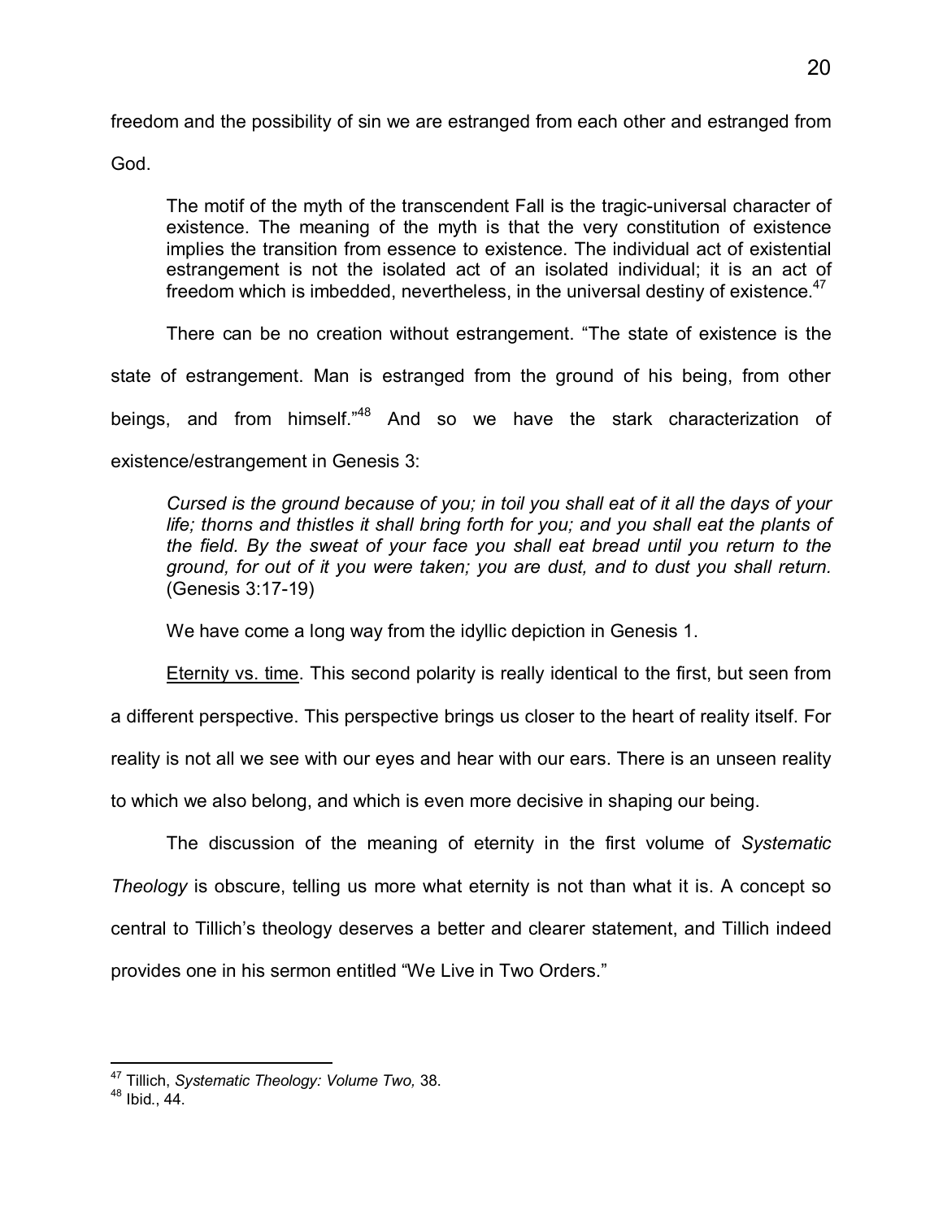freedom and the possibility of sin we are estranged from each other and estranged from God.

> The motif of the myth of the transcendent Fall is the tragic-universal character of existence. The meaning of the myth is that the very constitution of existence implies the transition from essence to existence. The individual act of existential estrangement is not the isolated act of an isolated individual; it is an act of freedom which is imbedded, nevertheless, in the universal destiny of existence.[47]

There can be no creation without estrangement. "The state of existence is the state of estrangement. Man is estranged from the ground of his being, from other beings, and from himself."[48] And so we have the stark characterization of existence/estrangement in Genesis 3:

> *Cursed is the ground because of you; in toil you shall eat of it all the days of your life; thorns and thistles it shall bring forth for you; and you shall eat the plants of the field. By the sweat of your face you shall eat bread until you return to the ground, for out of it you were taken; you are dust, and to dust you shall return.* (Genesis 3:17-19)

We have come a long way from the idyllic depiction in Genesis 1.

<u>Eternity vs. time</u>. This second polarity is really identical to the first, but seen from a different perspective. This perspective brings us closer to the heart of reality itself. For reality is not all we see with our eyes and hear with our ears. There is an unseen reality to which we also belong, and which is even more decisive in shaping our being.

The discussion of the meaning of eternity in the first volume of *Systematic Theology* is obscure, telling us more what eternity is not than what it is. A concept so central to Tillich's theology deserves a better and clearer statement, and Tillich indeed provides one in his sermon entitled "We Live in Two Orders."

---

[47] Tillich, *Systematic Theology: Volume Two,* 38.

[48] Ibid., 44.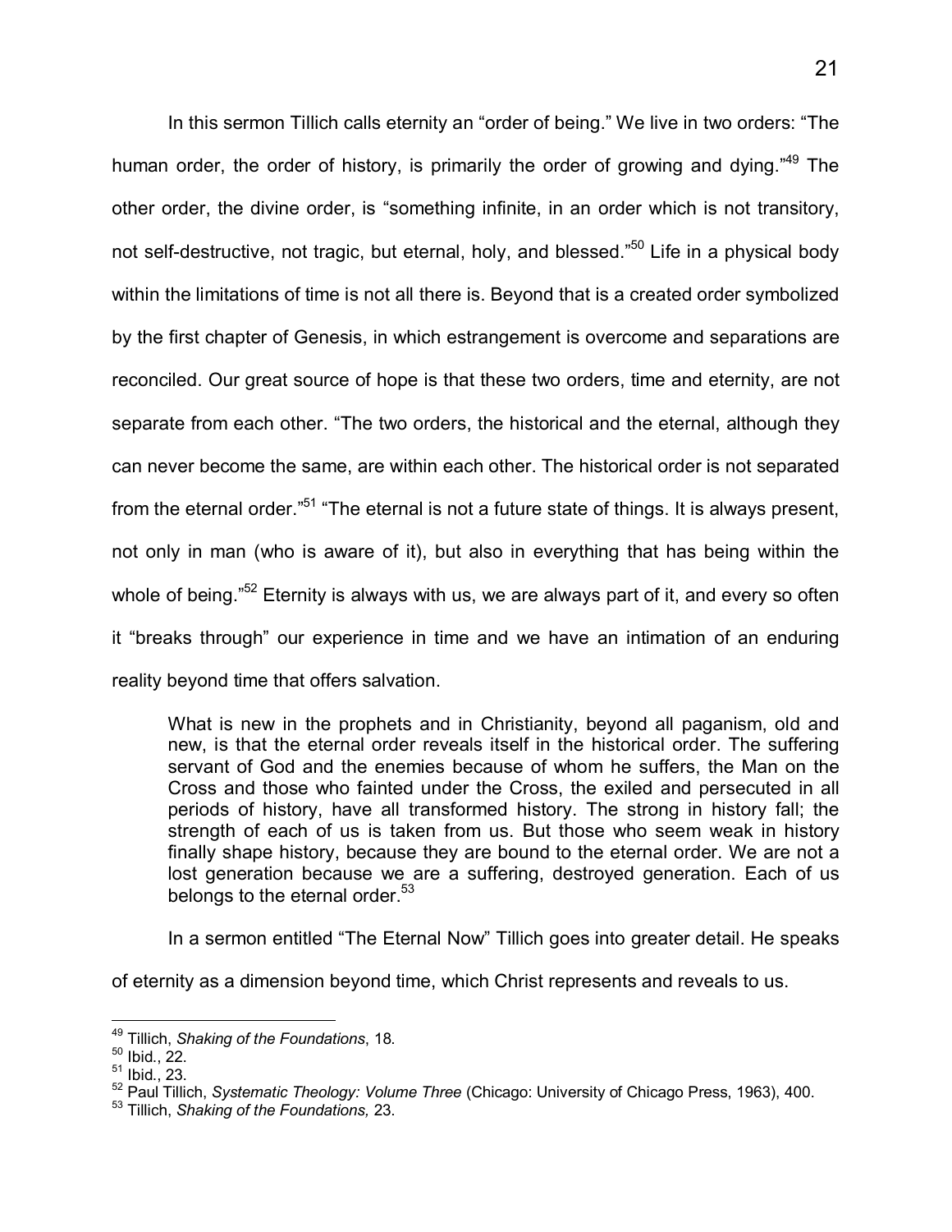In this sermon Tillich calls eternity an "order of being." We live in two orders: "The human order, the order of history, is primarily the order of growing and dying."[49] The other order, the divine order, is "something infinite, in an order which is not transitory, not self-destructive, not tragic, but eternal, holy, and blessed."[50] Life in a physical body within the limitations of time is not all there is. Beyond that is a created order symbolized by the first chapter of Genesis, in which estrangement is overcome and separations are reconciled. Our great source of hope is that these two orders, time and eternity, are not separate from each other. "The two orders, the historical and the eternal, although they can never become the same, are within each other. The historical order is not separated from the eternal order."[51] "The eternal is not a future state of things. It is always present, not only in man (who is aware of it), but also in everything that has being within the whole of being."[52] Eternity is always with us, we are always part of it, and every so often it "breaks through" our experience in time and we have an intimation of an enduring reality beyond time that offers salvation.

> What is new in the prophets and in Christianity, beyond all paganism, old and new, is that the eternal order reveals itself in the historical order. The suffering servant of God and the enemies because of whom he suffers, the Man on the Cross and those who fainted under the Cross, the exiled and persecuted in all periods of history, have all transformed history. The strong in history fall; the strength of each of us is taken from us. But those who seem weak in history finally shape history, because they are bound to the eternal order. We are not a lost generation because we are a suffering, destroyed generation. Each of us belongs to the eternal order.[53]

In a sermon entitled "The Eternal Now" Tillich goes into greater detail. He speaks of eternity as a dimension beyond time, which Christ represents and reveals to us.

---

[49] Tillich, *Shaking of the Foundations*, 18.
[50] Ibid., 22.
[51] Ibid., 23.
[52] Paul Tillich, *Systematic Theology: Volume Three* (Chicago: University of Chicago Press, 1963), 400.
[53] Tillich, *Shaking of the Foundations,* 23.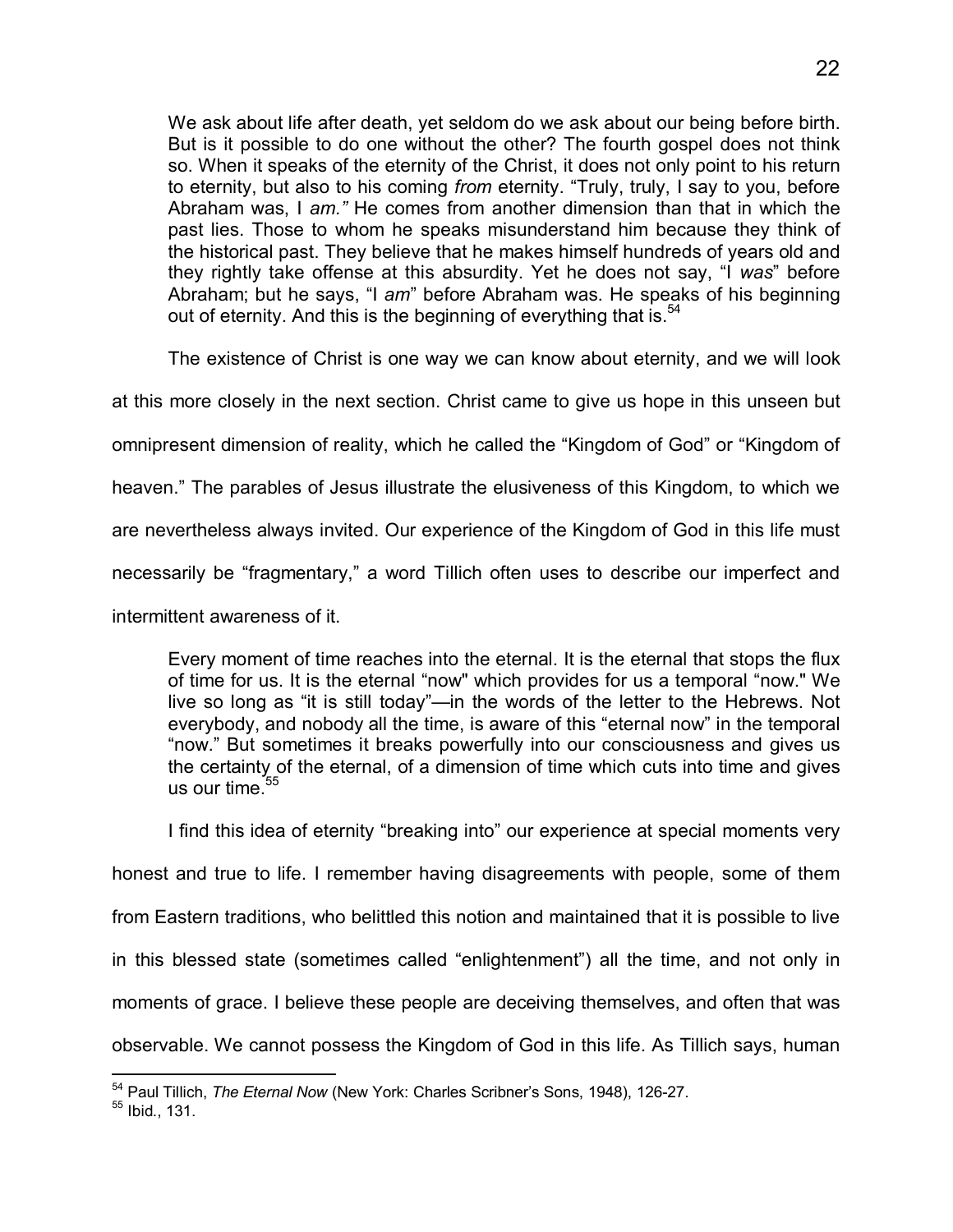> We ask about life after death, yet seldom do we ask about our being before birth. But is it possible to do one without the other? The fourth gospel does not think so. When it speaks of the eternity of the Christ, it does not only point to his return to eternity, but also to his coming *from* eternity. "Truly, truly, I say to you, before Abraham was, I *am."* He comes from another dimension than that in which the past lies. Those to whom he speaks misunderstand him because they think of the historical past. They believe that he makes himself hundreds of years old and they rightly take offense at this absurdity. Yet he does not say, "I *was*" before Abraham; but he says, "I *am*" before Abraham was. He speaks of his beginning out of eternity. And this is the beginning of everything that is.[54]

The existence of Christ is one way we can know about eternity, and we will look at this more closely in the next section. Christ came to give us hope in this unseen but omnipresent dimension of reality, which he called the "Kingdom of God" or "Kingdom of heaven." The parables of Jesus illustrate the elusiveness of this Kingdom, to which we are nevertheless always invited. Our experience of the Kingdom of God in this life must necessarily be "fragmentary," a word Tillich often uses to describe our imperfect and intermittent awareness of it.

> Every moment of time reaches into the eternal. It is the eternal that stops the flux of time for us. It is the eternal "now" which provides for us a temporal "now." We live so long as "it is still today"—in the words of the letter to the Hebrews. Not everybody, and nobody all the time, is aware of this "eternal now" in the temporal "now." But sometimes it breaks powerfully into our consciousness and gives us the certainty of the eternal, of a dimension of time which cuts into time and gives us our time.[55]

I find this idea of eternity "breaking into" our experience at special moments very honest and true to life. I remember having disagreements with people, some of them from Eastern traditions, who belittled this notion and maintained that it is possible to live in this blessed state (sometimes called "enlightenment") all the time, and not only in moments of grace. I believe these people are deceiving themselves, and often that was observable. We cannot possess the Kingdom of God in this life. As Tillich says, human

---

[54] Paul Tillich, *The Eternal Now* (New York: Charles Scribner's Sons, 1948), 126-27.

[55] Ibid., 131.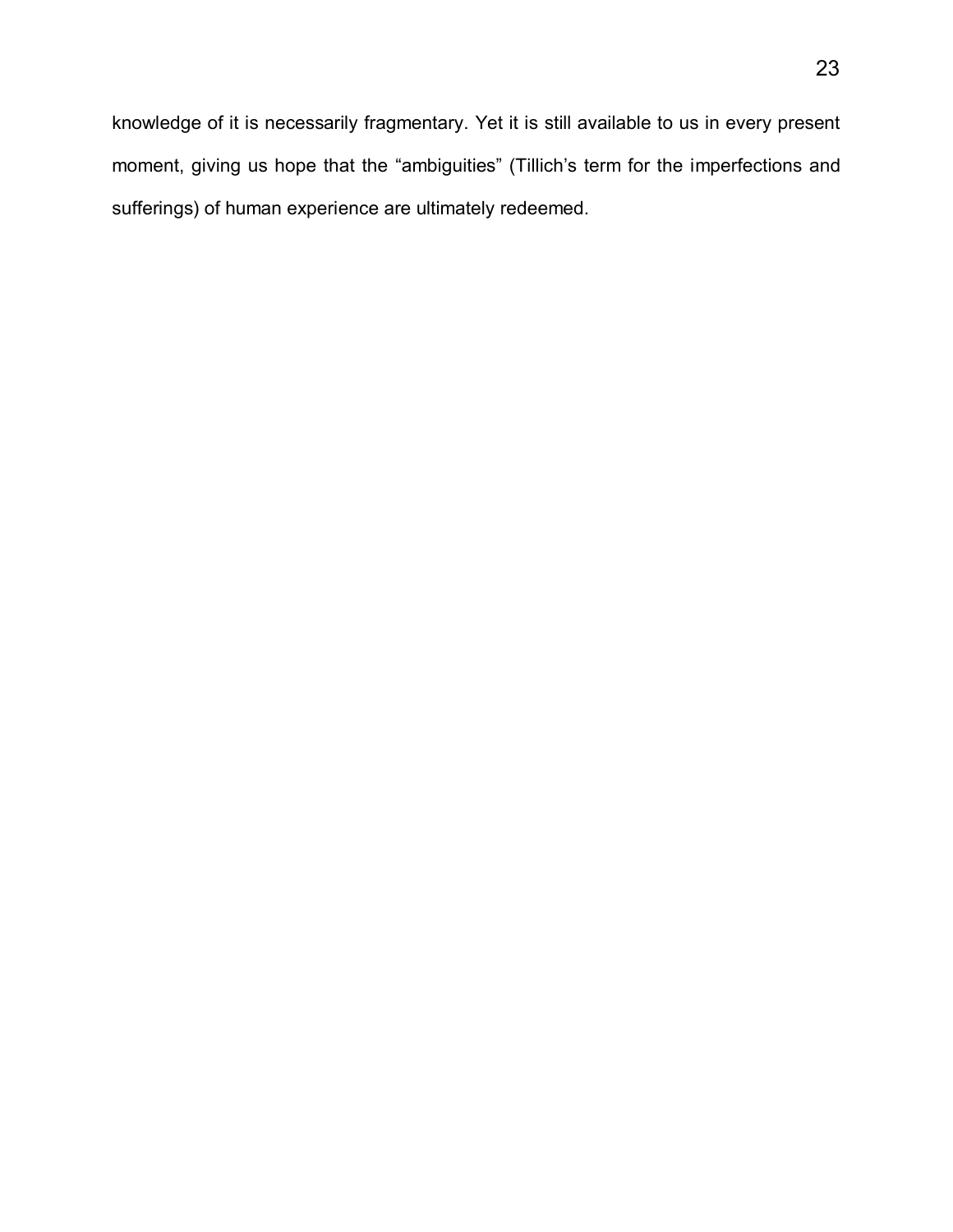knowledge of it is necessarily fragmentary. Yet it is still available to us in every present moment, giving us hope that the "ambiguities" (Tillich's term for the imperfections and sufferings) of human experience are ultimately redeemed.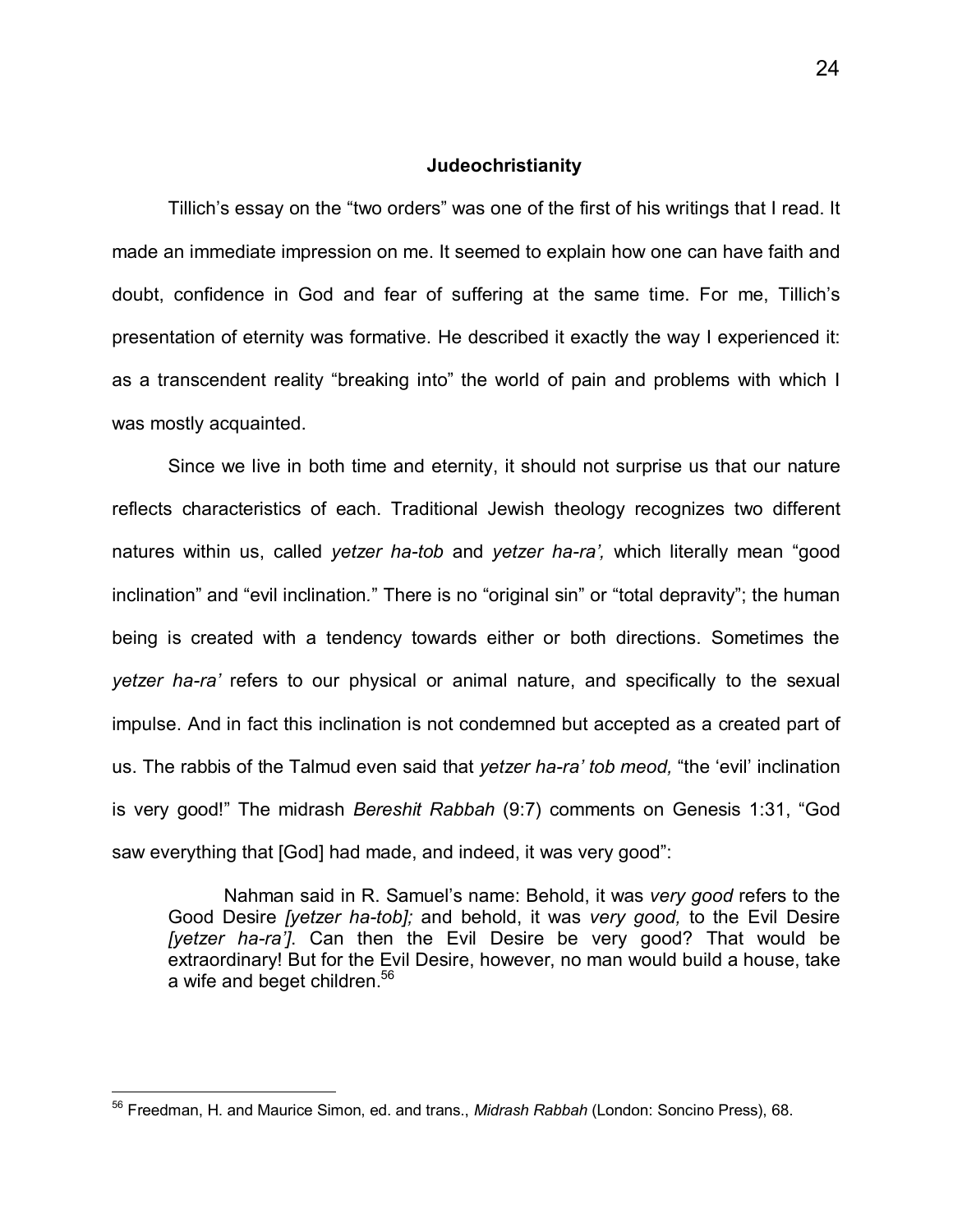## Judeochristianity

Tillich's essay on the "two orders" was one of the first of his writings that I read. It made an immediate impression on me. It seemed to explain how one can have faith and doubt, confidence in God and fear of suffering at the same time. For me, Tillich's presentation of eternity was formative. He described it exactly the way I experienced it: as a transcendent reality "breaking into" the world of pain and problems with which I was mostly acquainted.

Since we live in both time and eternity, it should not surprise us that our nature reflects characteristics of each. Traditional Jewish theology recognizes two different natures within us, called *yetzer ha-tob* and *yetzer ha-ra',* which literally mean "good inclination" and "evil inclination." There is no "original sin" or "total depravity"; the human being is created with a tendency towards either or both directions. Sometimes the *yetzer ha-ra'* refers to our physical or animal nature, and specifically to the sexual impulse. And in fact this inclination is not condemned but accepted as a created part of us. The rabbis of the Talmud even said that *yetzer ha-ra' tob meod,* "the 'evil' inclination is very good!" The midrash *Bereshit Rabbah* (9:7) comments on Genesis 1:31, "God saw everything that [God] had made, and indeed, it was very good":

> Nahman said in R. Samuel's name: Behold, it was *very good* refers to the Good Desire *[yetzer ha-tob];* and behold, it was *very good,* to the Evil Desire *[yetzer ha-ra']*. Can then the Evil Desire be very good? That would be extraordinary! But for the Evil Desire, however, no man would build a house, take a wife and beget children.[56]

---

[56] Freedman, H. and Maurice Simon, ed. and trans., *Midrash Rabbah* (London: Soncino Press), 68.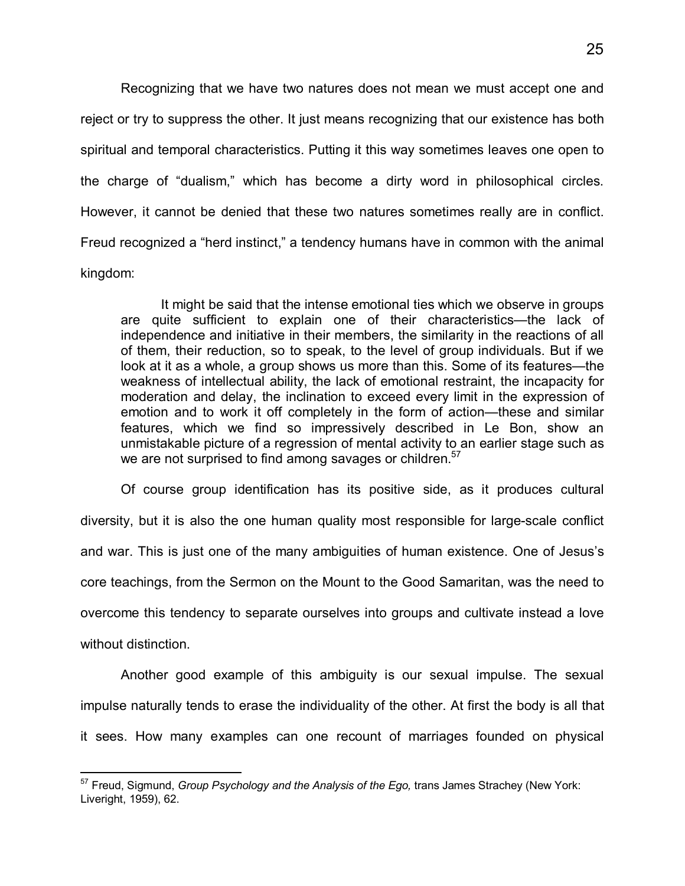Recognizing that we have two natures does not mean we must accept one and reject or try to suppress the other. It just means recognizing that our existence has both spiritual and temporal characteristics. Putting it this way sometimes leaves one open to the charge of "dualism," which has become a dirty word in philosophical circles. However, it cannot be denied that these two natures sometimes really are in conflict. Freud recognized a "herd instinct," a tendency humans have in common with the animal kingdom:

> It might be said that the intense emotional ties which we observe in groups are quite sufficient to explain one of their characteristics—the lack of independence and initiative in their members, the similarity in the reactions of all of them, their reduction, so to speak, to the level of group individuals. But if we look at it as a whole, a group shows us more than this. Some of its features—the weakness of intellectual ability, the lack of emotional restraint, the incapacity for moderation and delay, the inclination to exceed every limit in the expression of emotion and to work it off completely in the form of action—these and similar features, which we find so impressively described in Le Bon, show an unmistakable picture of a regression of mental activity to an earlier stage such as we are not surprised to find among savages or children.[57]

Of course group identification has its positive side, as it produces cultural diversity, but it is also the one human quality most responsible for large-scale conflict and war. This is just one of the many ambiguities of human existence. One of Jesus's core teachings, from the Sermon on the Mount to the Good Samaritan, was the need to overcome this tendency to separate ourselves into groups and cultivate instead a love without distinction.

Another good example of this ambiguity is our sexual impulse. The sexual impulse naturally tends to erase the individuality of the other. At first the body is all that it sees. How many examples can one recount of marriages founded on physical

---

[57] Freud, Sigmund, *Group Psychology and the Analysis of the Ego,* trans James Strachey (New York: Liveright, 1959), 62.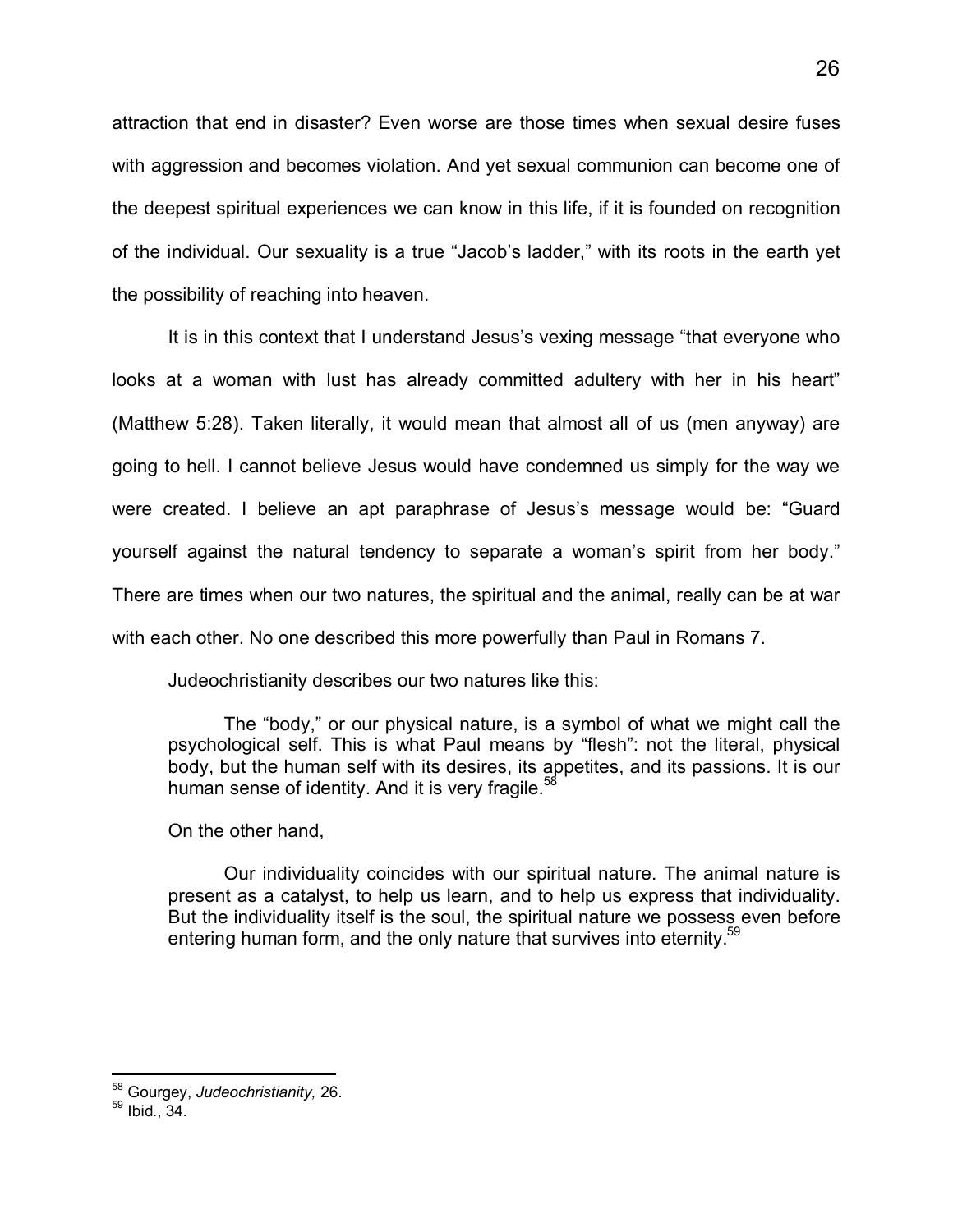attraction that end in disaster? Even worse are those times when sexual desire fuses with aggression and becomes violation. And yet sexual communion can become one of the deepest spiritual experiences we can know in this life, if it is founded on recognition of the individual. Our sexuality is a true "Jacob's ladder," with its roots in the earth yet the possibility of reaching into heaven.

It is in this context that I understand Jesus's vexing message "that everyone who looks at a woman with lust has already committed adultery with her in his heart" (Matthew 5:28). Taken literally, it would mean that almost all of us (men anyway) are going to hell. I cannot believe Jesus would have condemned us simply for the way we were created. I believe an apt paraphrase of Jesus's message would be: "Guard yourself against the natural tendency to separate a woman's spirit from her body." There are times when our two natures, the spiritual and the animal, really can be at war with each other. No one described this more powerfully than Paul in Romans 7.

Judeochristianity describes our two natures like this:

> The "body," or our physical nature, is a symbol of what we might call the psychological self. This is what Paul means by "flesh": not the literal, physical body, but the human self with its desires, its appetites, and its passions. It is our human sense of identity. And it is very fragile.[58]

On the other hand,

> Our individuality coincides with our spiritual nature. The animal nature is present as a catalyst, to help us learn, and to help us express that individuality. But the individuality itself is the soul, the spiritual nature we possess even before entering human form, and the only nature that survives into eternity.[59]

---

[58] Gourgey, *Judeochristianity,* 26.

[59] Ibid., 34.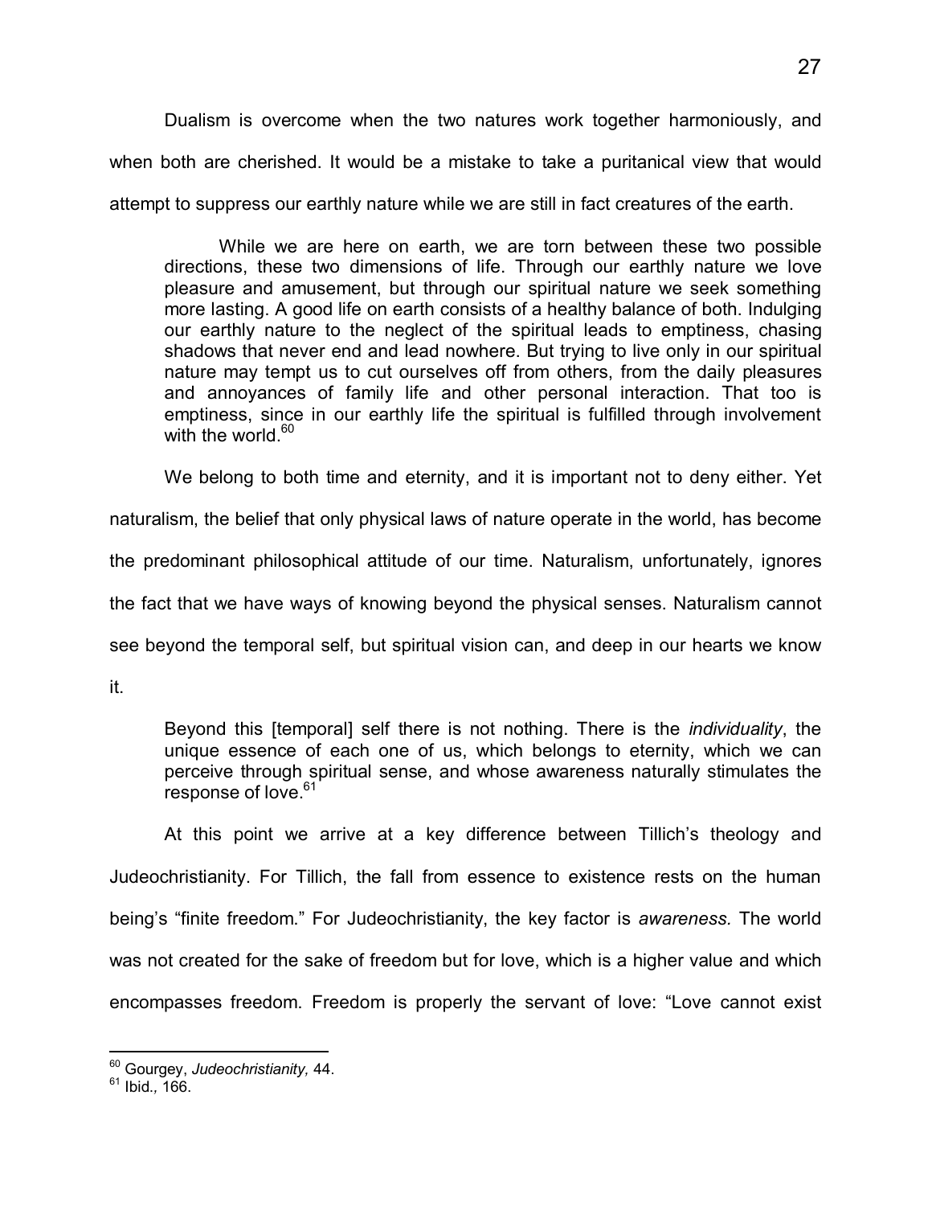Dualism is overcome when the two natures work together harmoniously, and when both are cherished. It would be a mistake to take a puritanical view that would attempt to suppress our earthly nature while we are still in fact creatures of the earth.

> While we are here on earth, we are torn between these two possible directions, these two dimensions of life. Through our earthly nature we love pleasure and amusement, but through our spiritual nature we seek something more lasting. A good life on earth consists of a healthy balance of both. Indulging our earthly nature to the neglect of the spiritual leads to emptiness, chasing shadows that never end and lead nowhere. But trying to live only in our spiritual nature may tempt us to cut ourselves off from others, from the daily pleasures and annoyances of family life and other personal interaction. That too is emptiness, since in our earthly life the spiritual is fulfilled through involvement with the world.[60]

We belong to both time and eternity, and it is important not to deny either. Yet naturalism, the belief that only physical laws of nature operate in the world, has become the predominant philosophical attitude of our time. Naturalism, unfortunately, ignores the fact that we have ways of knowing beyond the physical senses. Naturalism cannot see beyond the temporal self, but spiritual vision can, and deep in our hearts we know it.

> Beyond this [temporal] self there is not nothing. There is the *individuality*, the unique essence of each one of us, which belongs to eternity, which we can perceive through spiritual sense, and whose awareness naturally stimulates the response of love.[61]

At this point we arrive at a key difference between Tillich's theology and Judeochristianity. For Tillich, the fall from essence to existence rests on the human being's "finite freedom." For Judeochristianity, the key factor is *awareness.* The world was not created for the sake of freedom but for love, which is a higher value and which encompasses freedom. Freedom is properly the servant of love: "Love cannot exist

---

[60] Gourgey, *Judeochristianity,* 44.

[61] Ibid.*,* 166.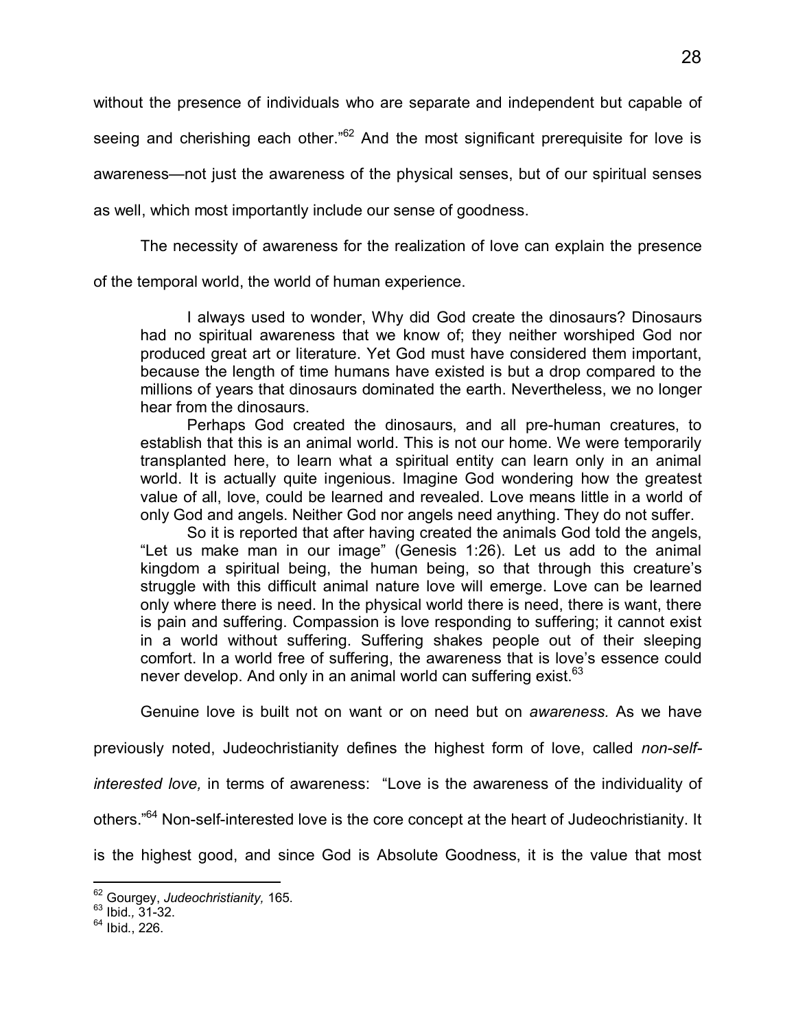without the presence of individuals who are separate and independent but capable of seeing and cherishing each other."[62] And the most significant prerequisite for love is awareness—not just the awareness of the physical senses, but of our spiritual senses as well, which most importantly include our sense of goodness.

The necessity of awareness for the realization of love can explain the presence of the temporal world, the world of human experience.

> I always used to wonder, Why did God create the dinosaurs? Dinosaurs had no spiritual awareness that we know of; they neither worshiped God nor produced great art or literature. Yet God must have considered them important, because the length of time humans have existed is but a drop compared to the millions of years that dinosaurs dominated the earth. Nevertheless, we no longer hear from the dinosaurs.
>
> Perhaps God created the dinosaurs, and all pre-human creatures, to establish that this is an animal world. This is not our home. We were temporarily transplanted here, to learn what a spiritual entity can learn only in an animal world. It is actually quite ingenious. Imagine God wondering how the greatest value of all, love, could be learned and revealed. Love means little in a world of only God and angels. Neither God nor angels need anything. They do not suffer.
>
> So it is reported that after having created the animals God told the angels, "Let us make man in our image" (Genesis 1:26). Let us add to the animal kingdom a spiritual being, the human being, so that through this creature's struggle with this difficult animal nature love will emerge. Love can be learned only where there is need. In the physical world there is need, there is want, there is pain and suffering. Compassion is love responding to suffering; it cannot exist in a world without suffering. Suffering shakes people out of their sleeping comfort. In a world free of suffering, the awareness that is love's essence could never develop. And only in an animal world can suffering exist.[63]

Genuine love is built not on want or on need but on *awareness.* As we have previously noted, Judeochristianity defines the highest form of love, called *non-self-interested love,* in terms of awareness: "Love is the awareness of the individuality of others."[64] Non-self-interested love is the core concept at the heart of Judeochristianity. It is the highest good, and since God is Absolute Goodness, it is the value that most

---

[62] Gourgey, *Judeochristianity,* 165.
[63] Ibid., 31-32.
[64] Ibid., 226.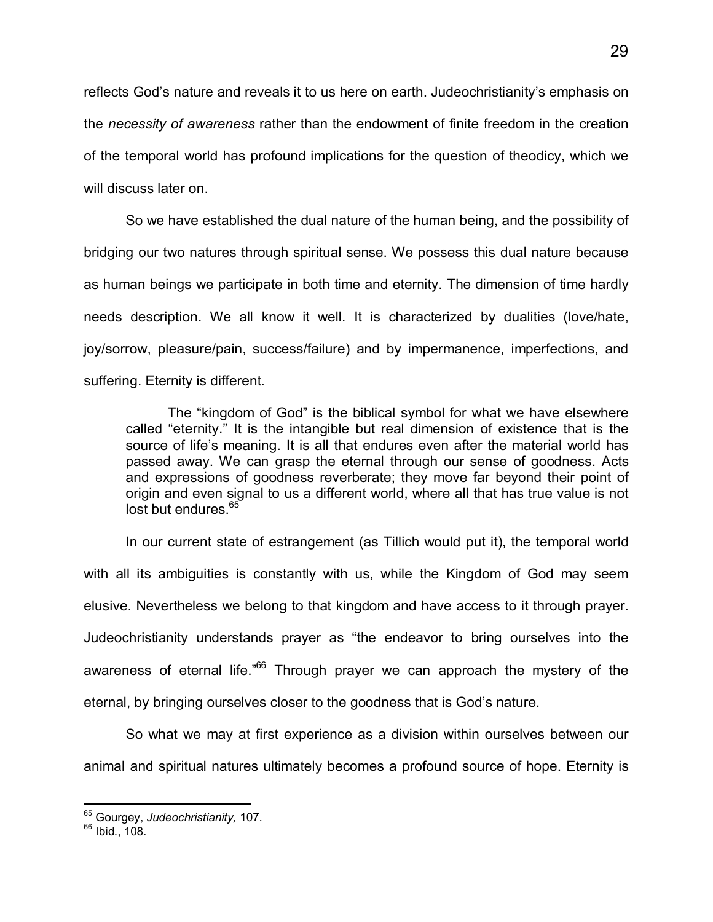reflects God's nature and reveals it to us here on earth. Judeochristianity's emphasis on the *necessity of awareness* rather than the endowment of finite freedom in the creation of the temporal world has profound implications for the question of theodicy, which we will discuss later on.

So we have established the dual nature of the human being, and the possibility of bridging our two natures through spiritual sense. We possess this dual nature because as human beings we participate in both time and eternity. The dimension of time hardly needs description. We all know it well. It is characterized by dualities (love/hate, joy/sorrow, pleasure/pain, success/failure) and by impermanence, imperfections, and suffering. Eternity is different.

> The "kingdom of God" is the biblical symbol for what we have elsewhere called "eternity." It is the intangible but real dimension of existence that is the source of life's meaning. It is all that endures even after the material world has passed away. We can grasp the eternal through our sense of goodness. Acts and expressions of goodness reverberate; they move far beyond their point of origin and even signal to us a different world, where all that has true value is not lost but endures.[65]

In our current state of estrangement (as Tillich would put it), the temporal world with all its ambiguities is constantly with us, while the Kingdom of God may seem elusive. Nevertheless we belong to that kingdom and have access to it through prayer. Judeochristianity understands prayer as "the endeavor to bring ourselves into the awareness of eternal life."[66] Through prayer we can approach the mystery of the eternal, by bringing ourselves closer to the goodness that is God's nature.

So what we may at first experience as a division within ourselves between our animal and spiritual natures ultimately becomes a profound source of hope. Eternity is

---

[65] Gourgey, *Judeochristianity,* 107.

[66] Ibid., 108.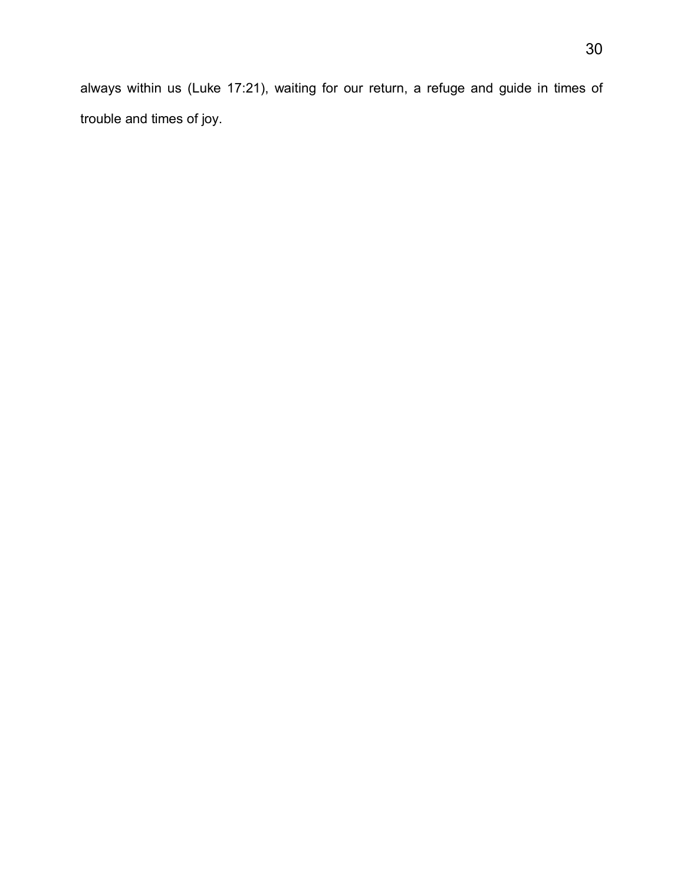always within us (Luke 17:21), waiting for our return, a refuge and guide in times of trouble and times of joy.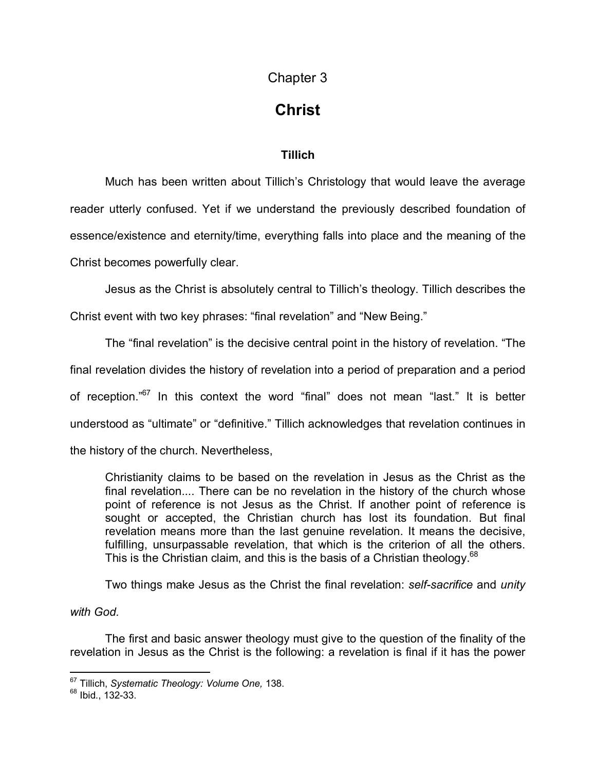# Chapter 3

# Christ

### Tillich

Much has been written about Tillich's Christology that would leave the average reader utterly confused. Yet if we understand the previously described foundation of essence/existence and eternity/time, everything falls into place and the meaning of the Christ becomes powerfully clear.

Jesus as the Christ is absolutely central to Tillich's theology. Tillich describes the Christ event with two key phrases: "final revelation" and "New Being."

The "final revelation" is the decisive central point in the history of revelation. "The final revelation divides the history of revelation into a period of preparation and a period of reception."[67] In this context the word "final" does not mean "last." It is better understood as "ultimate" or "definitive." Tillich acknowledges that revelation continues in the history of the church. Nevertheless,

> Christianity claims to be based on the revelation in Jesus as the Christ as the final revelation.... There can be no revelation in the history of the church whose point of reference is not Jesus as the Christ. If another point of reference is sought or accepted, the Christian church has lost its foundation. But final revelation means more than the last genuine revelation. It means the decisive, fulfilling, unsurpassable revelation, that which is the criterion of all the others. This is the Christian claim, and this is the basis of a Christian theology.[68]

Two things make Jesus as the Christ the final revelation: *self-sacrifice* and *unity with God.*

> The first and basic answer theology must give to the question of the finality of the revelation in Jesus as the Christ is the following: a revelation is final if it has the power

---

[67] Tillich, *Systematic Theology: Volume One,* 138.

[68] Ibid., 132-33.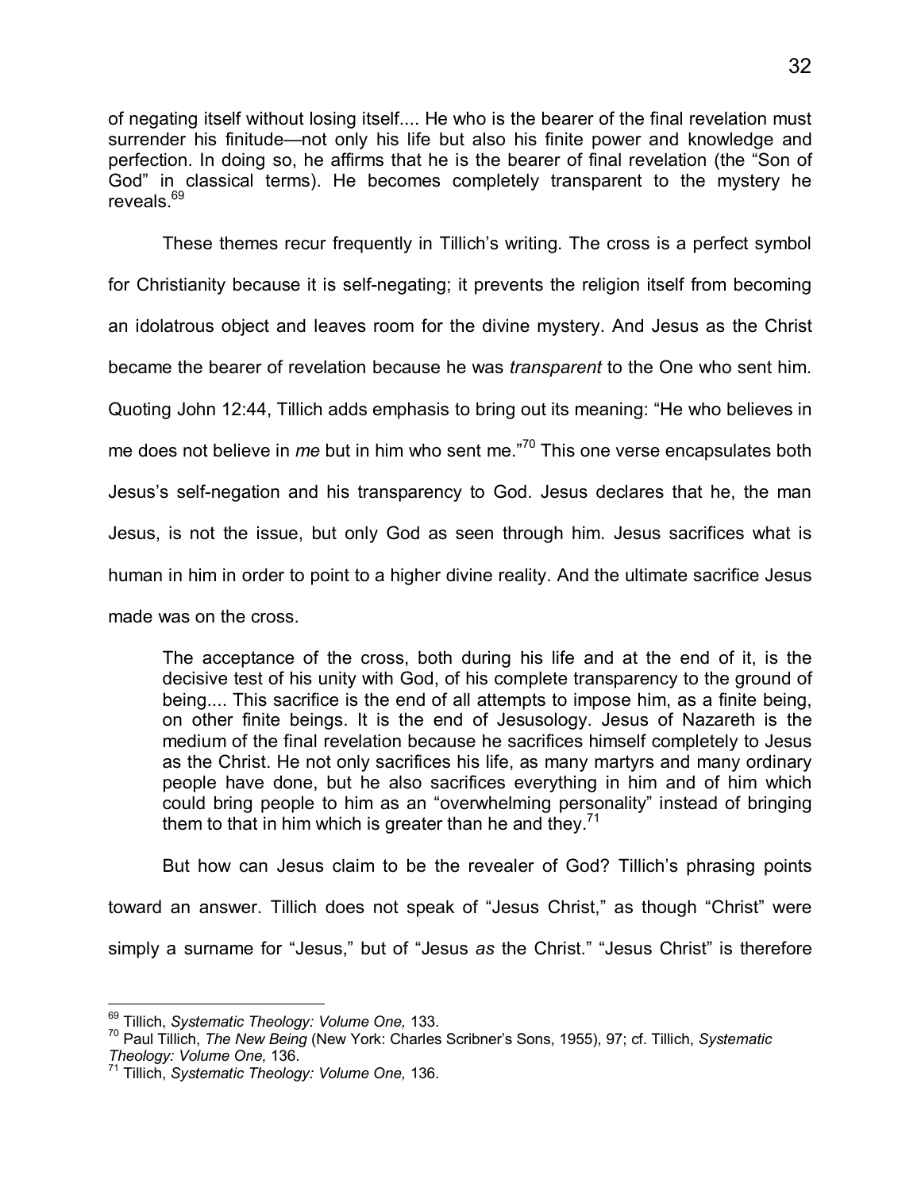of negating itself without losing itself.... He who is the bearer of the final revelation must surrender his finitude—not only his life but also his finite power and knowledge and perfection. In doing so, he affirms that he is the bearer of final revelation (the "Son of God" in classical terms). He becomes completely transparent to the mystery he reveals.[69]

These themes recur frequently in Tillich's writing. The cross is a perfect symbol for Christianity because it is self-negating; it prevents the religion itself from becoming an idolatrous object and leaves room for the divine mystery. And Jesus as the Christ became the bearer of revelation because he was *transparent* to the One who sent him. Quoting John 12:44, Tillich adds emphasis to bring out its meaning: "He who believes in me does not believe in *me* but in him who sent me."[70] This one verse encapsulates both Jesus's self-negation and his transparency to God. Jesus declares that he, the man Jesus, is not the issue, but only God as seen through him. Jesus sacrifices what is human in him in order to point to a higher divine reality. And the ultimate sacrifice Jesus made was on the cross.

> The acceptance of the cross, both during his life and at the end of it, is the decisive test of his unity with God, of his complete transparency to the ground of being.... This sacrifice is the end of all attempts to impose him, as a finite being, on other finite beings. It is the end of Jesusology. Jesus of Nazareth is the medium of the final revelation because he sacrifices himself completely to Jesus as the Christ. He not only sacrifices his life, as many martyrs and many ordinary people have done, but he also sacrifices everything in him and of him which could bring people to him as an "overwhelming personality" instead of bringing them to that in him which is greater than he and they.[71]

But how can Jesus claim to be the revealer of God? Tillich's phrasing points toward an answer. Tillich does not speak of "Jesus Christ," as though "Christ" were simply a surname for "Jesus," but of "Jesus *as* the Christ." "Jesus Christ" is therefore

---

[69] Tillich, *Systematic Theology: Volume One,* 133.

[70] Paul Tillich, *The New Being* (New York: Charles Scribner's Sons, 1955), 97; cf. Tillich, *Systematic Theology: Volume One,* 136.

[71] Tillich, *Systematic Theology: Volume One,* 136.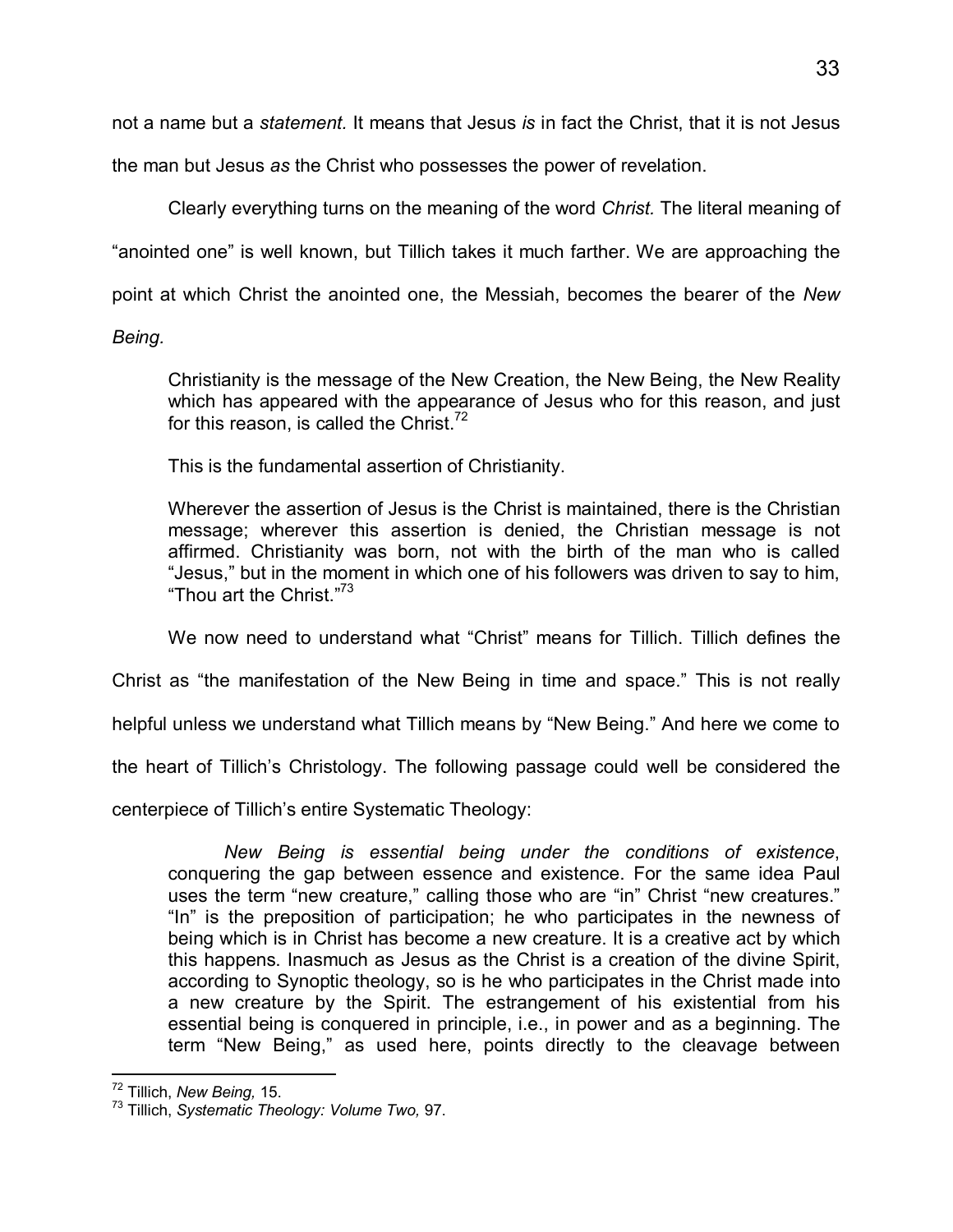not a name but a *statement.* It means that Jesus *is* in fact the Christ, that it is not Jesus the man but Jesus *as* the Christ who possesses the power of revelation.

Clearly everything turns on the meaning of the word *Christ.* The literal meaning of "anointed one" is well known, but Tillich takes it much farther. We are approaching the point at which Christ the anointed one, the Messiah, becomes the bearer of the *New Being.*

> Christianity is the message of the New Creation, the New Being, the New Reality which has appeared with the appearance of Jesus who for this reason, and just for this reason, is called the Christ.[72]
>
> This is the fundamental assertion of Christianity.
>
> Wherever the assertion of Jesus is the Christ is maintained, there is the Christian message; wherever this assertion is denied, the Christian message is not affirmed. Christianity was born, not with the birth of the man who is called "Jesus," but in the moment in which one of his followers was driven to say to him, "Thou art the Christ."[73]

We now need to understand what "Christ" means for Tillich. Tillich defines the Christ as "the manifestation of the New Being in time and space." This is not really helpful unless we understand what Tillich means by "New Being." And here we come to the heart of Tillich's Christology. The following passage could well be considered the centerpiece of Tillich's entire Systematic Theology:

> *New Being is essential being under the conditions of existence*, conquering the gap between essence and existence. For the same idea Paul uses the term "new creature," calling those who are "in" Christ "new creatures." "In" is the preposition of participation; he who participates in the newness of being which is in Christ has become a new creature. It is a creative act by which this happens. Inasmuch as Jesus as the Christ is a creation of the divine Spirit, according to Synoptic theology, so is he who participates in the Christ made into a new creature by the Spirit. The estrangement of his existential from his essential being is conquered in principle, i.e., in power and as a beginning. The term "New Being," as used here, points directly to the cleavage between

---

[72] Tillich, *New Being,* 15.

[73] Tillich, *Systematic Theology: Volume Two,* 97.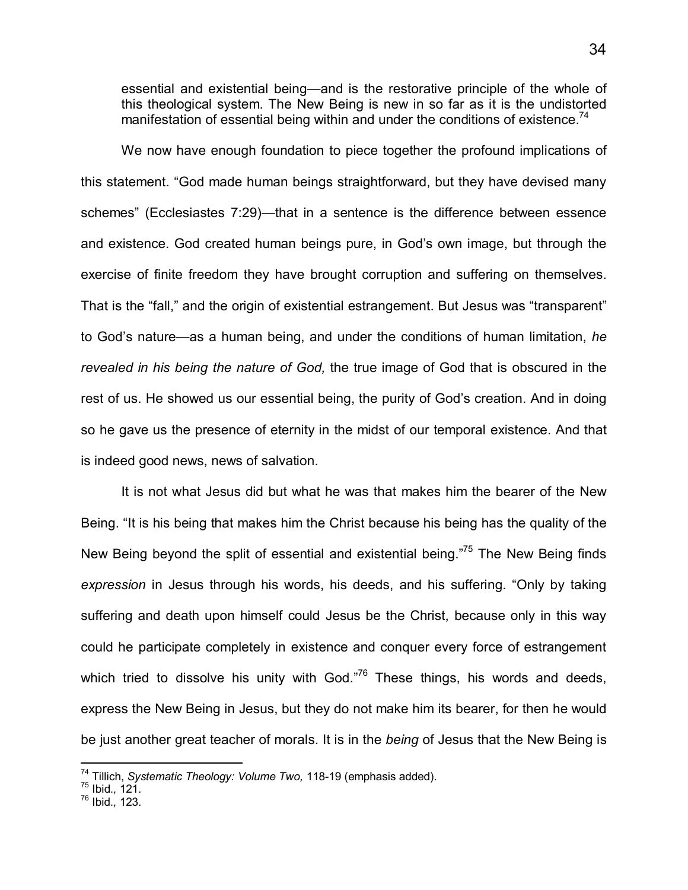> essential and existential being—and is the restorative principle of the whole of this theological system. The New Being is new in so far as it is the undistorted manifestation of essential being within and under the conditions of existence.[74]

We now have enough foundation to piece together the profound implications of this statement. "God made human beings straightforward, but they have devised many schemes" (Ecclesiastes 7:29)—that in a sentence is the difference between essence and existence. God created human beings pure, in God's own image, but through the exercise of finite freedom they have brought corruption and suffering on themselves. That is the "fall," and the origin of existential estrangement. But Jesus was "transparent" to God's nature—as a human being, and under the conditions of human limitation, *he revealed in his being the nature of God,* the true image of God that is obscured in the rest of us. He showed us our essential being, the purity of God's creation. And in doing so he gave us the presence of eternity in the midst of our temporal existence. And that is indeed good news, news of salvation.

It is not what Jesus did but what he was that makes him the bearer of the New Being. "It is his being that makes him the Christ because his being has the quality of the New Being beyond the split of essential and existential being."[75] The New Being finds *expression* in Jesus through his words, his deeds, and his suffering. "Only by taking suffering and death upon himself could Jesus be the Christ, because only in this way could he participate completely in existence and conquer every force of estrangement which tried to dissolve his unity with God."[76] These things, his words and deeds, express the New Being in Jesus, but they do not make him its bearer, for then he would be just another great teacher of morals. It is in the *being* of Jesus that the New Being is

---

[74] Tillich, *Systematic Theology: Volume Two,* 118-19 (emphasis added).

[75] Ibid., 121.

[76] Ibid., 123.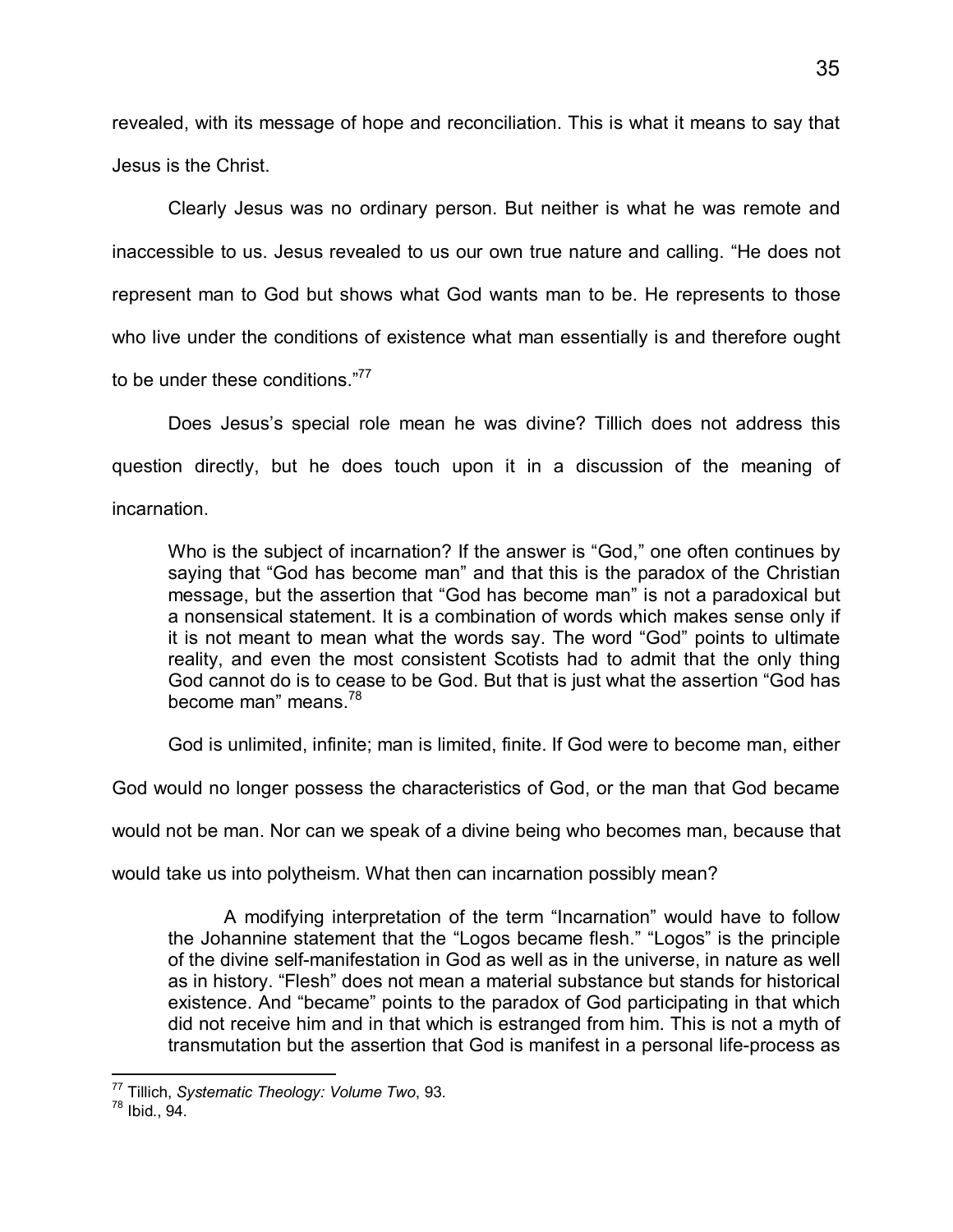revealed, with its message of hope and reconciliation. This is what it means to say that Jesus is the Christ.

Clearly Jesus was no ordinary person. But neither is what he was remote and inaccessible to us. Jesus revealed to us our own true nature and calling. "He does not represent man to God but shows what God wants man to be. He represents to those who live under the conditions of existence what man essentially is and therefore ought to be under these conditions."[77]

Does Jesus's special role mean he was divine? Tillich does not address this question directly, but he does touch upon it in a discussion of the meaning of incarnation.

> Who is the subject of incarnation? If the answer is "God," one often continues by saying that "God has become man" and that this is the paradox of the Christian message, but the assertion that "God has become man" is not a paradoxical but a nonsensical statement. It is a combination of words which makes sense only if it is not meant to mean what the words say. The word "God" points to ultimate reality, and even the most consistent Scotists had to admit that the only thing God cannot do is to cease to be God. But that is just what the assertion "God has become man" means.[78]

God is unlimited, infinite; man is limited, finite. If God were to become man, either God would no longer possess the characteristics of God, or the man that God became would not be man. Nor can we speak of a divine being who becomes man, because that would take us into polytheism. What then can incarnation possibly mean?

> A modifying interpretation of the term "Incarnation" would have to follow the Johannine statement that the "Logos became flesh." "Logos" is the principle of the divine self-manifestation in God as well as in the universe, in nature as well as in history. "Flesh" does not mean a material substance but stands for historical existence. And "became" points to the paradox of God participating in that which did not receive him and in that which is estranged from him. This is not a myth of transmutation but the assertion that God is manifest in a personal life-process as

[77] Tillich, *Systematic Theology: Volume Two*, 93.

[78] Ibid., 94.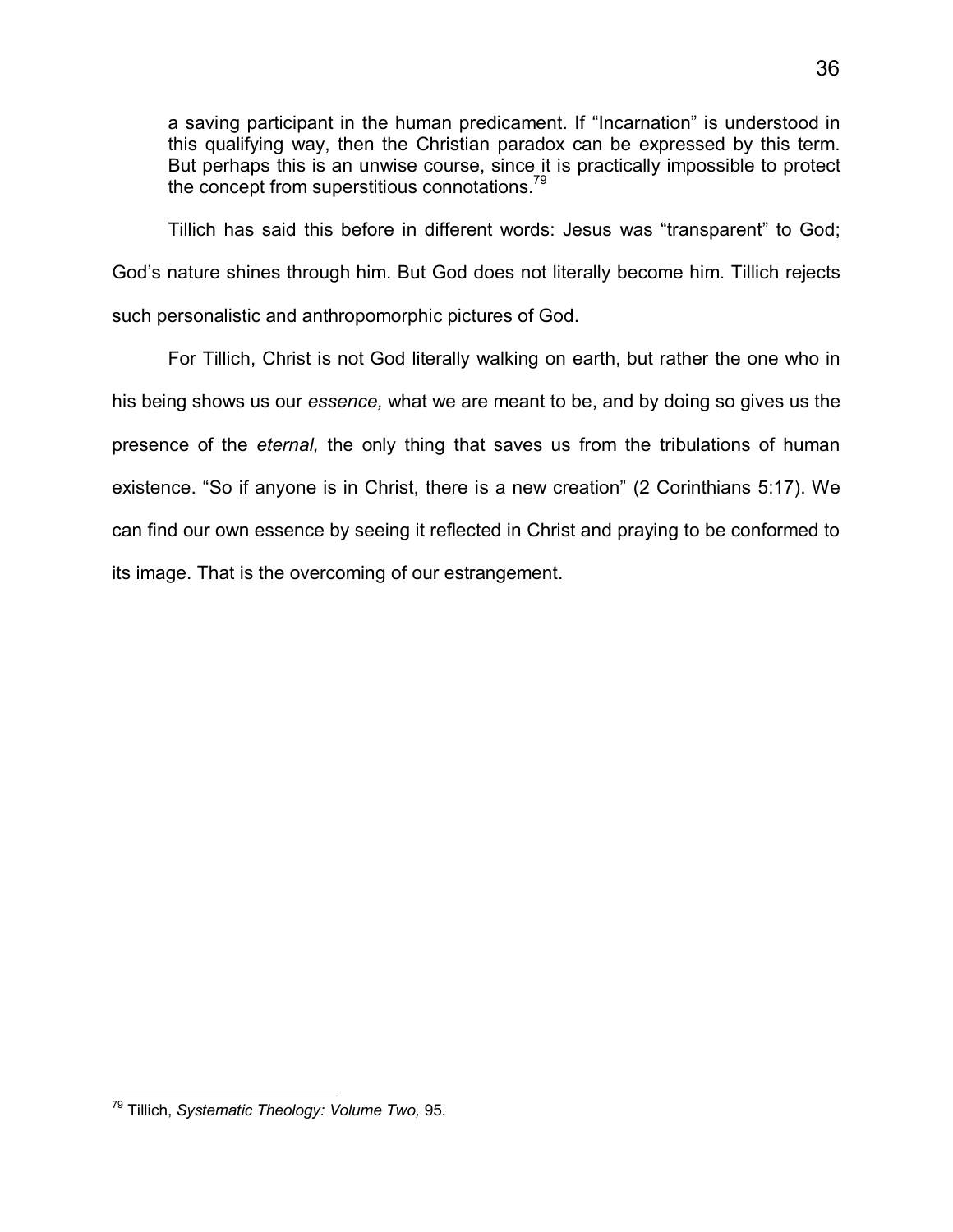> a saving participant in the human predicament. If "Incarnation" is understood in this qualifying way, then the Christian paradox can be expressed by this term. But perhaps this is an unwise course, since it is practically impossible to protect the concept from superstitious connotations.[79]

Tillich has said this before in different words: Jesus was "transparent" to God; God's nature shines through him. But God does not literally become him. Tillich rejects such personalistic and anthropomorphic pictures of God.

For Tillich, Christ is not God literally walking on earth, but rather the one who in his being shows us our *essence,* what we are meant to be, and by doing so gives us the presence of the *eternal,* the only thing that saves us from the tribulations of human existence. "So if anyone is in Christ, there is a new creation" (2 Corinthians 5:17). We can find our own essence by seeing it reflected in Christ and praying to be conformed to its image. That is the overcoming of our estrangement.

---

[79] Tillich, *Systematic Theology: Volume Two,* 95.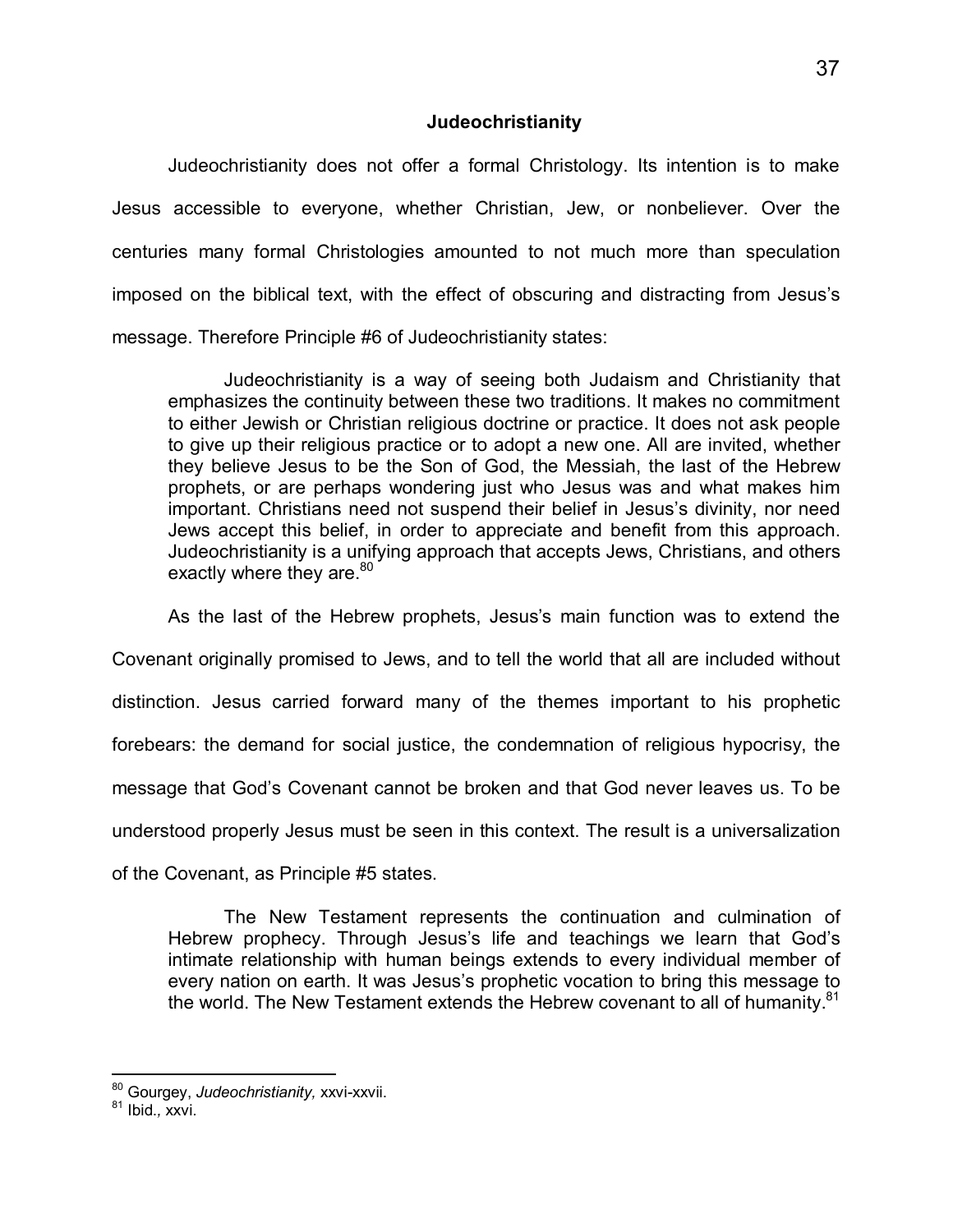## Judeochristianity

Judeochristianity does not offer a formal Christology. Its intention is to make Jesus accessible to everyone, whether Christian, Jew, or nonbeliever. Over the centuries many formal Christologies amounted to not much more than speculation imposed on the biblical text, with the effect of obscuring and distracting from Jesus's message. Therefore Principle #6 of Judeochristianity states:

> Judeochristianity is a way of seeing both Judaism and Christianity that emphasizes the continuity between these two traditions. It makes no commitment to either Jewish or Christian religious doctrine or practice. It does not ask people to give up their religious practice or to adopt a new one. All are invited, whether they believe Jesus to be the Son of God, the Messiah, the last of the Hebrew prophets, or are perhaps wondering just who Jesus was and what makes him important. Christians need not suspend their belief in Jesus's divinity, nor need Jews accept this belief, in order to appreciate and benefit from this approach. Judeochristianity is a unifying approach that accepts Jews, Christians, and others exactly where they are.[80]

As the last of the Hebrew prophets, Jesus's main function was to extend the Covenant originally promised to Jews, and to tell the world that all are included without distinction. Jesus carried forward many of the themes important to his prophetic forebears: the demand for social justice, the condemnation of religious hypocrisy, the message that God's Covenant cannot be broken and that God never leaves us. To be understood properly Jesus must be seen in this context. The result is a universalization of the Covenant, as Principle #5 states.

> The New Testament represents the continuation and culmination of Hebrew prophecy. Through Jesus's life and teachings we learn that God's intimate relationship with human beings extends to every individual member of every nation on earth. It was Jesus's prophetic vocation to bring this message to the world. The New Testament extends the Hebrew covenant to all of humanity.[81]

---

[80] Gourgey, *Judeochristianity,* xxvi-xxvii.

[81] Ibid., xxvi.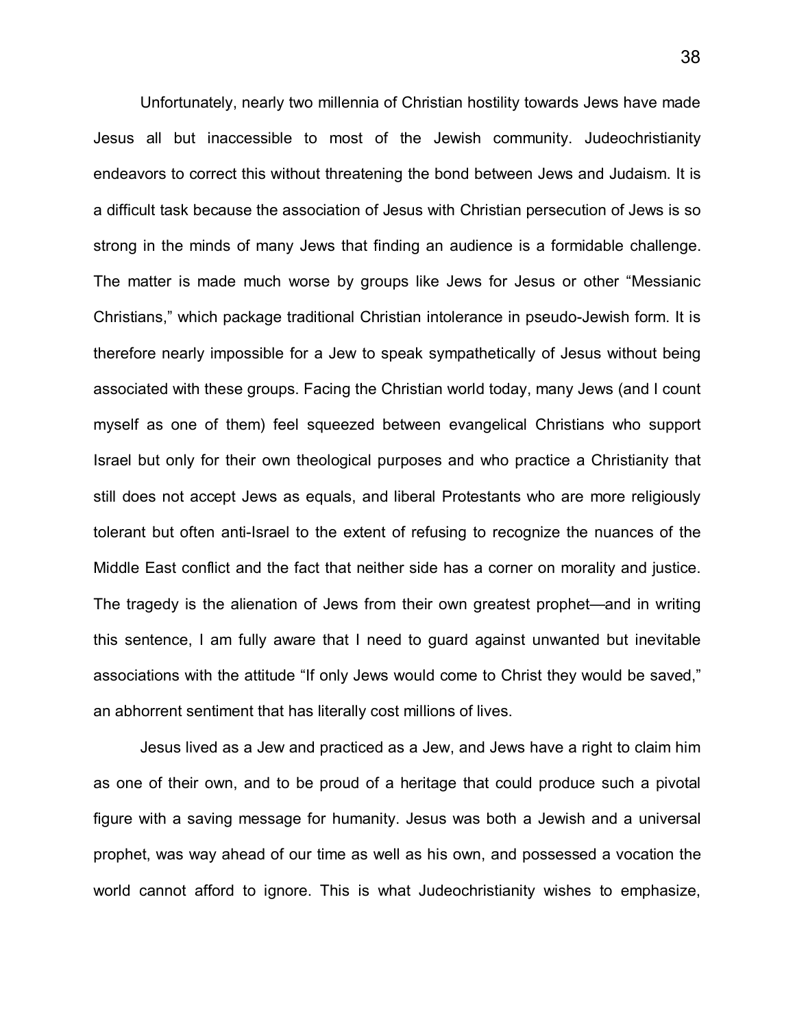Unfortunately, nearly two millennia of Christian hostility towards Jews have made Jesus all but inaccessible to most of the Jewish community. Judeochristianity endeavors to correct this without threatening the bond between Jews and Judaism. It is a difficult task because the association of Jesus with Christian persecution of Jews is so strong in the minds of many Jews that finding an audience is a formidable challenge. The matter is made much worse by groups like Jews for Jesus or other "Messianic Christians," which package traditional Christian intolerance in pseudo-Jewish form. It is therefore nearly impossible for a Jew to speak sympathetically of Jesus without being associated with these groups. Facing the Christian world today, many Jews (and I count myself as one of them) feel squeezed between evangelical Christians who support Israel but only for their own theological purposes and who practice a Christianity that still does not accept Jews as equals, and liberal Protestants who are more religiously tolerant but often anti-Israel to the extent of refusing to recognize the nuances of the Middle East conflict and the fact that neither side has a corner on morality and justice. The tragedy is the alienation of Jews from their own greatest prophet—and in writing this sentence, I am fully aware that I need to guard against unwanted but inevitable associations with the attitude "If only Jews would come to Christ they would be saved," an abhorrent sentiment that has literally cost millions of lives.

Jesus lived as a Jew and practiced as a Jew, and Jews have a right to claim him as one of their own, and to be proud of a heritage that could produce such a pivotal figure with a saving message for humanity. Jesus was both a Jewish and a universal prophet, was way ahead of our time as well as his own, and possessed a vocation the world cannot afford to ignore. This is what Judeochristianity wishes to emphasize,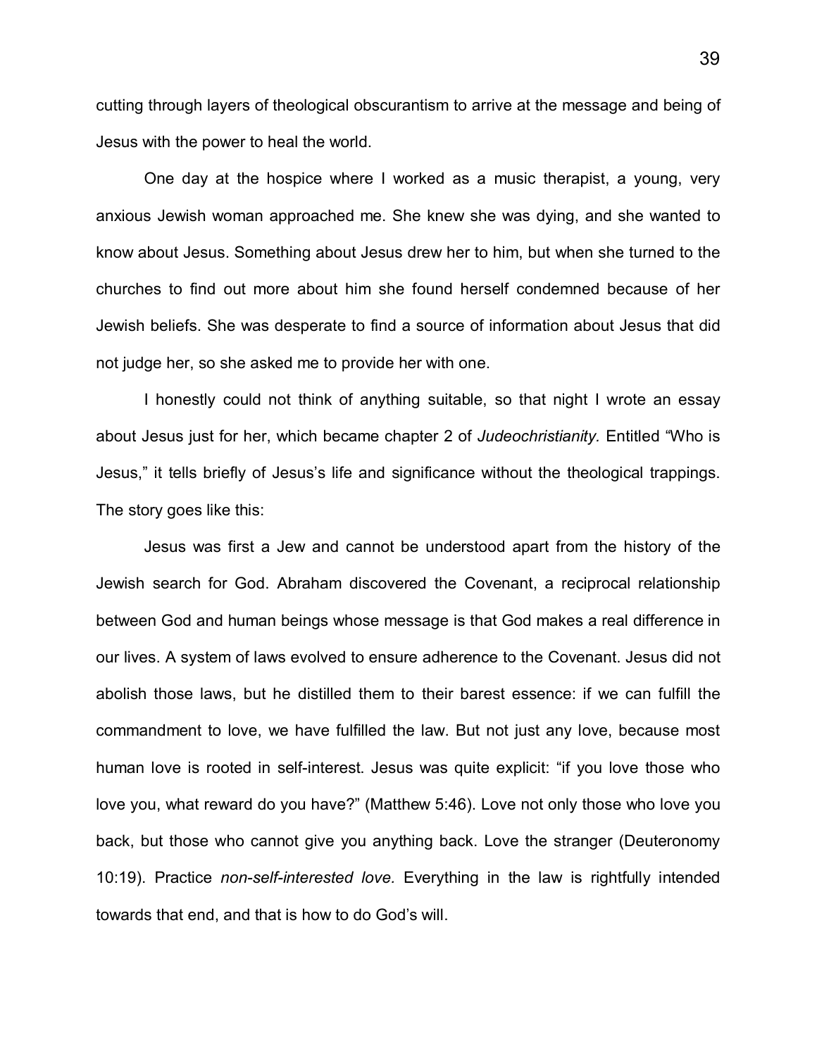cutting through layers of theological obscurantism to arrive at the message and being of Jesus with the power to heal the world.

One day at the hospice where I worked as a music therapist, a young, very anxious Jewish woman approached me. She knew she was dying, and she wanted to know about Jesus. Something about Jesus drew her to him, but when she turned to the churches to find out more about him she found herself condemned because of her Jewish beliefs. She was desperate to find a source of information about Jesus that did not judge her, so she asked me to provide her with one.

I honestly could not think of anything suitable, so that night I wrote an essay about Jesus just for her, which became chapter 2 of *Judeochristianity.* Entitled "Who is Jesus," it tells briefly of Jesus's life and significance without the theological trappings. The story goes like this:

Jesus was first a Jew and cannot be understood apart from the history of the Jewish search for God. Abraham discovered the Covenant, a reciprocal relationship between God and human beings whose message is that God makes a real difference in our lives. A system of laws evolved to ensure adherence to the Covenant. Jesus did not abolish those laws, but he distilled them to their barest essence: if we can fulfill the commandment to love, we have fulfilled the law. But not just any love, because most human love is rooted in self-interest. Jesus was quite explicit: "if you love those who love you, what reward do you have?" (Matthew 5:46). Love not only those who love you back, but those who cannot give you anything back. Love the stranger (Deuteronomy 10:19). Practice *non-self-interested love.* Everything in the law is rightfully intended towards that end, and that is how to do God's will.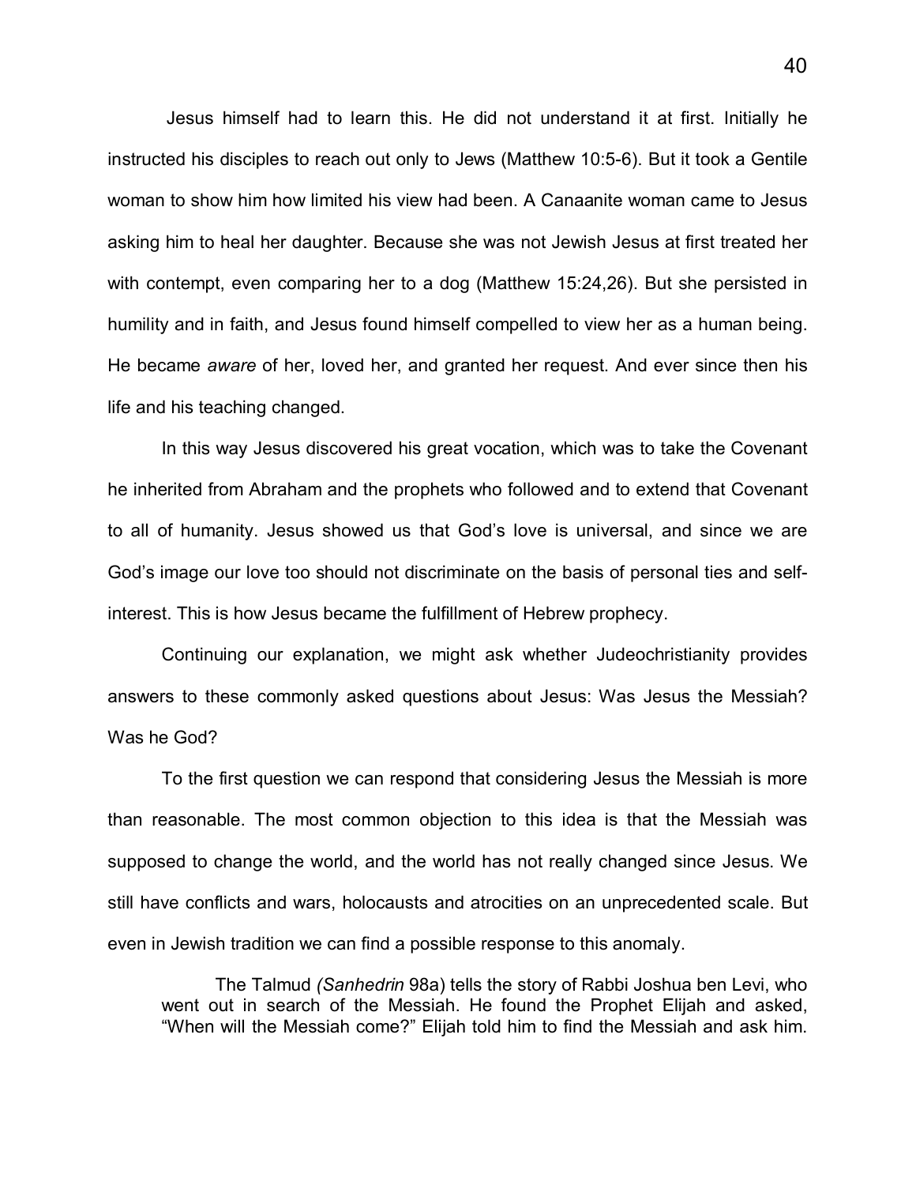Jesus himself had to learn this. He did not understand it at first. Initially he instructed his disciples to reach out only to Jews (Matthew 10:5-6). But it took a Gentile woman to show him how limited his view had been. A Canaanite woman came to Jesus asking him to heal her daughter. Because she was not Jewish Jesus at first treated her with contempt, even comparing her to a dog (Matthew 15:24,26). But she persisted in humility and in faith, and Jesus found himself compelled to view her as a human being. He became *aware* of her, loved her, and granted her request. And ever since then his life and his teaching changed.

In this way Jesus discovered his great vocation, which was to take the Covenant he inherited from Abraham and the prophets who followed and to extend that Covenant to all of humanity. Jesus showed us that God's love is universal, and since we are God's image our love too should not discriminate on the basis of personal ties and self-interest. This is how Jesus became the fulfillment of Hebrew prophecy.

Continuing our explanation, we might ask whether Judeochristianity provides answers to these commonly asked questions about Jesus: Was Jesus the Messiah? Was he God?

To the first question we can respond that considering Jesus the Messiah is more than reasonable. The most common objection to this idea is that the Messiah was supposed to change the world, and the world has not really changed since Jesus. We still have conflicts and wars, holocausts and atrocities on an unprecedented scale. But even in Jewish tradition we can find a possible response to this anomaly.

> The Talmud *(Sanhedrin* 98a) tells the story of Rabbi Joshua ben Levi, who went out in search of the Messiah. He found the Prophet Elijah and asked, "When will the Messiah come?" Elijah told him to find the Messiah and ask him.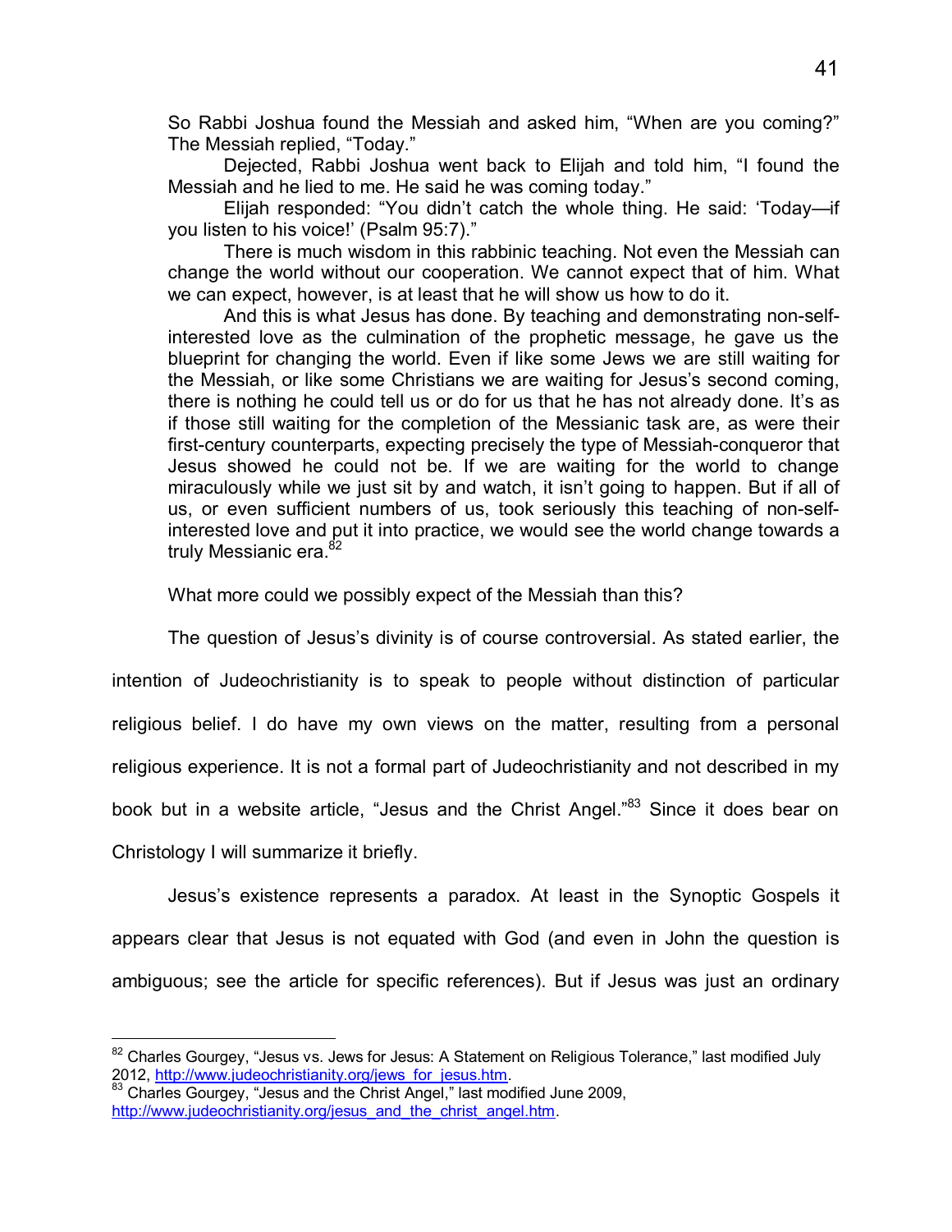So Rabbi Joshua found the Messiah and asked him, "When are you coming?" The Messiah replied, "Today."

Dejected, Rabbi Joshua went back to Elijah and told him, "I found the Messiah and he lied to me. He said he was coming today."

Elijah responded: "You didn't catch the whole thing. He said: 'Today—if you listen to his voice!' (Psalm 95:7)."

There is much wisdom in this rabbinic teaching. Not even the Messiah can change the world without our cooperation. We cannot expect that of him. What we can expect, however, is at least that he will show us how to do it.

And this is what Jesus has done. By teaching and demonstrating non-self-interested love as the culmination of the prophetic message, he gave us the blueprint for changing the world. Even if like some Jews we are still waiting for the Messiah, or like some Christians we are waiting for Jesus's second coming, there is nothing he could tell us or do for us that he has not already done. It's as if those still waiting for the completion of the Messianic task are, as were their first-century counterparts, expecting precisely the type of Messiah-conqueror that Jesus showed he could not be. If we are waiting for the world to change miraculously while we just sit by and watch, it isn't going to happen. But if all of us, or even sufficient numbers of us, took seriously this teaching of non-self-interested love and put it into practice, we would see the world change towards a truly Messianic era.[82]

What more could we possibly expect of the Messiah than this?

The question of Jesus's divinity is of course controversial. As stated earlier, the intention of Judeochristianity is to speak to people without distinction of particular religious belief. I do have my own views on the matter, resulting from a personal religious experience. It is not a formal part of Judeochristianity and not described in my book but in a website article, "Jesus and the Christ Angel."[83] Since it does bear on Christology I will summarize it briefly.

Jesus's existence represents a paradox. At least in the Synoptic Gospels it appears clear that Jesus is not equated with God (and even in John the question is ambiguous; see the article for specific references). But if Jesus was just an ordinary

---

[82] Charles Gourgey, "Jesus vs. Jews for Jesus: A Statement on Religious Tolerance," last modified July 2012, http://www.judeochristianity.org/jews_for_jesus.htm.

[83] Charles Gourgey, "Jesus and the Christ Angel," last modified June 2009, http://www.judeochristianity.org/jesus_and_the_christ_angel.htm.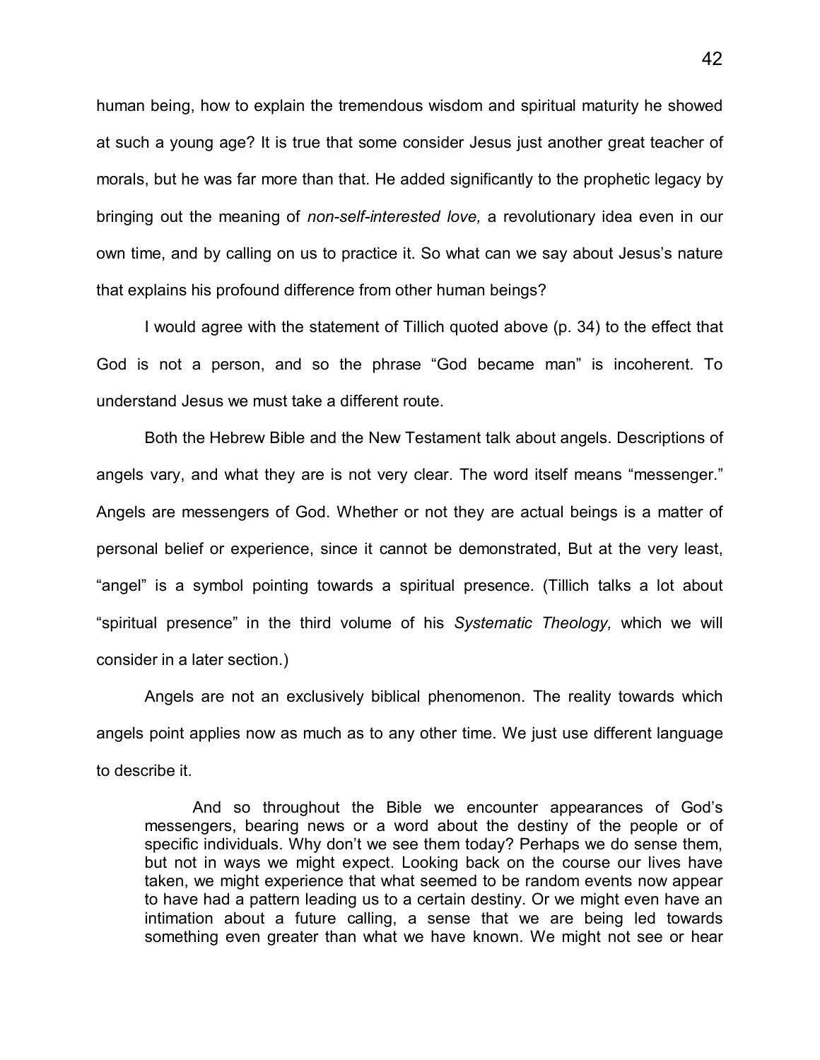human being, how to explain the tremendous wisdom and spiritual maturity he showed at such a young age? It is true that some consider Jesus just another great teacher of morals, but he was far more than that. He added significantly to the prophetic legacy by bringing out the meaning of *non-self-interested love,* a revolutionary idea even in our own time, and by calling on us to practice it. So what can we say about Jesus's nature that explains his profound difference from other human beings?

I would agree with the statement of Tillich quoted above (p. 34) to the effect that God is not a person, and so the phrase "God became man" is incoherent. To understand Jesus we must take a different route.

Both the Hebrew Bible and the New Testament talk about angels. Descriptions of angels vary, and what they are is not very clear. The word itself means "messenger." Angels are messengers of God. Whether or not they are actual beings is a matter of personal belief or experience, since it cannot be demonstrated, But at the very least, "angel" is a symbol pointing towards a spiritual presence. (Tillich talks a lot about "spiritual presence" in the third volume of his *Systematic Theology,* which we will consider in a later section.)

Angels are not an exclusively biblical phenomenon. The reality towards which angels point applies now as much as to any other time. We just use different language to describe it.

> And so throughout the Bible we encounter appearances of God's messengers, bearing news or a word about the destiny of the people or of specific individuals. Why don't we see them today? Perhaps we do sense them, but not in ways we might expect. Looking back on the course our lives have taken, we might experience that what seemed to be random events now appear to have had a pattern leading us to a certain destiny. Or we might even have an intimation about a future calling, a sense that we are being led towards something even greater than what we have known. We might not see or hear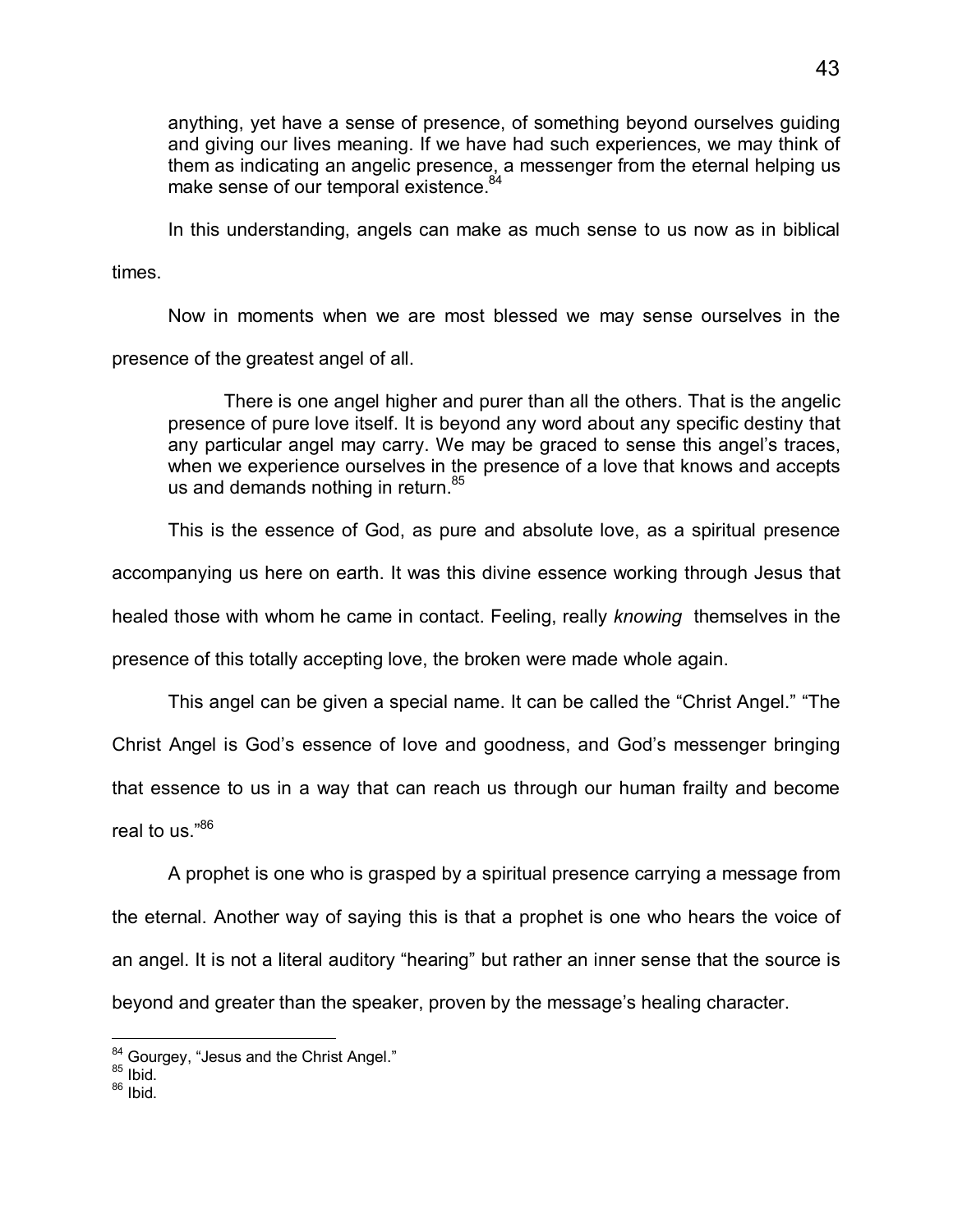> anything, yet have a sense of presence, of something beyond ourselves guiding and giving our lives meaning. If we have had such experiences, we may think of them as indicating an angelic presence, a messenger from the eternal helping us make sense of our temporal existence.[84]

In this understanding, angels can make as much sense to us now as in biblical times.

Now in moments when we are most blessed we may sense ourselves in the presence of the greatest angel of all.

> There is one angel higher and purer than all the others. That is the angelic presence of pure love itself. It is beyond any word about any specific destiny that any particular angel may carry. We may be graced to sense this angel's traces, when we experience ourselves in the presence of a love that knows and accepts us and demands nothing in return.[85]

This is the essence of God, as pure and absolute love, as a spiritual presence accompanying us here on earth. It was this divine essence working through Jesus that healed those with whom he came in contact. Feeling, really *knowing* themselves in the presence of this totally accepting love, the broken were made whole again.

This angel can be given a special name. It can be called the "Christ Angel." "The Christ Angel is God's essence of love and goodness, and God's messenger bringing that essence to us in a way that can reach us through our human frailty and become real to us."[86]

A prophet is one who is grasped by a spiritual presence carrying a message from the eternal. Another way of saying this is that a prophet is one who hears the voice of an angel. It is not a literal auditory "hearing" but rather an inner sense that the source is beyond and greater than the speaker, proven by the message's healing character.

---

[84] Gourgey, "Jesus and the Christ Angel."
[85] Ibid.
[86] Ibid.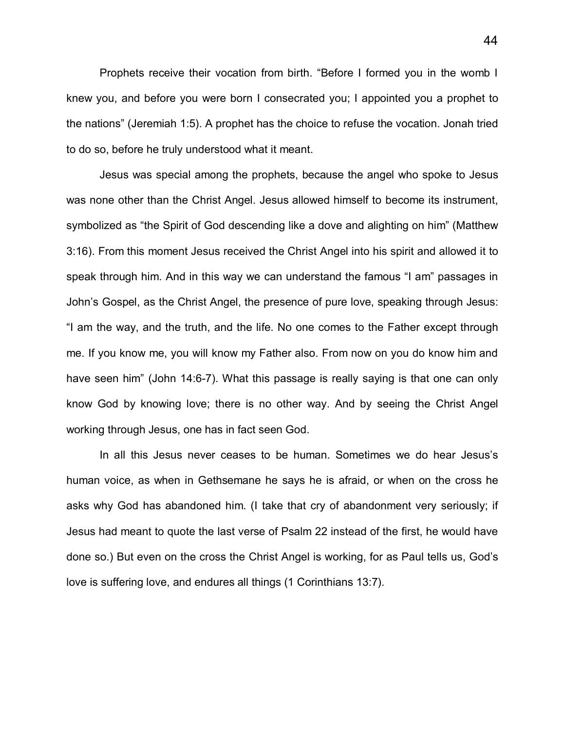Prophets receive their vocation from birth. “Before I formed you in the womb I knew you, and before you were born I consecrated you; I appointed you a prophet to the nations” (Jeremiah 1:5). A prophet has the choice to refuse the vocation. Jonah tried to do so, before he truly understood what it meant.

Jesus was special among the prophets, because the angel who spoke to Jesus was none other than the Christ Angel. Jesus allowed himself to become its instrument, symbolized as “the Spirit of God descending like a dove and alighting on him” (Matthew 3:16). From this moment Jesus received the Christ Angel into his spirit and allowed it to speak through him. And in this way we can understand the famous “I am” passages in John’s Gospel, as the Christ Angel, the presence of pure love, speaking through Jesus: “I am the way, and the truth, and the life. No one comes to the Father except through me. If you know me, you will know my Father also. From now on you do know him and have seen him” (John 14:6-7). What this passage is really saying is that one can only know God by knowing love; there is no other way. And by seeing the Christ Angel working through Jesus, one has in fact seen God.

In all this Jesus never ceases to be human. Sometimes we do hear Jesus’s human voice, as when in Gethsemane he says he is afraid, or when on the cross he asks why God has abandoned him. (I take that cry of abandonment very seriously; if Jesus had meant to quote the last verse of Psalm 22 instead of the first, he would have done so.) But even on the cross the Christ Angel is working, for as Paul tells us, God’s love is suffering love, and endures all things (1 Corinthians 13:7).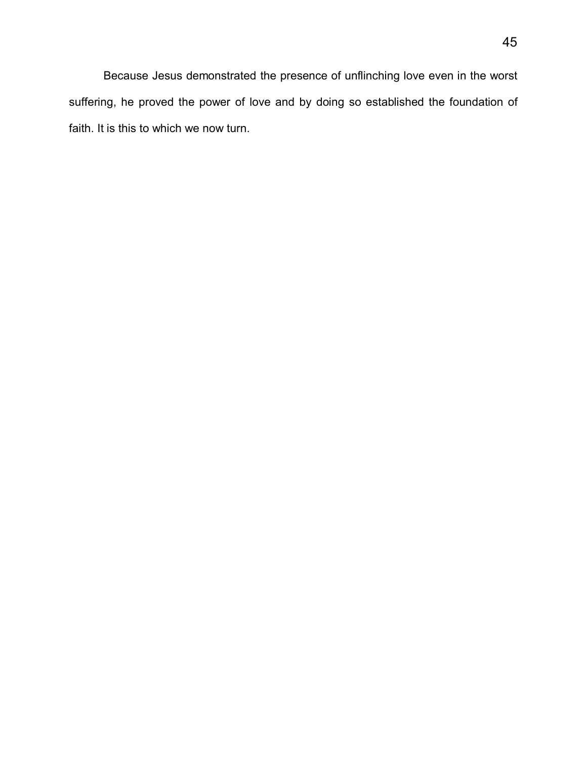Because Jesus demonstrated the presence of unflinching love even in the worst suffering, he proved the power of love and by doing so established the foundation of faith. It is this to which we now turn.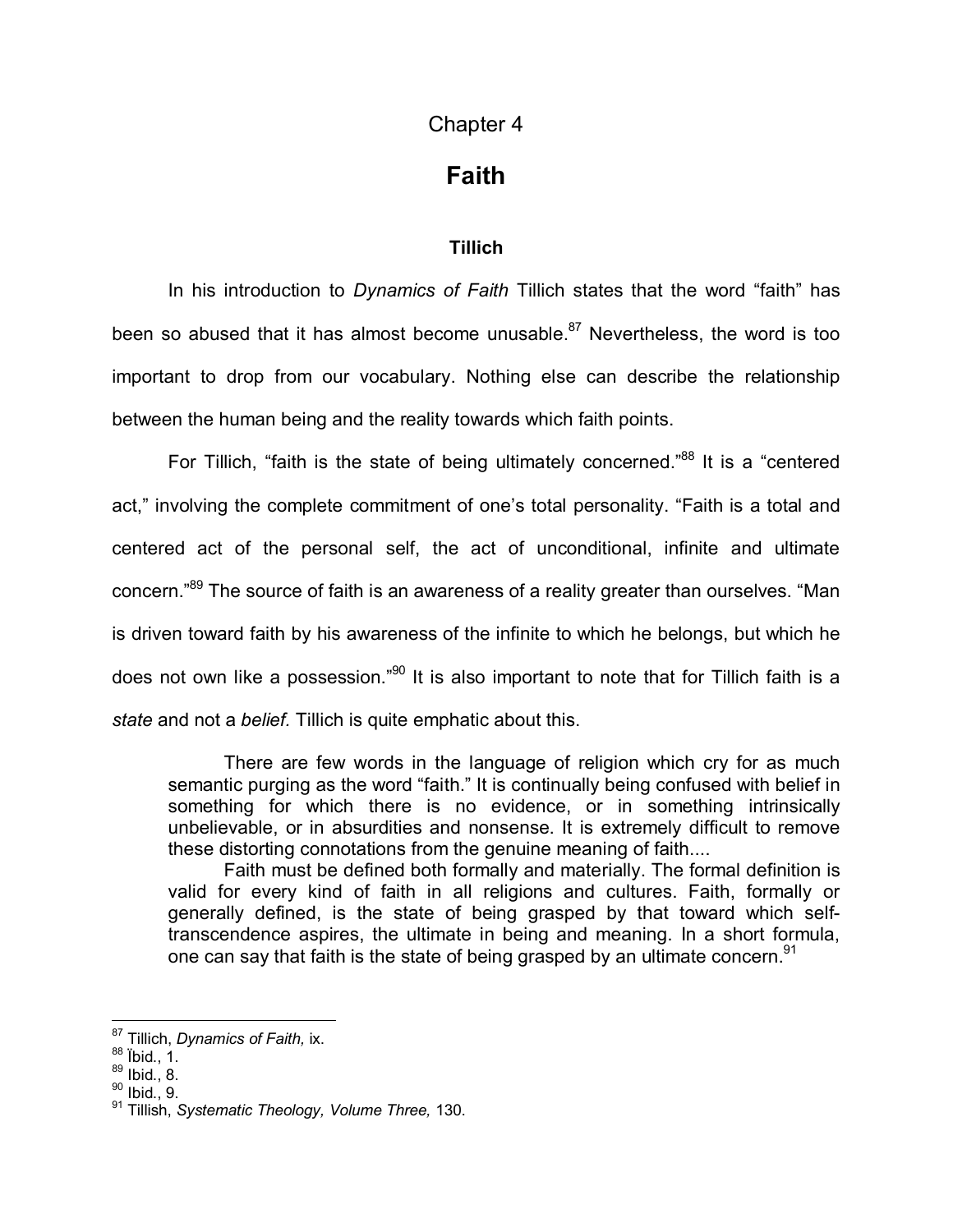# Chapter 4

# Faith

### Tillich

In his introduction to *Dynamics of Faith* Tillich states that the word "faith" has been so abused that it has almost become unusable.[87] Nevertheless, the word is too important to drop from our vocabulary. Nothing else can describe the relationship between the human being and the reality towards which faith points.

For Tillich, "faith is the state of being ultimately concerned."[88] It is a "centered act," involving the complete commitment of one's total personality. "Faith is a total and centered act of the personal self, the act of unconditional, infinite and ultimate concern."[89] The source of faith is an awareness of a reality greater than ourselves. "Man is driven toward faith by his awareness of the infinite to which he belongs, but which he does not own like a possession."[90] It is also important to note that for Tillich faith is a *state* and not a *belief.* Tillich is quite emphatic about this.

> There are few words in the language of religion which cry for as much semantic purging as the word "faith." It is continually being confused with belief in something for which there is no evidence, or in something intrinsically unbelievable, or in absurdities and nonsense. It is extremely difficult to remove these distorting connotations from the genuine meaning of faith....
>
> Faith must be defined both formally and materially. The formal definition is valid for every kind of faith in all religions and cultures. Faith, formally or generally defined, is the state of being grasped by that toward which self-transcendence aspires, the ultimate in being and meaning. In a short formula, one can say that faith is the state of being grasped by an ultimate concern.[91]

---

[87] Tillich, *Dynamics of Faith,* ix.
[88] Ibid., 1.
[89] Ibid., 8.
[90] Ibid., 9.
[91] Tillish, *Systematic Theology, Volume Three,* 130.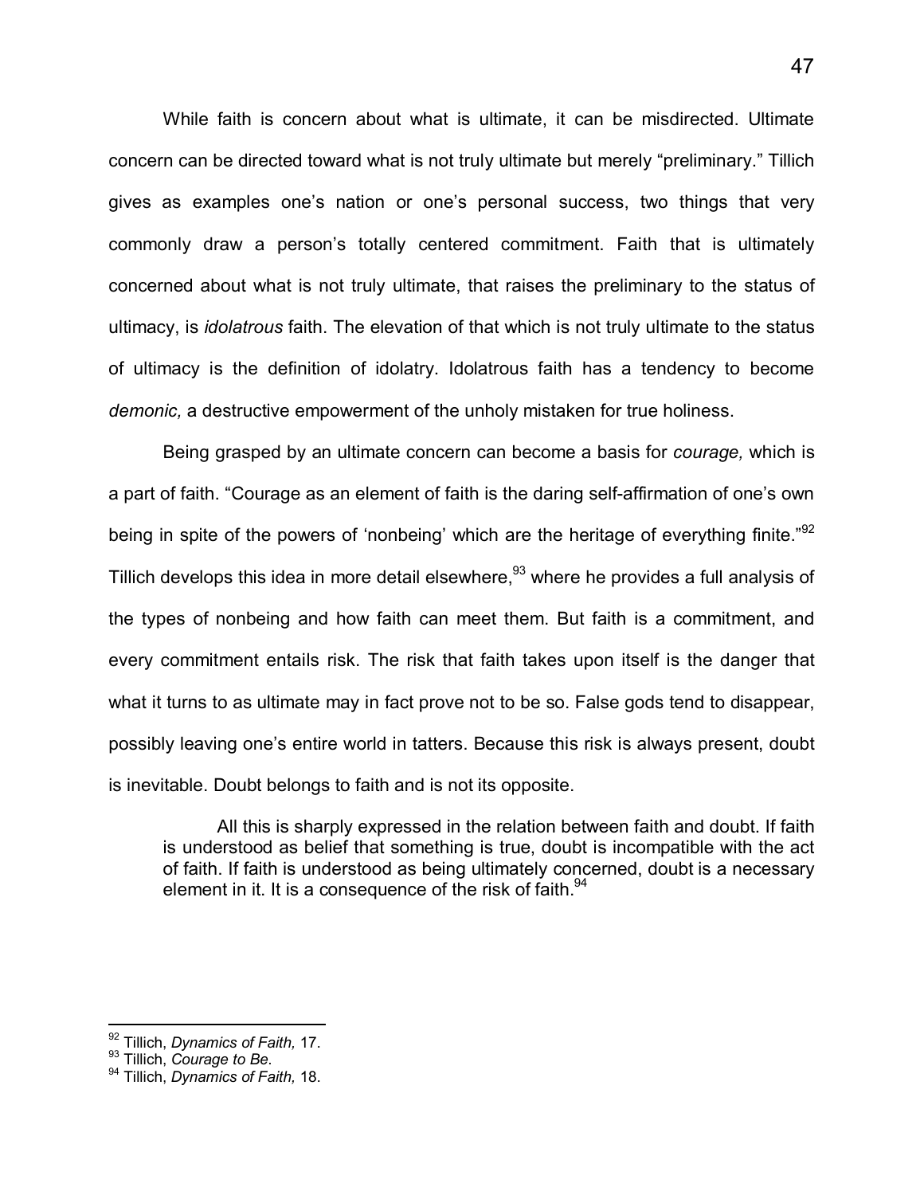While faith is concern about what is ultimate, it can be misdirected. Ultimate concern can be directed toward what is not truly ultimate but merely "preliminary." Tillich gives as examples one's nation or one's personal success, two things that very commonly draw a person's totally centered commitment. Faith that is ultimately concerned about what is not truly ultimate, that raises the preliminary to the status of ultimacy, is *idolatrous* faith. The elevation of that which is not truly ultimate to the status of ultimacy is the definition of idolatry. Idolatrous faith has a tendency to become *demonic,* a destructive empowerment of the unholy mistaken for true holiness.

Being grasped by an ultimate concern can become a basis for *courage,* which is a part of faith. "Courage as an element of faith is the daring self-affirmation of one's own being in spite of the powers of 'nonbeing' which are the heritage of everything finite."[92] Tillich develops this idea in more detail elsewhere,[93] where he provides a full analysis of the types of nonbeing and how faith can meet them. But faith is a commitment, and every commitment entails risk. The risk that faith takes upon itself is the danger that what it turns to as ultimate may in fact prove not to be so. False gods tend to disappear, possibly leaving one's entire world in tatters. Because this risk is always present, doubt is inevitable. Doubt belongs to faith and is not its opposite.

> All this is sharply expressed in the relation between faith and doubt. If faith is understood as belief that something is true, doubt is incompatible with the act of faith. If faith is understood as being ultimately concerned, doubt is a necessary element in it. It is a consequence of the risk of faith.[94]

---

[92] Tillich, *Dynamics of Faith,* 17.

[93] Tillich, *Courage to Be*.

[94] Tillich, *Dynamics of Faith,* 18.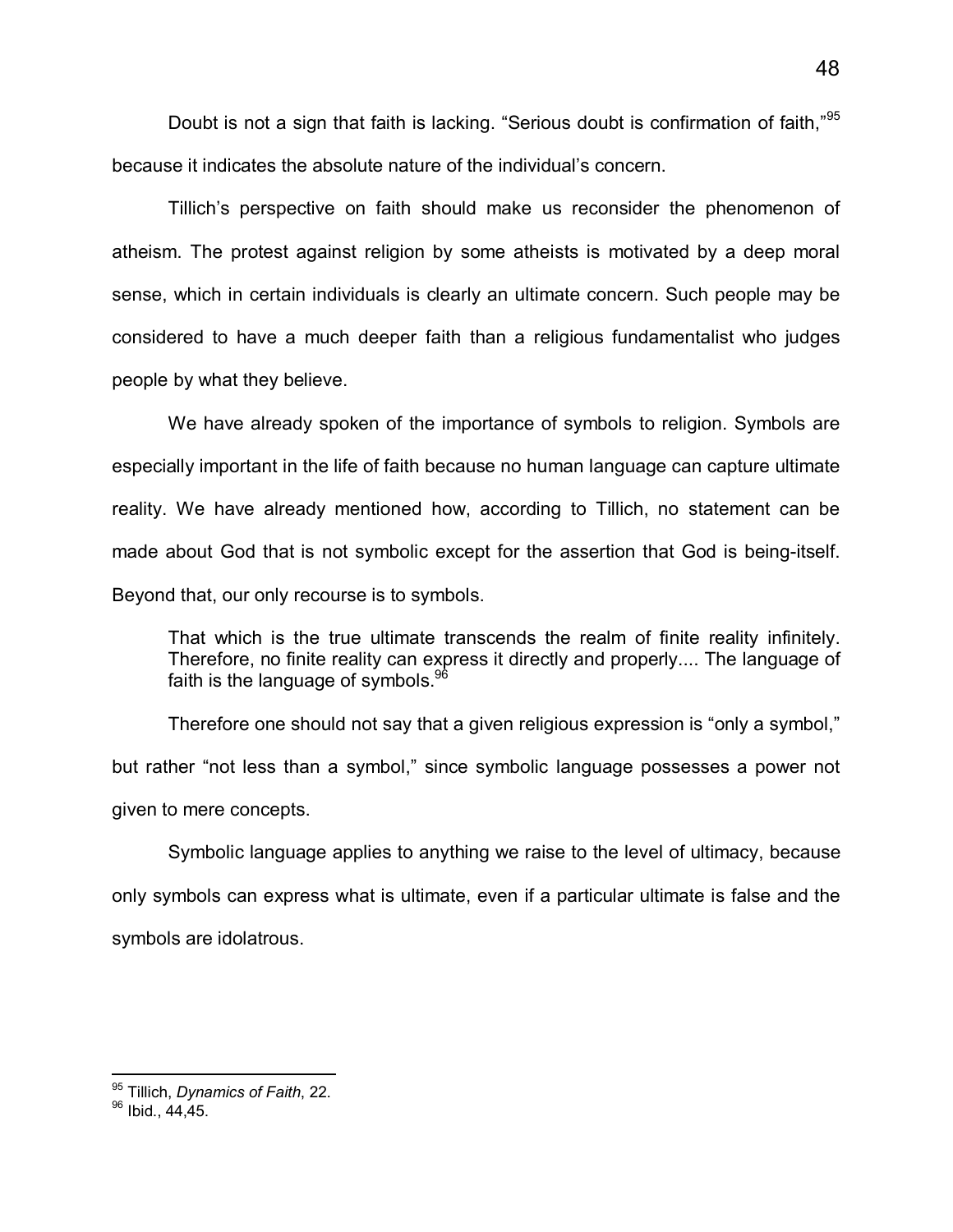Doubt is not a sign that faith is lacking. “Serious doubt is confirmation of faith,”[95] because it indicates the absolute nature of the individual’s concern.

Tillich’s perspective on faith should make us reconsider the phenomenon of atheism. The protest against religion by some atheists is motivated by a deep moral sense, which in certain individuals is clearly an ultimate concern. Such people may be considered to have a much deeper faith than a religious fundamentalist who judges people by what they believe.

We have already spoken of the importance of symbols to religion. Symbols are especially important in the life of faith because no human language can capture ultimate reality. We have already mentioned how, according to Tillich, no statement can be made about God that is not symbolic except for the assertion that God is being-itself. Beyond that, our only recourse is to symbols.

> That which is the true ultimate transcends the realm of finite reality infinitely. Therefore, no finite reality can express it directly and properly.... The language of faith is the language of symbols.[96]

Therefore one should not say that a given religious expression is “only a symbol,” but rather “not less than a symbol,” since symbolic language possesses a power not given to mere concepts.

Symbolic language applies to anything we raise to the level of ultimacy, because only symbols can express what is ultimate, even if a particular ultimate is false and the symbols are idolatrous.

---

[95] Tillich, *Dynamics of Faith*, 22.

[96] Ibid., 44,45.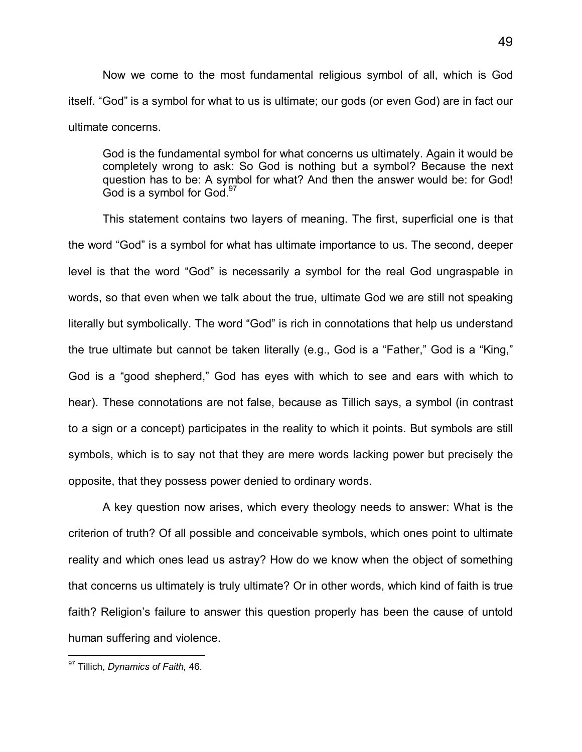Now we come to the most fundamental religious symbol of all, which is God itself. "God" is a symbol for what to us is ultimate; our gods (or even God) are in fact our ultimate concerns.

> God is the fundamental symbol for what concerns us ultimately. Again it would be completely wrong to ask: So God is nothing but a symbol? Because the next question has to be: A symbol for what? And then the answer would be: for God! God is a symbol for God.[97]

This statement contains two layers of meaning. The first, superficial one is that the word "God" is a symbol for what has ultimate importance to us. The second, deeper level is that the word "God" is necessarily a symbol for the real God ungraspable in words, so that even when we talk about the true, ultimate God we are still not speaking literally but symbolically. The word "God" is rich in connotations that help us understand the true ultimate but cannot be taken literally (e.g., God is a "Father," God is a "King," God is a "good shepherd," God has eyes with which to see and ears with which to hear). These connotations are not false, because as Tillich says, a symbol (in contrast to a sign or a concept) participates in the reality to which it points. But symbols are still symbols, which is to say not that they are mere words lacking power but precisely the opposite, that they possess power denied to ordinary words.

A key question now arises, which every theology needs to answer: What is the criterion of truth? Of all possible and conceivable symbols, which ones point to ultimate reality and which ones lead us astray? How do we know when the object of something that concerns us ultimately is truly ultimate? Or in other words, which kind of faith is true faith? Religion's failure to answer this question properly has been the cause of untold human suffering and violence.

---

[97] Tillich, *Dynamics of Faith,* 46.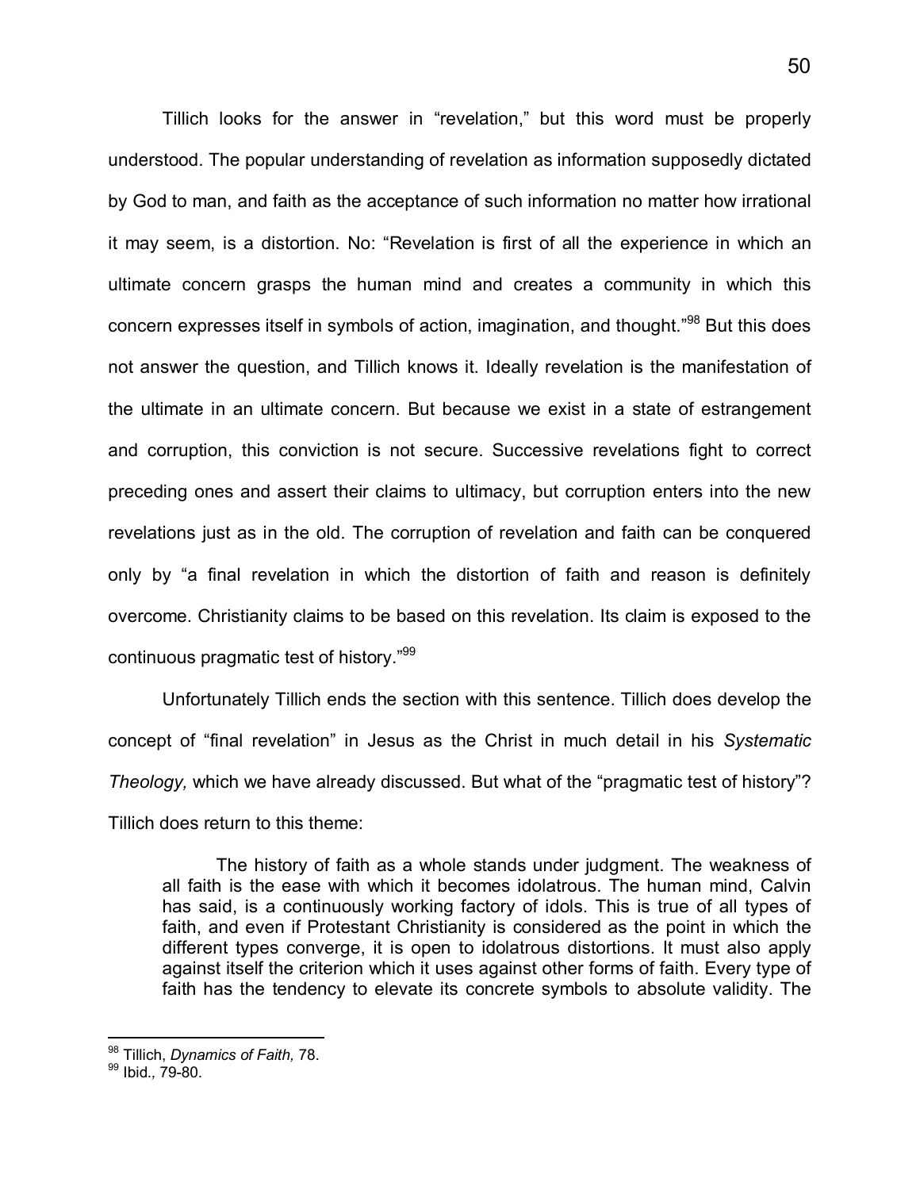Tillich looks for the answer in “revelation,” but this word must be properly understood. The popular understanding of revelation as information supposedly dictated by God to man, and faith as the acceptance of such information no matter how irrational it may seem, is a distortion. No: “Revelation is first of all the experience in which an ultimate concern grasps the human mind and creates a community in which this concern expresses itself in symbols of action, imagination, and thought.”[98] But this does not answer the question, and Tillich knows it. Ideally revelation is the manifestation of the ultimate in an ultimate concern. But because we exist in a state of estrangement and corruption, this conviction is not secure. Successive revelations fight to correct preceding ones and assert their claims to ultimacy, but corruption enters into the new revelations just as in the old. The corruption of revelation and faith can be conquered only by “a final revelation in which the distortion of faith and reason is definitely overcome. Christianity claims to be based on this revelation. Its claim is exposed to the continuous pragmatic test of history.”[99]

Unfortunately Tillich ends the section with this sentence. Tillich does develop the concept of “final revelation” in Jesus as the Christ in much detail in his *Systematic Theology,* which we have already discussed. But what of the “pragmatic test of history”? Tillich does return to this theme:

> The history of faith as a whole stands under judgment. The weakness of all faith is the ease with which it becomes idolatrous. The human mind, Calvin has said, is a continuously working factory of idols. This is true of all types of faith, and even if Protestant Christianity is considered as the point in which the different types converge, it is open to idolatrous distortions. It must also apply against itself the criterion which it uses against other forms of faith. Every type of faith has the tendency to elevate its concrete symbols to absolute validity. The

---

[98] Tillich, *Dynamics of Faith,* 78.

[99] Ibid.*,* 79-80.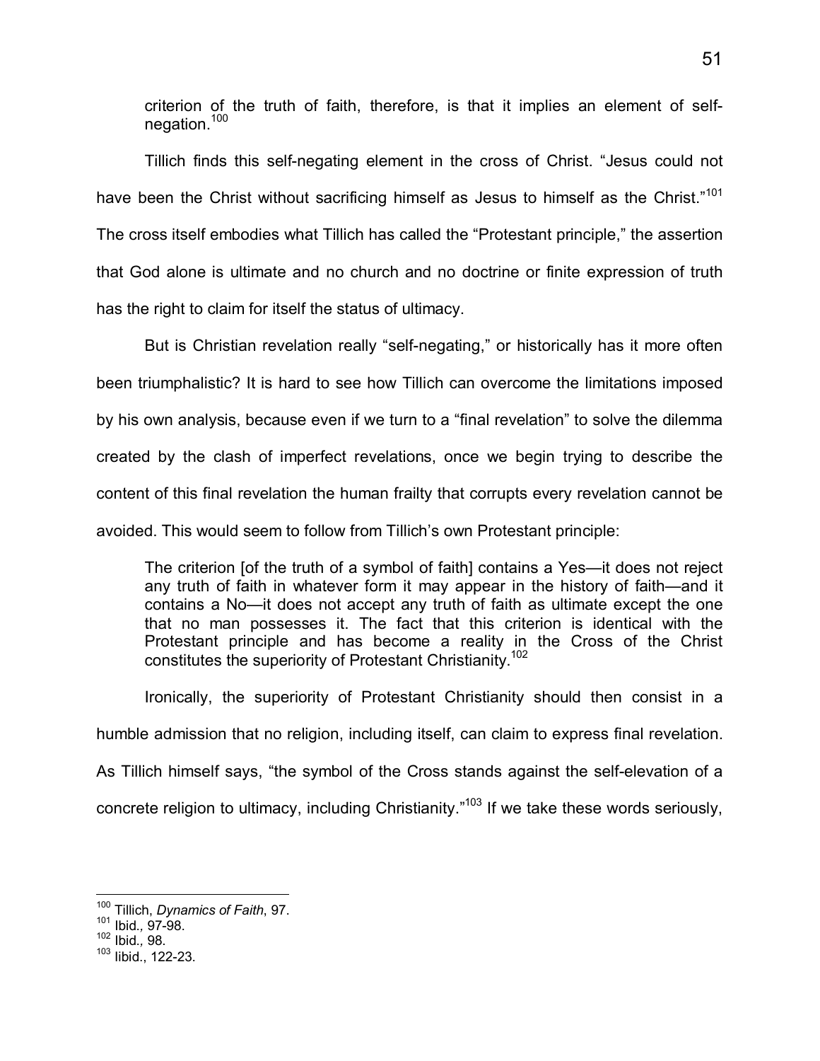criterion of the truth of faith, therefore, is that it implies an element of self-negation.[100]

Tillich finds this self-negating element in the cross of Christ. "Jesus could not have been the Christ without sacrificing himself as Jesus to himself as the Christ."[101] The cross itself embodies what Tillich has called the "Protestant principle," the assertion that God alone is ultimate and no church and no doctrine or finite expression of truth has the right to claim for itself the status of ultimacy.

But is Christian revelation really "self-negating," or historically has it more often been triumphalistic? It is hard to see how Tillich can overcome the limitations imposed by his own analysis, because even if we turn to a "final revelation" to solve the dilemma created by the clash of imperfect revelations, once we begin trying to describe the content of this final revelation the human frailty that corrupts every revelation cannot be avoided. This would seem to follow from Tillich's own Protestant principle:

> The criterion [of the truth of a symbol of faith] contains a Yes—it does not reject any truth of faith in whatever form it may appear in the history of faith—and it contains a No—it does not accept any truth of faith as ultimate except the one that no man possesses it. The fact that this criterion is identical with the Protestant principle and has become a reality in the Cross of the Christ constitutes the superiority of Protestant Christianity.[102]

Ironically, the superiority of Protestant Christianity should then consist in a humble admission that no religion, including itself, can claim to express final revelation. As Tillich himself says, "the symbol of the Cross stands against the self-elevation of a concrete religion to ultimacy, including Christianity."[103] If we take these words seriously,

---

[100] Tillich, *Dynamics of Faith*, 97.
[101] Ibid., 97-98.
[102] Ibid., 98.
[103] Iibid., 122-23.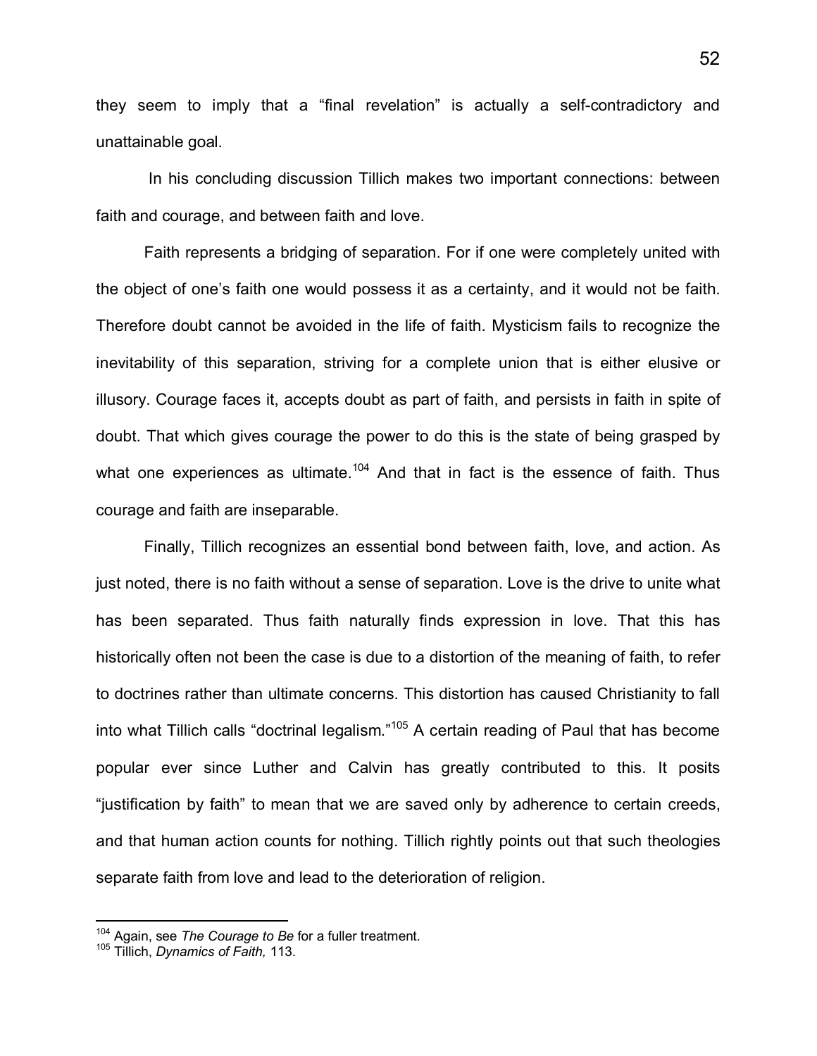they seem to imply that a "final revelation" is actually a self-contradictory and unattainable goal.

In his concluding discussion Tillich makes two important connections: between faith and courage, and between faith and love.

Faith represents a bridging of separation. For if one were completely united with the object of one's faith one would possess it as a certainty, and it would not be faith. Therefore doubt cannot be avoided in the life of faith. Mysticism fails to recognize the inevitability of this separation, striving for a complete union that is either elusive or illusory. Courage faces it, accepts doubt as part of faith, and persists in faith in spite of doubt. That which gives courage the power to do this is the state of being grasped by what one experiences as ultimate.[104] And that in fact is the essence of faith. Thus courage and faith are inseparable.

Finally, Tillich recognizes an essential bond between faith, love, and action. As just noted, there is no faith without a sense of separation. Love is the drive to unite what has been separated. Thus faith naturally finds expression in love. That this has historically often not been the case is due to a distortion of the meaning of faith, to refer to doctrines rather than ultimate concerns. This distortion has caused Christianity to fall into what Tillich calls "doctrinal legalism."[105] A certain reading of Paul that has become popular ever since Luther and Calvin has greatly contributed to this. It posits "justification by faith" to mean that we are saved only by adherence to certain creeds, and that human action counts for nothing. Tillich rightly points out that such theologies separate faith from love and lead to the deterioration of religion.

---

[104] Again, see *The Courage to Be* for a fuller treatment.

[105] Tillich, *Dynamics of Faith,* 113.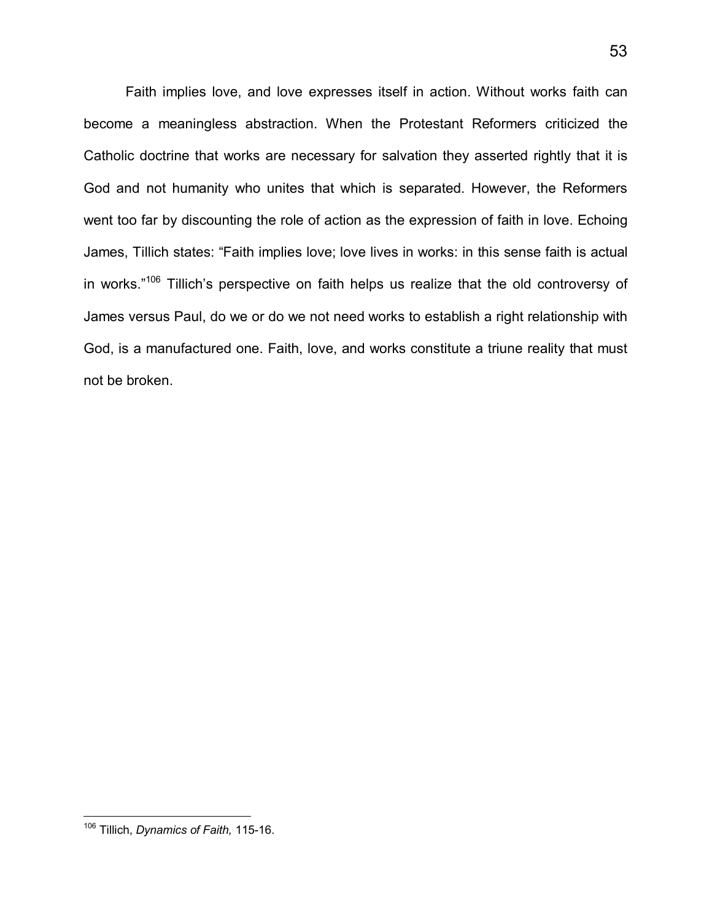Faith implies love, and love expresses itself in action. Without works faith can become a meaningless abstraction. When the Protestant Reformers criticized the Catholic doctrine that works are necessary for salvation they asserted rightly that it is God and not humanity who unites that which is separated. However, the Reformers went too far by discounting the role of action as the expression of faith in love. Echoing James, Tillich states: "Faith implies love; love lives in works: in this sense faith is actual in works."[106] Tillich's perspective on faith helps us realize that the old controversy of James versus Paul, do we or do we not need works to establish a right relationship with God, is a manufactured one. Faith, love, and works constitute a triune reality that must not be broken.

---

[106] Tillich, *Dynamics of Faith,* 115-16.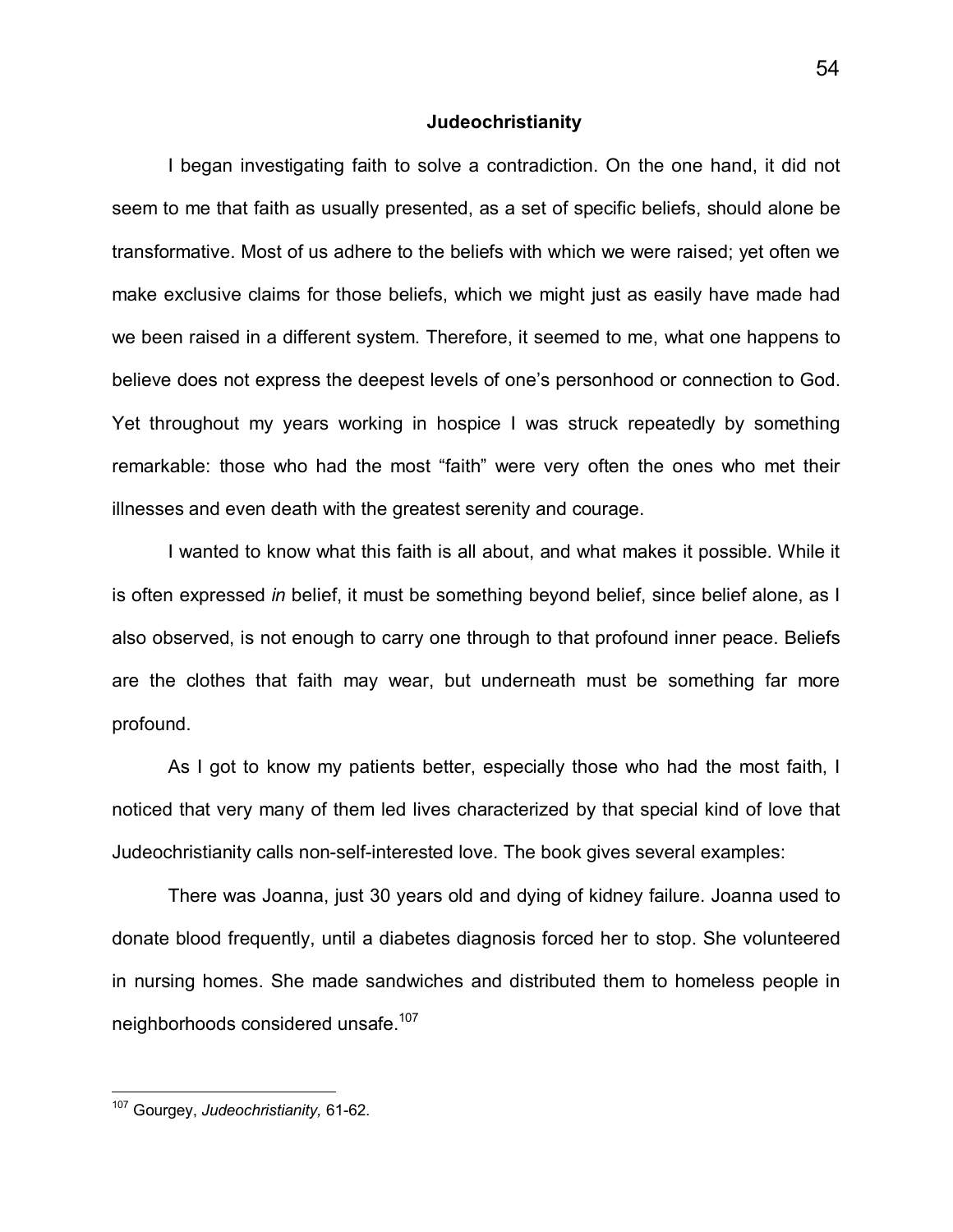## Judeochristianity

I began investigating faith to solve a contradiction. On the one hand, it did not seem to me that faith as usually presented, as a set of specific beliefs, should alone be transformative. Most of us adhere to the beliefs with which we were raised; yet often we make exclusive claims for those beliefs, which we might just as easily have made had we been raised in a different system. Therefore, it seemed to me, what one happens to believe does not express the deepest levels of one's personhood or connection to God. Yet throughout my years working in hospice I was struck repeatedly by something remarkable: those who had the most "faith" were very often the ones who met their illnesses and even death with the greatest serenity and courage.

I wanted to know what this faith is all about, and what makes it possible. While it is often expressed *in* belief, it must be something beyond belief, since belief alone, as I also observed, is not enough to carry one through to that profound inner peace. Beliefs are the clothes that faith may wear, but underneath must be something far more profound.

As I got to know my patients better, especially those who had the most faith, I noticed that very many of them led lives characterized by that special kind of love that Judeochristianity calls non-self-interested love. The book gives several examples:

There was Joanna, just 30 years old and dying of kidney failure. Joanna used to donate blood frequently, until a diabetes diagnosis forced her to stop. She volunteered in nursing homes. She made sandwiches and distributed them to homeless people in neighborhoods considered unsafe.[107]

---

[107] Gourgey, *Judeochristianity,* 61-62.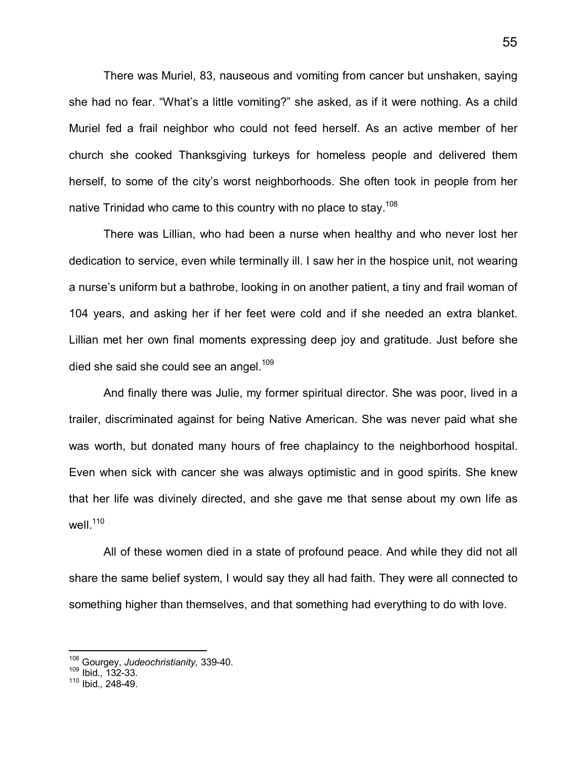There was Muriel, 83, nauseous and vomiting from cancer but unshaken, saying she had no fear. "What's a little vomiting?" she asked, as if it were nothing. As a child Muriel fed a frail neighbor who could not feed herself. As an active member of her church she cooked Thanksgiving turkeys for homeless people and delivered them herself, to some of the city's worst neighborhoods. She often took in people from her native Trinidad who came to this country with no place to stay.[108]

There was Lillian, who had been a nurse when healthy and who never lost her dedication to service, even while terminally ill. I saw her in the hospice unit, not wearing a nurse's uniform but a bathrobe, looking in on another patient, a tiny and frail woman of 104 years, and asking her if her feet were cold and if she needed an extra blanket. Lillian met her own final moments expressing deep joy and gratitude. Just before she died she said she could see an angel.[109]

And finally there was Julie, my former spiritual director. She was poor, lived in a trailer, discriminated against for being Native American. She was never paid what she was worth, but donated many hours of free chaplaincy to the neighborhood hospital. Even when sick with cancer she was always optimistic and in good spirits. She knew that her life was divinely directed, and she gave me that sense about my own life as well.[110]

All of these women died in a state of profound peace. And while they did not all share the same belief system, I would say they all had faith. They were all connected to something higher than themselves, and that something had everything to do with love.

---

[108] Gourgey, *Judeochristianity,* 339-40.
[109] Ibid., 132-33.
[110] Ibid., 248-49.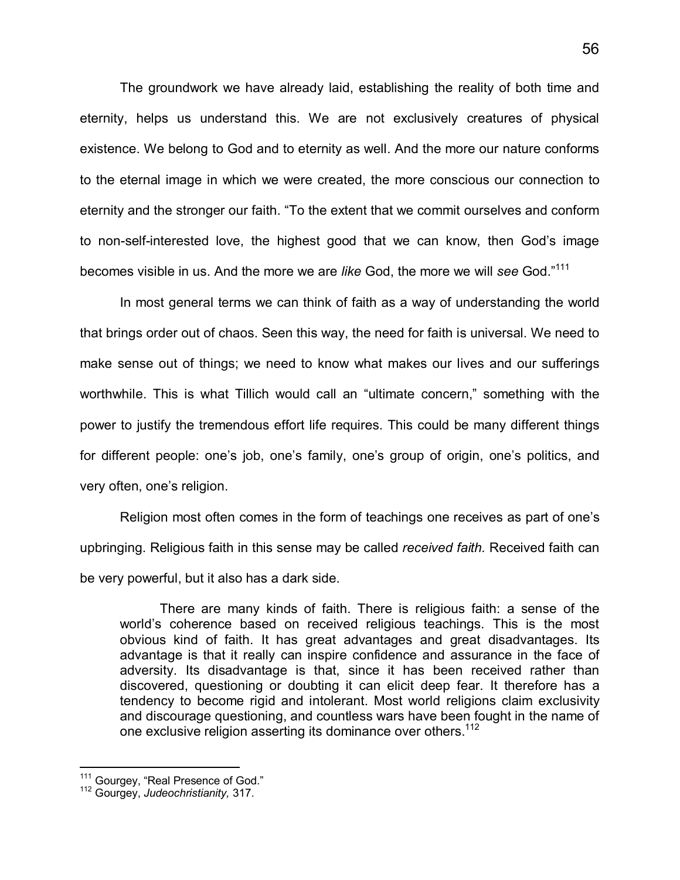The groundwork we have already laid, establishing the reality of both time and eternity, helps us understand this. We are not exclusively creatures of physical existence. We belong to God and to eternity as well. And the more our nature conforms to the eternal image in which we were created, the more conscious our connection to eternity and the stronger our faith. "To the extent that we commit ourselves and conform to non-self-interested love, the highest good that we can know, then God's image becomes visible in us. And the more we are *like* God, the more we will *see* God."[111]

In most general terms we can think of faith as a way of understanding the world that brings order out of chaos. Seen this way, the need for faith is universal. We need to make sense out of things; we need to know what makes our lives and our sufferings worthwhile. This is what Tillich would call an "ultimate concern," something with the power to justify the tremendous effort life requires. This could be many different things for different people: one's job, one's family, one's group of origin, one's politics, and very often, one's religion.

Religion most often comes in the form of teachings one receives as part of one's upbringing. Religious faith in this sense may be called *received faith.* Received faith can be very powerful, but it also has a dark side.

> There are many kinds of faith. There is religious faith: a sense of the world's coherence based on received religious teachings. This is the most obvious kind of faith. It has great advantages and great disadvantages. Its advantage is that it really can inspire confidence and assurance in the face of adversity. Its disadvantage is that, since it has been received rather than discovered, questioning or doubting it can elicit deep fear. It therefore has a tendency to become rigid and intolerant. Most world religions claim exclusivity and discourage questioning, and countless wars have been fought in the name of one exclusive religion asserting its dominance over others.[112]

---

[111] Gourgey, "Real Presence of God."

[112] Gourgey, *Judeochristianity,* 317.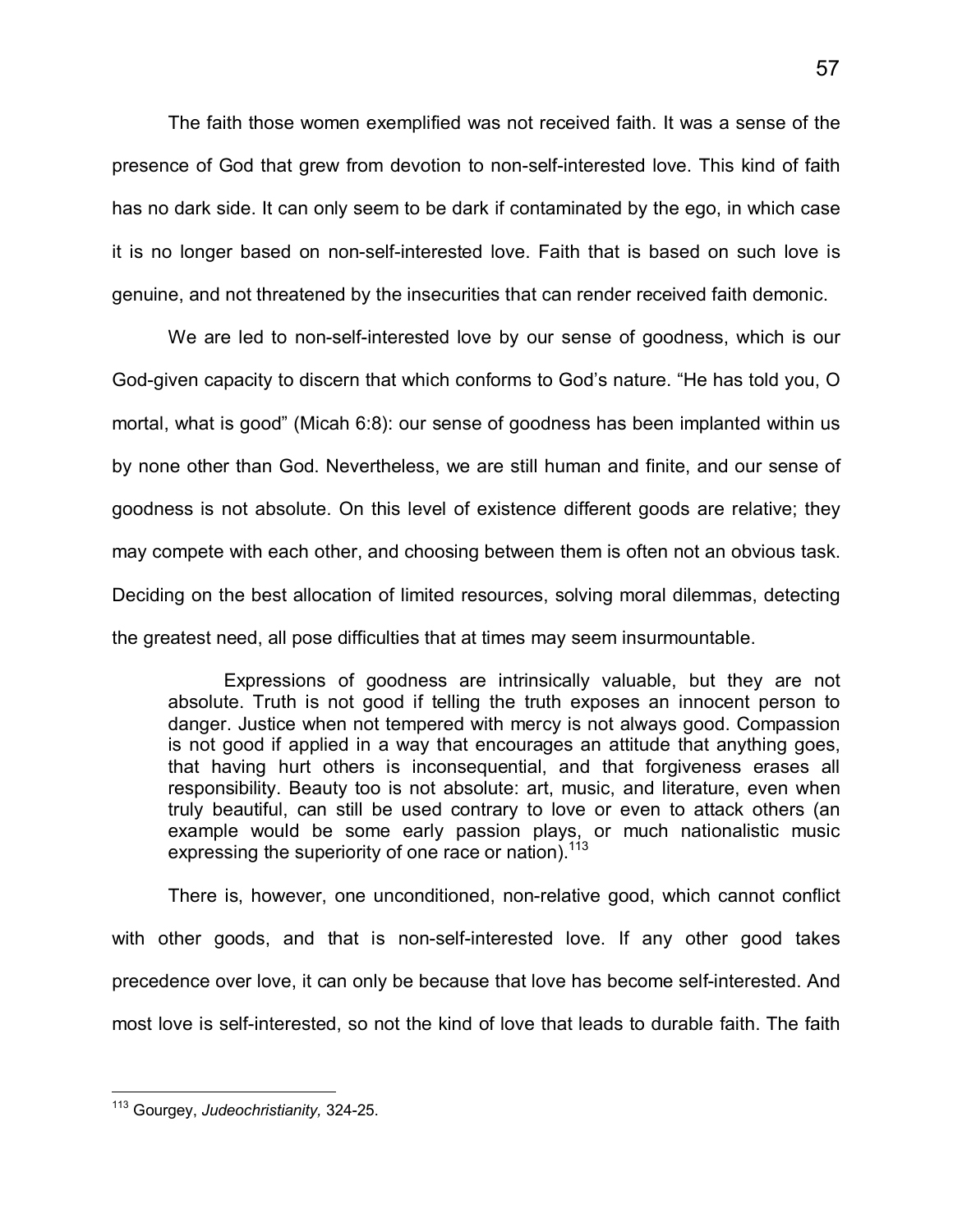The faith those women exemplified was not received faith. It was a sense of the presence of God that grew from devotion to non-self-interested love. This kind of faith has no dark side. It can only seem to be dark if contaminated by the ego, in which case it is no longer based on non-self-interested love. Faith that is based on such love is genuine, and not threatened by the insecurities that can render received faith demonic.

We are led to non-self-interested love by our sense of goodness, which is our God-given capacity to discern that which conforms to God's nature. "He has told you, O mortal, what is good" (Micah 6:8): our sense of goodness has been implanted within us by none other than God. Nevertheless, we are still human and finite, and our sense of goodness is not absolute. On this level of existence different goods are relative; they may compete with each other, and choosing between them is often not an obvious task. Deciding on the best allocation of limited resources, solving moral dilemmas, detecting the greatest need, all pose difficulties that at times may seem insurmountable.

> Expressions of goodness are intrinsically valuable, but they are not absolute. Truth is not good if telling the truth exposes an innocent person to danger. Justice when not tempered with mercy is not always good. Compassion is not good if applied in a way that encourages an attitude that anything goes, that having hurt others is inconsequential, and that forgiveness erases all responsibility. Beauty too is not absolute: art, music, and literature, even when truly beautiful, can still be used contrary to love or even to attack others (an example would be some early passion plays, or much nationalistic music expressing the superiority of one race or nation).[113]

There is, however, one unconditioned, non-relative good, which cannot conflict with other goods, and that is non-self-interested love. If any other good takes precedence over love, it can only be because that love has become self-interested. And most love is self-interested, so not the kind of love that leads to durable faith. The faith

---

[113] Gourgey, *Judeochristianity,* 324-25.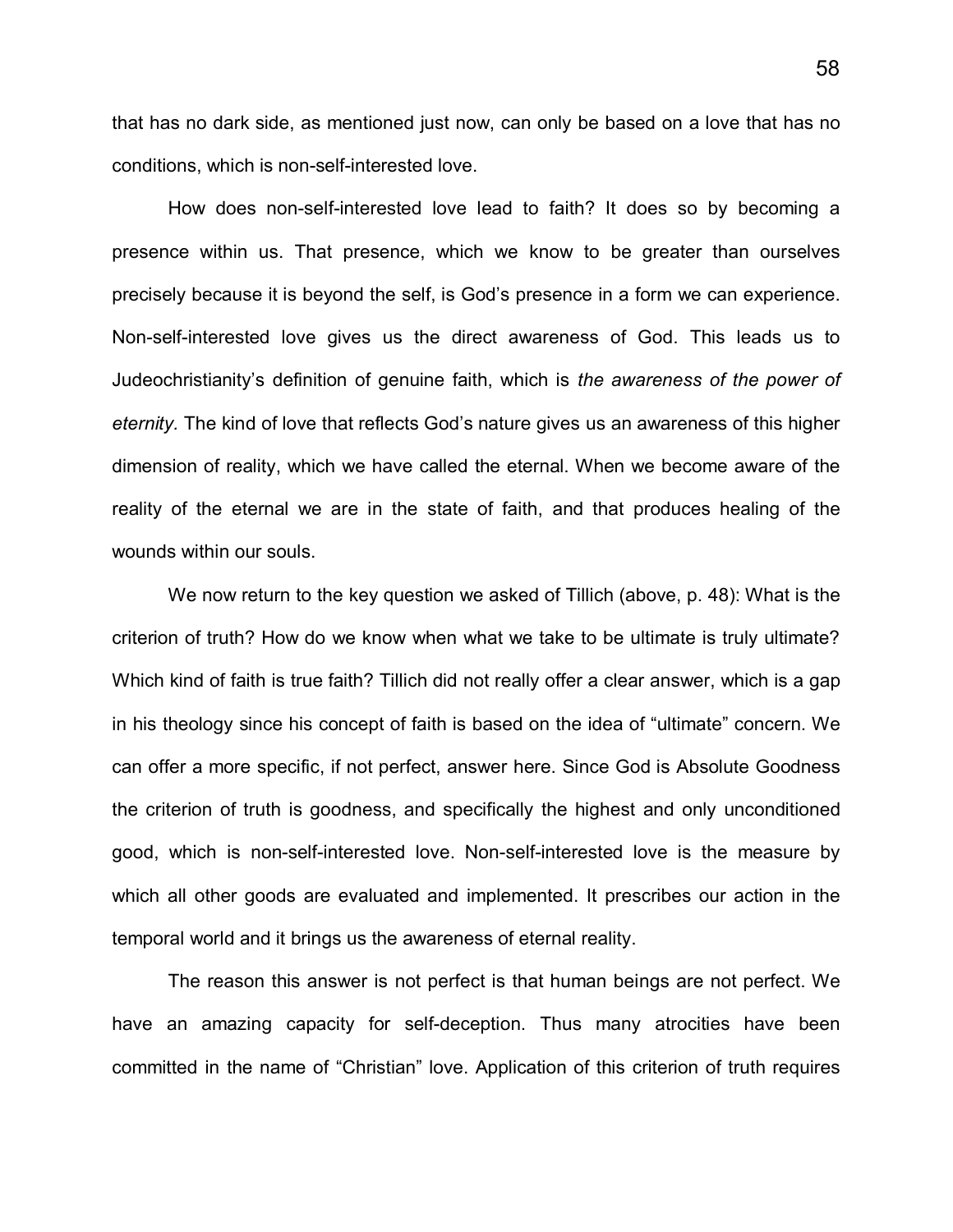that has no dark side, as mentioned just now, can only be based on a love that has no conditions, which is non-self-interested love.

How does non-self-interested love lead to faith? It does so by becoming a presence within us. That presence, which we know to be greater than ourselves precisely because it is beyond the self, is God's presence in a form we can experience. Non-self-interested love gives us the direct awareness of God. This leads us to Judeochristianity's definition of genuine faith, which is *the awareness of the power of eternity.* The kind of love that reflects God's nature gives us an awareness of this higher dimension of reality, which we have called the eternal. When we become aware of the reality of the eternal we are in the state of faith, and that produces healing of the wounds within our souls.

We now return to the key question we asked of Tillich (above, p. 48): What is the criterion of truth? How do we know when what we take to be ultimate is truly ultimate? Which kind of faith is true faith? Tillich did not really offer a clear answer, which is a gap in his theology since his concept of faith is based on the idea of "ultimate" concern. We can offer a more specific, if not perfect, answer here. Since God is Absolute Goodness the criterion of truth is goodness, and specifically the highest and only unconditioned good, which is non-self-interested love. Non-self-interested love is the measure by which all other goods are evaluated and implemented. It prescribes our action in the temporal world and it brings us the awareness of eternal reality.

The reason this answer is not perfect is that human beings are not perfect. We have an amazing capacity for self-deception. Thus many atrocities have been committed in the name of "Christian" love. Application of this criterion of truth requires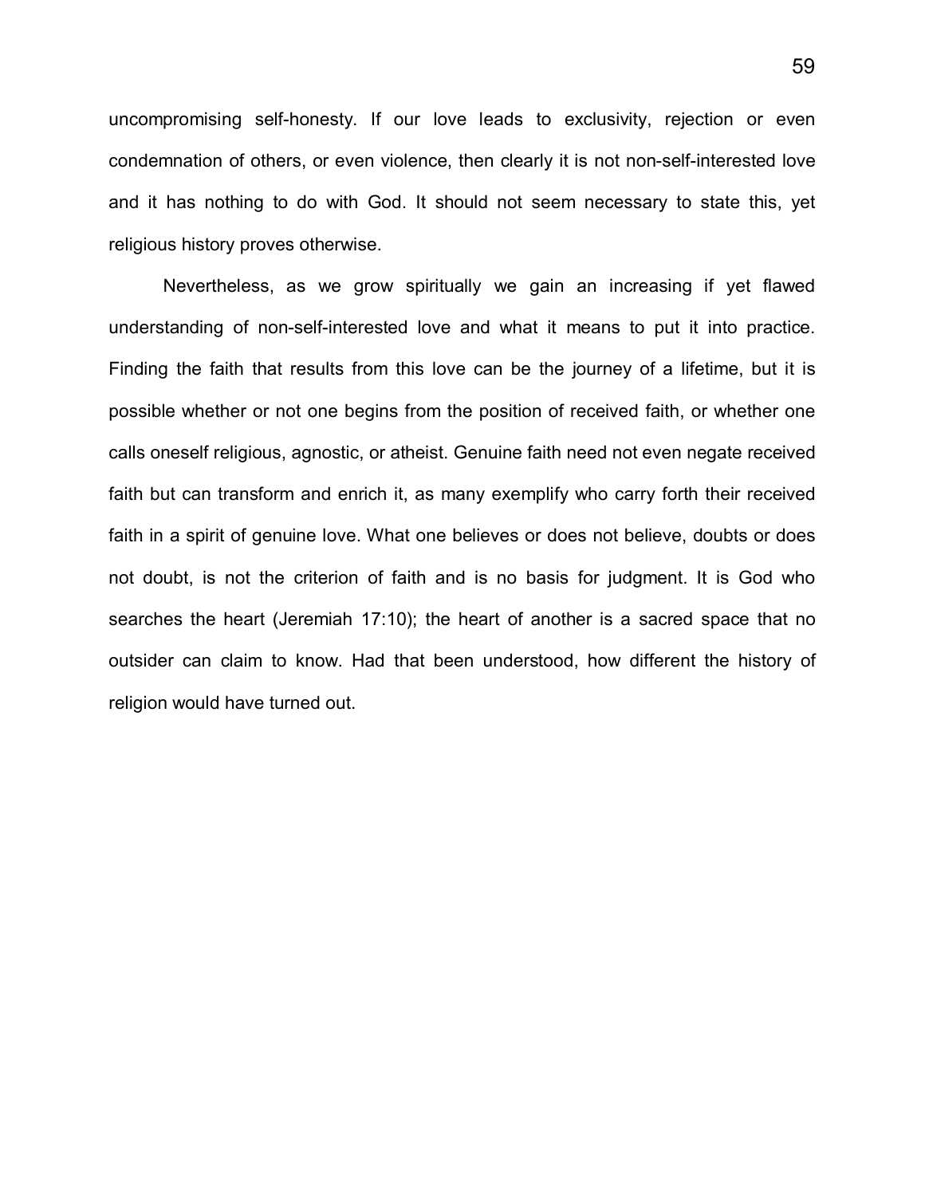uncompromising self-honesty. If our love leads to exclusivity, rejection or even condemnation of others, or even violence, then clearly it is not non-self-interested love and it has nothing to do with God. It should not seem necessary to state this, yet religious history proves otherwise.

Nevertheless, as we grow spiritually we gain an increasing if yet flawed understanding of non-self-interested love and what it means to put it into practice. Finding the faith that results from this love can be the journey of a lifetime, but it is possible whether or not one begins from the position of received faith, or whether one calls oneself religious, agnostic, or atheist. Genuine faith need not even negate received faith but can transform and enrich it, as many exemplify who carry forth their received faith in a spirit of genuine love. What one believes or does not believe, doubts or does not doubt, is not the criterion of faith and is no basis for judgment. It is God who searches the heart (Jeremiah 17:10); the heart of another is a sacred space that no outsider can claim to know. Had that been understood, how different the history of religion would have turned out.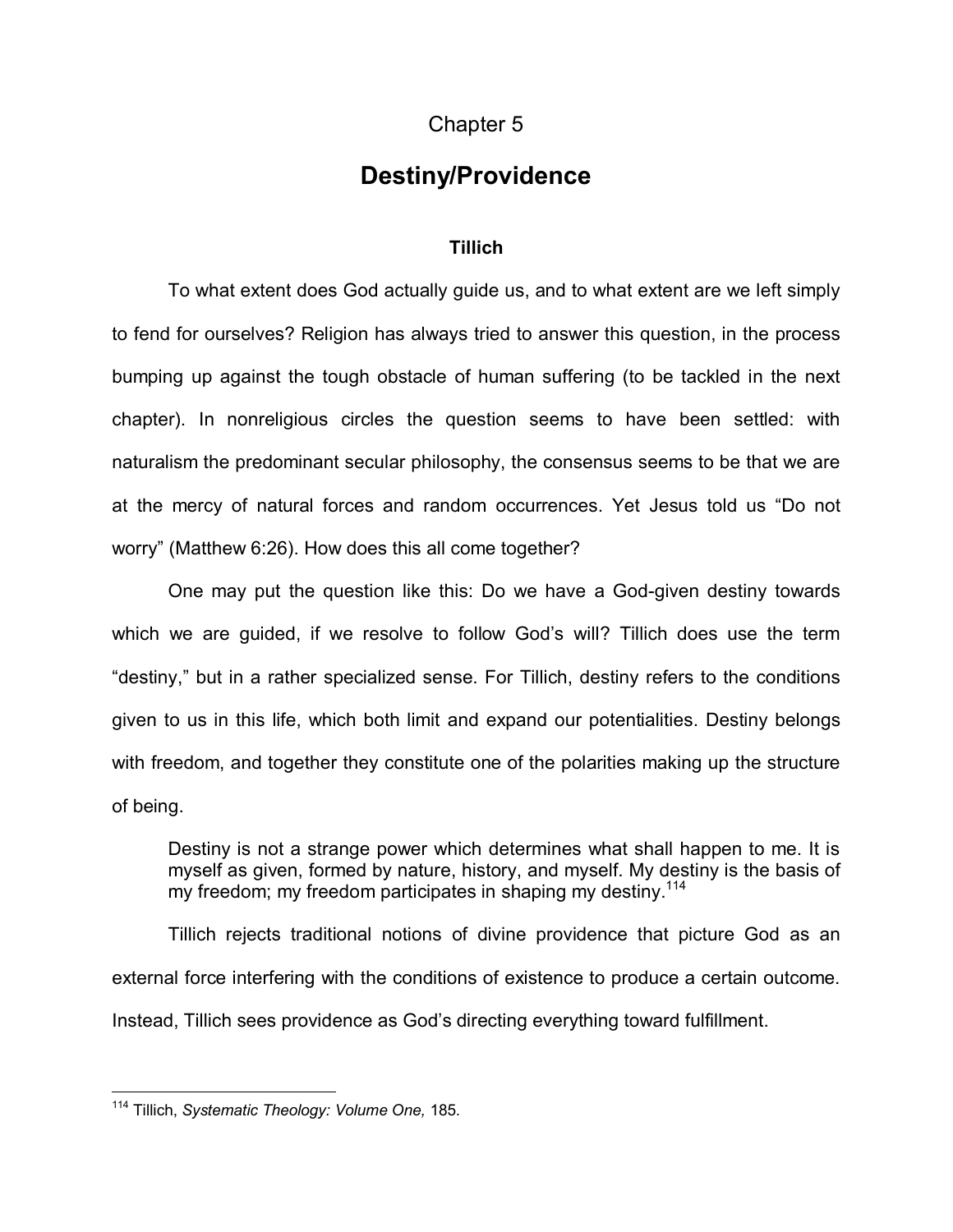# Chapter 5

## Destiny/Providence

### Tillich

To what extent does God actually guide us, and to what extent are we left simply to fend for ourselves? Religion has always tried to answer this question, in the process bumping up against the tough obstacle of human suffering (to be tackled in the next chapter). In nonreligious circles the question seems to have been settled: with naturalism the predominant secular philosophy, the consensus seems to be that we are at the mercy of natural forces and random occurrences. Yet Jesus told us "Do not worry" (Matthew 6:26). How does this all come together?

One may put the question like this: Do we have a God-given destiny towards which we are guided, if we resolve to follow God's will? Tillich does use the term "destiny," but in a rather specialized sense. For Tillich, destiny refers to the conditions given to us in this life, which both limit and expand our potentialities. Destiny belongs with freedom, and together they constitute one of the polarities making up the structure of being.

> Destiny is not a strange power which determines what shall happen to me. It is myself as given, formed by nature, history, and myself. My destiny is the basis of my freedom; my freedom participates in shaping my destiny.[114]

Tillich rejects traditional notions of divine providence that picture God as an external force interfering with the conditions of existence to produce a certain outcome. Instead, Tillich sees providence as God's directing everything toward fulfillment.

---

[114] Tillich, *Systematic Theology: Volume One,* 185.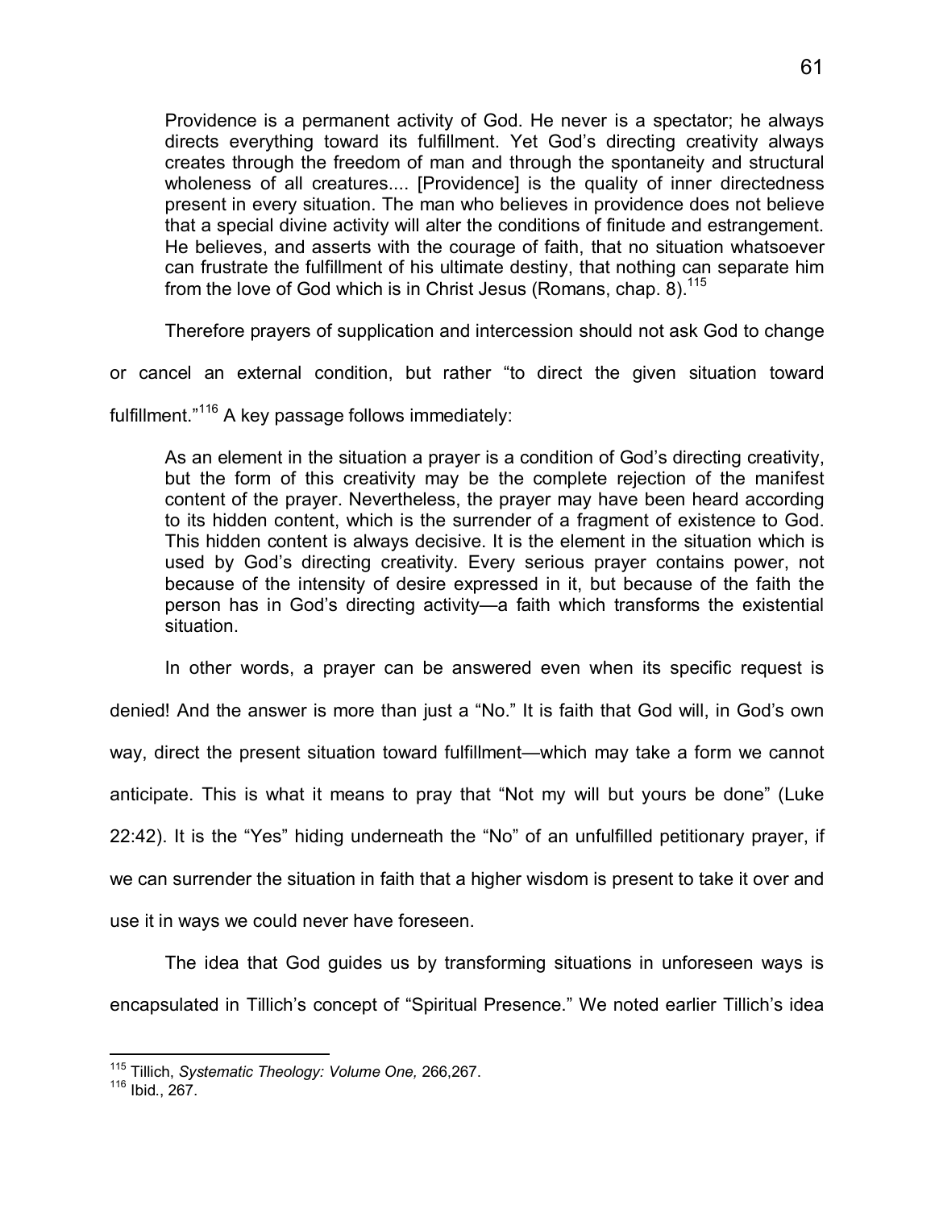> Providence is a permanent activity of God. He never is a spectator; he always directs everything toward its fulfillment. Yet God's directing creativity always creates through the freedom of man and through the spontaneity and structural wholeness of all creatures.... [Providence] is the quality of inner directedness present in every situation. The man who believes in providence does not believe that a special divine activity will alter the conditions of finitude and estrangement. He believes, and asserts with the courage of faith, that no situation whatsoever can frustrate the fulfillment of his ultimate destiny, that nothing can separate him from the love of God which is in Christ Jesus (Romans, chap. 8).[115]

Therefore prayers of supplication and intercession should not ask God to change or cancel an external condition, but rather "to direct the given situation toward fulfillment."[116] A key passage follows immediately:

> As an element in the situation a prayer is a condition of God's directing creativity, but the form of this creativity may be the complete rejection of the manifest content of the prayer. Nevertheless, the prayer may have been heard according to its hidden content, which is the surrender of a fragment of existence to God. This hidden content is always decisive. It is the element in the situation which is used by God's directing creativity. Every serious prayer contains power, not because of the intensity of desire expressed in it, but because of the faith the person has in God's directing activity—a faith which transforms the existential situation.

In other words, a prayer can be answered even when its specific request is denied! And the answer is more than just a "No." It is faith that God will, in God's own way, direct the present situation toward fulfillment—which may take a form we cannot anticipate. This is what it means to pray that "Not my will but yours be done" (Luke 22:42). It is the "Yes" hiding underneath the "No" of an unfulfilled petitionary prayer, if we can surrender the situation in faith that a higher wisdom is present to take it over and use it in ways we could never have foreseen.

The idea that God guides us by transforming situations in unforeseen ways is encapsulated in Tillich's concept of "Spiritual Presence." We noted earlier Tillich's idea

---

[115] Tillich, *Systematic Theology: Volume One,* 266,267.

[116] Ibid., 267.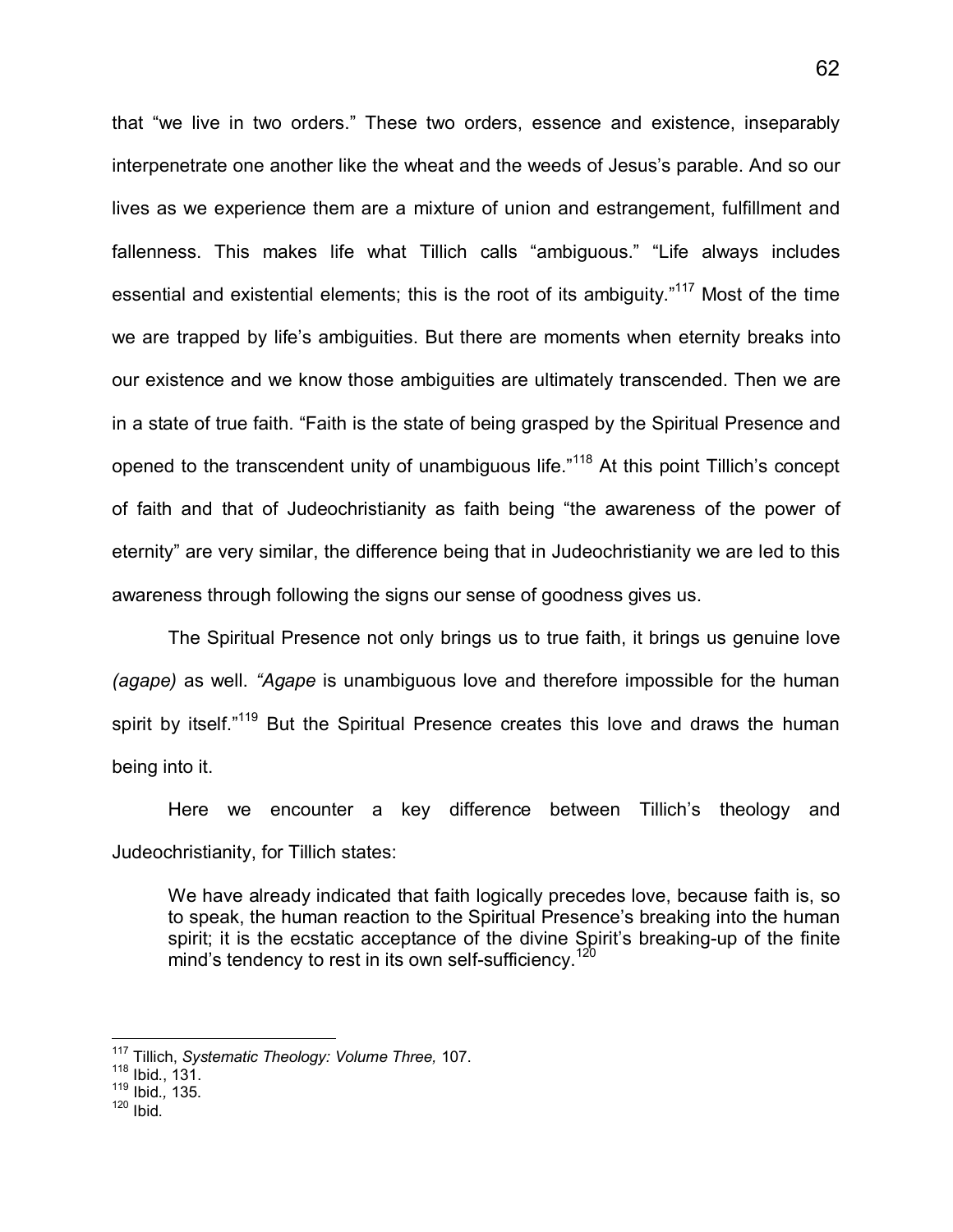that "we live in two orders." These two orders, essence and existence, inseparably interpenetrate one another like the wheat and the weeds of Jesus's parable. And so our lives as we experience them are a mixture of union and estrangement, fulfillment and fallenness. This makes life what Tillich calls "ambiguous." "Life always includes essential and existential elements; this is the root of its ambiguity."[117] Most of the time we are trapped by life's ambiguities. But there are moments when eternity breaks into our existence and we know those ambiguities are ultimately transcended. Then we are in a state of true faith. "Faith is the state of being grasped by the Spiritual Presence and opened to the transcendent unity of unambiguous life."[118] At this point Tillich's concept of faith and that of Judeochristianity as faith being "the awareness of the power of eternity" are very similar, the difference being that in Judeochristianity we are led to this awareness through following the signs our sense of goodness gives us.

The Spiritual Presence not only brings us to true faith, it brings us genuine love *(agape)* as well. *"Agape* is unambiguous love and therefore impossible for the human spirit by itself."[119] But the Spiritual Presence creates this love and draws the human being into it.

Here we encounter a key difference between Tillich's theology and Judeochristianity, for Tillich states:

> We have already indicated that faith logically precedes love, because faith is, so to speak, the human reaction to the Spiritual Presence's breaking into the human spirit; it is the ecstatic acceptance of the divine Spirit's breaking-up of the finite mind's tendency to rest in its own self-sufficiency.[120]

---

[117] Tillich, *Systematic Theology: Volume Three,* 107.
[118] Ibid., 131.
[119] Ibid., 135.
[120] Ibid.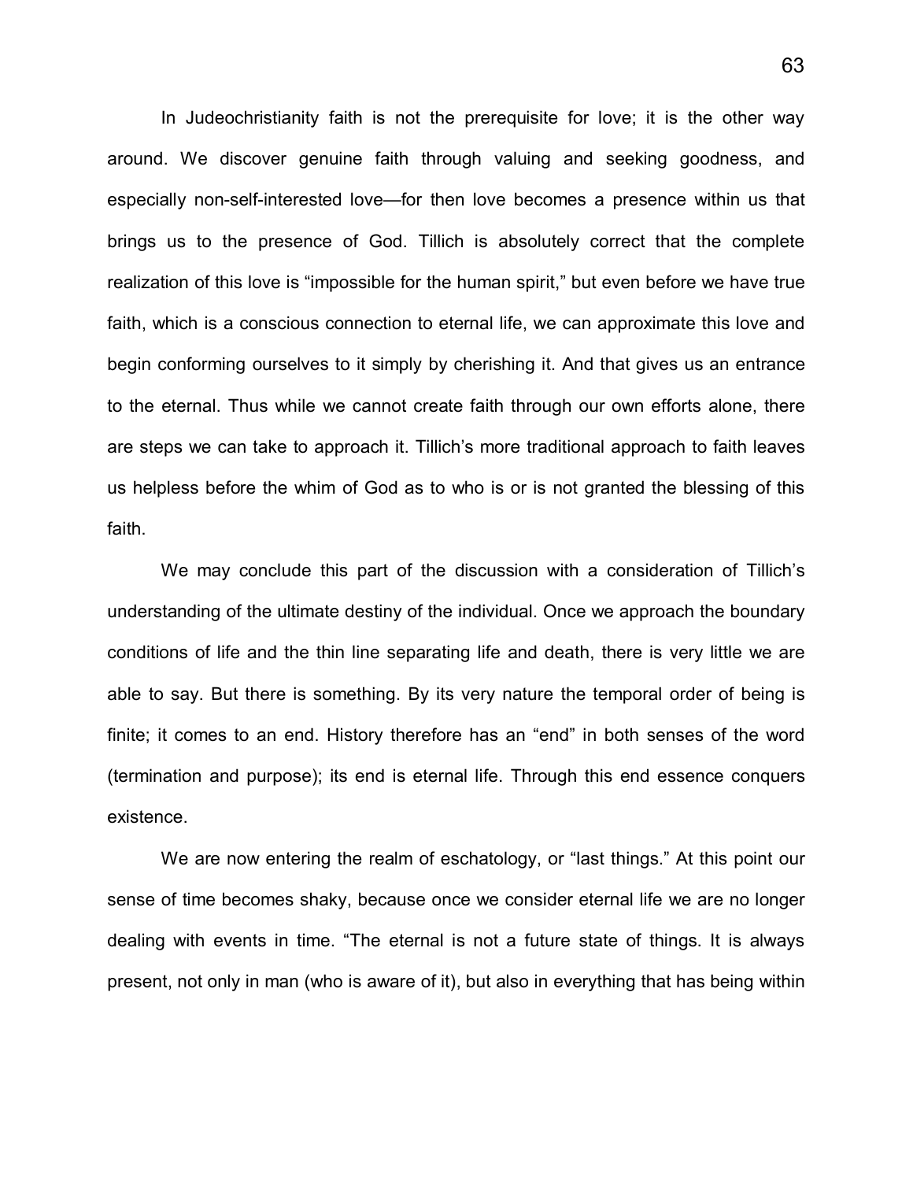In Judeochristianity faith is not the prerequisite for love; it is the other way around. We discover genuine faith through valuing and seeking goodness, and especially non-self-interested love—for then love becomes a presence within us that brings us to the presence of God. Tillich is absolutely correct that the complete realization of this love is "impossible for the human spirit," but even before we have true faith, which is a conscious connection to eternal life, we can approximate this love and begin conforming ourselves to it simply by cherishing it. And that gives us an entrance to the eternal. Thus while we cannot create faith through our own efforts alone, there are steps we can take to approach it. Tillich's more traditional approach to faith leaves us helpless before the whim of God as to who is or is not granted the blessing of this faith.

We may conclude this part of the discussion with a consideration of Tillich's understanding of the ultimate destiny of the individual. Once we approach the boundary conditions of life and the thin line separating life and death, there is very little we are able to say. But there is something. By its very nature the temporal order of being is finite; it comes to an end. History therefore has an "end" in both senses of the word (termination and purpose); its end is eternal life. Through this end essence conquers existence.

We are now entering the realm of eschatology, or "last things." At this point our sense of time becomes shaky, because once we consider eternal life we are no longer dealing with events in time. "The eternal is not a future state of things. It is always present, not only in man (who is aware of it), but also in everything that has being within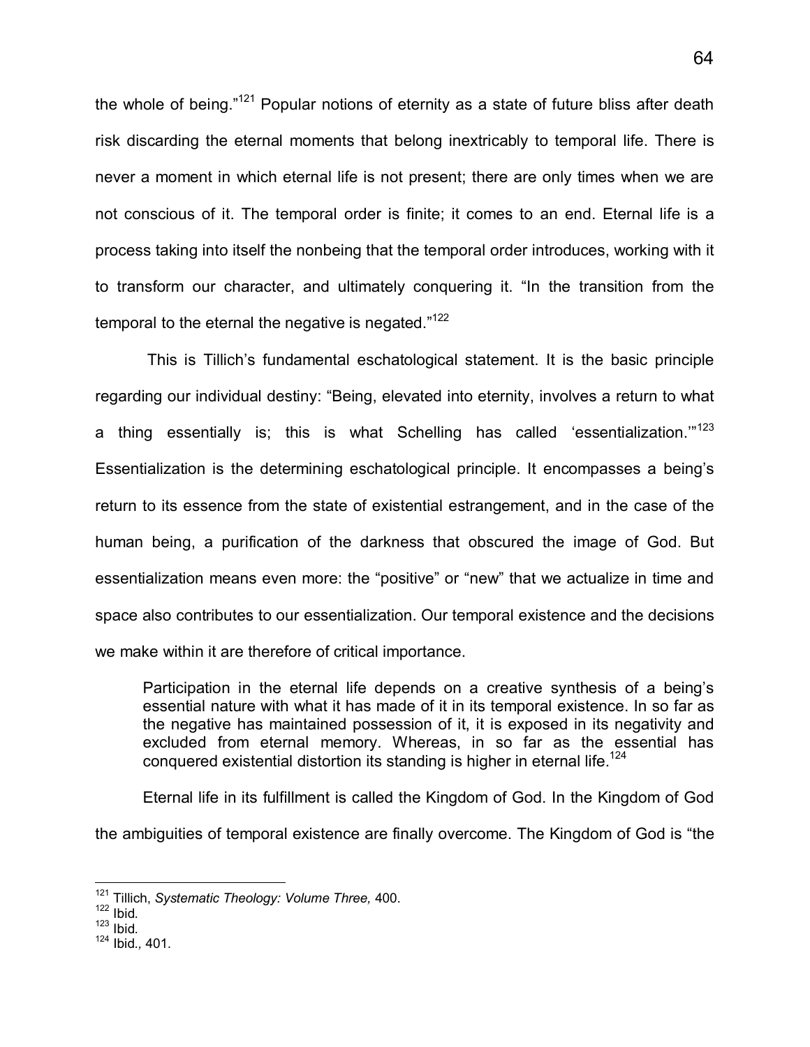the whole of being."[121] Popular notions of eternity as a state of future bliss after death risk discarding the eternal moments that belong inextricably to temporal life. There is never a moment in which eternal life is not present; there are only times when we are not conscious of it. The temporal order is finite; it comes to an end. Eternal life is a process taking into itself the nonbeing that the temporal order introduces, working with it to transform our character, and ultimately conquering it. "In the transition from the temporal to the eternal the negative is negated."[122]

This is Tillich's fundamental eschatological statement. It is the basic principle regarding our individual destiny: "Being, elevated into eternity, involves a return to what a thing essentially is; this is what Schelling has called 'essentialization.'"[123] Essentialization is the determining eschatological principle. It encompasses a being's return to its essence from the state of existential estrangement, and in the case of the human being, a purification of the darkness that obscured the image of God. But essentialization means even more: the "positive" or "new" that we actualize in time and space also contributes to our essentialization. Our temporal existence and the decisions we make within it are therefore of critical importance.

> Participation in the eternal life depends on a creative synthesis of a being's essential nature with what it has made of it in its temporal existence. In so far as the negative has maintained possession of it, it is exposed in its negativity and excluded from eternal memory. Whereas, in so far as the essential has conquered existential distortion its standing is higher in eternal life.[124]

Eternal life in its fulfillment is called the Kingdom of God. In the Kingdom of God the ambiguities of temporal existence are finally overcome. The Kingdom of God is "the

---

[121] Tillich, *Systematic Theology: Volume Three,* 400.
[122] Ibid.
[123] Ibid.
[124] Ibid., 401.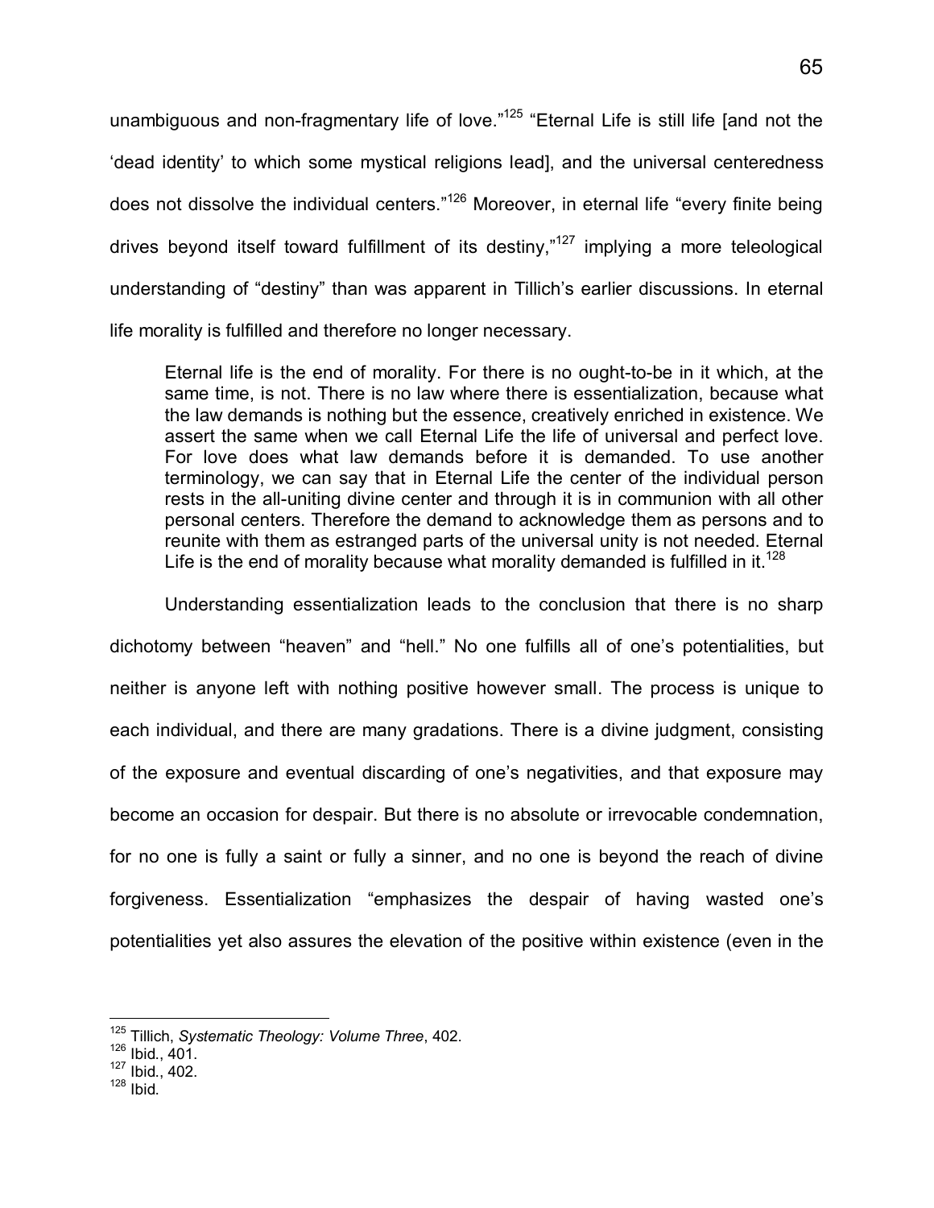unambiguous and non-fragmentary life of love."[125] "Eternal Life is still life [and not the 'dead identity' to which some mystical religions lead], and the universal centeredness does not dissolve the individual centers."[126] Moreover, in eternal life "every finite being drives beyond itself toward fulfillment of its destiny,"[127] implying a more teleological understanding of "destiny" than was apparent in Tillich's earlier discussions. In eternal life morality is fulfilled and therefore no longer necessary.

> Eternal life is the end of morality. For there is no ought-to-be in it which, at the same time, is not. There is no law where there is essentialization, because what the law demands is nothing but the essence, creatively enriched in existence. We assert the same when we call Eternal Life the life of universal and perfect love. For love does what law demands before it is demanded. To use another terminology, we can say that in Eternal Life the center of the individual person rests in the all-uniting divine center and through it is in communion with all other personal centers. Therefore the demand to acknowledge them as persons and to reunite with them as estranged parts of the universal unity is not needed. Eternal Life is the end of morality because what morality demanded is fulfilled in it.[128]

Understanding essentialization leads to the conclusion that there is no sharp dichotomy between "heaven" and "hell." No one fulfills all of one's potentialities, but neither is anyone left with nothing positive however small. The process is unique to each individual, and there are many gradations. There is a divine judgment, consisting of the exposure and eventual discarding of one's negativities, and that exposure may become an occasion for despair. But there is no absolute or irrevocable condemnation, for no one is fully a saint or fully a sinner, and no one is beyond the reach of divine forgiveness. Essentialization "emphasizes the despair of having wasted one's potentialities yet also assures the elevation of the positive within existence (even in the

---

[125] Tillich, *Systematic Theology: Volume Three*, 402.
[126] Ibid., 401.
[127] Ibid., 402.
[128] Ibid.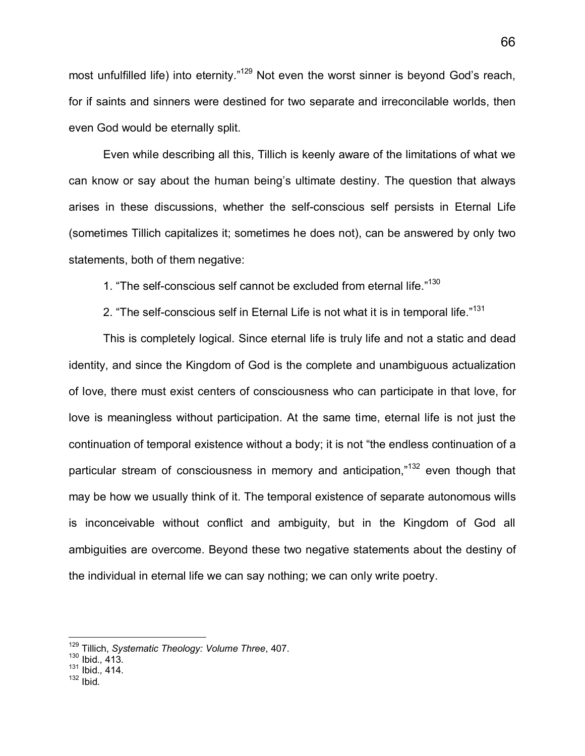most unfulfilled life) into eternity."[129] Not even the worst sinner is beyond God's reach, for if saints and sinners were destined for two separate and irreconcilable worlds, then even God would be eternally split.

Even while describing all this, Tillich is keenly aware of the limitations of what we can know or say about the human being's ultimate destiny. The question that always arises in these discussions, whether the self-conscious self persists in Eternal Life (sometimes Tillich capitalizes it; sometimes he does not), can be answered by only two statements, both of them negative:

1. "The self-conscious self cannot be excluded from eternal life."[130]

2. "The self-conscious self in Eternal Life is not what it is in temporal life."[131]

This is completely logical. Since eternal life is truly life and not a static and dead identity, and since the Kingdom of God is the complete and unambiguous actualization of love, there must exist centers of consciousness who can participate in that love, for love is meaningless without participation. At the same time, eternal life is not just the continuation of temporal existence without a body; it is not "the endless continuation of a particular stream of consciousness in memory and anticipation,"[132] even though that may be how we usually think of it. The temporal existence of separate autonomous wills is inconceivable without conflict and ambiguity, but in the Kingdom of God all ambiguities are overcome. Beyond these two negative statements about the destiny of the individual in eternal life we can say nothing; we can only write poetry.

---

[129] Tillich, *Systematic Theology: Volume Three*, 407.
[130] Ibid*.*, 413.
[131] Ibid*.*, 414.
[132] Ibid*.*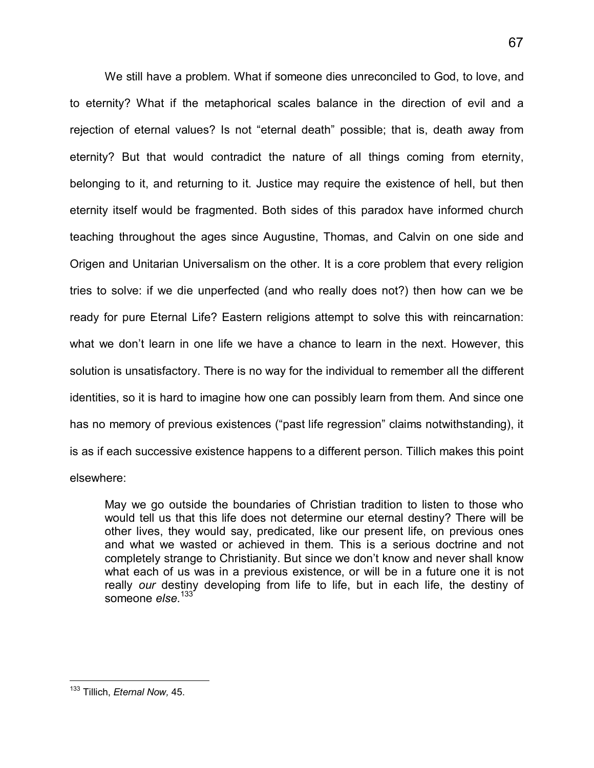We still have a problem. What if someone dies unreconciled to God, to love, and to eternity? What if the metaphorical scales balance in the direction of evil and a rejection of eternal values? Is not "eternal death" possible; that is, death away from eternity? But that would contradict the nature of all things coming from eternity, belonging to it, and returning to it. Justice may require the existence of hell, but then eternity itself would be fragmented. Both sides of this paradox have informed church teaching throughout the ages since Augustine, Thomas, and Calvin on one side and Origen and Unitarian Universalism on the other. It is a core problem that every religion tries to solve: if we die unperfected (and who really does not?) then how can we be ready for pure Eternal Life? Eastern religions attempt to solve this with reincarnation: what we don't learn in one life we have a chance to learn in the next. However, this solution is unsatisfactory. There is no way for the individual to remember all the different identities, so it is hard to imagine how one can possibly learn from them. And since one has no memory of previous existences ("past life regression" claims notwithstanding), it is as if each successive existence happens to a different person. Tillich makes this point elsewhere:

> May we go outside the boundaries of Christian tradition to listen to those who would tell us that this life does not determine our eternal destiny? There will be other lives, they would say, predicated, like our present life, on previous ones and what we wasted or achieved in them. This is a serious doctrine and not completely strange to Christianity. But since we don't know and never shall know what each of us was in a previous existence, or will be in a future one it is not really *our* destiny developing from life to life, but in each life, the destiny of someone *else.*[133]

[133] Tillich, *Eternal Now,* 45.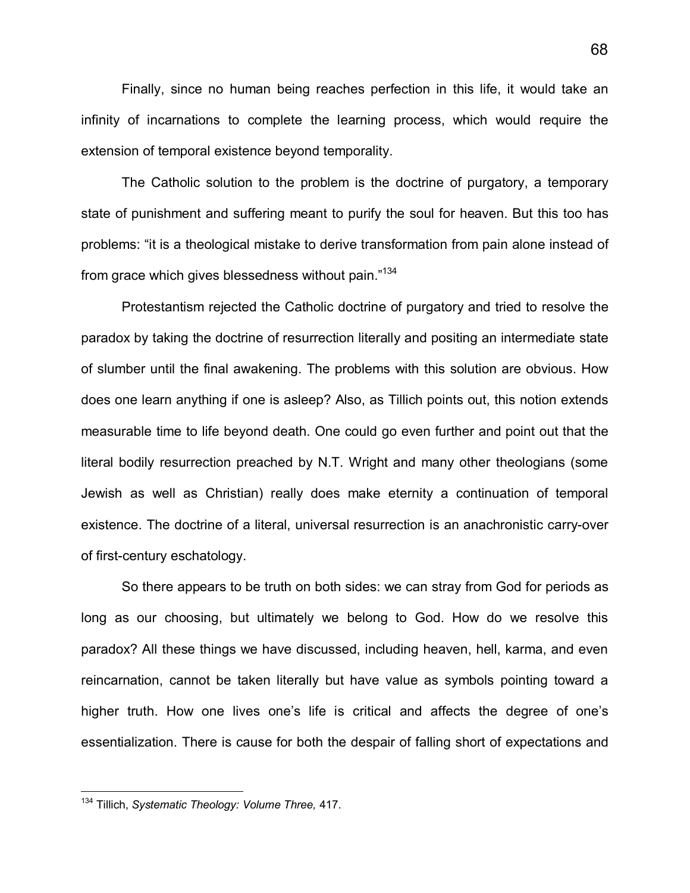Finally, since no human being reaches perfection in this life, it would take an infinity of incarnations to complete the learning process, which would require the extension of temporal existence beyond temporality.

The Catholic solution to the problem is the doctrine of purgatory, a temporary state of punishment and suffering meant to purify the soul for heaven. But this too has problems: "it is a theological mistake to derive transformation from pain alone instead of from grace which gives blessedness without pain."[134]

Protestantism rejected the Catholic doctrine of purgatory and tried to resolve the paradox by taking the doctrine of resurrection literally and positing an intermediate state of slumber until the final awakening. The problems with this solution are obvious. How does one learn anything if one is asleep? Also, as Tillich points out, this notion extends measurable time to life beyond death. One could go even further and point out that the literal bodily resurrection preached by N.T. Wright and many other theologians (some Jewish as well as Christian) really does make eternity a continuation of temporal existence. The doctrine of a literal, universal resurrection is an anachronistic carry-over of first-century eschatology.

So there appears to be truth on both sides: we can stray from God for periods as long as our choosing, but ultimately we belong to God. How do we resolve this paradox? All these things we have discussed, including heaven, hell, karma, and even reincarnation, cannot be taken literally but have value as symbols pointing toward a higher truth. How one lives one's life is critical and affects the degree of one's essentialization. There is cause for both the despair of falling short of expectations and

---

[134] Tillich, *Systematic Theology: Volume Three,* 417.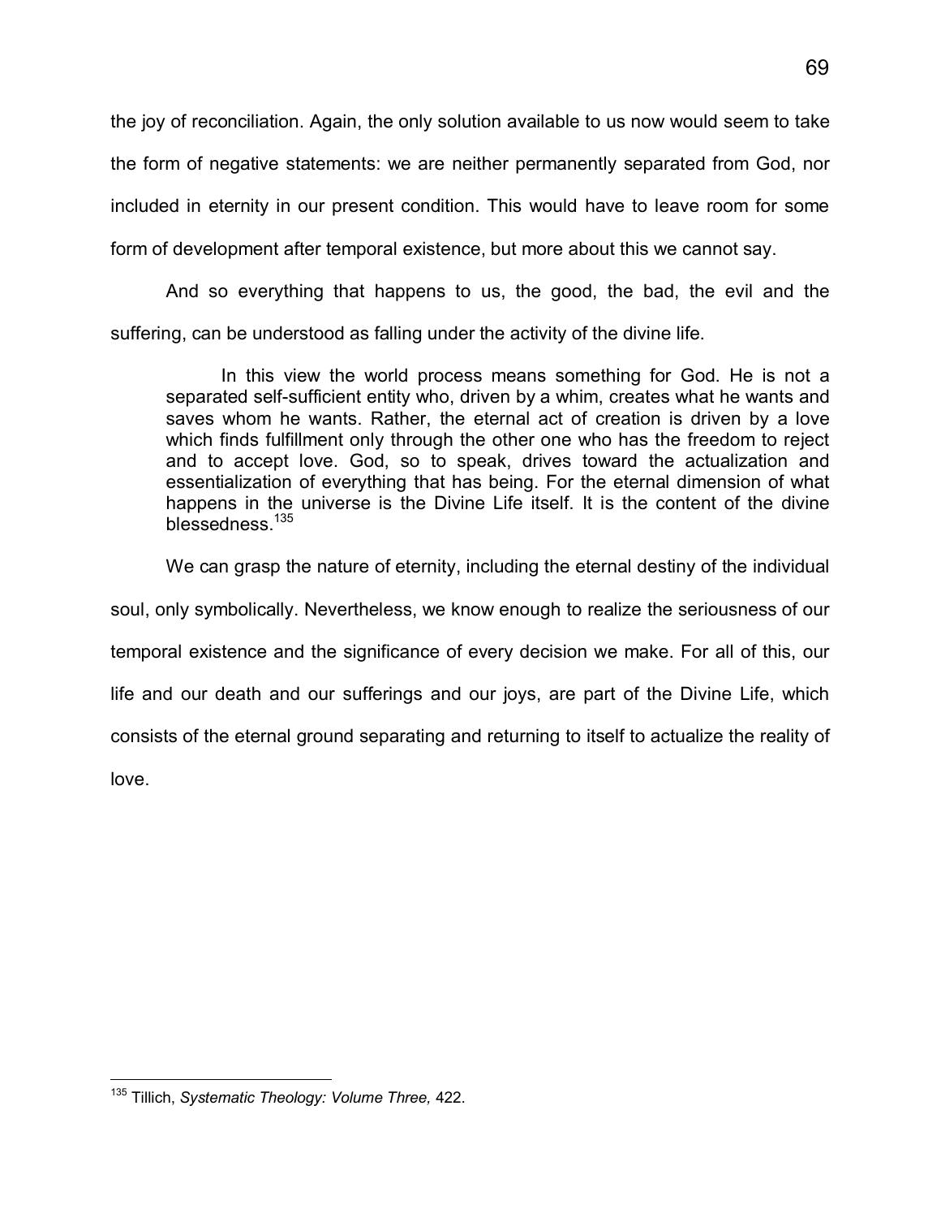the joy of reconciliation. Again, the only solution available to us now would seem to take the form of negative statements: we are neither permanently separated from God, nor included in eternity in our present condition. This would have to leave room for some form of development after temporal existence, but more about this we cannot say.

And so everything that happens to us, the good, the bad, the evil and the suffering, can be understood as falling under the activity of the divine life.

> In this view the world process means something for God. He is not a separated self-sufficient entity who, driven by a whim, creates what he wants and saves whom he wants. Rather, the eternal act of creation is driven by a love which finds fulfillment only through the other one who has the freedom to reject and to accept love. God, so to speak, drives toward the actualization and essentialization of everything that has being. For the eternal dimension of what happens in the universe is the Divine Life itself. It is the content of the divine blessedness.[135]

We can grasp the nature of eternity, including the eternal destiny of the individual soul, only symbolically. Nevertheless, we know enough to realize the seriousness of our temporal existence and the significance of every decision we make. For all of this, our life and our death and our sufferings and our joys, are part of the Divine Life, which consists of the eternal ground separating and returning to itself to actualize the reality of love.

---

[135] Tillich, *Systematic Theology: Volume Three,* 422.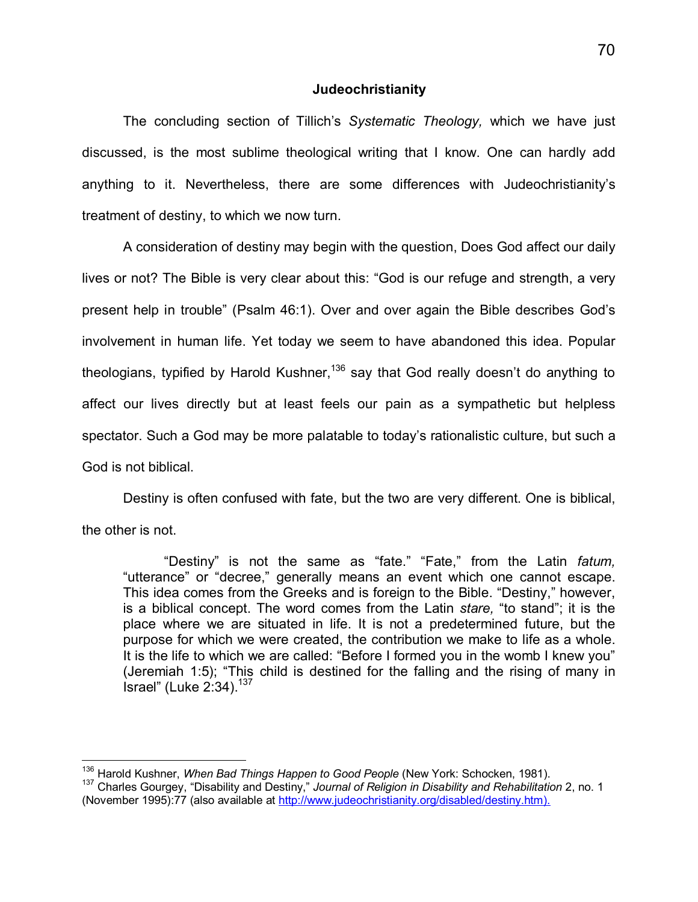## Judeochristianity

The concluding section of Tillich's *Systematic Theology,* which we have just discussed, is the most sublime theological writing that I know. One can hardly add anything to it. Nevertheless, there are some differences with Judeochristianity's treatment of destiny, to which we now turn.

A consideration of destiny may begin with the question, Does God affect our daily lives or not? The Bible is very clear about this: "God is our refuge and strength, a very present help in trouble" (Psalm 46:1). Over and over again the Bible describes God's involvement in human life. Yet today we seem to have abandoned this idea. Popular theologians, typified by Harold Kushner,[136] say that God really doesn't do anything to affect our lives directly but at least feels our pain as a sympathetic but helpless spectator. Such a God may be more palatable to today's rationalistic culture, but such a God is not biblical.

Destiny is often confused with fate, but the two are very different. One is biblical, the other is not.

> "Destiny" is not the same as "fate." "Fate," from the Latin *fatum,* "utterance" or "decree," generally means an event which one cannot escape. This idea comes from the Greeks and is foreign to the Bible. "Destiny," however, is a biblical concept. The word comes from the Latin *stare,* "to stand"; it is the place where we are situated in life. It is not a predetermined future, but the purpose for which we were created, the contribution we make to life as a whole. It is the life to which we are called: "Before I formed you in the womb I knew you" (Jeremiah 1:5); "This child is destined for the falling and the rising of many in Israel" (Luke 2:34).[137]

---

[136] Harold Kushner, *When Bad Things Happen to Good People* (New York: Schocken, 1981).

[137] Charles Gourgey, "Disability and Destiny," *Journal of Religion in Disability and Rehabilitation* 2, no. 1 (November 1995):77 (also available at http://www.judeochristianity.org/disabled/destiny.htm).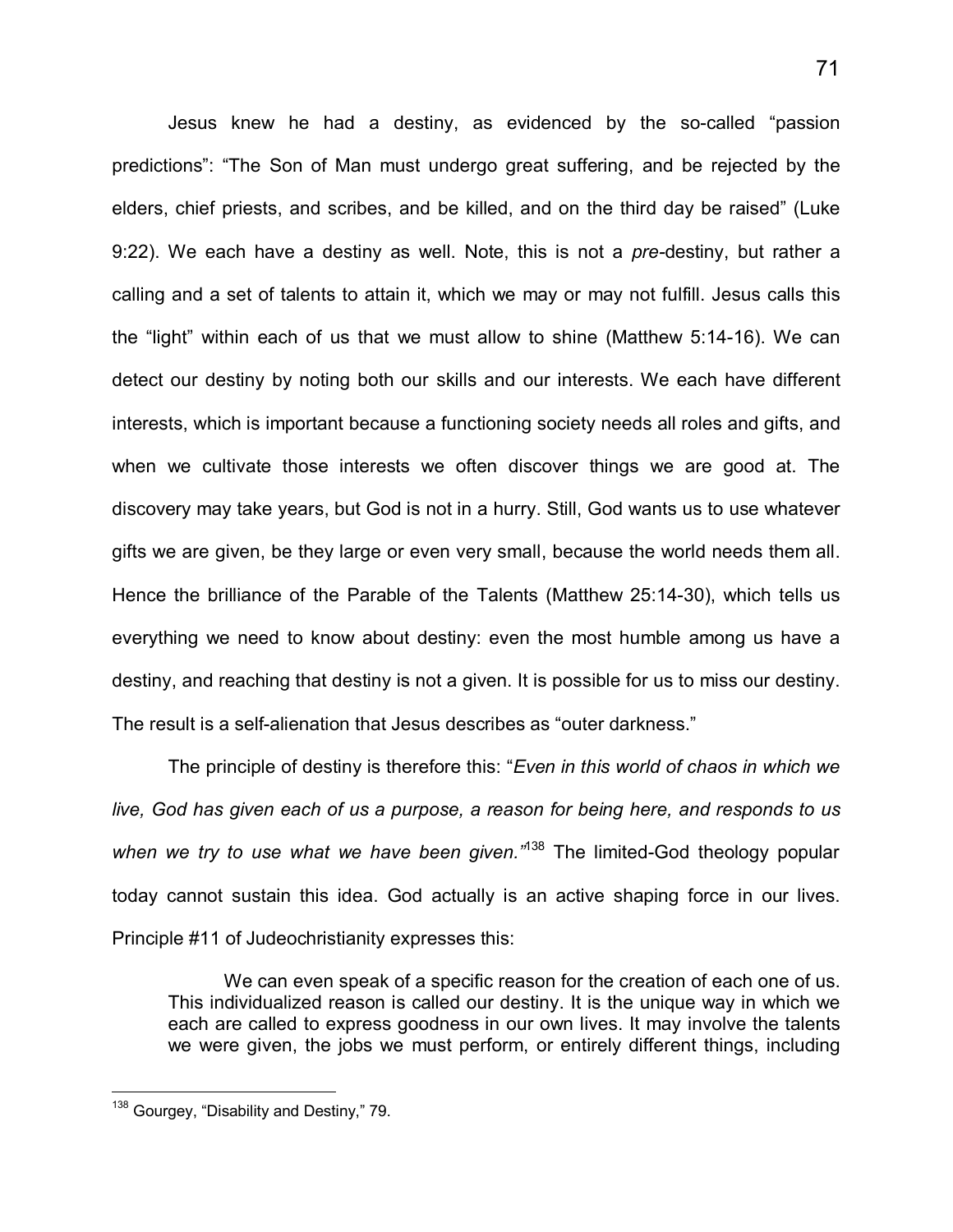Jesus knew he had a destiny, as evidenced by the so-called "passion predictions": "The Son of Man must undergo great suffering, and be rejected by the elders, chief priests, and scribes, and be killed, and on the third day be raised" (Luke 9:22). We each have a destiny as well. Note, this is not a *pre*-destiny, but rather a calling and a set of talents to attain it, which we may or may not fulfill. Jesus calls this the "light" within each of us that we must allow to shine (Matthew 5:14-16). We can detect our destiny by noting both our skills and our interests. We each have different interests, which is important because a functioning society needs all roles and gifts, and when we cultivate those interests we often discover things we are good at. The discovery may take years, but God is not in a hurry. Still, God wants us to use whatever gifts we are given, be they large or even very small, because the world needs them all. Hence the brilliance of the Parable of the Talents (Matthew 25:14-30), which tells us everything we need to know about destiny: even the most humble among us have a destiny, and reaching that destiny is not a given. It is possible for us to miss our destiny. The result is a self-alienation that Jesus describes as "outer darkness."

The principle of destiny is therefore this: "*Even in this world of chaos in which we live, God has given each of us a purpose, a reason for being here, and responds to us when we try to use what we have been given.*"[138] The limited-God theology popular today cannot sustain this idea. God actually is an active shaping force in our lives. Principle #11 of Judeochristianity expresses this:

> We can even speak of a specific reason for the creation of each one of us. This individualized reason is called our destiny. It is the unique way in which we each are called to express goodness in our own lives. It may involve the talents we were given, the jobs we must perform, or entirely different things, including

[138] Gourgey, "Disability and Destiny," 79.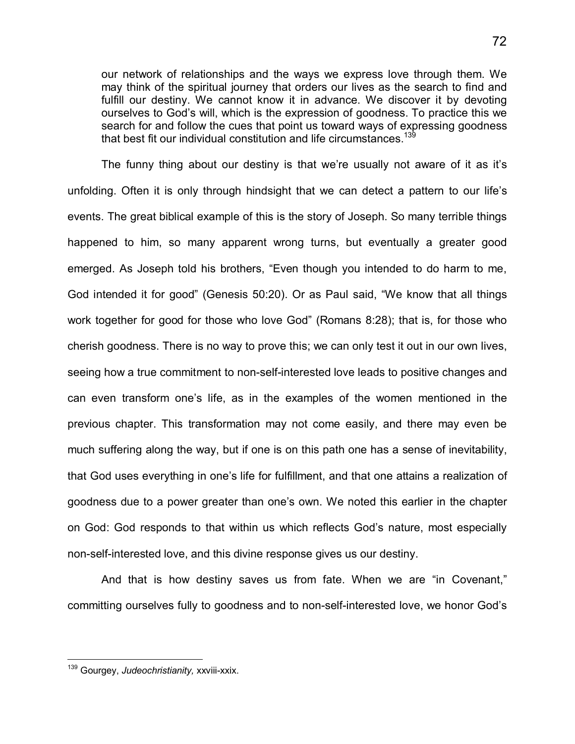> our network of relationships and the ways we express love through them. We may think of the spiritual journey that orders our lives as the search to find and fulfill our destiny. We cannot know it in advance. We discover it by devoting ourselves to God's will, which is the expression of goodness. To practice this we search for and follow the cues that point us toward ways of expressing goodness that best fit our individual constitution and life circumstances.[139]

The funny thing about our destiny is that we're usually not aware of it as it's unfolding. Often it is only through hindsight that we can detect a pattern to our life's events. The great biblical example of this is the story of Joseph. So many terrible things happened to him, so many apparent wrong turns, but eventually a greater good emerged. As Joseph told his brothers, "Even though you intended to do harm to me, God intended it for good" (Genesis 50:20). Or as Paul said, "We know that all things work together for good for those who love God" (Romans 8:28); that is, for those who cherish goodness. There is no way to prove this; we can only test it out in our own lives, seeing how a true commitment to non-self-interested love leads to positive changes and can even transform one's life, as in the examples of the women mentioned in the previous chapter. This transformation may not come easily, and there may even be much suffering along the way, but if one is on this path one has a sense of inevitability, that God uses everything in one's life for fulfillment, and that one attains a realization of goodness due to a power greater than one's own. We noted this earlier in the chapter on God: God responds to that within us which reflects God's nature, most especially non-self-interested love, and this divine response gives us our destiny.

And that is how destiny saves us from fate. When we are "in Covenant," committing ourselves fully to goodness and to non-self-interested love, we honor God's

---

[139] Gourgey, *Judeochristianity,* xxviii-xxix.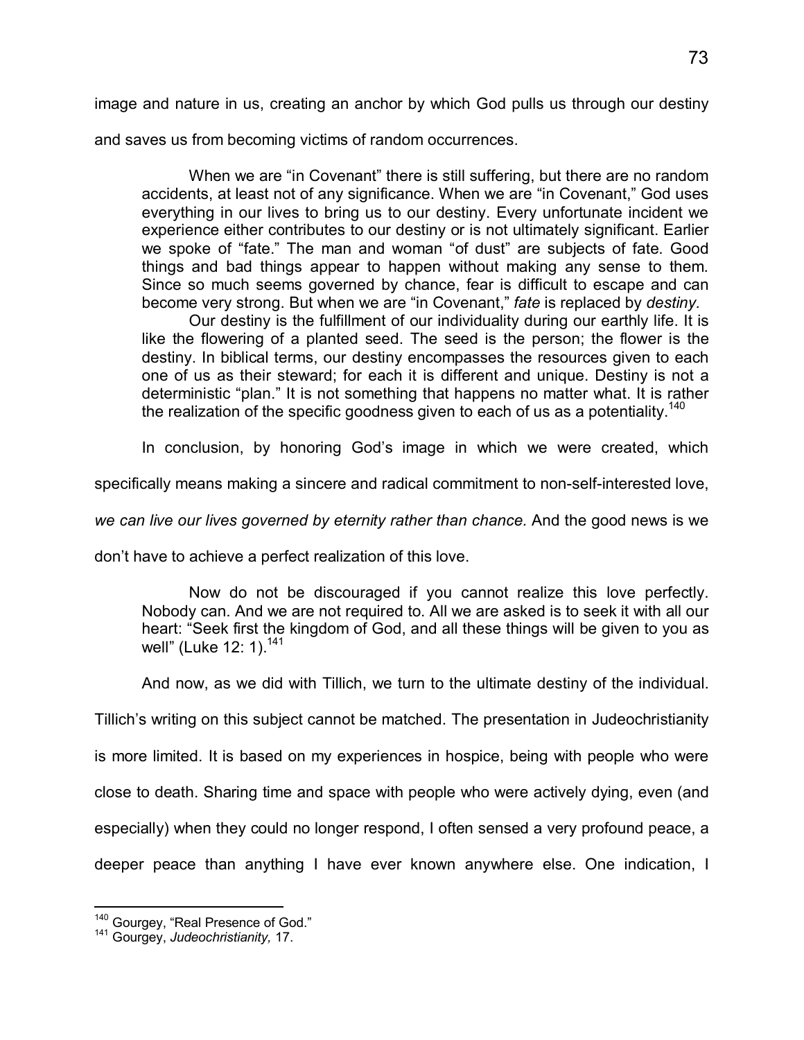image and nature in us, creating an anchor by which God pulls us through our destiny and saves us from becoming victims of random occurrences.

> When we are "in Covenant" there is still suffering, but there are no random accidents, at least not of any significance. When we are "in Covenant," God uses everything in our lives to bring us to our destiny. Every unfortunate incident we experience either contributes to our destiny or is not ultimately significant. Earlier we spoke of "fate." The man and woman "of dust" are subjects of fate. Good things and bad things appear to happen without making any sense to them. Since so much seems governed by chance, fear is difficult to escape and can become very strong. But when we are "in Covenant," *fate* is replaced by *destiny.*
>
> Our destiny is the fulfillment of our individuality during our earthly life. It is like the flowering of a planted seed. The seed is the person; the flower is the destiny. In biblical terms, our destiny encompasses the resources given to each one of us as their steward; for each it is different and unique. Destiny is not a deterministic "plan." It is not something that happens no matter what. It is rather the realization of the specific goodness given to each of us as a potentiality.[140]

In conclusion, by honoring God's image in which we were created, which specifically means making a sincere and radical commitment to non-self-interested love, *we can live our lives governed by eternity rather than chance.* And the good news is we don't have to achieve a perfect realization of this love.

> Now do not be discouraged if you cannot realize this love perfectly. Nobody can. And we are not required to. All we are asked is to seek it with all our heart: "Seek first the kingdom of God, and all these things will be given to you as well" (Luke 12: 1).[141]

And now, as we did with Tillich, we turn to the ultimate destiny of the individual. Tillich's writing on this subject cannot be matched. The presentation in Judeochristianity is more limited. It is based on my experiences in hospice, being with people who were close to death. Sharing time and space with people who were actively dying, even (and especially) when they could no longer respond, I often sensed a very profound peace, a deeper peace than anything I have ever known anywhere else. One indication, I

---

[140] Gourgey, "Real Presence of God."

[141] Gourgey, *Judeochristianity,* 17.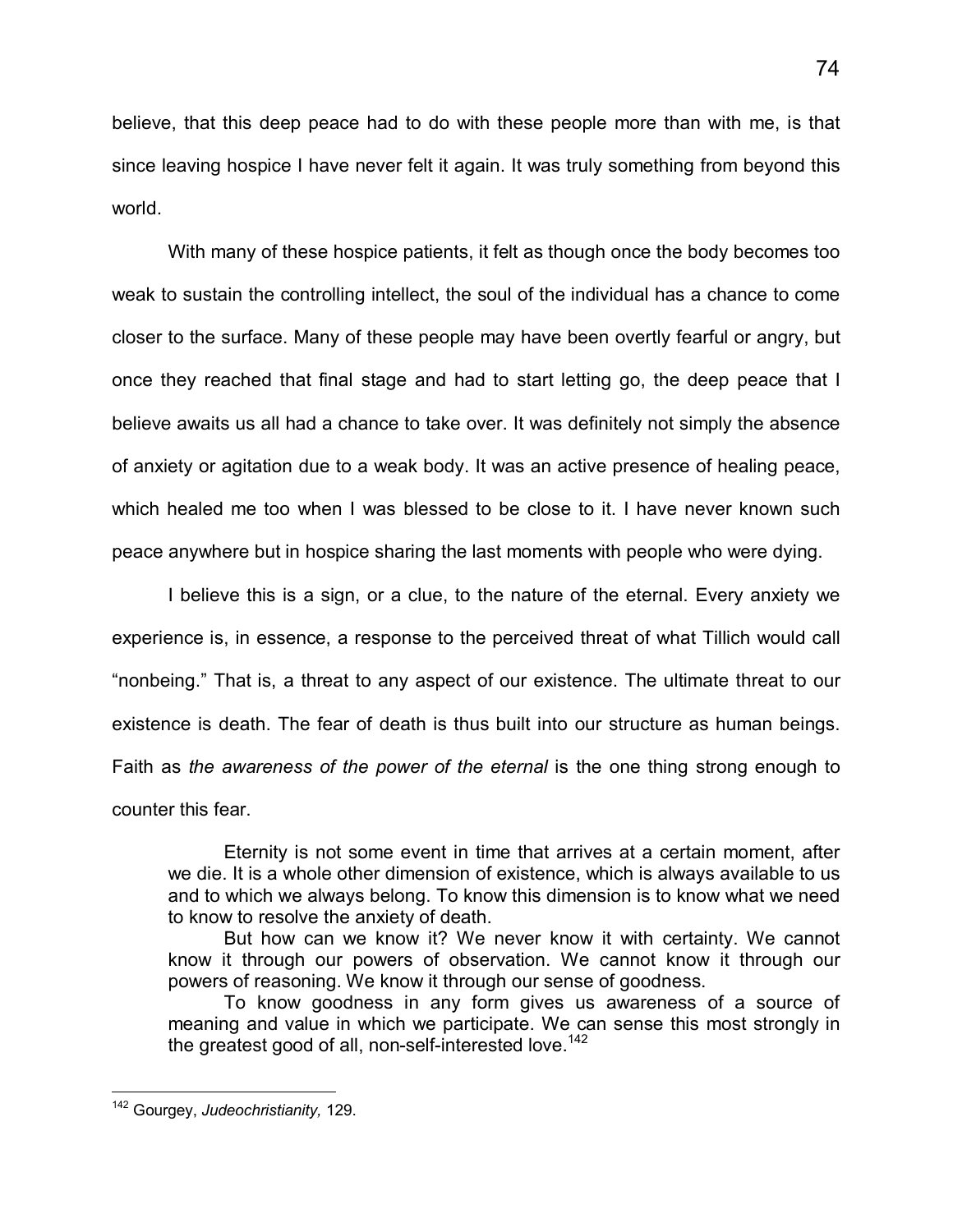believe, that this deep peace had to do with these people more than with me, is that since leaving hospice I have never felt it again. It was truly something from beyond this world.

With many of these hospice patients, it felt as though once the body becomes too weak to sustain the controlling intellect, the soul of the individual has a chance to come closer to the surface. Many of these people may have been overtly fearful or angry, but once they reached that final stage and had to start letting go, the deep peace that I believe awaits us all had a chance to take over. It was definitely not simply the absence of anxiety or agitation due to a weak body. It was an active presence of healing peace, which healed me too when I was blessed to be close to it. I have never known such peace anywhere but in hospice sharing the last moments with people who were dying.

I believe this is a sign, or a clue, to the nature of the eternal. Every anxiety we experience is, in essence, a response to the perceived threat of what Tillich would call "nonbeing." That is, a threat to any aspect of our existence. The ultimate threat to our existence is death. The fear of death is thus built into our structure as human beings. Faith as *the awareness of the power of the eternal* is the one thing strong enough to counter this fear.

> Eternity is not some event in time that arrives at a certain moment, after we die. It is a whole other dimension of existence, which is always available to us and to which we always belong. To know this dimension is to know what we need to know to resolve the anxiety of death.
>
> But how can we know it? We never know it with certainty. We cannot know it through our powers of observation. We cannot know it through our powers of reasoning. We know it through our sense of goodness.
>
> To know goodness in any form gives us awareness of a source of meaning and value in which we participate. We can sense this most strongly in the greatest good of all, non-self-interested love.[142]

[142] Gourgey, *Judeochristianity,* 129.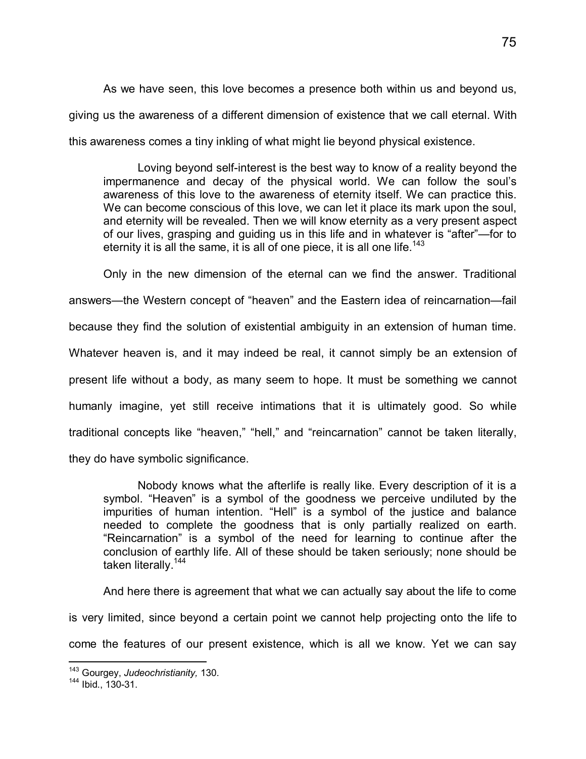As we have seen, this love becomes a presence both within us and beyond us, giving us the awareness of a different dimension of existence that we call eternal. With this awareness comes a tiny inkling of what might lie beyond physical existence.

> Loving beyond self-interest is the best way to know of a reality beyond the impermanence and decay of the physical world. We can follow the soul's awareness of this love to the awareness of eternity itself. We can practice this. We can become conscious of this love, we can let it place its mark upon the soul, and eternity will be revealed. Then we will know eternity as a very present aspect of our lives, grasping and guiding us in this life and in whatever is "after"—for to eternity it is all the same, it is all of one piece, it is all one life.[143]

Only in the new dimension of the eternal can we find the answer. Traditional answers—the Western concept of "heaven" and the Eastern idea of reincarnation—fail because they find the solution of existential ambiguity in an extension of human time. Whatever heaven is, and it may indeed be real, it cannot simply be an extension of present life without a body, as many seem to hope. It must be something we cannot humanly imagine, yet still receive intimations that it is ultimately good. So while traditional concepts like "heaven," "hell," and "reincarnation" cannot be taken literally, they do have symbolic significance.

> Nobody knows what the afterlife is really like. Every description of it is a symbol. "Heaven" is a symbol of the goodness we perceive undiluted by the impurities of human intention. "Hell" is a symbol of the justice and balance needed to complete the goodness that is only partially realized on earth. "Reincarnation" is a symbol of the need for learning to continue after the conclusion of earthly life. All of these should be taken seriously; none should be taken literally.[144]

And here there is agreement that what we can actually say about the life to come is very limited, since beyond a certain point we cannot help projecting onto the life to come the features of our present existence, which is all we know. Yet we can say

---

[143] Gourgey, *Judeochristianity,* 130.

[144] Ibid., 130-31.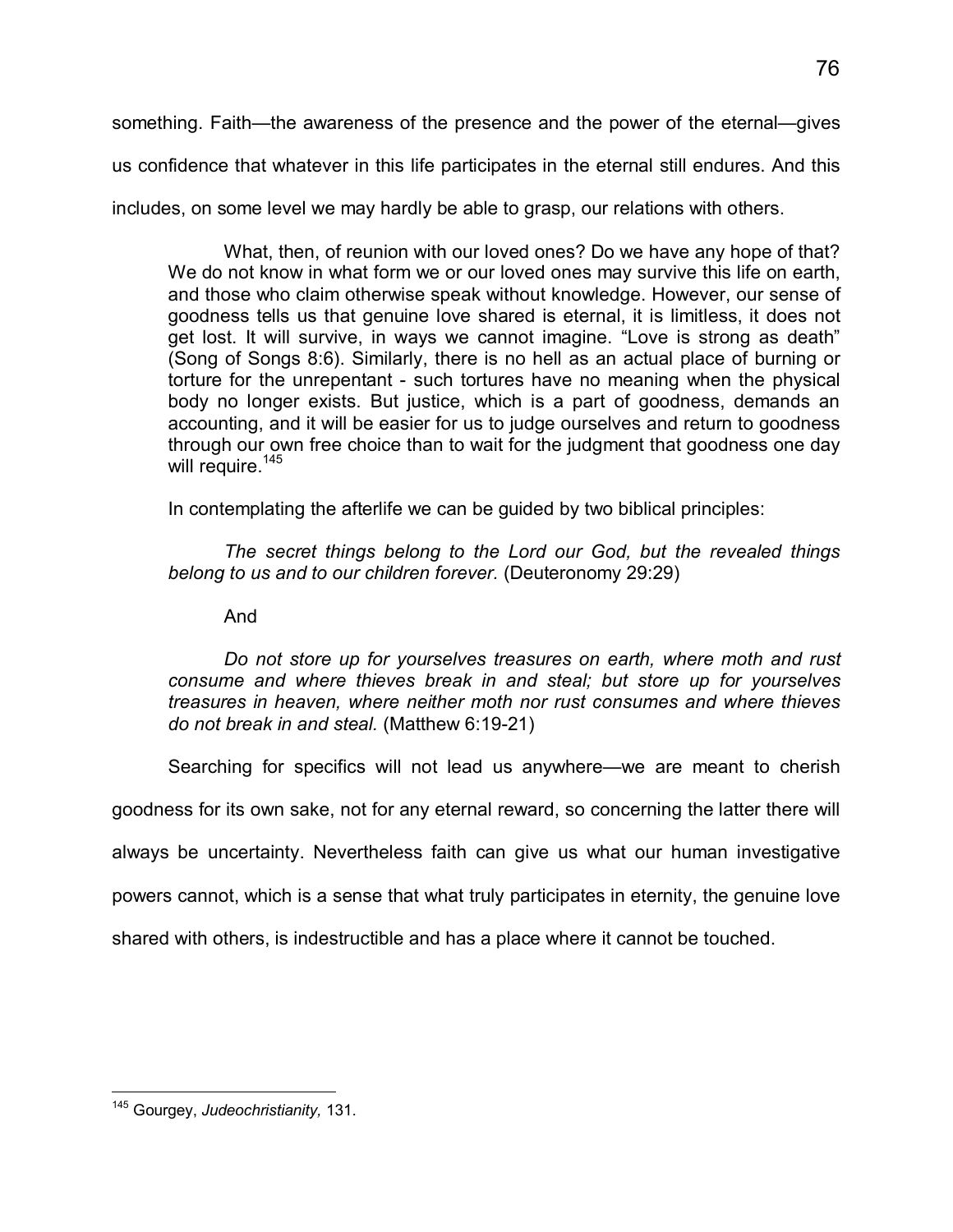something. Faith—the awareness of the presence and the power of the eternal—gives us confidence that whatever in this life participates in the eternal still endures. And this includes, on some level we may hardly be able to grasp, our relations with others.

> What, then, of reunion with our loved ones? Do we have any hope of that? We do not know in what form we or our loved ones may survive this life on earth, and those who claim otherwise speak without knowledge. However, our sense of goodness tells us that genuine love shared is eternal, it is limitless, it does not get lost. It will survive, in ways we cannot imagine. "Love is strong as death" (Song of Songs 8:6). Similarly, there is no hell as an actual place of burning or torture for the unrepentant - such tortures have no meaning when the physical body no longer exists. But justice, which is a part of goodness, demands an accounting, and it will be easier for us to judge ourselves and return to goodness through our own free choice than to wait for the judgment that goodness one day will require.[145]

In contemplating the afterlife we can be guided by two biblical principles:

> *The secret things belong to the Lord our God, but the revealed things belong to us and to our children forever.* (Deuteronomy 29:29)
>
> And
>
> *Do not store up for yourselves treasures on earth, where moth and rust consume and where thieves break in and steal; but store up for yourselves treasures in heaven, where neither moth nor rust consumes and where thieves do not break in and steal.* (Matthew 6:19-21)

Searching for specifics will not lead us anywhere—we are meant to cherish goodness for its own sake, not for any eternal reward, so concerning the latter there will always be uncertainty. Nevertheless faith can give us what our human investigative powers cannot, which is a sense that what truly participates in eternity, the genuine love shared with others, is indestructible and has a place where it cannot be touched.

---

[145] Gourgey, *Judeochristianity,* 131.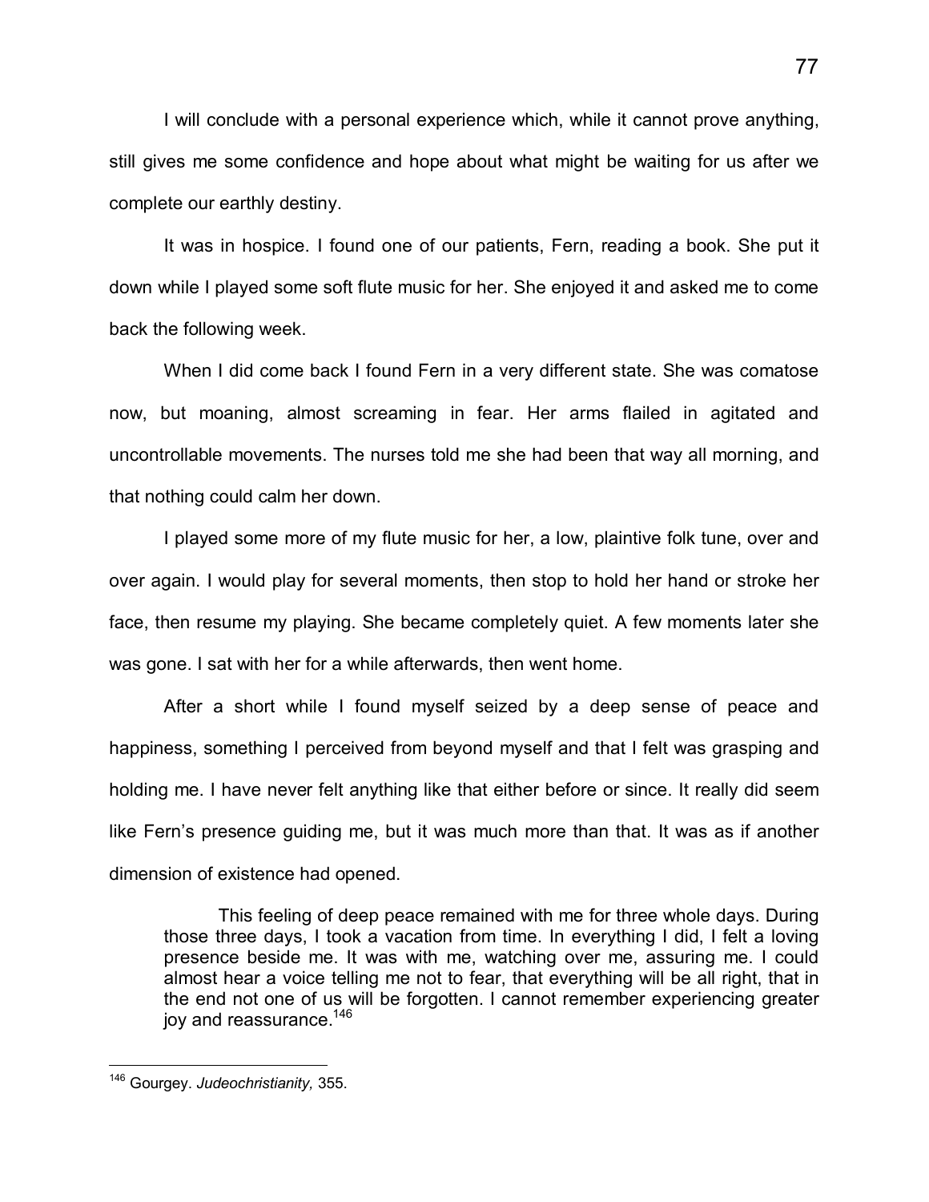I will conclude with a personal experience which, while it cannot prove anything, still gives me some confidence and hope about what might be waiting for us after we complete our earthly destiny.

It was in hospice. I found one of our patients, Fern, reading a book. She put it down while I played some soft flute music for her. She enjoyed it and asked me to come back the following week.

When I did come back I found Fern in a very different state. She was comatose now, but moaning, almost screaming in fear. Her arms flailed in agitated and uncontrollable movements. The nurses told me she had been that way all morning, and that nothing could calm her down.

I played some more of my flute music for her, a low, plaintive folk tune, over and over again. I would play for several moments, then stop to hold her hand or stroke her face, then resume my playing. She became completely quiet. A few moments later she was gone. I sat with her for a while afterwards, then went home.

After a short while I found myself seized by a deep sense of peace and happiness, something I perceived from beyond myself and that I felt was grasping and holding me. I have never felt anything like that either before or since. It really did seem like Fern's presence guiding me, but it was much more than that. It was as if another dimension of existence had opened.

> This feeling of deep peace remained with me for three whole days. During those three days, I took a vacation from time. In everything I did, I felt a loving presence beside me. It was with me, watching over me, assuring me. I could almost hear a voice telling me not to fear, that everything will be all right, that in the end not one of us will be forgotten. I cannot remember experiencing greater joy and reassurance.[146]

[146] Gourgey. *Judeochristianity,* 355.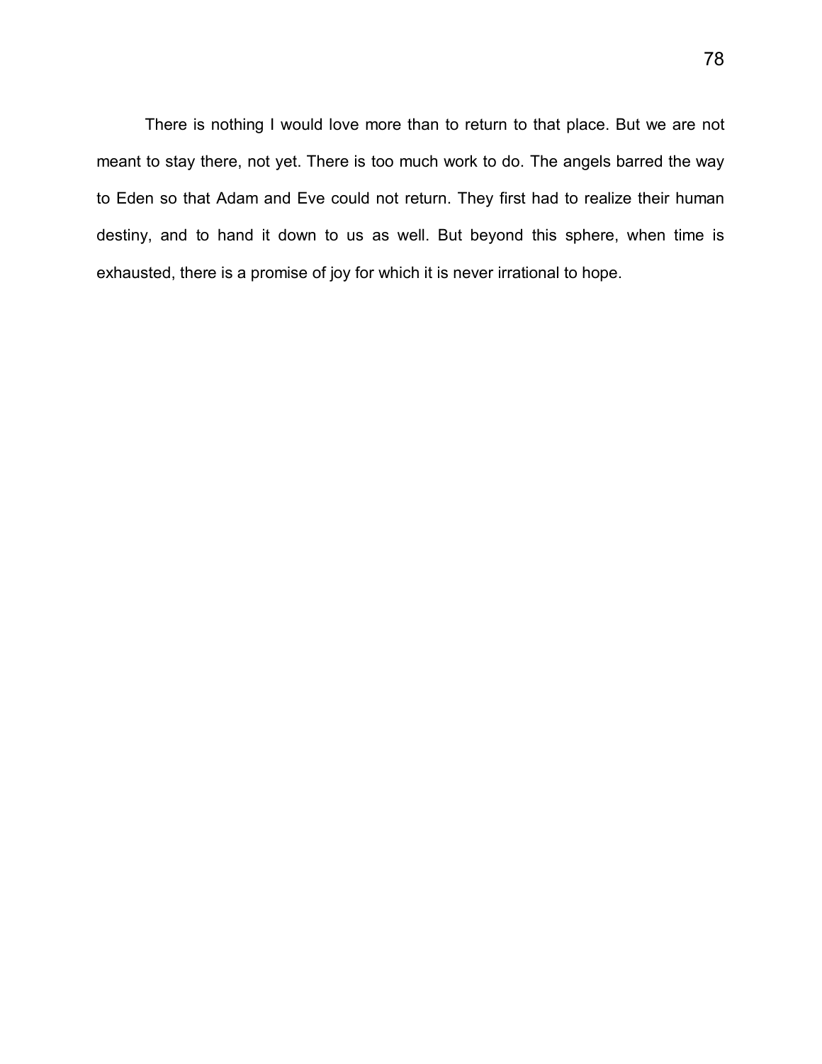There is nothing I would love more than to return to that place. But we are not meant to stay there, not yet. There is too much work to do. The angels barred the way to Eden so that Adam and Eve could not return. They first had to realize their human destiny, and to hand it down to us as well. But beyond this sphere, when time is exhausted, there is a promise of joy for which it is never irrational to hope.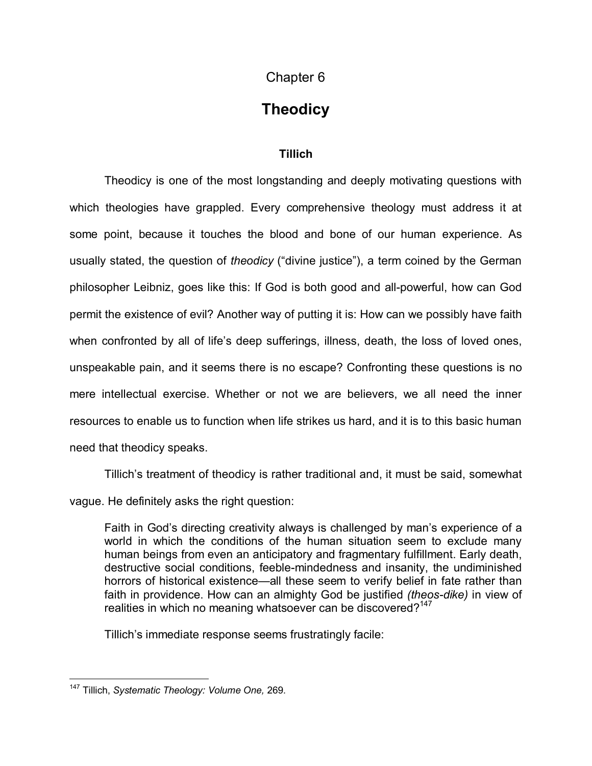Chapter 6

# Theodicy

## Tillich

Theodicy is one of the most longstanding and deeply motivating questions with which theologies have grappled. Every comprehensive theology must address it at some point, because it touches the blood and bone of our human experience. As usually stated, the question of *theodicy* ("divine justice"), a term coined by the German philosopher Leibniz, goes like this: If God is both good and all-powerful, how can God permit the existence of evil? Another way of putting it is: How can we possibly have faith when confronted by all of life's deep sufferings, illness, death, the loss of loved ones, unspeakable pain, and it seems there is no escape? Confronting these questions is no mere intellectual exercise. Whether or not we are believers, we all need the inner resources to enable us to function when life strikes us hard, and it is to this basic human need that theodicy speaks.

Tillich's treatment of theodicy is rather traditional and, it must be said, somewhat vague. He definitely asks the right question:

> Faith in God's directing creativity always is challenged by man's experience of a world in which the conditions of the human situation seem to exclude many human beings from even an anticipatory and fragmentary fulfillment. Early death, destructive social conditions, feeble-mindedness and insanity, the undiminished horrors of historical existence—all these seem to verify belief in fate rather than faith in providence. How can an almighty God be justified *(theos-dike)* in view of realities in which no meaning whatsoever can be discovered?[147]

Tillich's immediate response seems frustratingly facile:

---

[147] Tillich, *Systematic Theology: Volume One,* 269.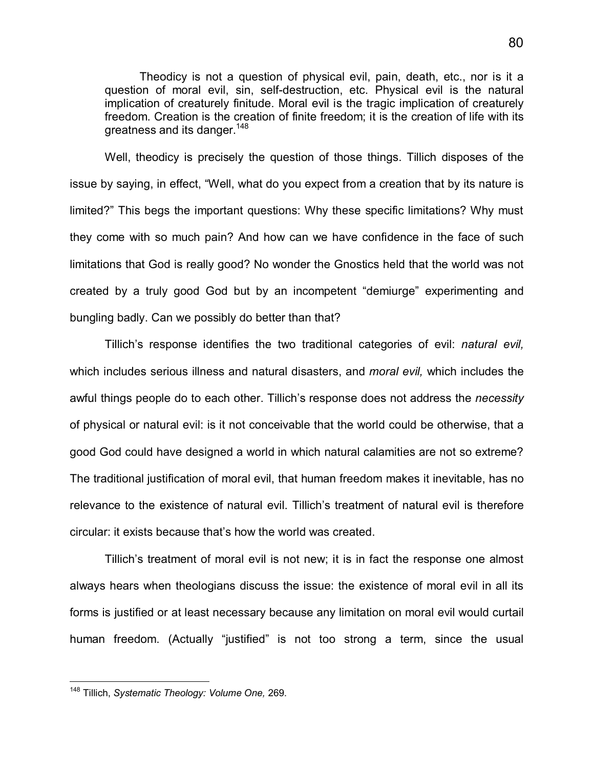> Theodicy is not a question of physical evil, pain, death, etc., nor is it a question of moral evil, sin, self-destruction, etc. Physical evil is the natural implication of creaturely finitude. Moral evil is the tragic implication of creaturely freedom. Creation is the creation of finite freedom; it is the creation of life with its greatness and its danger.[148]

Well, theodicy is precisely the question of those things. Tillich disposes of the issue by saying, in effect, "Well, what do you expect from a creation that by its nature is limited?" This begs the important questions: Why these specific limitations? Why must they come with so much pain? And how can we have confidence in the face of such limitations that God is really good? No wonder the Gnostics held that the world was not created by a truly good God but by an incompetent "demiurge" experimenting and bungling badly. Can we possibly do better than that?

Tillich's response identifies the two traditional categories of evil: *natural evil,* which includes serious illness and natural disasters, and *moral evil,* which includes the awful things people do to each other. Tillich's response does not address the *necessity* of physical or natural evil: is it not conceivable that the world could be otherwise, that a good God could have designed a world in which natural calamities are not so extreme? The traditional justification of moral evil, that human freedom makes it inevitable, has no relevance to the existence of natural evil. Tillich's treatment of natural evil is therefore circular: it exists because that's how the world was created.

Tillich's treatment of moral evil is not new; it is in fact the response one almost always hears when theologians discuss the issue: the existence of moral evil in all its forms is justified or at least necessary because any limitation on moral evil would curtail human freedom. (Actually "justified" is not too strong a term, since the usual

---

[148] Tillich, *Systematic Theology: Volume One,* 269.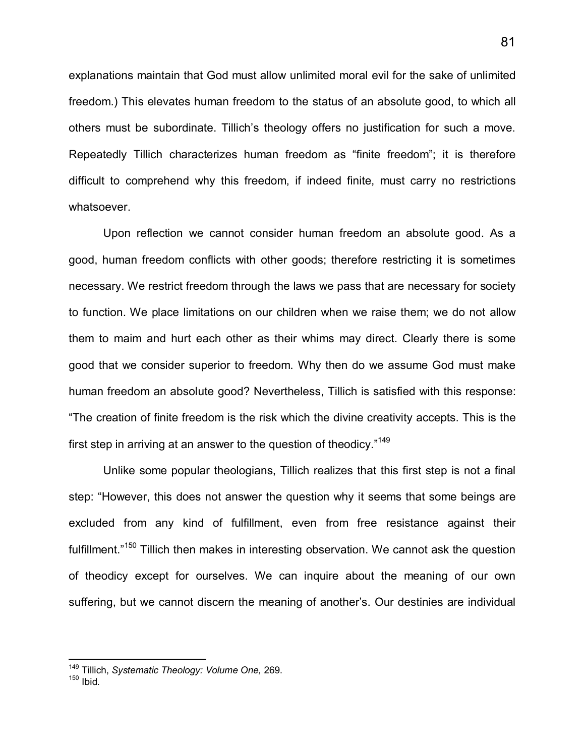explanations maintain that God must allow unlimited moral evil for the sake of unlimited freedom.) This elevates human freedom to the status of an absolute good, to which all others must be subordinate. Tillich's theology offers no justification for such a move. Repeatedly Tillich characterizes human freedom as "finite freedom"; it is therefore difficult to comprehend why this freedom, if indeed finite, must carry no restrictions whatsoever.

Upon reflection we cannot consider human freedom an absolute good. As a good, human freedom conflicts with other goods; therefore restricting it is sometimes necessary. We restrict freedom through the laws we pass that are necessary for society to function. We place limitations on our children when we raise them; we do not allow them to maim and hurt each other as their whims may direct. Clearly there is some good that we consider superior to freedom. Why then do we assume God must make human freedom an absolute good? Nevertheless, Tillich is satisfied with this response: "The creation of finite freedom is the risk which the divine creativity accepts. This is the first step in arriving at an answer to the question of theodicy."[149]

Unlike some popular theologians, Tillich realizes that this first step is not a final step: "However, this does not answer the question why it seems that some beings are excluded from any kind of fulfillment, even from free resistance against their fulfillment."[150] Tillich then makes in interesting observation. We cannot ask the question of theodicy except for ourselves. We can inquire about the meaning of our own suffering, but we cannot discern the meaning of another's. Our destinies are individual

---

[149] Tillich, *Systematic Theology: Volume One,* 269.

[150] Ibid.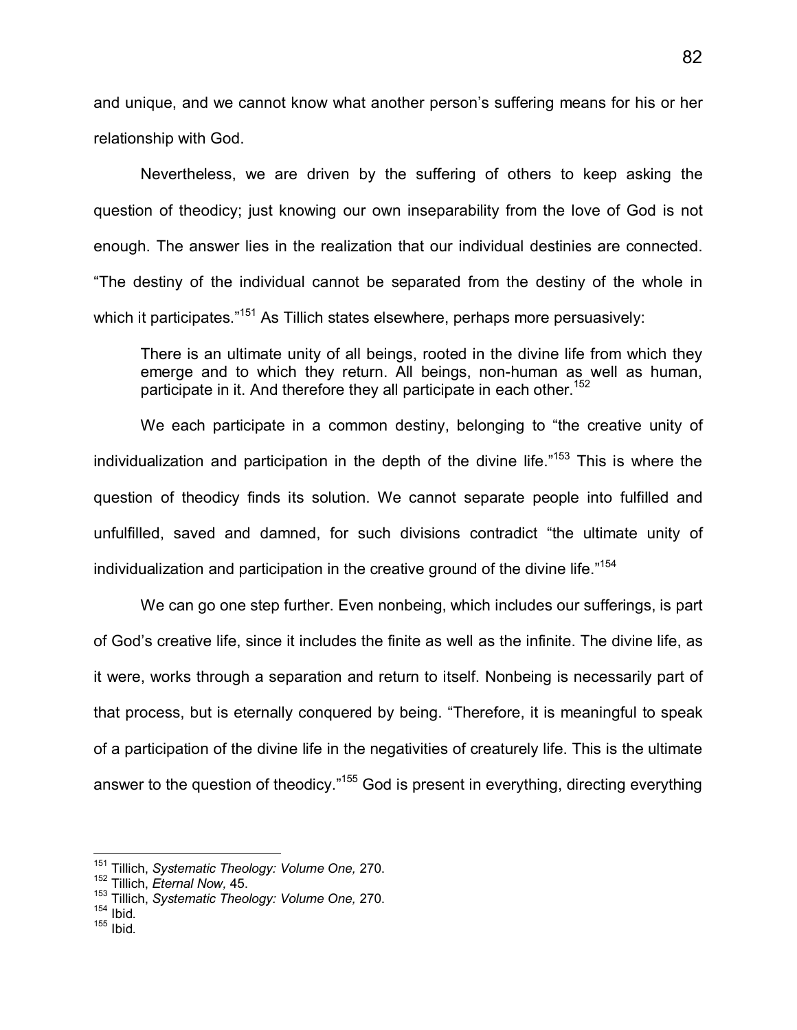and unique, and we cannot know what another person's suffering means for his or her relationship with God.

Nevertheless, we are driven by the suffering of others to keep asking the question of theodicy; just knowing our own inseparability from the love of God is not enough. The answer lies in the realization that our individual destinies are connected. "The destiny of the individual cannot be separated from the destiny of the whole in which it participates."[151] As Tillich states elsewhere, perhaps more persuasively:

> There is an ultimate unity of all beings, rooted in the divine life from which they emerge and to which they return. All beings, non-human as well as human, participate in it. And therefore they all participate in each other.[152]

We each participate in a common destiny, belonging to "the creative unity of individualization and participation in the depth of the divine life."[153] This is where the question of theodicy finds its solution. We cannot separate people into fulfilled and unfulfilled, saved and damned, for such divisions contradict "the ultimate unity of individualization and participation in the creative ground of the divine life."[154]

We can go one step further. Even nonbeing, which includes our sufferings, is part of God's creative life, since it includes the finite as well as the infinite. The divine life, as it were, works through a separation and return to itself. Nonbeing is necessarily part of that process, but is eternally conquered by being. "Therefore, it is meaningful to speak of a participation of the divine life in the negativities of creaturely life. This is the ultimate answer to the question of theodicy."[155] God is present in everything, directing everything

---

[151] Tillich, *Systematic Theology: Volume One,* 270.
[152] Tillich, *Eternal Now,* 45.
[153] Tillich, *Systematic Theology: Volume One,* 270.
[154] Ibid.
[155] Ibid.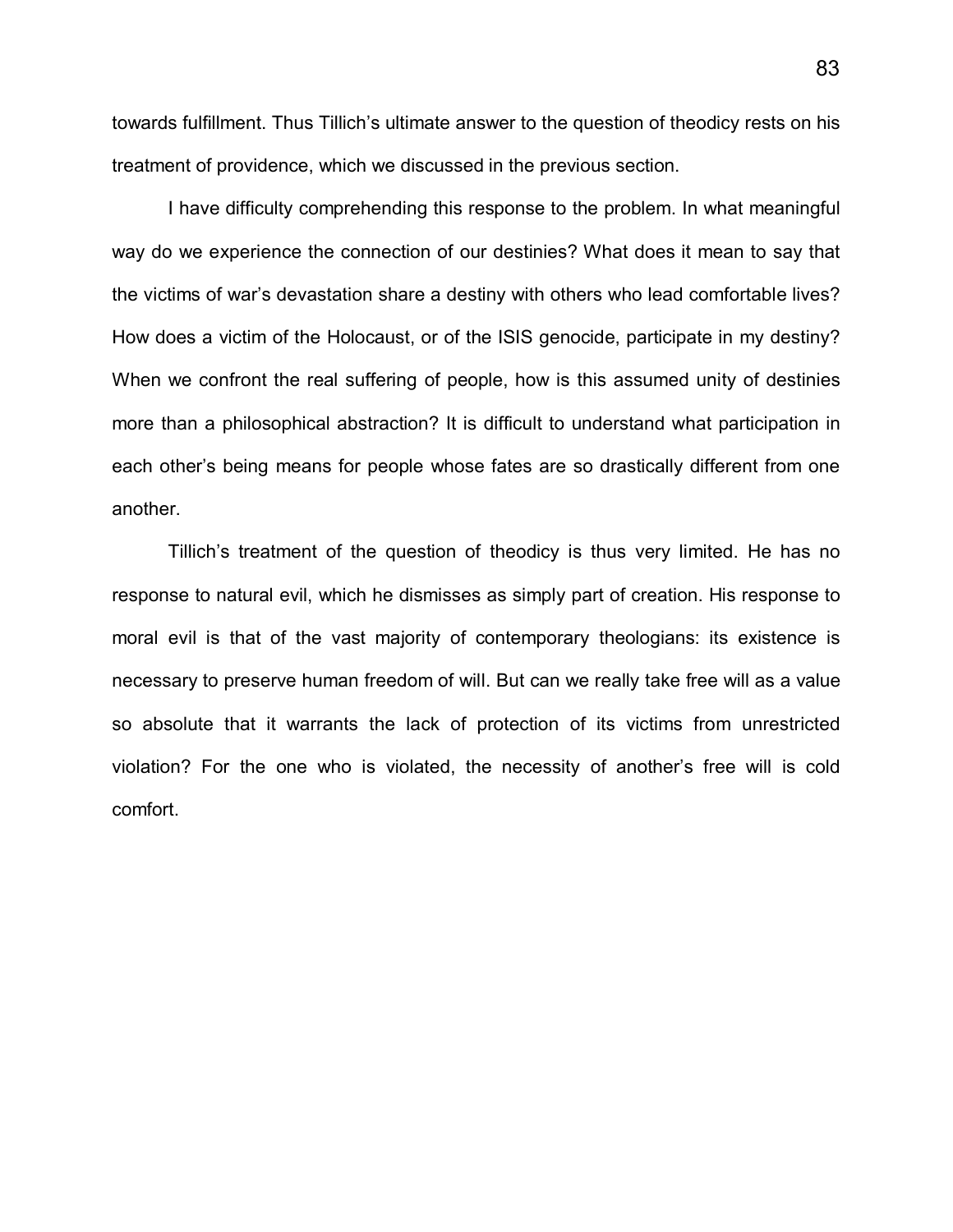towards fulfillment. Thus Tillich's ultimate answer to the question of theodicy rests on his treatment of providence, which we discussed in the previous section.

I have difficulty comprehending this response to the problem. In what meaningful way do we experience the connection of our destinies? What does it mean to say that the victims of war's devastation share a destiny with others who lead comfortable lives? How does a victim of the Holocaust, or of the ISIS genocide, participate in my destiny? When we confront the real suffering of people, how is this assumed unity of destinies more than a philosophical abstraction? It is difficult to understand what participation in each other's being means for people whose fates are so drastically different from one another.

Tillich's treatment of the question of theodicy is thus very limited. He has no response to natural evil, which he dismisses as simply part of creation. His response to moral evil is that of the vast majority of contemporary theologians: its existence is necessary to preserve human freedom of will. But can we really take free will as a value so absolute that it warrants the lack of protection of its victims from unrestricted violation? For the one who is violated, the necessity of another's free will is cold comfort.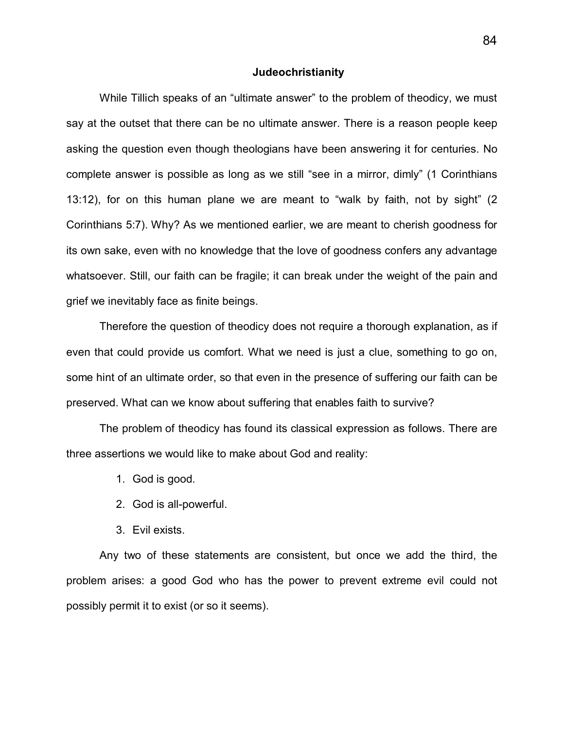## Judeochristianity

While Tillich speaks of an "ultimate answer" to the problem of theodicy, we must say at the outset that there can be no ultimate answer. There is a reason people keep asking the question even though theologians have been answering it for centuries. No complete answer is possible as long as we still "see in a mirror, dimly" (1 Corinthians 13:12), for on this human plane we are meant to "walk by faith, not by sight" (2 Corinthians 5:7). Why? As we mentioned earlier, we are meant to cherish goodness for its own sake, even with no knowledge that the love of goodness confers any advantage whatsoever. Still, our faith can be fragile; it can break under the weight of the pain and grief we inevitably face as finite beings.

Therefore the question of theodicy does not require a thorough explanation, as if even that could provide us comfort. What we need is just a clue, something to go on, some hint of an ultimate order, so that even in the presence of suffering our faith can be preserved. What can we know about suffering that enables faith to survive?

The problem of theodicy has found its classical expression as follows. There are three assertions we would like to make about God and reality:

1. God is good.
2. God is all-powerful.
3. Evil exists.

Any two of these statements are consistent, but once we add the third, the problem arises: a good God who has the power to prevent extreme evil could not possibly permit it to exist (or so it seems).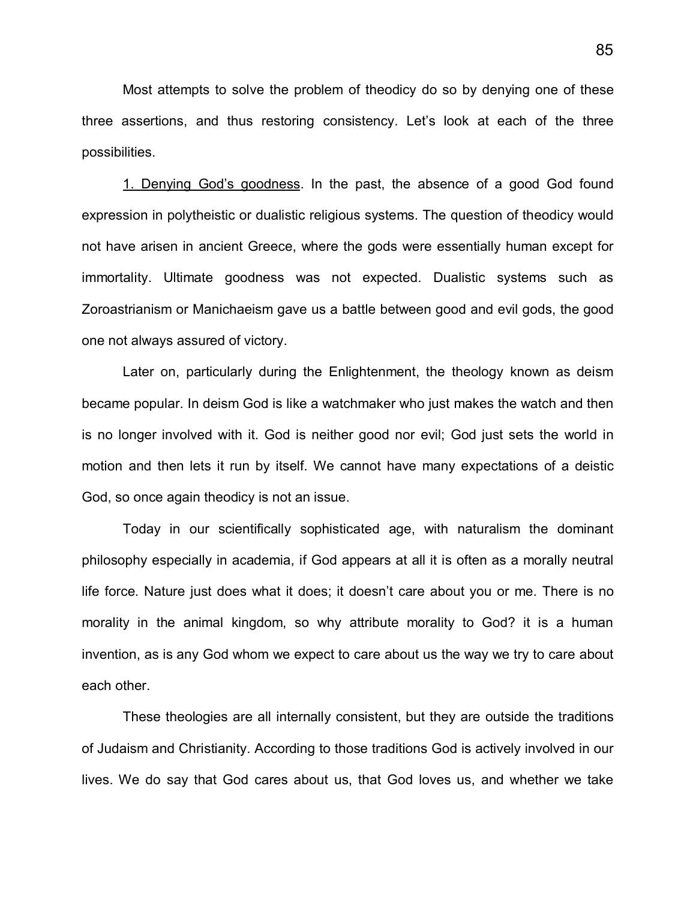Most attempts to solve the problem of theodicy do so by denying one of these three assertions, and thus restoring consistency. Let's look at each of the three possibilities.

<u>1. Denying God's goodness</u>. In the past, the absence of a good God found expression in polytheistic or dualistic religious systems. The question of theodicy would not have arisen in ancient Greece, where the gods were essentially human except for immortality. Ultimate goodness was not expected. Dualistic systems such as Zoroastrianism or Manichaeism gave us a battle between good and evil gods, the good one not always assured of victory.

Later on, particularly during the Enlightenment, the theology known as deism became popular. In deism God is like a watchmaker who just makes the watch and then is no longer involved with it. God is neither good nor evil; God just sets the world in motion and then lets it run by itself. We cannot have many expectations of a deistic God, so once again theodicy is not an issue.

Today in our scientifically sophisticated age, with naturalism the dominant philosophy especially in academia, if God appears at all it is often as a morally neutral life force. Nature just does what it does; it doesn't care about you or me. There is no morality in the animal kingdom, so why attribute morality to God? it is a human invention, as is any God whom we expect to care about us the way we try to care about each other.

These theologies are all internally consistent, but they are outside the traditions of Judaism and Christianity. According to those traditions God is actively involved in our lives. We do say that God cares about us, that God loves us, and whether we take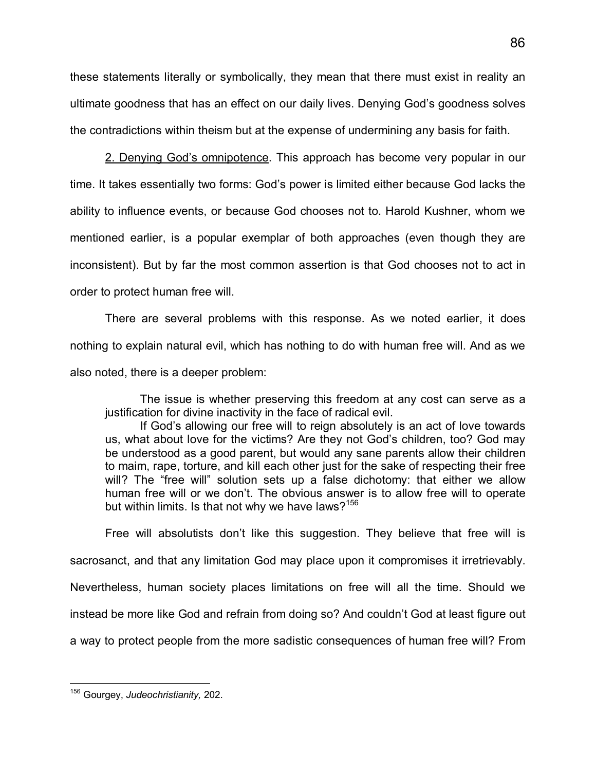these statements literally or symbolically, they mean that there must exist in reality an ultimate goodness that has an effect on our daily lives. Denying God's goodness solves the contradictions within theism but at the expense of undermining any basis for faith.

2. Denying God's omnipotence. This approach has become very popular in our time. It takes essentially two forms: God's power is limited either because God lacks the ability to influence events, or because God chooses not to. Harold Kushner, whom we mentioned earlier, is a popular exemplar of both approaches (even though they are inconsistent). But by far the most common assertion is that God chooses not to act in order to protect human free will.

There are several problems with this response. As we noted earlier, it does nothing to explain natural evil, which has nothing to do with human free will. And as we also noted, there is a deeper problem:

> The issue is whether preserving this freedom at any cost can serve as a justification for divine inactivity in the face of radical evil.
>
> If God's allowing our free will to reign absolutely is an act of love towards us, what about love for the victims? Are they not God's children, too? God may be understood as a good parent, but would any sane parents allow their children to maim, rape, torture, and kill each other just for the sake of respecting their free will? The "free will" solution sets up a false dichotomy: that either we allow human free will or we don't. The obvious answer is to allow free will to operate but within limits. Is that not why we have laws?[156]

Free will absolutists don't like this suggestion. They believe that free will is sacrosanct, and that any limitation God may place upon it compromises it irretrievably. Nevertheless, human society places limitations on free will all the time. Should we instead be more like God and refrain from doing so? And couldn't God at least figure out a way to protect people from the more sadistic consequences of human free will? From

---

[156] Gourgey, *Judeochristianity,* 202.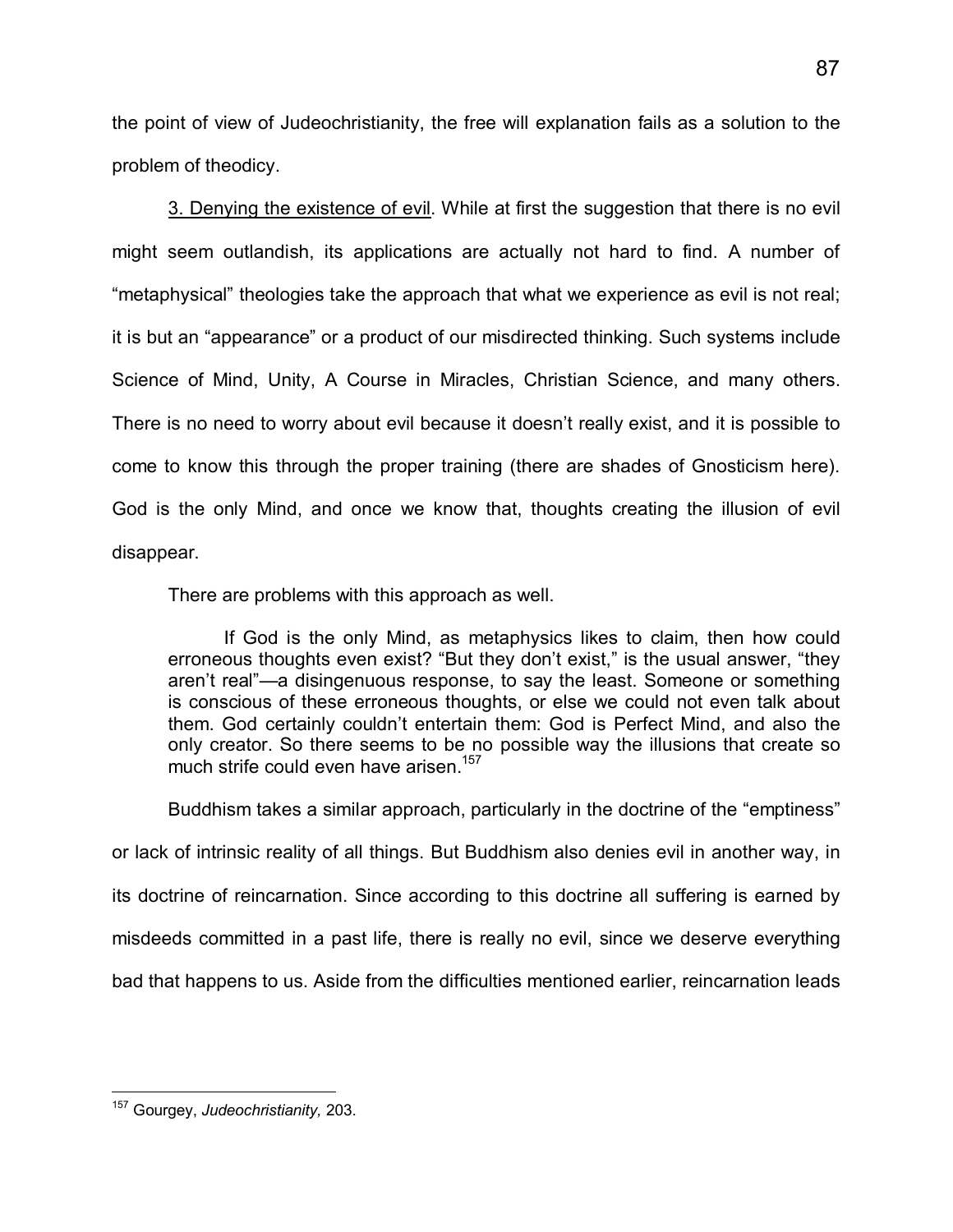the point of view of Judeochristianity, the free will explanation fails as a solution to the problem of theodicy.

3. Denying the existence of evil. While at first the suggestion that there is no evil might seem outlandish, its applications are actually not hard to find. A number of "metaphysical" theologies take the approach that what we experience as evil is not real; it is but an "appearance" or a product of our misdirected thinking. Such systems include Science of Mind, Unity, A Course in Miracles, Christian Science, and many others. There is no need to worry about evil because it doesn't really exist, and it is possible to come to know this through the proper training (there are shades of Gnosticism here). God is the only Mind, and once we know that, thoughts creating the illusion of evil disappear.

There are problems with this approach as well.

> If God is the only Mind, as metaphysics likes to claim, then how could erroneous thoughts even exist? "But they don't exist," is the usual answer, "they aren't real"—a disingenuous response, to say the least. Someone or something is conscious of these erroneous thoughts, or else we could not even talk about them. God certainly couldn't entertain them: God is Perfect Mind, and also the only creator. So there seems to be no possible way the illusions that create so much strife could even have arisen.[157]

Buddhism takes a similar approach, particularly in the doctrine of the "emptiness" or lack of intrinsic reality of all things. But Buddhism also denies evil in another way, in its doctrine of reincarnation. Since according to this doctrine all suffering is earned by misdeeds committed in a past life, there is really no evil, since we deserve everything bad that happens to us. Aside from the difficulties mentioned earlier, reincarnation leads

---

[157] Gourgey, *Judeochristianity,* 203.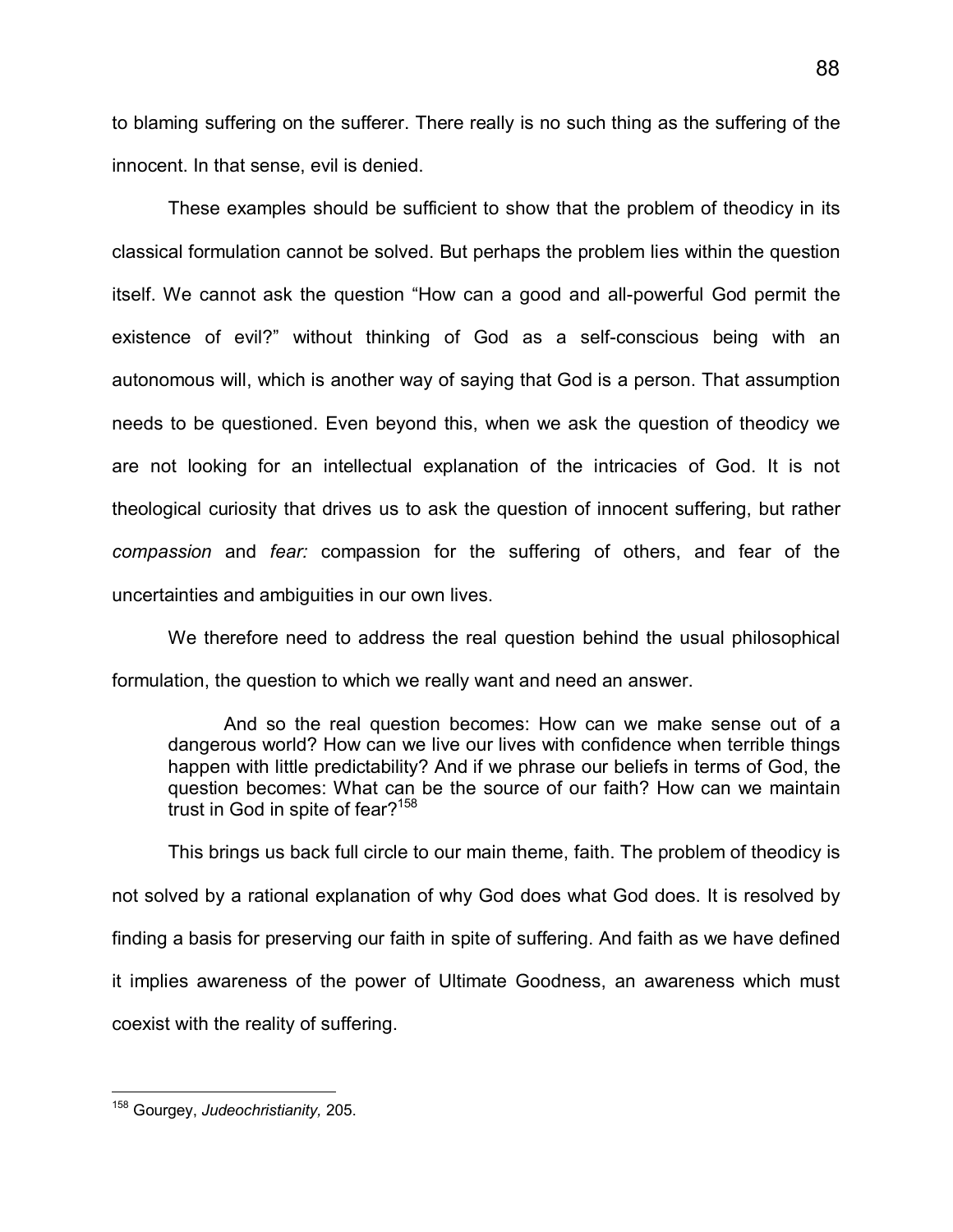to blaming suffering on the sufferer. There really is no such thing as the suffering of the innocent. In that sense, evil is denied.

These examples should be sufficient to show that the problem of theodicy in its classical formulation cannot be solved. But perhaps the problem lies within the question itself. We cannot ask the question "How can a good and all-powerful God permit the existence of evil?" without thinking of God as a self-conscious being with an autonomous will, which is another way of saying that God is a person. That assumption needs to be questioned. Even beyond this, when we ask the question of theodicy we are not looking for an intellectual explanation of the intricacies of God. It is not theological curiosity that drives us to ask the question of innocent suffering, but rather *compassion* and *fear:* compassion for the suffering of others, and fear of the uncertainties and ambiguities in our own lives.

We therefore need to address the real question behind the usual philosophical formulation, the question to which we really want and need an answer.

> And so the real question becomes: How can we make sense out of a dangerous world? How can we live our lives with confidence when terrible things happen with little predictability? And if we phrase our beliefs in terms of God, the question becomes: What can be the source of our faith? How can we maintain trust in God in spite of fear?[158]

This brings us back full circle to our main theme, faith. The problem of theodicy is not solved by a rational explanation of why God does what God does. It is resolved by finding a basis for preserving our faith in spite of suffering. And faith as we have defined it implies awareness of the power of Ultimate Goodness, an awareness which must coexist with the reality of suffering.

---

[158] Gourgey, *Judeochristianity,* 205.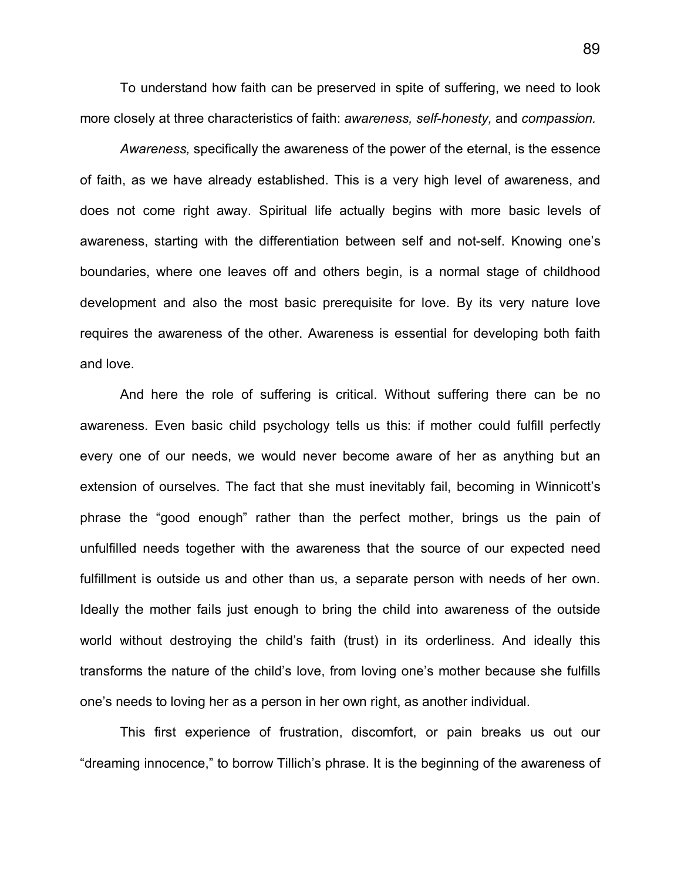To understand how faith can be preserved in spite of suffering, we need to look more closely at three characteristics of faith: *awareness, self-honesty,* and *compassion.*

*Awareness,* specifically the awareness of the power of the eternal, is the essence of faith, as we have already established. This is a very high level of awareness, and does not come right away. Spiritual life actually begins with more basic levels of awareness, starting with the differentiation between self and not-self. Knowing one's boundaries, where one leaves off and others begin, is a normal stage of childhood development and also the most basic prerequisite for love. By its very nature love requires the awareness of the other. Awareness is essential for developing both faith and love.

And here the role of suffering is critical. Without suffering there can be no awareness. Even basic child psychology tells us this: if mother could fulfill perfectly every one of our needs, we would never become aware of her as anything but an extension of ourselves. The fact that she must inevitably fail, becoming in Winnicott's phrase the "good enough" rather than the perfect mother, brings us the pain of unfulfilled needs together with the awareness that the source of our expected need fulfillment is outside us and other than us, a separate person with needs of her own. Ideally the mother fails just enough to bring the child into awareness of the outside world without destroying the child's faith (trust) in its orderliness. And ideally this transforms the nature of the child's love, from loving one's mother because she fulfills one's needs to loving her as a person in her own right, as another individual.

This first experience of frustration, discomfort, or pain breaks us out our "dreaming innocence," to borrow Tillich's phrase. It is the beginning of the awareness of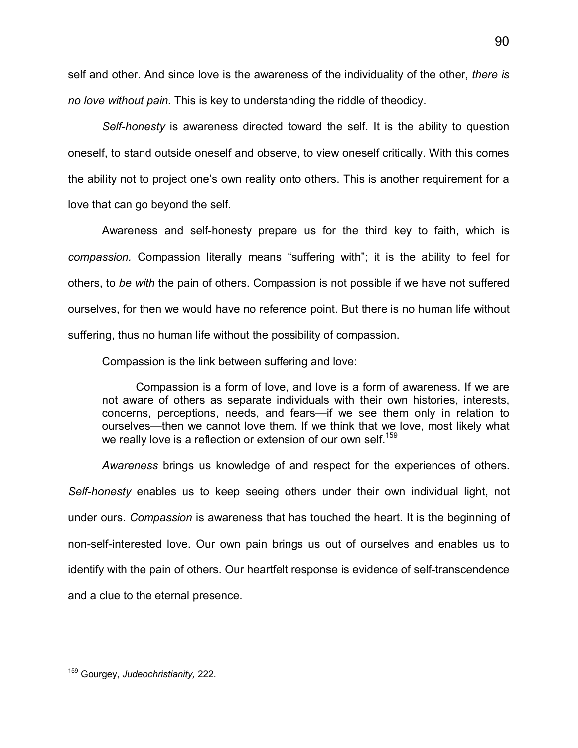self and other. And since love is the awareness of the individuality of the other, *there is no love without pain.* This is key to understanding the riddle of theodicy.

*Self-honesty* is awareness directed toward the self. It is the ability to question oneself, to stand outside oneself and observe, to view oneself critically. With this comes the ability not to project one's own reality onto others. This is another requirement for a love that can go beyond the self.

Awareness and self-honesty prepare us for the third key to faith, which is *compassion.* Compassion literally means "suffering with"; it is the ability to feel for others, to *be with* the pain of others. Compassion is not possible if we have not suffered ourselves, for then we would have no reference point. But there is no human life without suffering, thus no human life without the possibility of compassion.

Compassion is the link between suffering and love:

> Compassion is a form of love, and love is a form of awareness. If we are not aware of others as separate individuals with their own histories, interests, concerns, perceptions, needs, and fears—if we see them only in relation to ourselves—then we cannot love them. If we think that we love, most likely what we really love is a reflection or extension of our own self.[159]

*Awareness* brings us knowledge of and respect for the experiences of others. *Self-honesty* enables us to keep seeing others under their own individual light, not under ours. *Compassion* is awareness that has touched the heart. It is the beginning of non-self-interested love. Our own pain brings us out of ourselves and enables us to identify with the pain of others. Our heartfelt response is evidence of self-transcendence and a clue to the eternal presence.

---

[159] Gourgey, *Judeochristianity,* 222.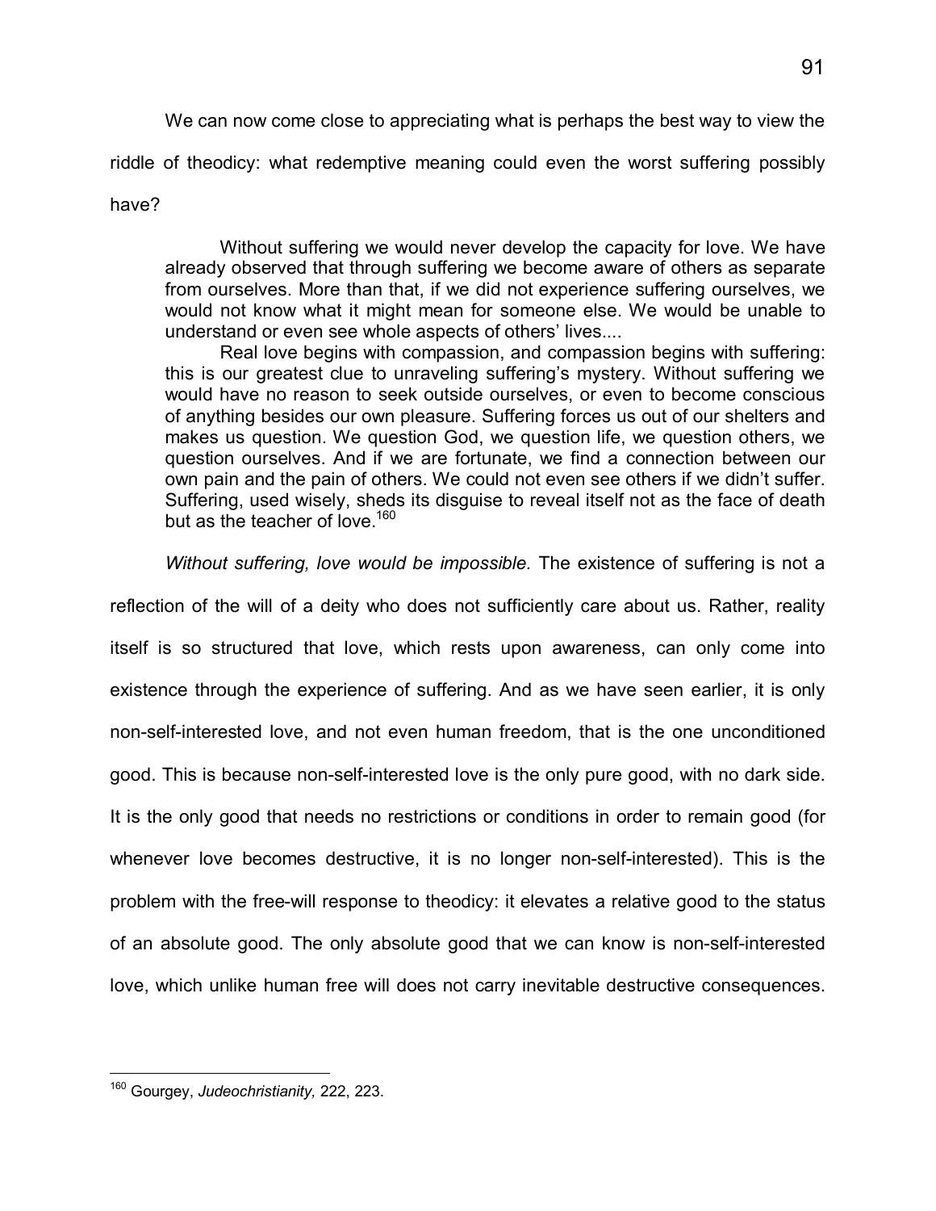We can now come close to appreciating what is perhaps the best way to view the riddle of theodicy: what redemptive meaning could even the worst suffering possibly have?

> Without suffering we would never develop the capacity for love. We have already observed that through suffering we become aware of others as separate from ourselves. More than that, if we did not experience suffering ourselves, we would not know what it might mean for someone else. We would be unable to understand or even see whole aspects of others' lives....
>
> Real love begins with compassion, and compassion begins with suffering: this is our greatest clue to unraveling suffering's mystery. Without suffering we would have no reason to seek outside ourselves, or even to become conscious of anything besides our own pleasure. Suffering forces us out of our shelters and makes us question. We question God, we question life, we question others, we question ourselves. And if we are fortunate, we find a connection between our own pain and the pain of others. We could not even see others if we didn't suffer. Suffering, used wisely, sheds its disguise to reveal itself not as the face of death but as the teacher of love.[160]

*Without suffering, love would be impossible.* The existence of suffering is not a reflection of the will of a deity who does not sufficiently care about us. Rather, reality itself is so structured that love, which rests upon awareness, can only come into existence through the experience of suffering. And as we have seen earlier, it is only non-self-interested love, and not even human freedom, that is the one unconditioned good. This is because non-self-interested love is the only pure good, with no dark side. It is the only good that needs no restrictions or conditions in order to remain good (for whenever love becomes destructive, it is no longer non-self-interested). This is the problem with the free-will response to theodicy: it elevates a relative good to the status of an absolute good. The only absolute good that we can know is non-self-interested love, which unlike human free will does not carry inevitable destructive consequences.

---

[160] Gourgey, *Judeochristianity,* 222, 223.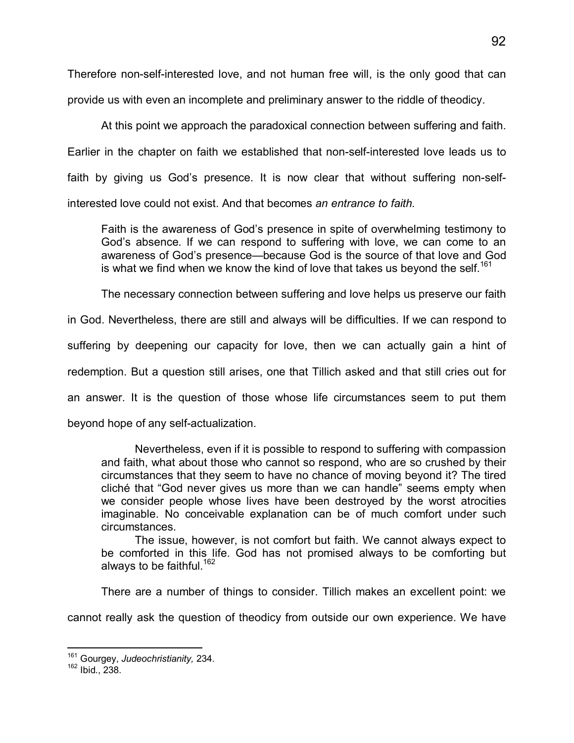Therefore non-self-interested love, and not human free will, is the only good that can provide us with even an incomplete and preliminary answer to the riddle of theodicy.

At this point we approach the paradoxical connection between suffering and faith. Earlier in the chapter on faith we established that non-self-interested love leads us to faith by giving us God's presence. It is now clear that without suffering non-self-interested love could not exist. And that becomes *an entrance to faith.*

> Faith is the awareness of God's presence in spite of overwhelming testimony to God's absence. If we can respond to suffering with love, we can come to an awareness of God's presence—because God is the source of that love and God is what we find when we know the kind of love that takes us beyond the self.[161]

The necessary connection between suffering and love helps us preserve our faith in God. Nevertheless, there are still and always will be difficulties. If we can respond to suffering by deepening our capacity for love, then we can actually gain a hint of redemption. But a question still arises, one that Tillich asked and that still cries out for an answer. It is the question of those whose life circumstances seem to put them beyond hope of any self-actualization.

> Nevertheless, even if it is possible to respond to suffering with compassion and faith, what about those who cannot so respond, who are so crushed by their circumstances that they seem to have no chance of moving beyond it? The tired cliché that "God never gives us more than we can handle" seems empty when we consider people whose lives have been destroyed by the worst atrocities imaginable. No conceivable explanation can be of much comfort under such circumstances.
>
> The issue, however, is not comfort but faith. We cannot always expect to be comforted in this life. God has not promised always to be comforting but always to be faithful.[162]

There are a number of things to consider. Tillich makes an excellent point: we cannot really ask the question of theodicy from outside our own experience. We have

---

[161] Gourgey, *Judeochristianity,* 234.

[162] Ibid., 238.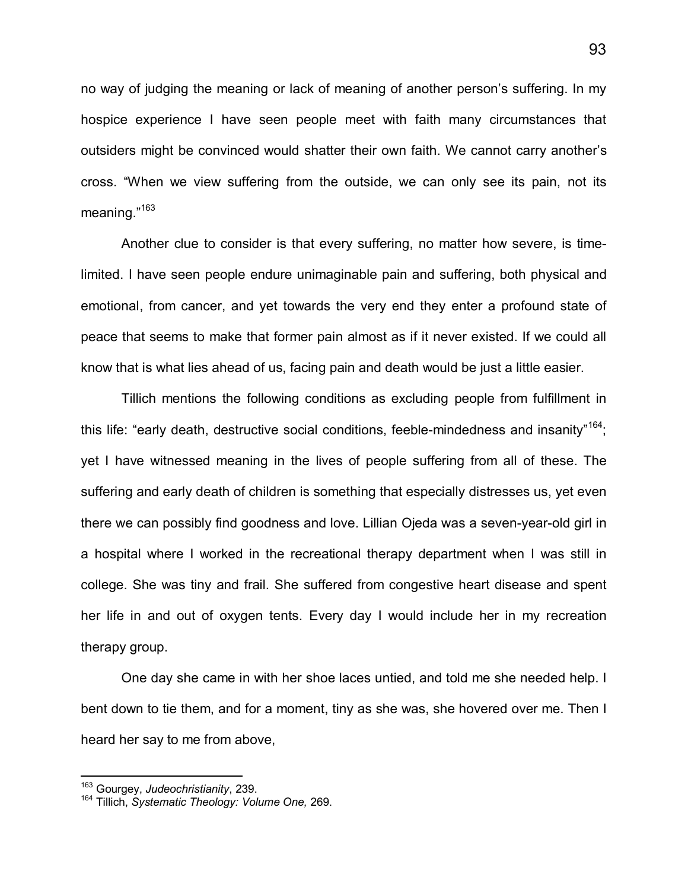no way of judging the meaning or lack of meaning of another person's suffering. In my hospice experience I have seen people meet with faith many circumstances that outsiders might be convinced would shatter their own faith. We cannot carry another's cross. "When we view suffering from the outside, we can only see its pain, not its meaning."[163]

Another clue to consider is that every suffering, no matter how severe, is time-limited. I have seen people endure unimaginable pain and suffering, both physical and emotional, from cancer, and yet towards the very end they enter a profound state of peace that seems to make that former pain almost as if it never existed. If we could all know that is what lies ahead of us, facing pain and death would be just a little easier.

Tillich mentions the following conditions as excluding people from fulfillment in this life: "early death, destructive social conditions, feeble-mindedness and insanity"[164]; yet I have witnessed meaning in the lives of people suffering from all of these. The suffering and early death of children is something that especially distresses us, yet even there we can possibly find goodness and love. Lillian Ojeda was a seven-year-old girl in a hospital where I worked in the recreational therapy department when I was still in college. She was tiny and frail. She suffered from congestive heart disease and spent her life in and out of oxygen tents. Every day I would include her in my recreation therapy group.

One day she came in with her shoe laces untied, and told me she needed help. I bent down to tie them, and for a moment, tiny as she was, she hovered over me. Then I heard her say to me from above,

---

[163] Gourgey, *Judeochristianity*, 239.

[164] Tillich, *Systematic Theology: Volume One,* 269.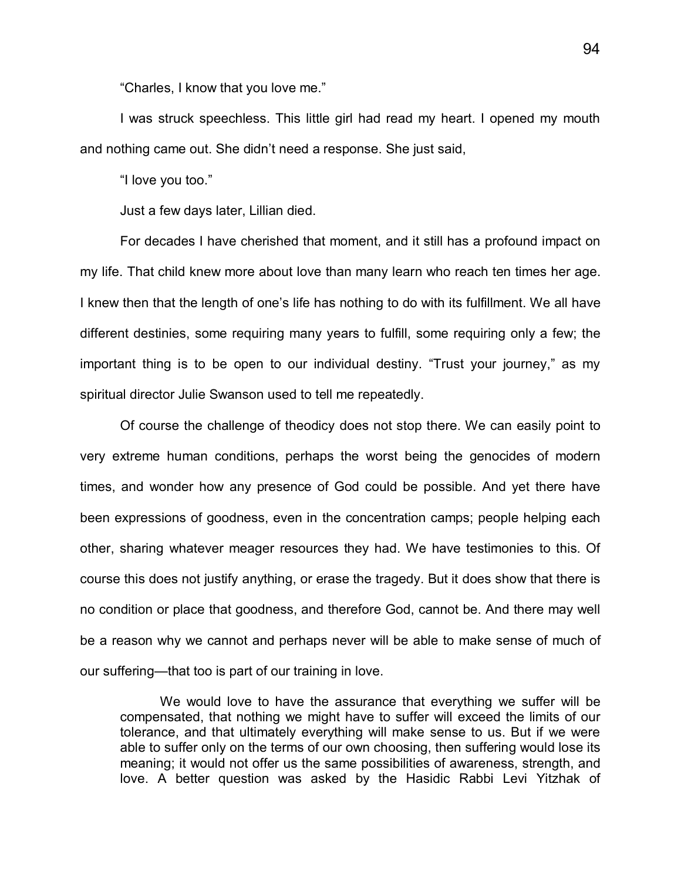"Charles, I know that you love me."

I was struck speechless. This little girl had read my heart. I opened my mouth and nothing came out. She didn't need a response. She just said,

"I love you too."

Just a few days later, Lillian died.

For decades I have cherished that moment, and it still has a profound impact on my life. That child knew more about love than many learn who reach ten times her age. I knew then that the length of one's life has nothing to do with its fulfillment. We all have different destinies, some requiring many years to fulfill, some requiring only a few; the important thing is to be open to our individual destiny. "Trust your journey," as my spiritual director Julie Swanson used to tell me repeatedly.

Of course the challenge of theodicy does not stop there. We can easily point to very extreme human conditions, perhaps the worst being the genocides of modern times, and wonder how any presence of God could be possible. And yet there have been expressions of goodness, even in the concentration camps; people helping each other, sharing whatever meager resources they had. We have testimonies to this. Of course this does not justify anything, or erase the tragedy. But it does show that there is no condition or place that goodness, and therefore God, cannot be. And there may well be a reason why we cannot and perhaps never will be able to make sense of much of our suffering—that too is part of our training in love.

> We would love to have the assurance that everything we suffer will be compensated, that nothing we might have to suffer will exceed the limits of our tolerance, and that ultimately everything will make sense to us. But if we were able to suffer only on the terms of our own choosing, then suffering would lose its meaning; it would not offer us the same possibilities of awareness, strength, and love. A better question was asked by the Hasidic Rabbi Levi Yitzhak of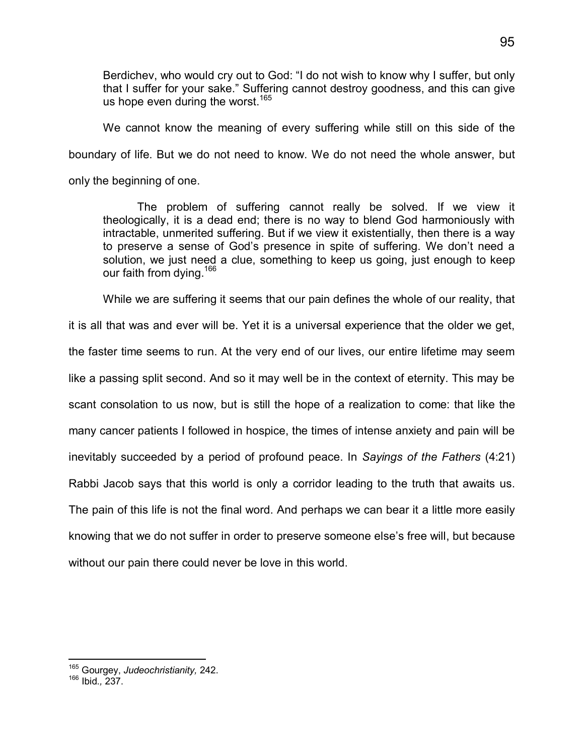> Berdichev, who would cry out to God: "I do not wish to know why I suffer, but only that I suffer for your sake." Suffering cannot destroy goodness, and this can give us hope even during the worst.[165]

We cannot know the meaning of every suffering while still on this side of the boundary of life. But we do not need to know. We do not need the whole answer, but only the beginning of one.

> The problem of suffering cannot really be solved. If we view it theologically, it is a dead end; there is no way to blend God harmoniously with intractable, unmerited suffering. But if we view it existentially, then there is a way to preserve a sense of God's presence in spite of suffering. We don't need a solution, we just need a clue, something to keep us going, just enough to keep our faith from dying.[166]

While we are suffering it seems that our pain defines the whole of our reality, that it is all that was and ever will be. Yet it is a universal experience that the older we get, the faster time seems to run. At the very end of our lives, our entire lifetime may seem like a passing split second. And so it may well be in the context of eternity. This may be scant consolation to us now, but is still the hope of a realization to come: that like the many cancer patients I followed in hospice, the times of intense anxiety and pain will be inevitably succeeded by a period of profound peace. In *Sayings of the Fathers* (4:21) Rabbi Jacob says that this world is only a corridor leading to the truth that awaits us. The pain of this life is not the final word. And perhaps we can bear it a little more easily knowing that we do not suffer in order to preserve someone else's free will, but because without our pain there could never be love in this world.

---

[165] Gourgey, *Judeochristianity,* 242.

[166] Ibid., 237.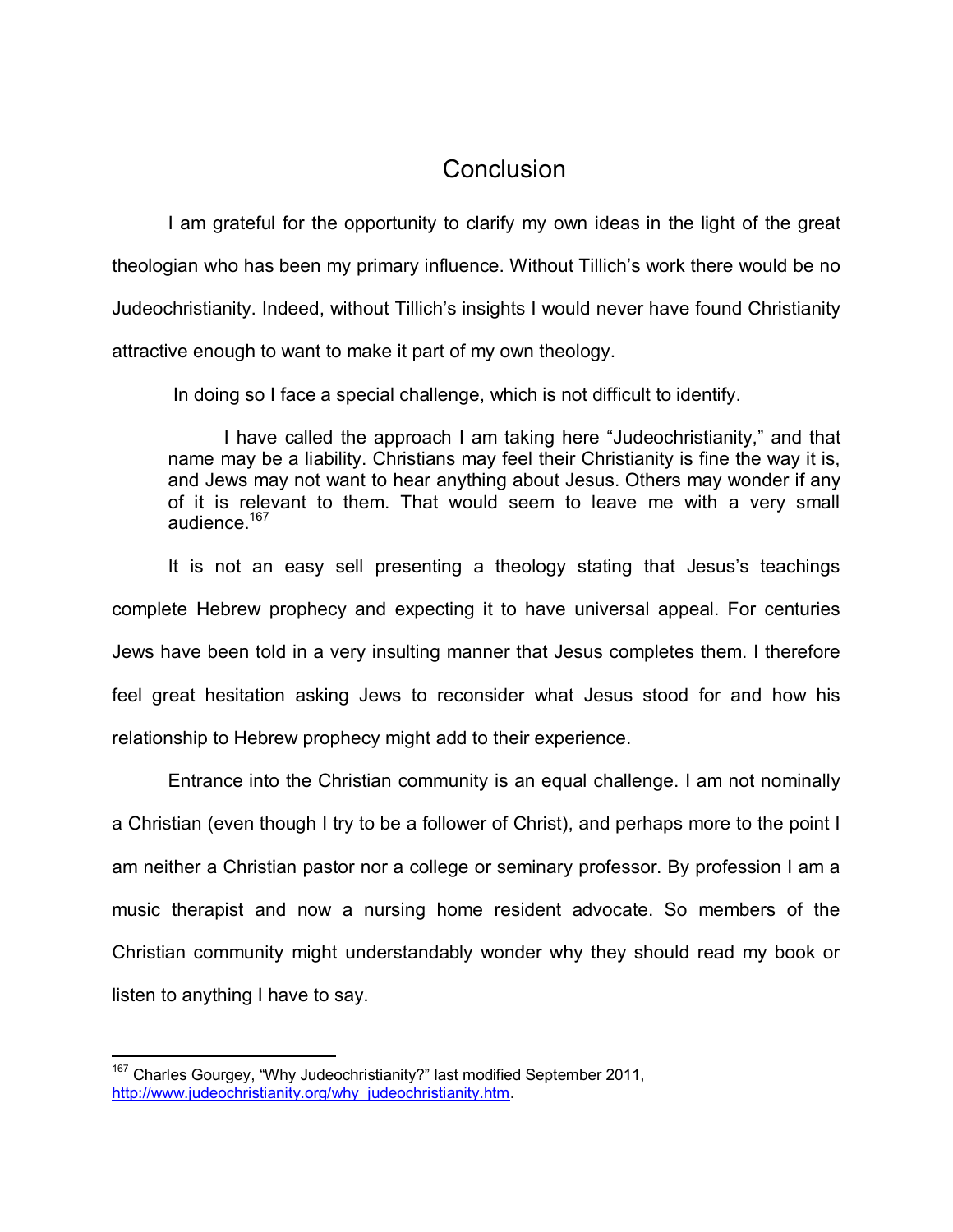# Conclusion

I am grateful for the opportunity to clarify my own ideas in the light of the great theologian who has been my primary influence. Without Tillich's work there would be no Judeochristianity. Indeed, without Tillich's insights I would never have found Christianity attractive enough to want to make it part of my own theology.

In doing so I face a special challenge, which is not difficult to identify.

> I have called the approach I am taking here "Judeochristianity," and that name may be a liability. Christians may feel their Christianity is fine the way it is, and Jews may not want to hear anything about Jesus. Others may wonder if any of it is relevant to them. That would seem to leave me with a very small audience.[167]

It is not an easy sell presenting a theology stating that Jesus's teachings complete Hebrew prophecy and expecting it to have universal appeal. For centuries Jews have been told in a very insulting manner that Jesus completes them. I therefore feel great hesitation asking Jews to reconsider what Jesus stood for and how his relationship to Hebrew prophecy might add to their experience.

Entrance into the Christian community is an equal challenge. I am not nominally a Christian (even though I try to be a follower of Christ), and perhaps more to the point I am neither a Christian pastor nor a college or seminary professor. By profession I am a music therapist and now a nursing home resident advocate. So members of the Christian community might understandably wonder why they should read my book or listen to anything I have to say.

---

[167] Charles Gourgey, "Why Judeochristianity?" last modified September 2011, http://www.judeochristianity.org/why_judeochristianity.htm.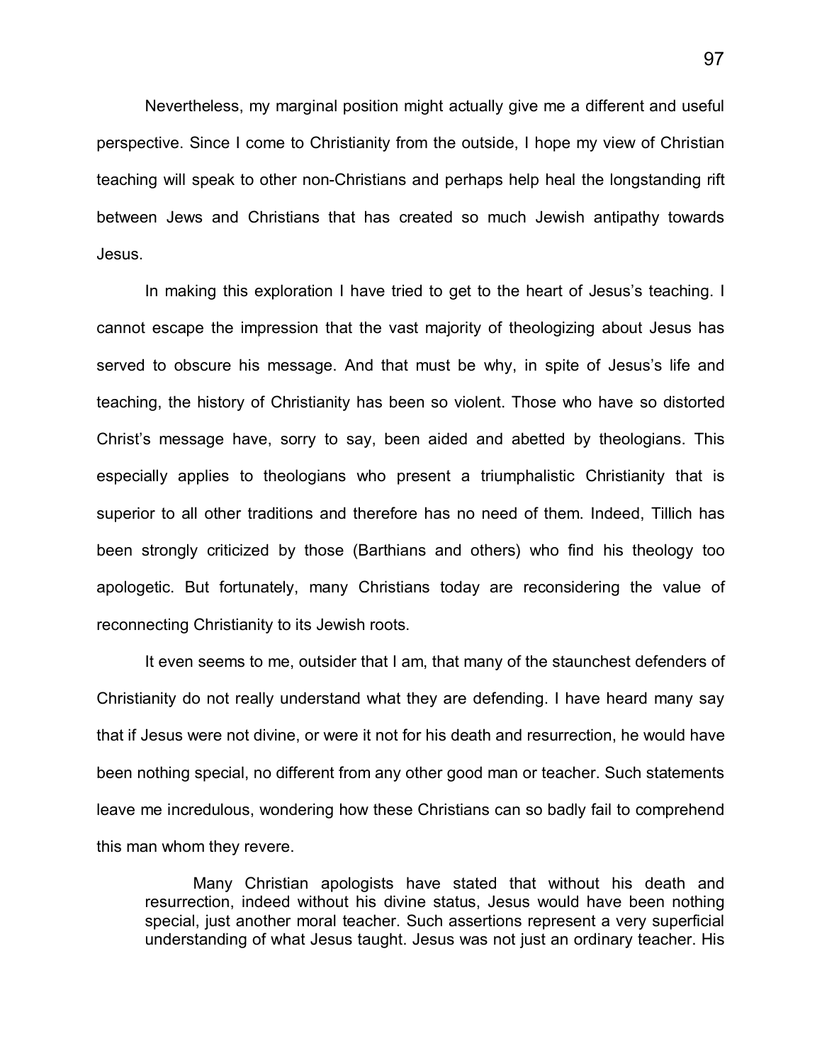Nevertheless, my marginal position might actually give me a different and useful perspective. Since I come to Christianity from the outside, I hope my view of Christian teaching will speak to other non-Christians and perhaps help heal the longstanding rift between Jews and Christians that has created so much Jewish antipathy towards Jesus.

In making this exploration I have tried to get to the heart of Jesus's teaching. I cannot escape the impression that the vast majority of theologizing about Jesus has served to obscure his message. And that must be why, in spite of Jesus's life and teaching, the history of Christianity has been so violent. Those who have so distorted Christ's message have, sorry to say, been aided and abetted by theologians. This especially applies to theologians who present a triumphalistic Christianity that is superior to all other traditions and therefore has no need of them. Indeed, Tillich has been strongly criticized by those (Barthians and others) who find his theology too apologetic. But fortunately, many Christians today are reconsidering the value of reconnecting Christianity to its Jewish roots.

It even seems to me, outsider that I am, that many of the staunchest defenders of Christianity do not really understand what they are defending. I have heard many say that if Jesus were not divine, or were it not for his death and resurrection, he would have been nothing special, no different from any other good man or teacher. Such statements leave me incredulous, wondering how these Christians can so badly fail to comprehend this man whom they revere.

> Many Christian apologists have stated that without his death and resurrection, indeed without his divine status, Jesus would have been nothing special, just another moral teacher. Such assertions represent a very superficial understanding of what Jesus taught. Jesus was not just an ordinary teacher. His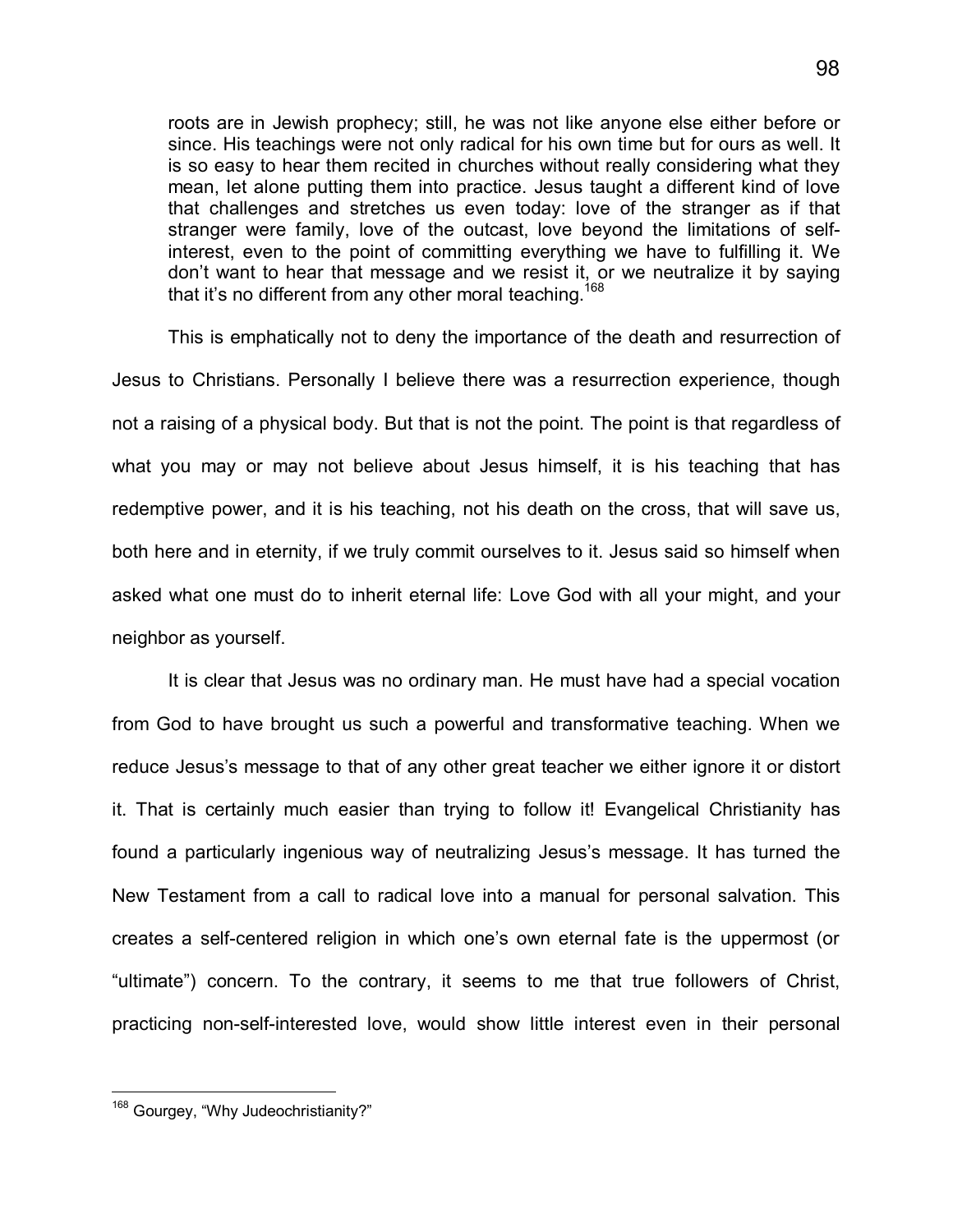> roots are in Jewish prophecy; still, he was not like anyone else either before or since. His teachings were not only radical for his own time but for ours as well. It is so easy to hear them recited in churches without really considering what they mean, let alone putting them into practice. Jesus taught a different kind of love that challenges and stretches us even today: love of the stranger as if that stranger were family, love of the outcast, love beyond the limitations of self-interest, even to the point of committing everything we have to fulfilling it. We don't want to hear that message and we resist it, or we neutralize it by saying that it's no different from any other moral teaching.[168]

This is emphatically not to deny the importance of the death and resurrection of Jesus to Christians. Personally I believe there was a resurrection experience, though not a raising of a physical body. But that is not the point. The point is that regardless of what you may or may not believe about Jesus himself, it is his teaching that has redemptive power, and it is his teaching, not his death on the cross, that will save us, both here and in eternity, if we truly commit ourselves to it. Jesus said so himself when asked what one must do to inherit eternal life: Love God with all your might, and your neighbor as yourself.

It is clear that Jesus was no ordinary man. He must have had a special vocation from God to have brought us such a powerful and transformative teaching. When we reduce Jesus's message to that of any other great teacher we either ignore it or distort it. That is certainly much easier than trying to follow it! Evangelical Christianity has found a particularly ingenious way of neutralizing Jesus's message. It has turned the New Testament from a call to radical love into a manual for personal salvation. This creates a self-centered religion in which one's own eternal fate is the uppermost (or "ultimate") concern. To the contrary, it seems to me that true followers of Christ, practicing non-self-interested love, would show little interest even in their personal

[168] Gourgey, "Why Judeochristianity?"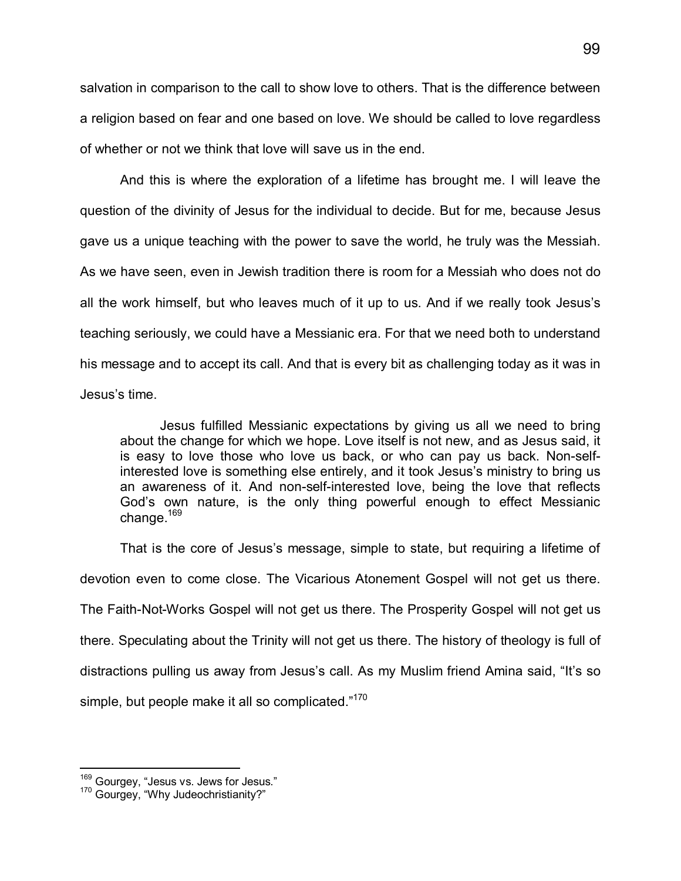salvation in comparison to the call to show love to others. That is the difference between a religion based on fear and one based on love. We should be called to love regardless of whether or not we think that love will save us in the end.

And this is where the exploration of a lifetime has brought me. I will leave the question of the divinity of Jesus for the individual to decide. But for me, because Jesus gave us a unique teaching with the power to save the world, he truly was the Messiah. As we have seen, even in Jewish tradition there is room for a Messiah who does not do all the work himself, but who leaves much of it up to us. And if we really took Jesus's teaching seriously, we could have a Messianic era. For that we need both to understand his message and to accept its call. And that is every bit as challenging today as it was in Jesus's time.

> Jesus fulfilled Messianic expectations by giving us all we need to bring about the change for which we hope. Love itself is not new, and as Jesus said, it is easy to love those who love us back, or who can pay us back. Non-self-interested love is something else entirely, and it took Jesus's ministry to bring us an awareness of it. And non-self-interested love, being the love that reflects God's own nature, is the only thing powerful enough to effect Messianic change.[169]

That is the core of Jesus's message, simple to state, but requiring a lifetime of devotion even to come close. The Vicarious Atonement Gospel will not get us there. The Faith-Not-Works Gospel will not get us there. The Prosperity Gospel will not get us there. Speculating about the Trinity will not get us there. The history of theology is full of distractions pulling us away from Jesus's call. As my Muslim friend Amina said, "It's so simple, but people make it all so complicated."[170]

---

[169] Gourgey, "Jesus vs. Jews for Jesus."

[170] Gourgey, "Why Judeochristianity?"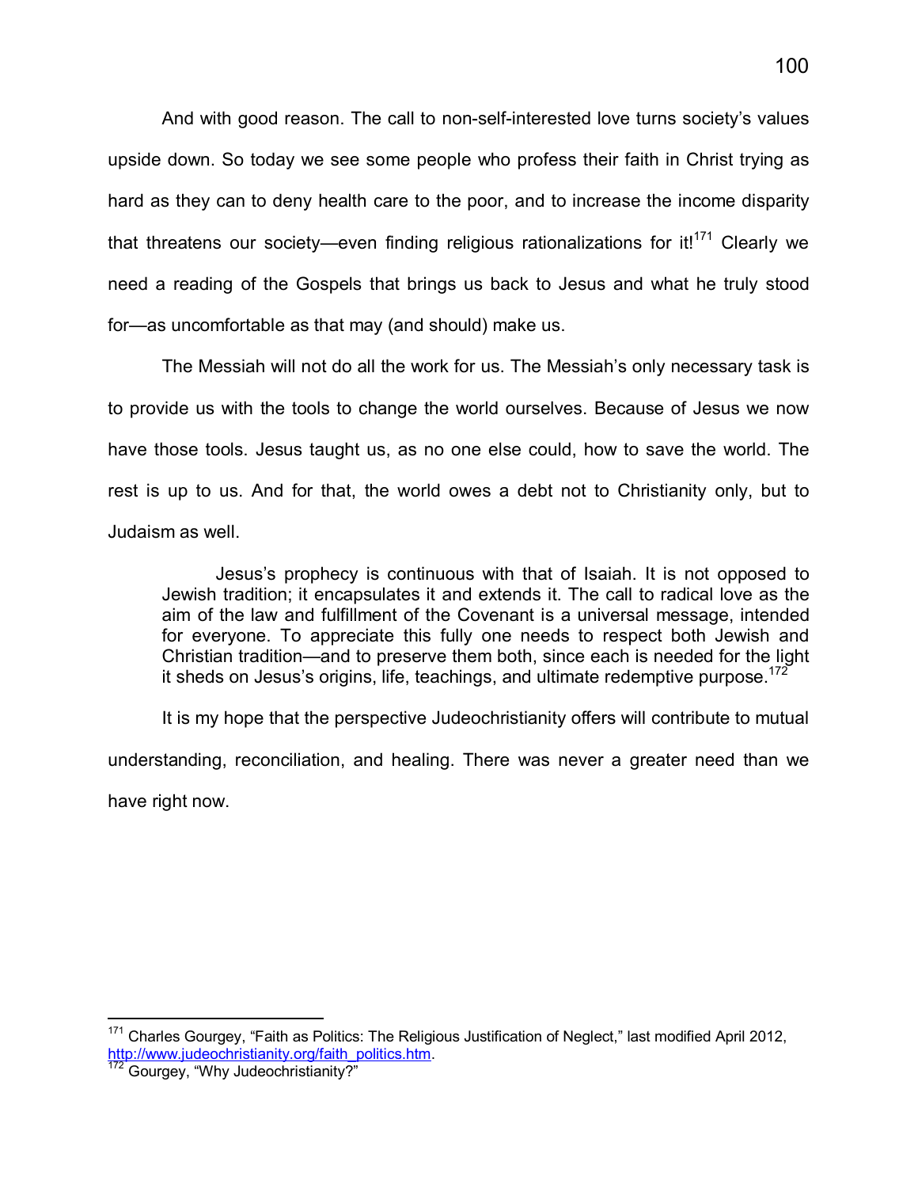And with good reason. The call to non-self-interested love turns society's values upside down. So today we see some people who profess their faith in Christ trying as hard as they can to deny health care to the poor, and to increase the income disparity that threatens our society—even finding religious rationalizations for it![171] Clearly we need a reading of the Gospels that brings us back to Jesus and what he truly stood for—as uncomfortable as that may (and should) make us.

The Messiah will not do all the work for us. The Messiah's only necessary task is to provide us with the tools to change the world ourselves. Because of Jesus we now have those tools. Jesus taught us, as no one else could, how to save the world. The rest is up to us. And for that, the world owes a debt not to Christianity only, but to Judaism as well.

> Jesus's prophecy is continuous with that of Isaiah. It is not opposed to Jewish tradition; it encapsulates it and extends it. The call to radical love as the aim of the law and fulfillment of the Covenant is a universal message, intended for everyone. To appreciate this fully one needs to respect both Jewish and Christian tradition—and to preserve them both, since each is needed for the light it sheds on Jesus's origins, life, teachings, and ultimate redemptive purpose.[172]

It is my hope that the perspective Judeochristianity offers will contribute to mutual understanding, reconciliation, and healing. There was never a greater need than we have right now.

---

[171] Charles Gourgey, "Faith as Politics: The Religious Justification of Neglect," last modified April 2012, http://www.judeochristianity.org/faith_politics.htm.

[172] Gourgey, "Why Judeochristianity?"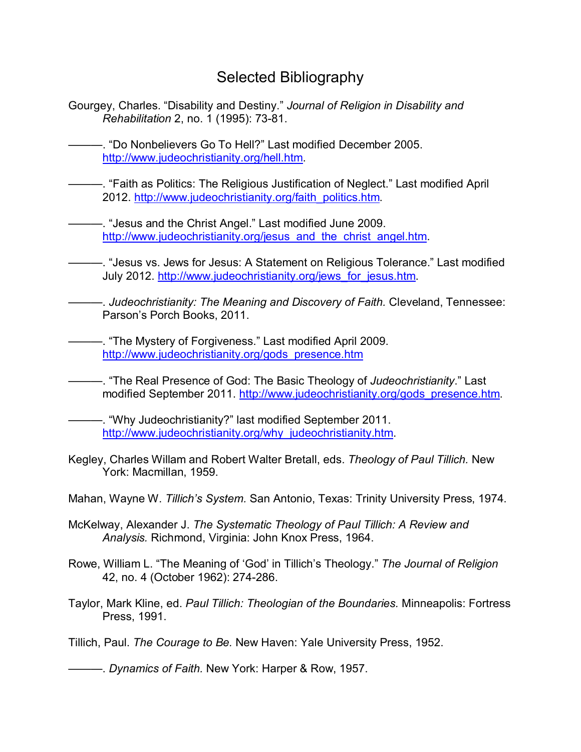# Selected Bibliography

Gourgey, Charles. “Disability and Destiny.” *Journal of Religion in Disability and Rehabilitation* 2, no. 1 (1995): 73-81.

———. “Do Nonbelievers Go To Hell?” Last modified December 2005. http://www.judeochristianity.org/hell.htm.

———. “Faith as Politics: The Religious Justification of Neglect.” Last modified April 2012. http://www.judeochristianity.org/faith_politics.htm.

———. “Jesus and the Christ Angel.” Last modified June 2009. http://www.judeochristianity.org/jesus_and_the_christ_angel.htm.

———. “Jesus vs. Jews for Jesus: A Statement on Religious Tolerance.” Last modified July 2012. http://www.judeochristianity.org/jews_for_jesus.htm.

———. *Judeochristianity: The Meaning and Discovery of Faith.* Cleveland, Tennessee: Parson’s Porch Books, 2011.

———. “The Mystery of Forgiveness.” Last modified April 2009. http://www.judeochristianity.org/gods_presence.htm

———. “The Real Presence of God: The Basic Theology of *Judeochristianity*.” Last modified September 2011. http://www.judeochristianity.org/gods_presence.htm.

———. “Why Judeochristianity?” last modified September 2011. http://www.judeochristianity.org/why_judeochristianity.htm.

Kegley, Charles Willam and Robert Walter Bretall, eds. *Theology of Paul Tillich.* New York: Macmillan, 1959.

Mahan, Wayne W. *Tillich’s System.* San Antonio, Texas: Trinity University Press, 1974.

McKelway, Alexander J. *The Systematic Theology of Paul Tillich: A Review and Analysis.* Richmond, Virginia: John Knox Press, 1964.

Rowe, William L. “The Meaning of ‘God’ in Tillich’s Theology.” *The Journal of Religion* 42, no. 4 (October 1962): 274-286.

Taylor, Mark Kline, ed. *Paul Tillich: Theologian of the Boundaries.* Minneapolis: Fortress Press, 1991.

Tillich, Paul. *The Courage to Be.* New Haven: Yale University Press, 1952.

———. *Dynamics of Faith.* New York: Harper & Row, 1957.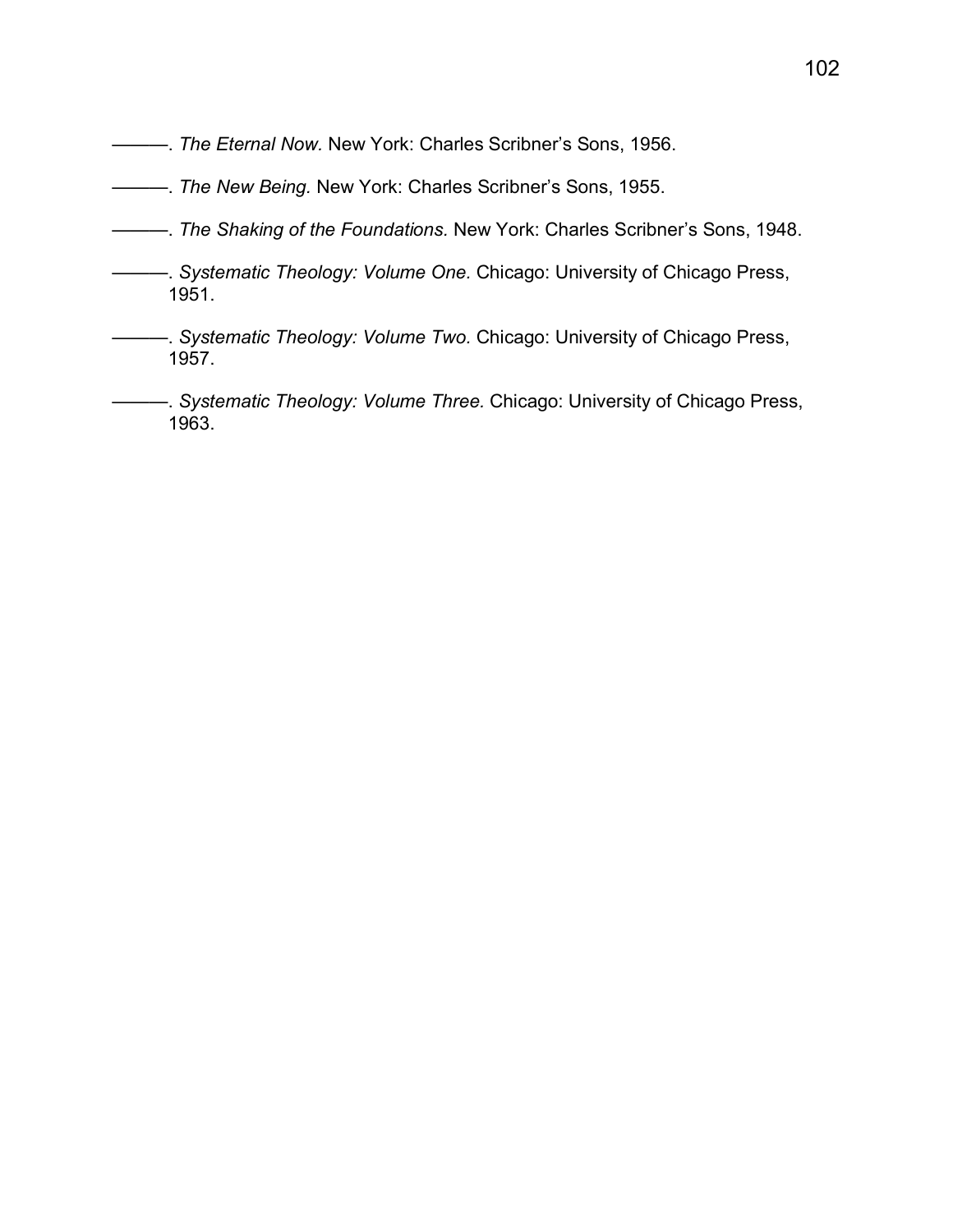———. *The Eternal Now.* New York: Charles Scribner's Sons, 1956.

———. *The New Being.* New York: Charles Scribner's Sons, 1955.

———. *The Shaking of the Foundations.* New York: Charles Scribner's Sons, 1948.

———. *Systematic Theology: Volume One.* Chicago: University of Chicago Press, 1951.

———. *Systematic Theology: Volume Two.* Chicago: University of Chicago Press, 1957.

———. *Systematic Theology: Volume Three.* Chicago: University of Chicago Press, 1963.